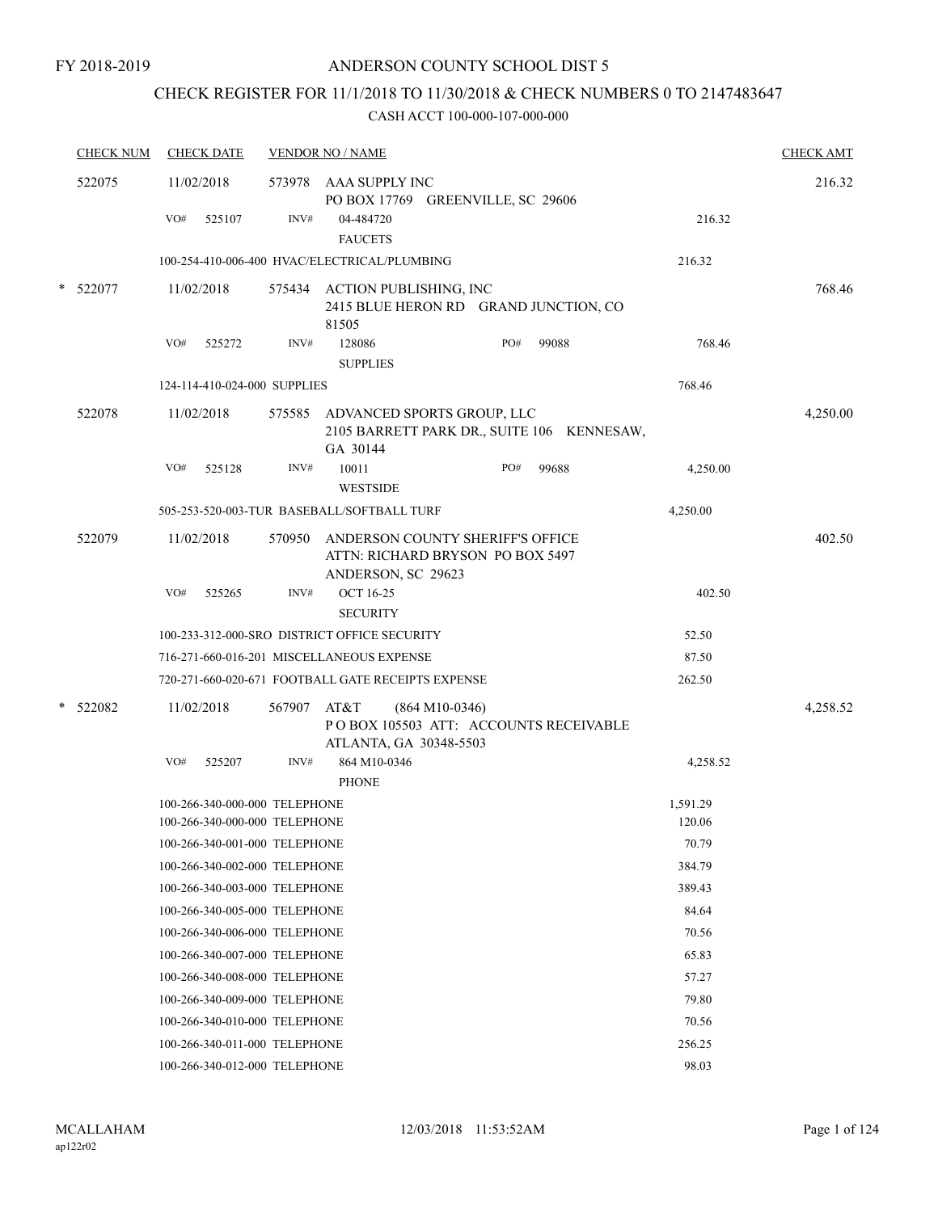FY 2018-2019

# ANDERSON COUNTY SCHOOL DIST 5

## CHECK REGISTER FOR 11/1/2018 TO 11/30/2018 & CHECK NUMBERS 0 TO 2147483647

### CASH ACCT 100-000-107-000-000

| CHECK NUM | CHECK DATE | VENDOR NO / NAME | | CHECK AMT |
|---|---|---|---|---|
| 522075 | 11/02/2018 | 573978 AAA SUPPLY INC<br>PO BOX 17769 GREENVILLE, SC 29606 | | 216.32 |
| | VO# 525107 | INV# 04-484720<br>FAUCETS | 216.32 | |
| | 100-254-410-006-400 HVAC/ELECTRICAL/PLUMBING | | 216.32 | |
| * 522077 | 11/02/2018 | 575434 ACTION PUBLISHING, INC<br>2415 BLUE HERON RD GRAND JUNCTION, CO 81505 | | 768.46 |
| | VO# 525272 | INV# 128086 PO# 99088<br>SUPPLIES | 768.46 | |
| | 124-114-410-024-000 SUPPLIES | | 768.46 | |
| 522078 | 11/02/2018 | 575585 ADVANCED SPORTS GROUP, LLC<br>2105 BARRETT PARK DR., SUITE 106 KENNESAW, GA 30144 | | 4,250.00 |
| | VO# 525128 | INV# 10011 PO# 99688<br>WESTSIDE | 4,250.00 | |
| | 505-253-520-003-TUR BASEBALL/SOFTBALL TURF | | 4,250.00 | |
| 522079 | 11/02/2018 | 570950 ANDERSON COUNTY SHERIFF'S OFFICE<br>ATTN: RICHARD BRYSON PO BOX 5497<br>ANDERSON, SC 29623 | | 402.50 |
| | VO# 525265 | INV# OCT 16-25<br>SECURITY | 402.50 | |
| | 100-233-312-000-SRO DISTRICT OFFICE SECURITY | | 52.50 | |
| | 716-271-660-016-201 MISCELLANEOUS EXPENSE | | 87.50 | |
| | 720-271-660-020-671 FOOTBALL GATE RECEIPTS EXPENSE | | 262.50 | |
| * 522082 | 11/02/2018 | 567907 AT&T (864 M10-0346)<br>P O BOX 105503 ATT: ACCOUNTS RECEIVABLE<br>ATLANTA, GA 30348-5503 | | 4,258.52 |
| | VO# 525207 | INV# 864 M10-0346<br>PHONE | 4,258.52 | |
| | 100-266-340-000-000 TELEPHONE | | 1,591.29 | |
| | 100-266-340-000-000 TELEPHONE | | 120.06 | |
| | 100-266-340-001-000 TELEPHONE | | 70.79 | |
| | 100-266-340-002-000 TELEPHONE | | 384.79 | |
| | 100-266-340-003-000 TELEPHONE | | 389.43 | |
| | 100-266-340-005-000 TELEPHONE | | 84.64 | |
| | 100-266-340-006-000 TELEPHONE | | 70.56 | |
| | 100-266-340-007-000 TELEPHONE | | 65.83 | |
| | 100-266-340-008-000 TELEPHONE | | 57.27 | |
| | 100-266-340-009-000 TELEPHONE | | 79.80 | |
| | 100-266-340-010-000 TELEPHONE | | 70.56 | |
| | 100-266-340-011-000 TELEPHONE | | 256.25 | |
| | 100-266-340-012-000 TELEPHONE | | 98.03 | |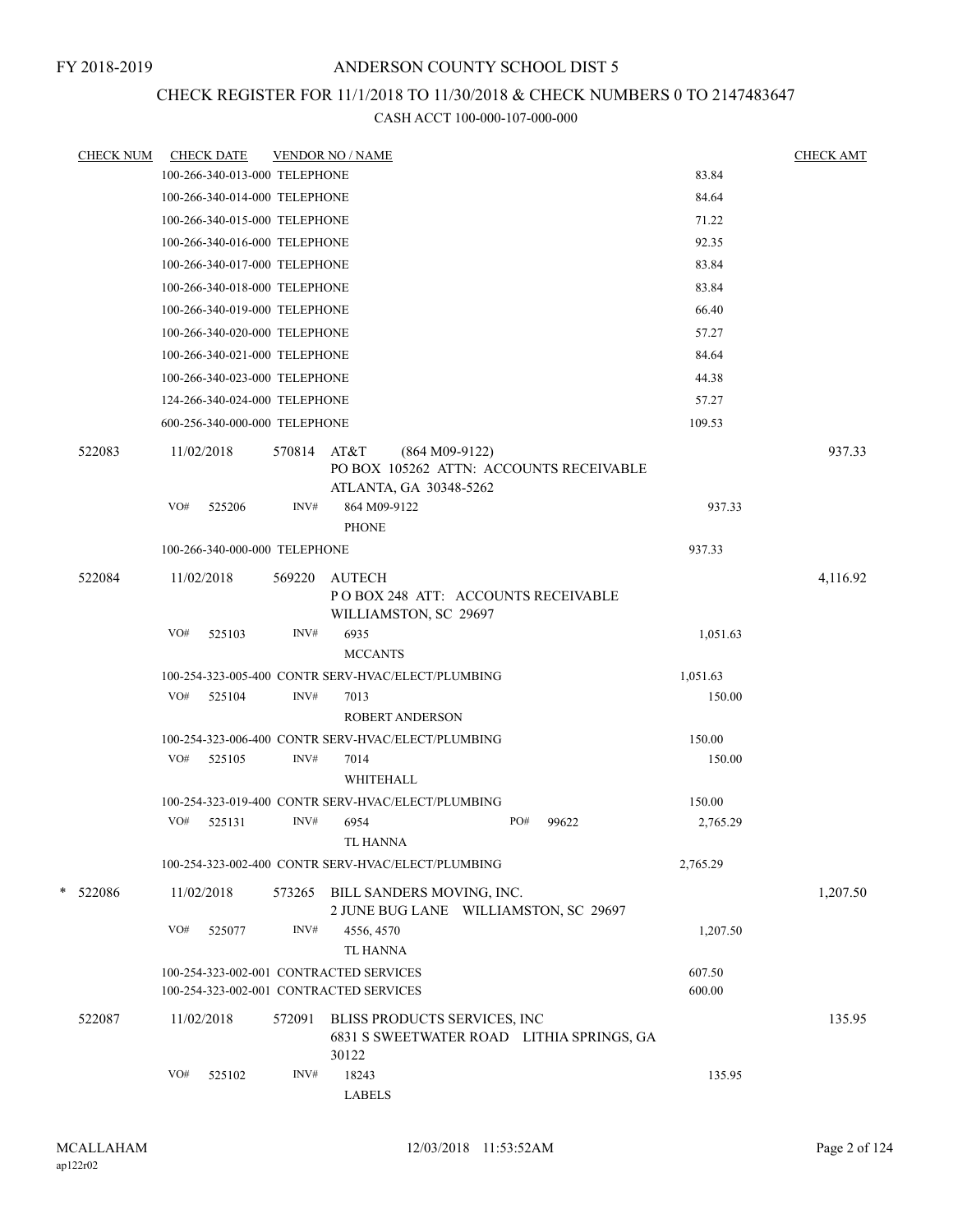FY 2018-2019

# ANDERSON COUNTY SCHOOL DIST 5

## CHECK REGISTER FOR 11/1/2018 TO 11/30/2018 & CHECK NUMBERS 0 TO 2147483647

### CASH ACCT 100-000-107-000-000

| CHECK NUM | CHECK DATE | VENDOR NO / NAME | | CHECK AMT |
|---|---|---|---|---|
| | 100-266-340-013-000 TELEPHONE | | 83.84 | |
| | 100-266-340-014-000 TELEPHONE | | 84.64 | |
| | 100-266-340-015-000 TELEPHONE | | 71.22 | |
| | 100-266-340-016-000 TELEPHONE | | 92.35 | |
| | 100-266-340-017-000 TELEPHONE | | 83.84 | |
| | 100-266-340-018-000 TELEPHONE | | 83.84 | |
| | 100-266-340-019-000 TELEPHONE | | 66.40 | |
| | 100-266-340-020-000 TELEPHONE | | 57.27 | |
| | 100-266-340-021-000 TELEPHONE | | 84.64 | |
| | 100-266-340-023-000 TELEPHONE | | 44.38 | |
| | 124-266-340-024-000 TELEPHONE | | 57.27 | |
| | 600-256-340-000-000 TELEPHONE | | 109.53 | |
| 522083 | 11/02/2018 | 570814 AT&T (864 M09-9122)<br>PO BOX 105262 ATTN: ACCOUNTS RECEIVABLE<br>ATLANTA, GA 30348-5262 | | 937.33 |
| | VO# 525206 | INV# 864 M09-9122<br>PHONE | 937.33 | |
| | 100-266-340-000-000 TELEPHONE | | 937.33 | |
| 522084 | 11/02/2018 | 569220 AUTECH<br>P O BOX 248 ATT: ACCOUNTS RECEIVABLE<br>WILLIAMSTON, SC 29697 | | 4,116.92 |
| | VO# 525103 | INV# 6935<br>MCCANTS | 1,051.63 | |
| | 100-254-323-005-400 CONTR SERV-HVAC/ELECT/PLUMBING | | 1,051.63 | |
| | VO# 525104 | INV# 7013<br>ROBERT ANDERSON | 150.00 | |
| | 100-254-323-006-400 CONTR SERV-HVAC/ELECT/PLUMBING | | 150.00 | |
| | VO# 525105 | INV# 7014<br>WHITEHALL | 150.00 | |
| | 100-254-323-019-400 CONTR SERV-HVAC/ELECT/PLUMBING | | 150.00 | |
| | VO# 525131 | INV# 6954 PO# 99622<br>TL HANNA | 2,765.29 | |
| | 100-254-323-002-400 CONTR SERV-HVAC/ELECT/PLUMBING | | 2,765.29 | |
| * 522086 | 11/02/2018 | 573265 BILL SANDERS MOVING, INC.<br>2 JUNE BUG LANE WILLIAMSTON, SC 29697 | | 1,207.50 |
| | VO# 525077 | INV# 4556, 4570<br>TL HANNA | 1,207.50 | |
| | 100-254-323-002-001 CONTRACTED SERVICES | | 607.50 | |
| | 100-254-323-002-001 CONTRACTED SERVICES | | 600.00 | |
| 522087 | 11/02/2018 | 572091 BLISS PRODUCTS SERVICES, INC<br>6831 S SWEETWATER ROAD LITHIA SPRINGS, GA 30122 | | 135.95 |
| | VO# 525102 | INV# 18243<br>LABELS | 135.95 | |

MCALLAHAM
ap122r02

12/03/2018 11:53:52AM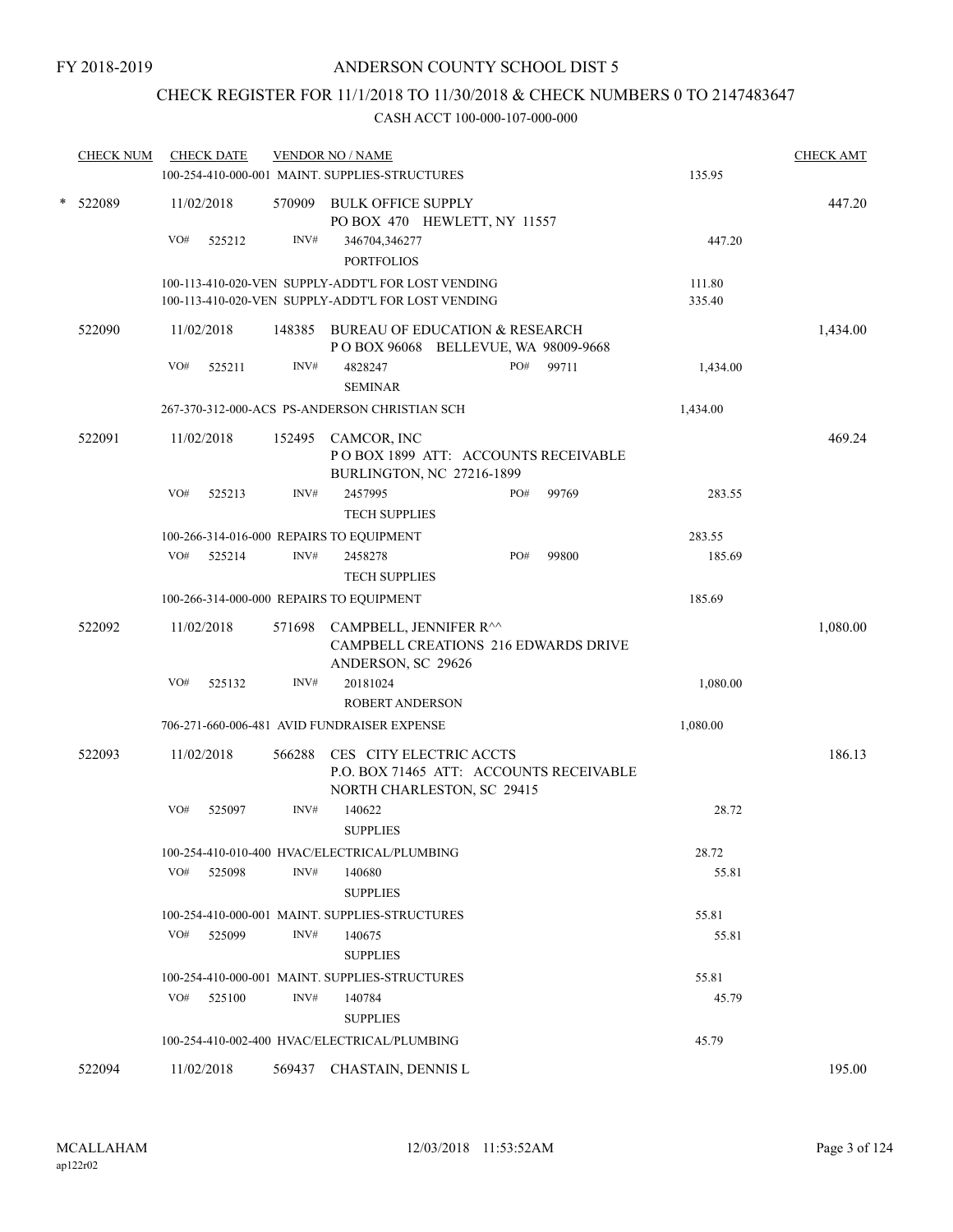FY 2018-2019

# ANDERSON COUNTY SCHOOL DIST 5

## CHECK REGISTER FOR 11/1/2018 TO 11/30/2018 & CHECK NUMBERS 0 TO 2147483647

### CASH ACCT 100-000-107-000-000

| CHECK NUM | CHECK DATE | VENDOR NO / NAME | | CHECK AMT |
|---|---|---|---|---|
| | | 100-254-410-000-001 MAINT. SUPPLIES-STRUCTURES | 135.95 | |
| * 522089 | 11/02/2018 | 570909 BULK OFFICE SUPPLY<br>PO BOX 470 HEWLETT, NY 11557 | | 447.20 |
| | VO# 525212 | INV# 346704,346277<br>PORTFOLIOS | 447.20 | |
| | | 100-113-410-020-VEN SUPPLY-ADDT'L FOR LOST VENDING | 111.80 | |
| | | 100-113-410-020-VEN SUPPLY-ADDT'L FOR LOST VENDING | 335.40 | |
| 522090 | 11/02/2018 | 148385 BUREAU OF EDUCATION & RESEARCH<br>P O BOX 96068 BELLEVUE, WA 98009-9668 | | 1,434.00 |
| | VO# 525211 | INV# 4828247 PO# 99711<br>SEMINAR | 1,434.00 | |
| | | 267-370-312-000-ACS PS-ANDERSON CHRISTIAN SCH | 1,434.00 | |
| 522091 | 11/02/2018 | 152495 CAMCOR, INC<br>P O BOX 1899 ATT: ACCOUNTS RECEIVABLE<br>BURLINGTON, NC 27216-1899 | | 469.24 |
| | VO# 525213 | INV# 2457995 PO# 99769<br>TECH SUPPLIES | 283.55 | |
| | | 100-266-314-016-000 REPAIRS TO EQUIPMENT | 283.55 | |
| | VO# 525214 | INV# 2458278 PO# 99800<br>TECH SUPPLIES | 185.69 | |
| | | 100-266-314-000-000 REPAIRS TO EQUIPMENT | 185.69 | |
| 522092 | 11/02/2018 | 571698 CAMPBELL, JENNIFER R^^<br>CAMPBELL CREATIONS 216 EDWARDS DRIVE<br>ANDERSON, SC 29626 | | 1,080.00 |
| | VO# 525132 | INV# 20181024<br>ROBERT ANDERSON | 1,080.00 | |
| | | 706-271-660-006-481 AVID FUNDRAISER EXPENSE | 1,080.00 | |
| 522093 | 11/02/2018 | 566288 CES CITY ELECTRIC ACCTS<br>P.O. BOX 71465 ATT: ACCOUNTS RECEIVABLE<br>NORTH CHARLESTON, SC 29415 | | 186.13 |
| | VO# 525097 | INV# 140622<br>SUPPLIES | 28.72 | |
| | | 100-254-410-010-400 HVAC/ELECTRICAL/PLUMBING | 28.72 | |
| | VO# 525098 | INV# 140680<br>SUPPLIES | 55.81 | |
| | | 100-254-410-000-001 MAINT. SUPPLIES-STRUCTURES | 55.81 | |
| | VO# 525099 | INV# 140675<br>SUPPLIES | 55.81 | |
| | | 100-254-410-000-001 MAINT. SUPPLIES-STRUCTURES | 55.81 | |
| | VO# 525100 | INV# 140784<br>SUPPLIES | 45.79 | |
| | | 100-254-410-002-400 HVAC/ELECTRICAL/PLUMBING | 45.79 | |
| 522094 | 11/02/2018 | 569437 CHASTAIN, DENNIS L | | 195.00 |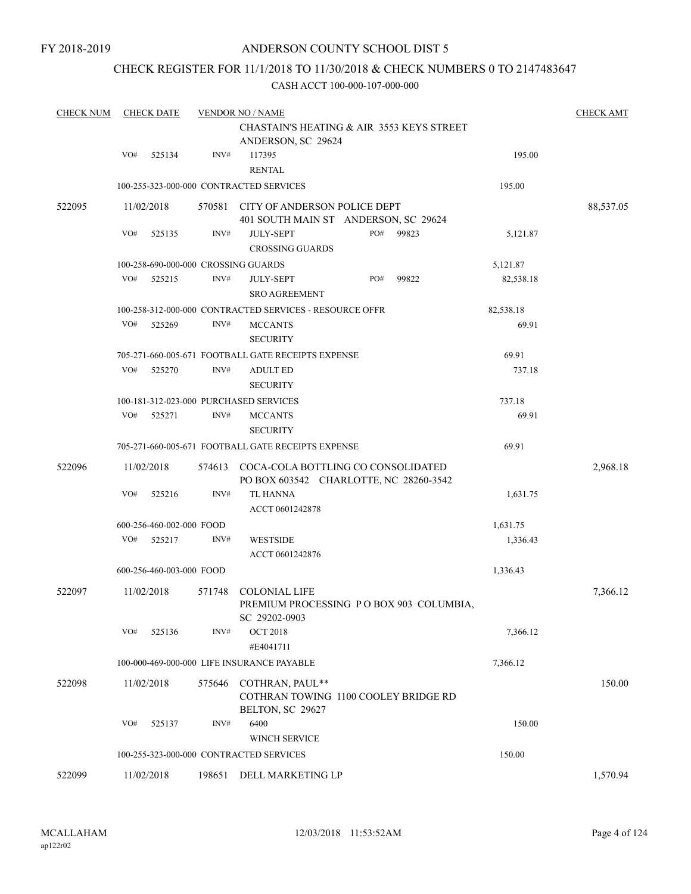FY 2018-2019

ANDERSON COUNTY SCHOOL DIST 5

CHECK REGISTER FOR 11/1/2018 TO 11/30/2018 & CHECK NUMBERS 0 TO 2147483647

CASH ACCT 100-000-107-000-000

| CHECK NUM | CHECK DATE | VENDOR NO / NAME | | CHECK AMT |
|---|---|---|---|---|
| | | CHASTAIN'S HEATING & AIR 3553 KEYS STREET ANDERSON, SC 29624 | | |
| | VO# 525134 | INV# 117395 RENTAL | 195.00 | |
| | | 100-255-323-000-000 CONTRACTED SERVICES | 195.00 | |
| 522095 | 11/02/2018 | 570581 CITY OF ANDERSON POLICE DEPT 401 SOUTH MAIN ST ANDERSON, SC 29624 | | 88,537.05 |
| | VO# 525135 | INV# JULY-SEPT CROSSING GUARDS PO# 99823 | 5,121.87 | |
| | | 100-258-690-000-000 CROSSING GUARDS | 5,121.87 | |
| | VO# 525215 | INV# JULY-SEPT SRO AGREEMENT PO# 99822 | 82,538.18 | |
| | | 100-258-312-000-000 CONTRACTED SERVICES - RESOURCE OFFR | 82,538.18 | |
| | VO# 525269 | INV# MCCANTS SECURITY | 69.91 | |
| | | 705-271-660-005-671 FOOTBALL GATE RECEIPTS EXPENSE | 69.91 | |
| | VO# 525270 | INV# ADULT ED SECURITY | 737.18 | |
| | | 100-181-312-023-000 PURCHASED SERVICES | 737.18 | |
| | VO# 525271 | INV# MCCANTS SECURITY | 69.91 | |
| | | 705-271-660-005-671 FOOTBALL GATE RECEIPTS EXPENSE | 69.91 | |
| 522096 | 11/02/2018 | 574613 COCA-COLA BOTTLING CO CONSOLIDATED PO BOX 603542 CHARLOTTE, NC 28260-3542 | | 2,968.18 |
| | VO# 525216 | INV# TL HANNA ACCT 0601242878 | 1,631.75 | |
| | | 600-256-460-002-000 FOOD | 1,631.75 | |
| | VO# 525217 | INV# WESTSIDE ACCT 0601242876 | 1,336.43 | |
| | | 600-256-460-003-000 FOOD | 1,336.43 | |
| 522097 | 11/02/2018 | 571748 COLONIAL LIFE PREMIUM PROCESSING P O BOX 903 COLUMBIA, SC 29202-0903 | | 7,366.12 |
| | VO# 525136 | INV# OCT 2018 #E4041711 | 7,366.12 | |
| | | 100-000-469-000-000 LIFE INSURANCE PAYABLE | 7,366.12 | |
| 522098 | 11/02/2018 | 575646 COTHRAN, PAUL** COTHRAN TOWING 1100 COOLEY BRIDGE RD BELTON, SC 29627 | | 150.00 |
| | VO# 525137 | INV# 6400 WINCH SERVICE | 150.00 | |
| | | 100-255-323-000-000 CONTRACTED SERVICES | 150.00 | |
| 522099 | 11/02/2018 | 198651 DELL MARKETING LP | | 1,570.94 |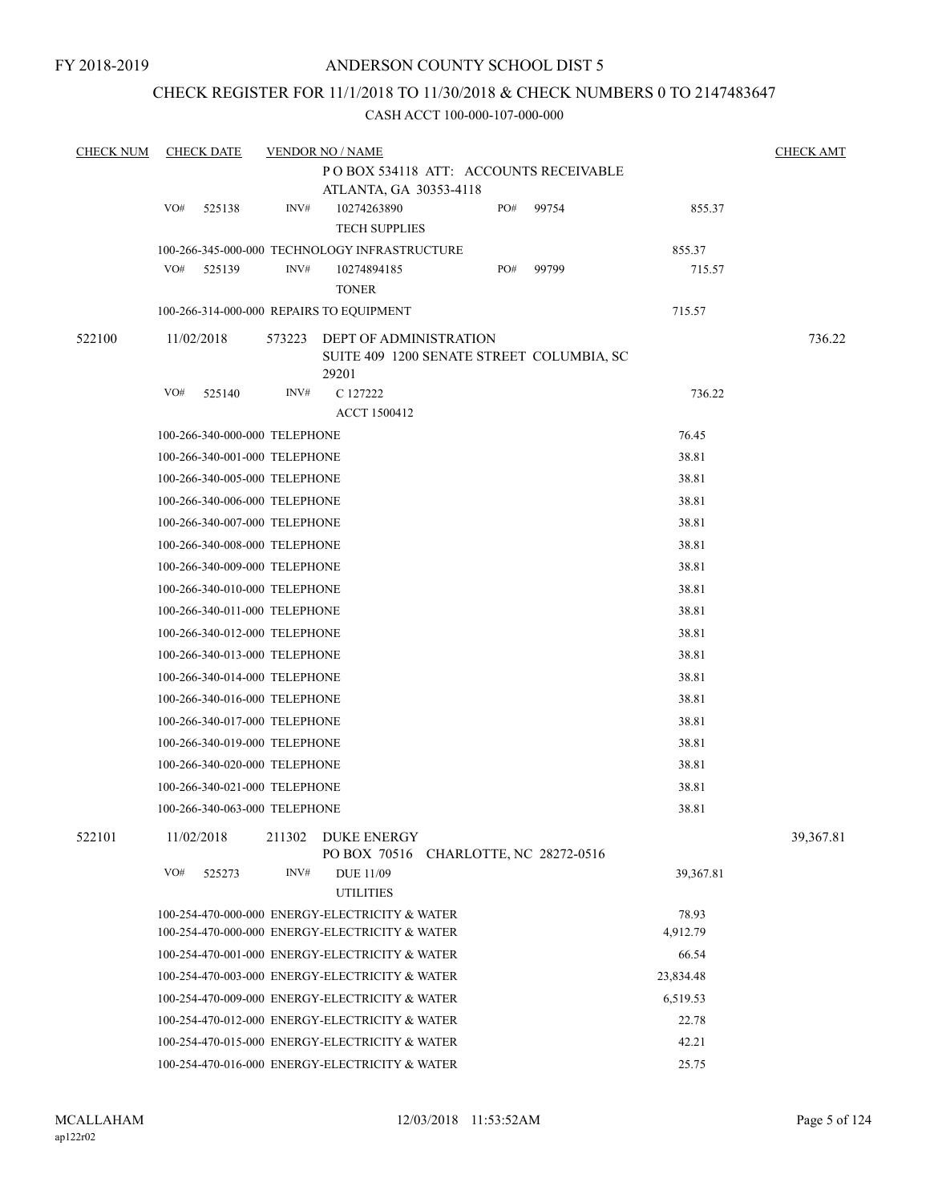FY 2018-2019

# ANDERSON COUNTY SCHOOL DIST 5

## CHECK REGISTER FOR 11/1/2018 TO 11/30/2018 & CHECK NUMBERS 0 TO 2147483647

### CASH ACCT 100-000-107-000-000

| CHECK NUM | CHECK DATE | VENDOR NO / NAME | | | CHECK AMT |
|---|---|---|---|---|---|
| | | P O BOX 534118 ATT: ACCOUNTS RECEIVABLE ATLANTA, GA 30353-4118 | | | |
| | VO# 525138 | INV# 10274263890 TECH SUPPLIES | PO# 99754 | 855.37 | |
| | | 100-266-345-000-000 TECHNOLOGY INFRASTRUCTURE | | 855.37 | |
| | VO# 525139 | INV# 10274894185 TONER | PO# 99799 | 715.57 | |
| | | 100-266-314-000-000 REPAIRS TO EQUIPMENT | | 715.57 | |
| 522100 | 11/02/2018 | 573223 DEPT OF ADMINISTRATION SUITE 409 1200 SENATE STREET COLUMBIA, SC 29201 | | | 736.22 |
| | VO# 525140 | INV# C 127222 ACCT 1500412 | | 736.22 | |
| | | 100-266-340-000-000 TELEPHONE | | 76.45 | |
| | | 100-266-340-001-000 TELEPHONE | | 38.81 | |
| | | 100-266-340-005-000 TELEPHONE | | 38.81 | |
| | | 100-266-340-006-000 TELEPHONE | | 38.81 | |
| | | 100-266-340-007-000 TELEPHONE | | 38.81 | |
| | | 100-266-340-008-000 TELEPHONE | | 38.81 | |
| | | 100-266-340-009-000 TELEPHONE | | 38.81 | |
| | | 100-266-340-010-000 TELEPHONE | | 38.81 | |
| | | 100-266-340-011-000 TELEPHONE | | 38.81 | |
| | | 100-266-340-012-000 TELEPHONE | | 38.81 | |
| | | 100-266-340-013-000 TELEPHONE | | 38.81 | |
| | | 100-266-340-014-000 TELEPHONE | | 38.81 | |
| | | 100-266-340-016-000 TELEPHONE | | 38.81 | |
| | | 100-266-340-017-000 TELEPHONE | | 38.81 | |
| | | 100-266-340-019-000 TELEPHONE | | 38.81 | |
| | | 100-266-340-020-000 TELEPHONE | | 38.81 | |
| | | 100-266-340-021-000 TELEPHONE | | 38.81 | |
| | | 100-266-340-063-000 TELEPHONE | | 38.81 | |
| 522101 | 11/02/2018 | 211302 DUKE ENERGY PO BOX 70516 CHARLOTTE, NC 28272-0516 | | | 39,367.81 |
| | VO# 525273 | INV# DUE 11/09 UTILITIES | | 39,367.81 | |
| | | 100-254-470-000-000 ENERGY-ELECTRICITY & WATER | | 78.93 | |
| | | 100-254-470-000-000 ENERGY-ELECTRICITY & WATER | | 4,912.79 | |
| | | 100-254-470-001-000 ENERGY-ELECTRICITY & WATER | | 66.54 | |
| | | 100-254-470-003-000 ENERGY-ELECTRICITY & WATER | | 23,834.48 | |
| | | 100-254-470-009-000 ENERGY-ELECTRICITY & WATER | | 6,519.53 | |
| | | 100-254-470-012-000 ENERGY-ELECTRICITY & WATER | | 22.78 | |
| | | 100-254-470-015-000 ENERGY-ELECTRICITY & WATER | | 42.21 | |
| | | 100-254-470-016-000 ENERGY-ELECTRICITY & WATER | | 25.75 | |

MCALLAHAM ap122r02 12/03/2018 11:53:52AM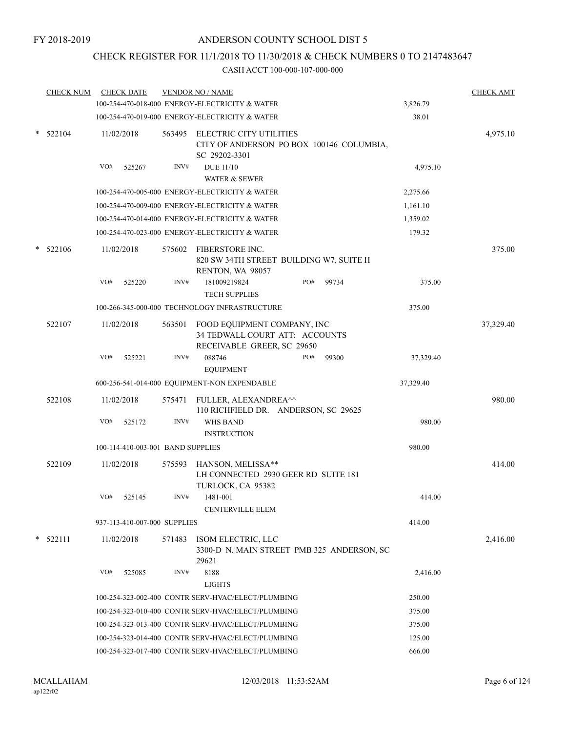FY 2018-2019

# ANDERSON COUNTY SCHOOL DIST 5

## CHECK REGISTER FOR 11/1/2018 TO 11/30/2018 & CHECK NUMBERS 0 TO 2147483647

CASH ACCT 100-000-107-000-000

| CHECK NUM | CHECK DATE | VENDOR NO / NAME | | CHECK AMT |
|---|---|---|---|---|
| | | 100-254-470-018-000 ENERGY-ELECTRICITY & WATER | 3,826.79 | |
| | | 100-254-470-019-000 ENERGY-ELECTRICITY & WATER | 38.01 | |
| * 522104 | 11/02/2018 | 563495 ELECTRIC CITY UTILITIES CITY OF ANDERSON PO BOX 100146 COLUMBIA, SC 29202-3301 | | 4,975.10 |
| | VO# 525267 | INV# DUE 11/10 WATER & SEWER | 4,975.10 | |
| | | 100-254-470-005-000 ENERGY-ELECTRICITY & WATER | 2,275.66 | |
| | | 100-254-470-009-000 ENERGY-ELECTRICITY & WATER | 1,161.10 | |
| | | 100-254-470-014-000 ENERGY-ELECTRICITY & WATER | 1,359.02 | |
| | | 100-254-470-023-000 ENERGY-ELECTRICITY & WATER | 179.32 | |
| * 522106 | 11/02/2018 | 575602 FIBERSTORE INC. 820 SW 34TH STREET BUILDING W7, SUITE H RENTON, WA 98057 | | 375.00 |
| | VO# 525220 | INV# 181009219824 PO# 99734 TECH SUPPLIES | 375.00 | |
| | | 100-266-345-000-000 TECHNOLOGY INFRASTRUCTURE | 375.00 | |
| 522107 | 11/02/2018 | 563501 FOOD EQUIPMENT COMPANY, INC 34 TEDWALL COURT ATT: ACCOUNTS RECEIVABLE GREER, SC 29650 | | 37,329.40 |
| | VO# 525221 | INV# 088746 PO# 99300 EQUIPMENT | 37,329.40 | |
| | | 600-256-541-014-000 EQUIPMENT-NON EXPENDABLE | 37,329.40 | |
| 522108 | 11/02/2018 | 575471 FULLER, ALEXANDREA^^ 110 RICHFIELD DR. ANDERSON, SC 29625 | | 980.00 |
| | VO# 525172 | INV# WHS BAND INSTRUCTION | 980.00 | |
| | | 100-114-410-003-001 BAND SUPPLIES | 980.00 | |
| 522109 | 11/02/2018 | 575593 HANSON, MELISSA** LH CONNECTED 2930 GEER RD SUITE 181 TURLOCK, CA 95382 | | 414.00 |
| | VO# 525145 | INV# 1481-001 CENTERVILLE ELEM | 414.00 | |
| | | 937-113-410-007-000 SUPPLIES | 414.00 | |
| * 522111 | 11/02/2018 | 571483 ISOM ELECTRIC, LLC 3300-D N. MAIN STREET PMB 325 ANDERSON, SC 29621 | | 2,416.00 |
| | VO# 525085 | INV# 8188 LIGHTS | 2,416.00 | |
| | | 100-254-323-002-400 CONTR SERV-HVAC/ELECT/PLUMBING | 250.00 | |
| | | 100-254-323-010-400 CONTR SERV-HVAC/ELECT/PLUMBING | 375.00 | |
| | | 100-254-323-013-400 CONTR SERV-HVAC/ELECT/PLUMBING | 375.00 | |
| | | 100-254-323-014-400 CONTR SERV-HVAC/ELECT/PLUMBING | 125.00 | |
| | | 100-254-323-017-400 CONTR SERV-HVAC/ELECT/PLUMBING | 666.00 | |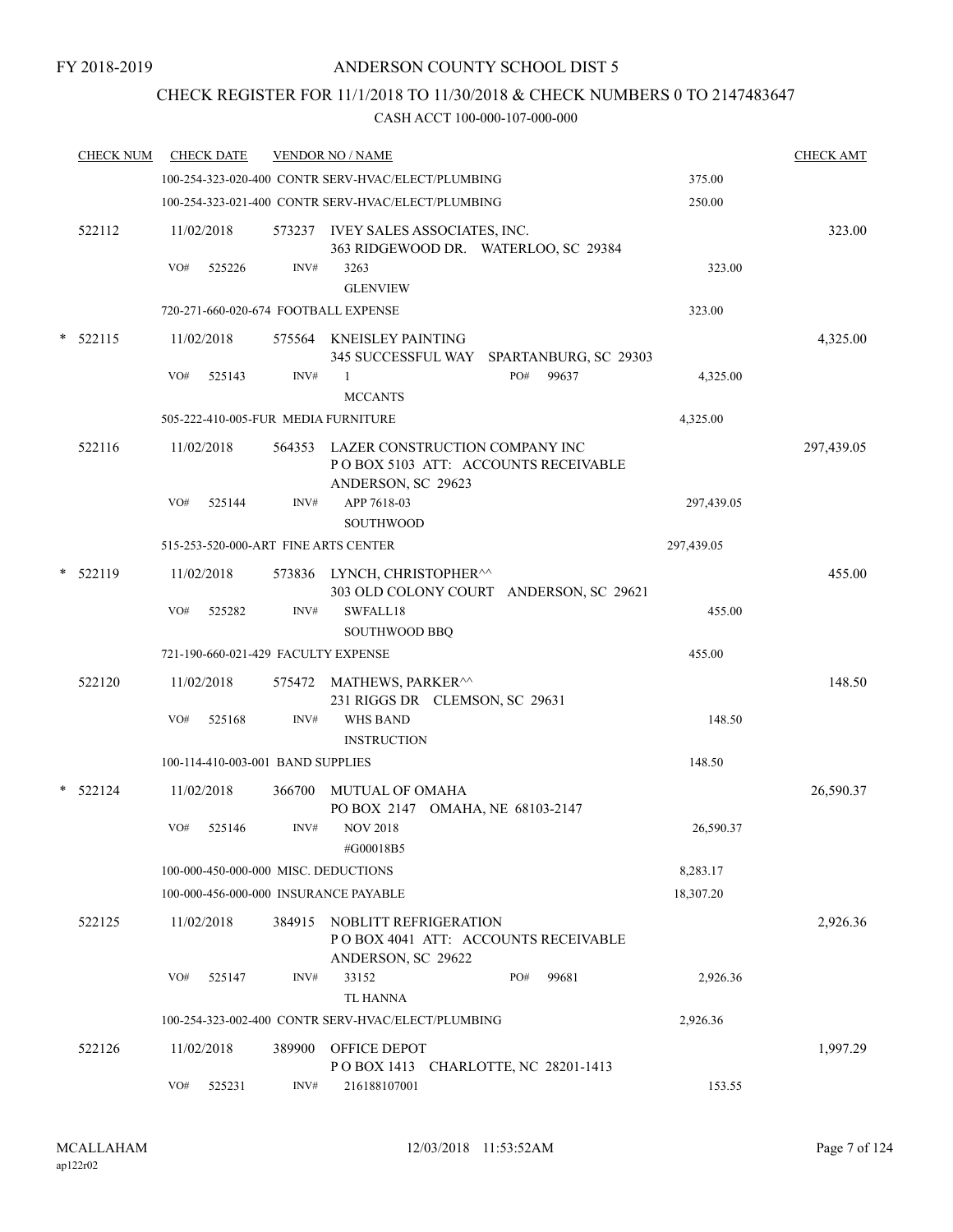FY 2018-2019

# ANDERSON COUNTY SCHOOL DIST 5

## CHECK REGISTER FOR 11/1/2018 TO 11/30/2018 & CHECK NUMBERS 0 TO 2147483647

### CASH ACCT 100-000-107-000-000

| CHECK NUM | CHECK DATE | VENDOR NO / NAME | | CHECK AMT |
|---|---|---|---|---|
| | 100-254-323-020-400 CONTR SERV-HVAC/ELECT/PLUMBING | | 375.00 | |
| | 100-254-323-021-400 CONTR SERV-HVAC/ELECT/PLUMBING | | 250.00 | |
| 522112 | 11/02/2018 | 573237 IVEY SALES ASSOCIATES, INC.<br>363 RIDGEWOOD DR. WATERLOO, SC 29384 | | 323.00 |
| | VO# 525226 | INV# 3263<br>GLENVIEW | 323.00 | |
| | 720-271-660-020-674 FOOTBALL EXPENSE | | 323.00 | |
| * 522115 | 11/02/2018 | 575564 KNEISLEY PAINTING<br>345 SUCCESSFUL WAY SPARTANBURG, SC 29303 | | 4,325.00 |
| | VO# 525143 | INV# 1 PO# 99637<br>MCCANTS | 4,325.00 | |
| | 505-222-410-005-FUR MEDIA FURNITURE | | 4,325.00 | |
| 522116 | 11/02/2018 | 564353 LAZER CONSTRUCTION COMPANY INC<br>P O BOX 5103 ATT: ACCOUNTS RECEIVABLE<br>ANDERSON, SC 29623 | | 297,439.05 |
| | VO# 525144 | INV# APP 7618-03<br>SOUTHWOOD | 297,439.05 | |
| | 515-253-520-000-ART FINE ARTS CENTER | | 297,439.05 | |
| * 522119 | 11/02/2018 | 573836 LYNCH, CHRISTOPHER^^<br>303 OLD COLONY COURT ANDERSON, SC 29621 | | 455.00 |
| | VO# 525282 | INV# SWFALL18<br>SOUTHWOOD BBQ | 455.00 | |
| | 721-190-660-021-429 FACULTY EXPENSE | | 455.00 | |
| 522120 | 11/02/2018 | 575472 MATHEWS, PARKER^^<br>231 RIGGS DR CLEMSON, SC 29631 | | 148.50 |
| | VO# 525168 | INV# WHS BAND<br>INSTRUCTION | 148.50 | |
| | 100-114-410-003-001 BAND SUPPLIES | | 148.50 | |
| * 522124 | 11/02/2018 | 366700 MUTUAL OF OMAHA<br>PO BOX 2147 OMAHA, NE 68103-2147 | | 26,590.37 |
| | VO# 525146 | INV# NOV 2018<br>#G00018B5 | 26,590.37 | |
| | 100-000-450-000-000 MISC. DEDUCTIONS | | 8,283.17 | |
| | 100-000-456-000-000 INSURANCE PAYABLE | | 18,307.20 | |
| 522125 | 11/02/2018 | 384915 NOBLITT REFRIGERATION<br>P O BOX 4041 ATT: ACCOUNTS RECEIVABLE<br>ANDERSON, SC 29622 | | 2,926.36 |
| | VO# 525147 | INV# 33152 PO# 99681<br>TL HANNA | 2,926.36 | |
| | 100-254-323-002-400 CONTR SERV-HVAC/ELECT/PLUMBING | | 2,926.36 | |
| 522126 | 11/02/2018 | 389900 OFFICE DEPOT<br>P O BOX 1413 CHARLOTTE, NC 28201-1413 | | 1,997.29 |
| | VO# 525231 | INV# 216188107001 | 153.55 | |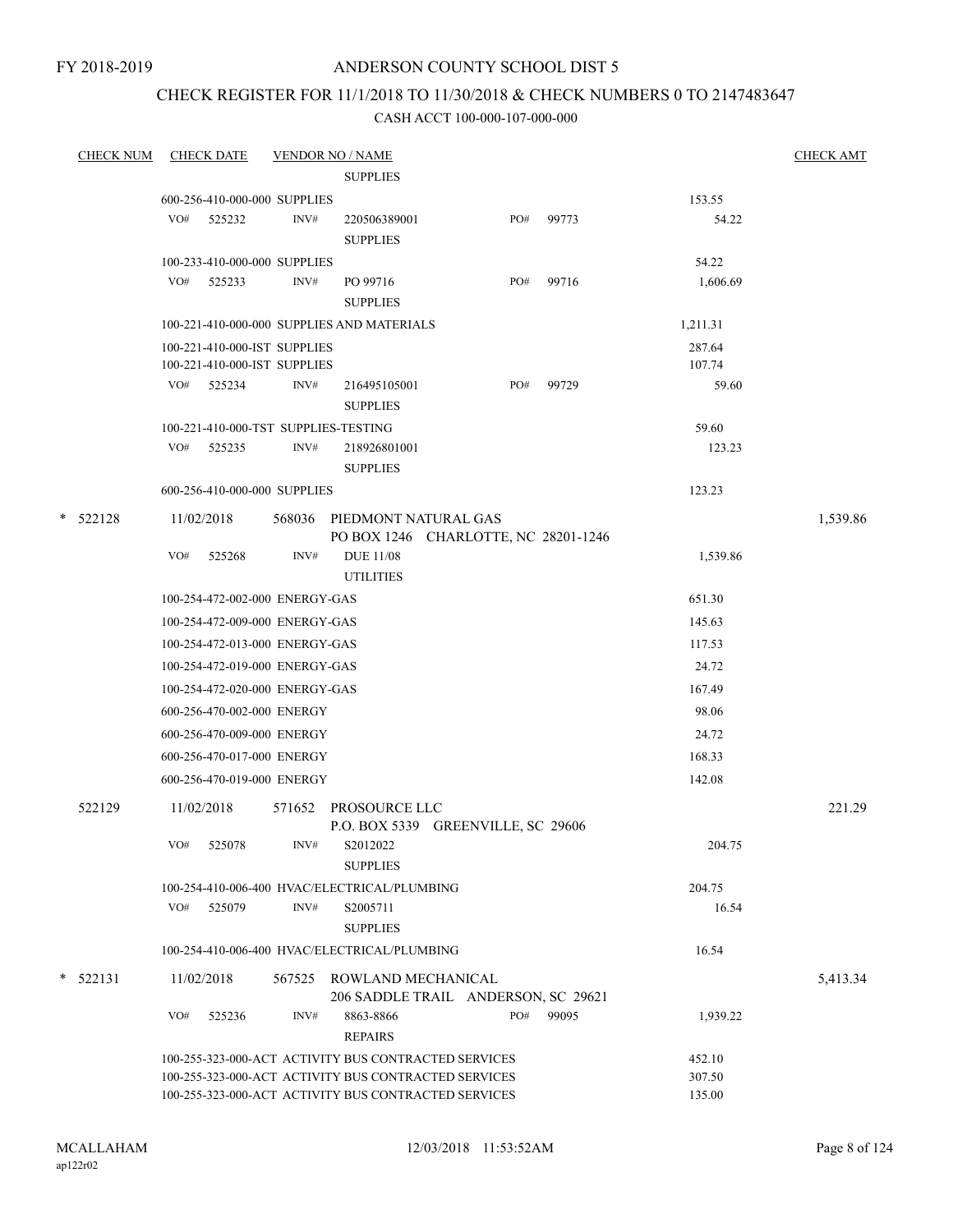FY 2018-2019

# ANDERSON COUNTY SCHOOL DIST 5

## CHECK REGISTER FOR 11/1/2018 TO 11/30/2018 & CHECK NUMBERS 0 TO 2147483647

### CASH ACCT 100-000-107-000-000

| CHECK NUM | CHECK DATE | VENDOR NO / NAME | | | | CHECK AMT |
|---|---|---|---|---|---|---|
| | | | SUPPLIES | | | |
| | 600-256-410-000-000 SUPPLIES | | | | 153.55 | |
| | VO# 525232 | INV# | 220506389001 SUPPLIES | PO# 99773 | 54.22 | |
| | 100-233-410-000-000 SUPPLIES | | | | 54.22 | |
| | VO# 525233 | INV# | PO 99716 SUPPLIES | PO# 99716 | 1,606.69 | |
| | 100-221-410-000-000 SUPPLIES AND MATERIALS | | | | 1,211.31 | |
| | 100-221-410-000-IST SUPPLIES | | | | 287.64 | |
| | 100-221-410-000-IST SUPPLIES | | | | 107.74 | |
| | VO# 525234 | INV# | 216495105001 SUPPLIES | PO# 99729 | 59.60 | |
| | 100-221-410-000-TST SUPPLIES-TESTING | | | | 59.60 | |
| | VO# 525235 | INV# | 218926801001 SUPPLIES | | 123.23 | |
| | 600-256-410-000-000 SUPPLIES | | | | 123.23 | |
| * 522128 | 11/02/2018 | 568036 | PIEDMONT NATURAL GAS<br>PO BOX 1246 CHARLOTTE, NC 28201-1246 | | | 1,539.86 |
| | VO# 525268 | INV# | DUE 11/08 UTILITIES | | 1,539.86 | |
| | 100-254-472-002-000 ENERGY-GAS | | | | 651.30 | |
| | 100-254-472-009-000 ENERGY-GAS | | | | 145.63 | |
| | 100-254-472-013-000 ENERGY-GAS | | | | 117.53 | |
| | 100-254-472-019-000 ENERGY-GAS | | | | 24.72 | |
| | 100-254-472-020-000 ENERGY-GAS | | | | 167.49 | |
| | 600-256-470-002-000 ENERGY | | | | 98.06 | |
| | 600-256-470-009-000 ENERGY | | | | 24.72 | |
| | 600-256-470-017-000 ENERGY | | | | 168.33 | |
| | 600-256-470-019-000 ENERGY | | | | 142.08 | |
| 522129 | 11/02/2018 | 571652 | PROSOURCE LLC<br>P.O. BOX 5339 GREENVILLE, SC 29606 | | | 221.29 |
| | VO# 525078 | INV# | S2012022 SUPPLIES | | 204.75 | |
| | 100-254-410-006-400 HVAC/ELECTRICAL/PLUMBING | | | | 204.75 | |
| | VO# 525079 | INV# | S2005711 SUPPLIES | | 16.54 | |
| | 100-254-410-006-400 HVAC/ELECTRICAL/PLUMBING | | | | 16.54 | |
| * 522131 | 11/02/2018 | 567525 | ROWLAND MECHANICAL<br>206 SADDLE TRAIL ANDERSON, SC 29621 | | | 5,413.34 |
| | VO# 525236 | INV# | 8863-8866 REPAIRS | PO# 99095 | 1,939.22 | |
| | 100-255-323-000-ACT ACTIVITY BUS CONTRACTED SERVICES | | | | 452.10 | |
| | 100-255-323-000-ACT ACTIVITY BUS CONTRACTED SERVICES | | | | 307.50 | |
| | 100-255-323-000-ACT ACTIVITY BUS CONTRACTED SERVICES | | | | 135.00 | |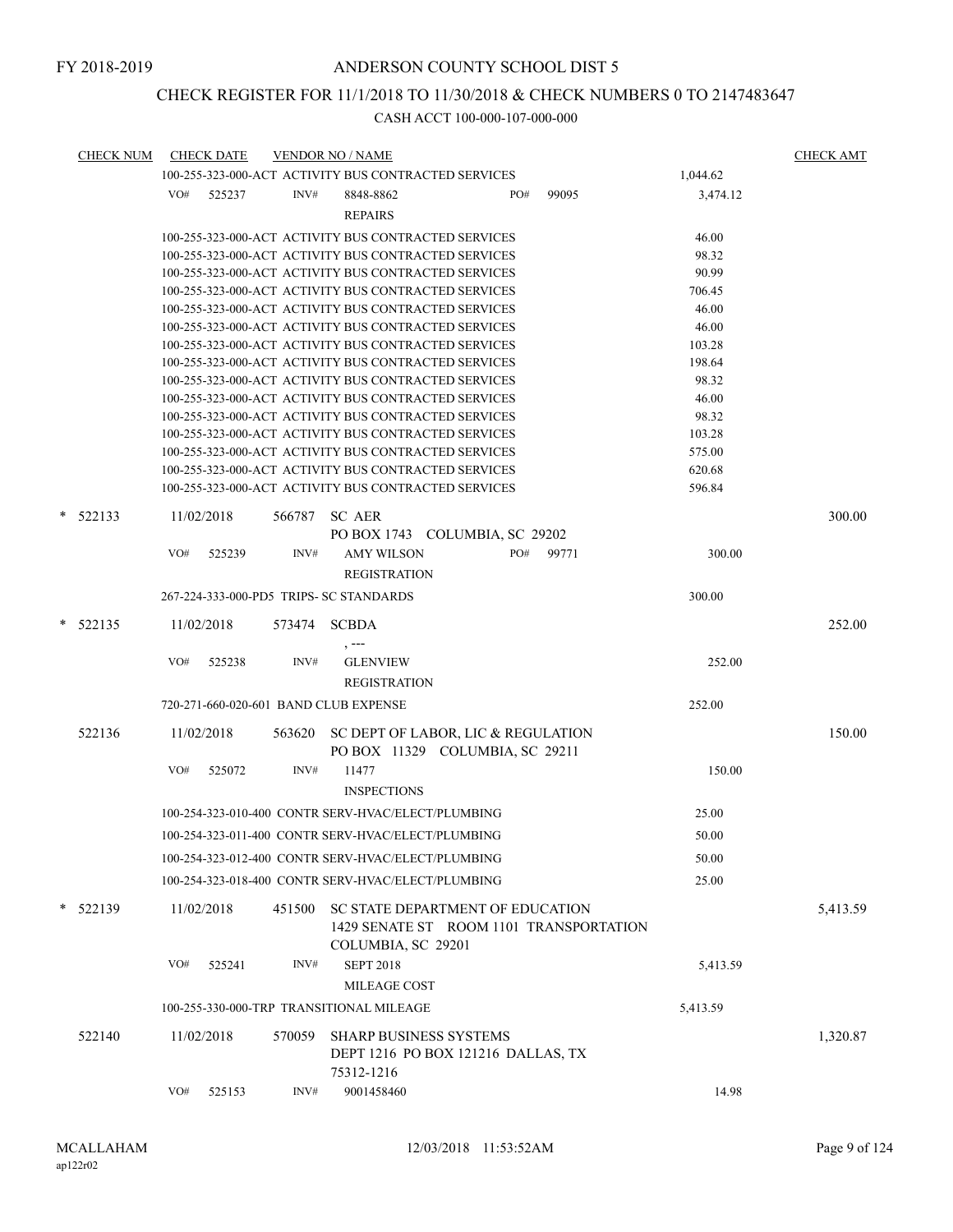FY 2018-2019

# ANDERSON COUNTY SCHOOL DIST 5

## CHECK REGISTER FOR 11/1/2018 TO 11/30/2018 & CHECK NUMBERS 0 TO 2147483647

### CASH ACCT 100-000-107-000-000

| CHECK NUM | CHECK DATE | VENDOR NO / NAME | | CHECK AMT |
|---|---|---|---|---|
| | | 100-255-323-000-ACT ACTIVITY BUS CONTRACTED SERVICES | 1,044.62 | |
| | VO# 525237 | INV# 8848-8862 PO# 99095<br>REPAIRS | 3,474.12 | |
| | | 100-255-323-000-ACT ACTIVITY BUS CONTRACTED SERVICES | 46.00 | |
| | | 100-255-323-000-ACT ACTIVITY BUS CONTRACTED SERVICES | 98.32 | |
| | | 100-255-323-000-ACT ACTIVITY BUS CONTRACTED SERVICES | 90.99 | |
| | | 100-255-323-000-ACT ACTIVITY BUS CONTRACTED SERVICES | 706.45 | |
| | | 100-255-323-000-ACT ACTIVITY BUS CONTRACTED SERVICES | 46.00 | |
| | | 100-255-323-000-ACT ACTIVITY BUS CONTRACTED SERVICES | 46.00 | |
| | | 100-255-323-000-ACT ACTIVITY BUS CONTRACTED SERVICES | 103.28 | |
| | | 100-255-323-000-ACT ACTIVITY BUS CONTRACTED SERVICES | 198.64 | |
| | | 100-255-323-000-ACT ACTIVITY BUS CONTRACTED SERVICES | 98.32 | |
| | | 100-255-323-000-ACT ACTIVITY BUS CONTRACTED SERVICES | 46.00 | |
| | | 100-255-323-000-ACT ACTIVITY BUS CONTRACTED SERVICES | 98.32 | |
| | | 100-255-323-000-ACT ACTIVITY BUS CONTRACTED SERVICES | 103.28 | |
| | | 100-255-323-000-ACT ACTIVITY BUS CONTRACTED SERVICES | 575.00 | |
| | | 100-255-323-000-ACT ACTIVITY BUS CONTRACTED SERVICES | 620.68 | |
| | | 100-255-323-000-ACT ACTIVITY BUS CONTRACTED SERVICES | 596.84 | |
| * 522133 | 11/02/2018 | 566787 SC AER<br>PO BOX 1743 COLUMBIA, SC 29202 | | 300.00 |
| | VO# 525239 | INV# AMY WILSON PO# 99771<br>REGISTRATION | 300.00 | |
| | | 267-224-333-000-PD5 TRIPS- SC STANDARDS | 300.00 | |
| * 522135 | 11/02/2018 | 573474 SCBDA<br>, --- | | 252.00 |
| | VO# 525238 | INV# GLENVIEW<br>REGISTRATION | 252.00 | |
| | | 720-271-660-020-601 BAND CLUB EXPENSE | 252.00 | |
| 522136 | 11/02/2018 | 563620 SC DEPT OF LABOR, LIC & REGULATION<br>PO BOX 11329 COLUMBIA, SC 29211 | | 150.00 |
| | VO# 525072 | INV# 11477<br>INSPECTIONS | 150.00 | |
| | | 100-254-323-010-400 CONTR SERV-HVAC/ELECT/PLUMBING | 25.00 | |
| | | 100-254-323-011-400 CONTR SERV-HVAC/ELECT/PLUMBING | 50.00 | |
| | | 100-254-323-012-400 CONTR SERV-HVAC/ELECT/PLUMBING | 50.00 | |
| | | 100-254-323-018-400 CONTR SERV-HVAC/ELECT/PLUMBING | 25.00 | |
| * 522139 | 11/02/2018 | 451500 SC STATE DEPARTMENT OF EDUCATION<br>1429 SENATE ST ROOM 1101 TRANSPORTATION<br>COLUMBIA, SC 29201 | | 5,413.59 |
| | VO# 525241 | INV# SEPT 2018<br>MILEAGE COST | 5,413.59 | |
| | | 100-255-330-000-TRP TRANSITIONAL MILEAGE | 5,413.59 | |
| 522140 | 11/02/2018 | 570059 SHARP BUSINESS SYSTEMS<br>DEPT 1216 PO BOX 121216 DALLAS, TX<br>75312-1216 | | 1,320.87 |
| | VO# 525153 | INV# 9001458460 | 14.98 | |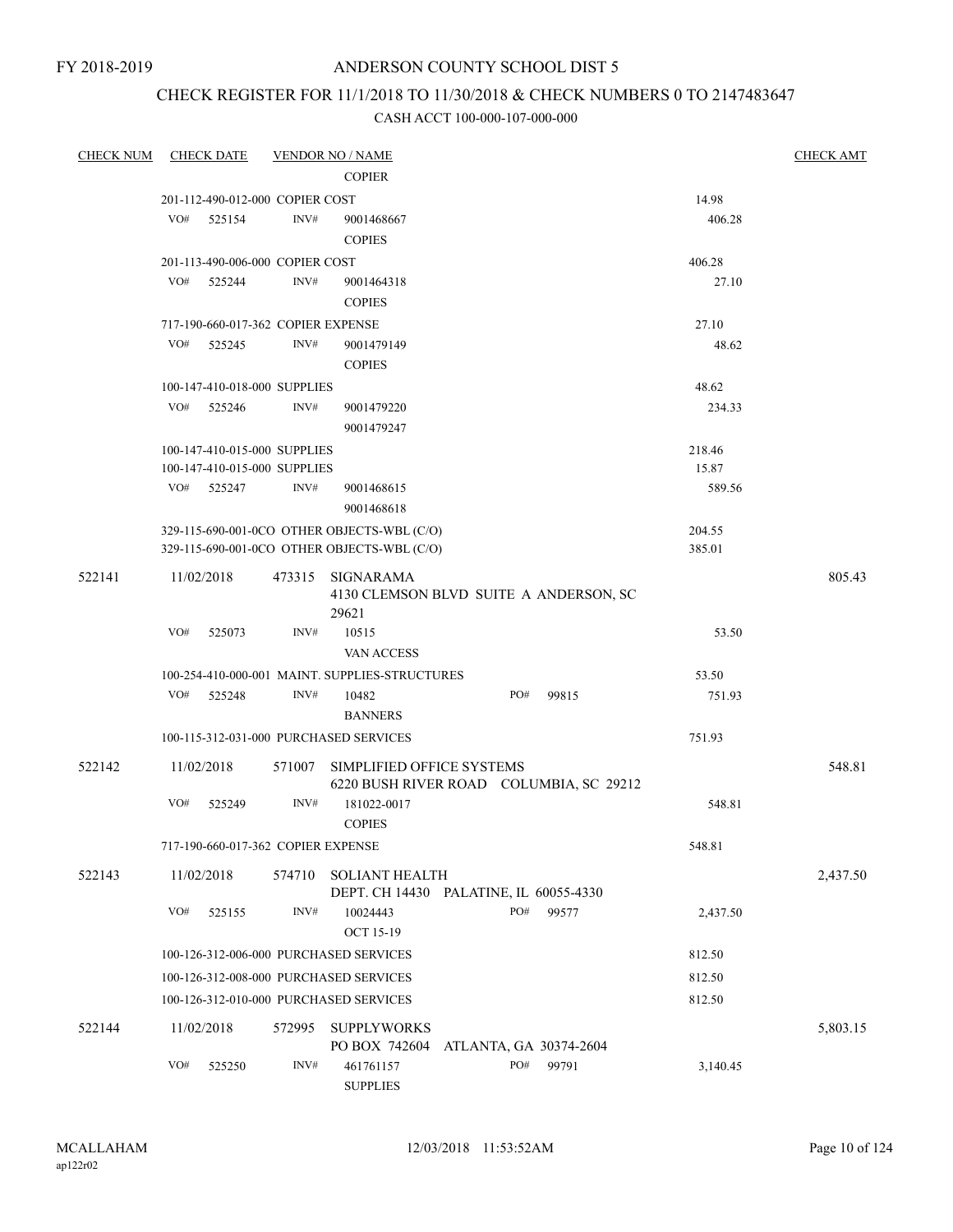FY 2018-2019

# ANDERSON COUNTY SCHOOL DIST 5

## CHECK REGISTER FOR 11/1/2018 TO 11/30/2018 & CHECK NUMBERS 0 TO 2147483647

### CASH ACCT 100-000-107-000-000

| CHECK NUM | CHECK DATE | VENDOR NO / NAME | | CHECK AMT |
|---|---|---|---|---|
| | | COPIER | | |
| | 201-112-490-012-000 COPIER COST | | 14.98 | |
| | VO# 525154 | INV# 9001468667 COPIES | 406.28 | |
| | 201-113-490-006-000 COPIER COST | | 406.28 | |
| | VO# 525244 | INV# 9001464318 COPIES | 27.10 | |
| | 717-190-660-017-362 COPIER EXPENSE | | 27.10 | |
| | VO# 525245 | INV# 9001479149 COPIES | 48.62 | |
| | 100-147-410-018-000 SUPPLIES | | 48.62 | |
| | VO# 525246 | INV# 9001479220 9001479247 | 234.33 | |
| | 100-147-410-015-000 SUPPLIES | | 218.46 | |
| | 100-147-410-015-000 SUPPLIES | | 15.87 | |
| | VO# 525247 | INV# 9001468615 9001468618 | 589.56 | |
| | 329-115-690-001-0CO OTHER OBJECTS-WBL (C/O) | | 204.55 | |
| | 329-115-690-001-0CO OTHER OBJECTS-WBL (C/O) | | 385.01 | |
| 522141 | 11/02/2018 | 473315 SIGNARAMA 4130 CLEMSON BLVD SUITE A ANDERSON, SC 29621 | | 805.43 |
| | VO# 525073 | INV# 10515 VAN ACCESS | 53.50 | |
| | 100-254-410-000-001 MAINT. SUPPLIES-STRUCTURES | | 53.50 | |
| | VO# 525248 | INV# 10482 PO# 99815 BANNERS | 751.93 | |
| | 100-115-312-031-000 PURCHASED SERVICES | | 751.93 | |
| 522142 | 11/02/2018 | 571007 SIMPLIFIED OFFICE SYSTEMS 6220 BUSH RIVER ROAD COLUMBIA, SC 29212 | | 548.81 |
| | VO# 525249 | INV# 181022-0017 COPIES | 548.81 | |
| | 717-190-660-017-362 COPIER EXPENSE | | 548.81 | |
| 522143 | 11/02/2018 | 574710 SOLIANT HEALTH DEPT. CH 14430 PALATINE, IL 60055-4330 | | 2,437.50 |
| | VO# 525155 | INV# 10024443 PO# 99577 OCT 15-19 | 2,437.50 | |
| | 100-126-312-006-000 PURCHASED SERVICES | | 812.50 | |
| | 100-126-312-008-000 PURCHASED SERVICES | | 812.50 | |
| | 100-126-312-010-000 PURCHASED SERVICES | | 812.50 | |
| 522144 | 11/02/2018 | 572995 SUPPLYWORKS PO BOX 742604 ATLANTA, GA 30374-2604 | | 5,803.15 |
| | VO# 525250 | INV# 461761157 PO# 99791 SUPPLIES | 3,140.45 | |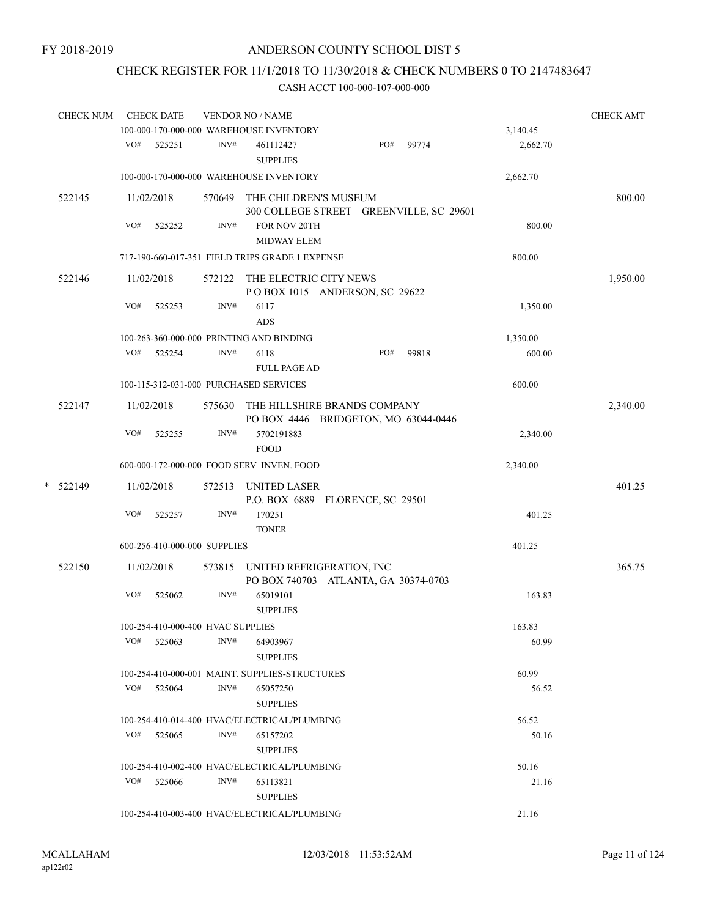FY 2018-2019

# ANDERSON COUNTY SCHOOL DIST 5

## CHECK REGISTER FOR 11/1/2018 TO 11/30/2018 & CHECK NUMBERS 0 TO 2147483647

### CASH ACCT 100-000-107-000-000

| CHECK NUM | CHECK DATE | VENDOR NO / NAME | | CHECK AMT |
|---|---|---|---|---|
| | | 100-000-170-000-000 WAREHOUSE INVENTORY | 3,140.45 | |
| | VO# 525251 | INV# 461112427 SUPPLIES PO# 99774 | 2,662.70 | |
| | | 100-000-170-000-000 WAREHOUSE INVENTORY | 2,662.70 | |
| 522145 | 11/02/2018 | 570649 THE CHILDREN'S MUSEUM 300 COLLEGE STREET GREENVILLE, SC 29601 | | 800.00 |
| | VO# 525252 | INV# FOR NOV 20TH MIDWAY ELEM | 800.00 | |
| | | 717-190-660-017-351 FIELD TRIPS GRADE 1 EXPENSE | 800.00 | |
| 522146 | 11/02/2018 | 572122 THE ELECTRIC CITY NEWS P O BOX 1015 ANDERSON, SC 29622 | | 1,950.00 |
| | VO# 525253 | INV# 6117 ADS | 1,350.00 | |
| | | 100-263-360-000-000 PRINTING AND BINDING | 1,350.00 | |
| | VO# 525254 | INV# 6118 FULL PAGE AD PO# 99818 | 600.00 | |
| | | 100-115-312-031-000 PURCHASED SERVICES | 600.00 | |
| 522147 | 11/02/2018 | 575630 THE HILLSHIRE BRANDS COMPANY PO BOX 4446 BRIDGETON, MO 63044-0446 | | 2,340.00 |
| | VO# 525255 | INV# 5702191883 FOOD | 2,340.00 | |
| | | 600-000-172-000-000 FOOD SERV INVEN. FOOD | 2,340.00 | |
| * 522149 | 11/02/2018 | 572513 UNITED LASER P.O. BOX 6889 FLORENCE, SC 29501 | | 401.25 |
| | VO# 525257 | INV# 170251 TONER | 401.25 | |
| | | 600-256-410-000-000 SUPPLIES | 401.25 | |
| 522150 | 11/02/2018 | 573815 UNITED REFRIGERATION, INC PO BOX 740703 ATLANTA, GA 30374-0703 | | 365.75 |
| | VO# 525062 | INV# 65019101 SUPPLIES | 163.83 | |
| | | 100-254-410-000-400 HVAC SUPPLIES | 163.83 | |
| | VO# 525063 | INV# 64903967 SUPPLIES | 60.99 | |
| | | 100-254-410-000-001 MAINT. SUPPLIES-STRUCTURES | 60.99 | |
| | VO# 525064 | INV# 65057250 SUPPLIES | 56.52 | |
| | | 100-254-410-014-400 HVAC/ELECTRICAL/PLUMBING | 56.52 | |
| | VO# 525065 | INV# 65157202 SUPPLIES | 50.16 | |
| | | 100-254-410-002-400 HVAC/ELECTRICAL/PLUMBING | 50.16 | |
| | VO# 525066 | INV# 65113821 SUPPLIES | 21.16 | |
| | | 100-254-410-003-400 HVAC/ELECTRICAL/PLUMBING | 21.16 | |

MCALLAHAM ap122r02 12/03/2018 11:53:52AM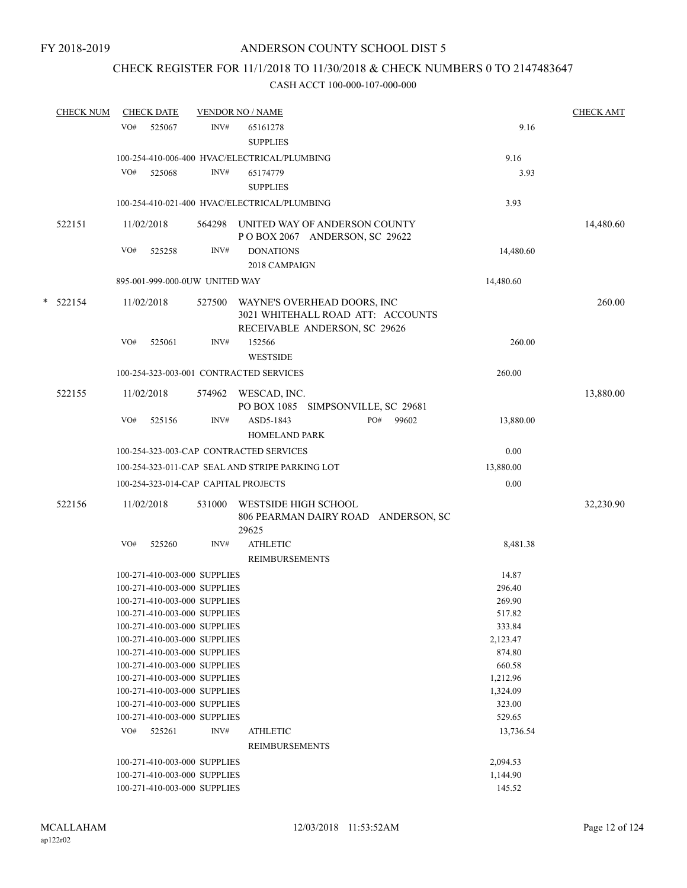FY 2018-2019

# ANDERSON COUNTY SCHOOL DIST 5

## CHECK REGISTER FOR 11/1/2018 TO 11/30/2018 & CHECK NUMBERS 0 TO 2147483647

### CASH ACCT 100-000-107-000-000

| CHECK NUM | CHECK DATE | VENDOR NO / NAME | | CHECK AMT |
|---|---|---|---|---|
| | VO# 525067 | INV# 65161278 SUPPLIES | 9.16 | |
| | 100-254-410-006-400 HVAC/ELECTRICAL/PLUMBING | | 9.16 | |
| | VO# 525068 | INV# 65174779 SUPPLIES | 3.93 | |
| | 100-254-410-021-400 HVAC/ELECTRICAL/PLUMBING | | 3.93 | |
| 522151 | 11/02/2018 | 564298 UNITED WAY OF ANDERSON COUNTY P O BOX 2067 ANDERSON, SC 29622 | | 14,480.60 |
| | VO# 525258 | INV# DONATIONS 2018 CAMPAIGN | 14,480.60 | |
| | 895-001-999-000-0UW UNITED WAY | | 14,480.60 | |
| * 522154 | 11/02/2018 | 527500 WAYNE'S OVERHEAD DOORS, INC 3021 WHITEHALL ROAD ATT: ACCOUNTS RECEIVABLE ANDERSON, SC 29626 | | 260.00 |
| | VO# 525061 | INV# 152566 WESTSIDE | 260.00 | |
| | 100-254-323-003-001 CONTRACTED SERVICES | | 260.00 | |
| 522155 | 11/02/2018 | 574962 WESCAD, INC. PO BOX 1085 SIMPSONVILLE, SC 29681 | | 13,880.00 |
| | VO# 525156 | INV# ASD5-1843 PO# 99602 HOMELAND PARK | 13,880.00 | |
| | 100-254-323-003-CAP CONTRACTED SERVICES | | 0.00 | |
| | 100-254-323-011-CAP SEAL AND STRIPE PARKING LOT | | 13,880.00 | |
| | 100-254-323-014-CAP CAPITAL PROJECTS | | 0.00 | |
| 522156 | 11/02/2018 | 531000 WESTSIDE HIGH SCHOOL 806 PEARMAN DAIRY ROAD ANDERSON, SC 29625 | | 32,230.90 |
| | VO# 525260 | INV# ATHLETIC REIMBURSEMENTS | 8,481.38 | |
| | 100-271-410-003-000 SUPPLIES | | 14.87 | |
| | 100-271-410-003-000 SUPPLIES | | 296.40 | |
| | 100-271-410-003-000 SUPPLIES | | 269.90 | |
| | 100-271-410-003-000 SUPPLIES | | 517.82 | |
| | 100-271-410-003-000 SUPPLIES | | 333.84 | |
| | 100-271-410-003-000 SUPPLIES | | 2,123.47 | |
| | 100-271-410-003-000 SUPPLIES | | 874.80 | |
| | 100-271-410-003-000 SUPPLIES | | 660.58 | |
| | 100-271-410-003-000 SUPPLIES | | 1,212.96 | |
| | 100-271-410-003-000 SUPPLIES | | 1,324.09 | |
| | 100-271-410-003-000 SUPPLIES | | 323.00 | |
| | 100-271-410-003-000 SUPPLIES | | 529.65 | |
| | VO# 525261 | INV# ATHLETIC REIMBURSEMENTS | 13,736.54 | |
| | 100-271-410-003-000 SUPPLIES | | 2,094.53 | |
| | 100-271-410-003-000 SUPPLIES | | 1,144.90 | |
| | 100-271-410-003-000 SUPPLIES | | 145.52 | |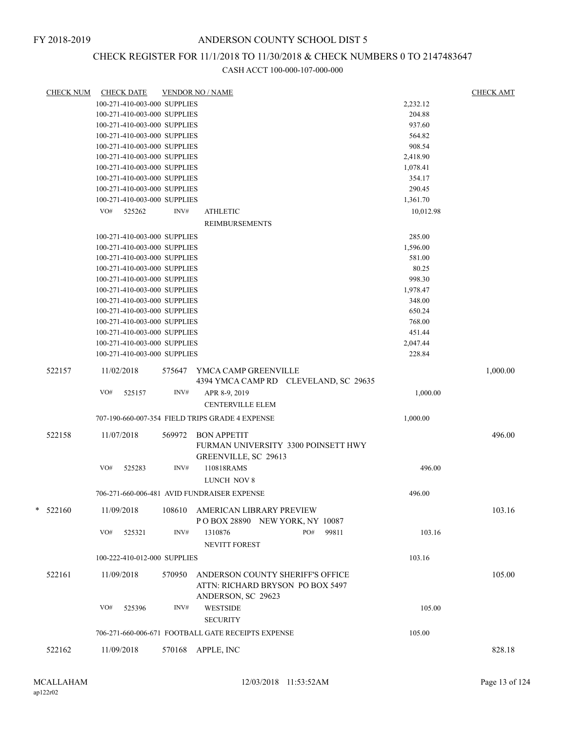FY 2018-2019

# ANDERSON COUNTY SCHOOL DIST 5

## CHECK REGISTER FOR 11/1/2018 TO 11/30/2018 & CHECK NUMBERS 0 TO 2147483647

CASH ACCT 100-000-107-000-000

| CHECK NUM | CHECK DATE | VENDOR NO / NAME | | CHECK AMT |
|---|---|---|---|---|
| | 100-271-410-003-000 SUPPLIES | | 2,232.12 | |
| | 100-271-410-003-000 SUPPLIES | | 204.88 | |
| | 100-271-410-003-000 SUPPLIES | | 937.60 | |
| | 100-271-410-003-000 SUPPLIES | | 564.82 | |
| | 100-271-410-003-000 SUPPLIES | | 908.54 | |
| | 100-271-410-003-000 SUPPLIES | | 2,418.90 | |
| | 100-271-410-003-000 SUPPLIES | | 1,078.41 | |
| | 100-271-410-003-000 SUPPLIES | | 354.17 | |
| | 100-271-410-003-000 SUPPLIES | | 290.45 | |
| | 100-271-410-003-000 SUPPLIES | | 1,361.70 | |
| | VO# 525262 INV# | ATHLETIC REIMBURSEMENTS | 10,012.98 | |
| | 100-271-410-003-000 SUPPLIES | | 285.00 | |
| | 100-271-410-003-000 SUPPLIES | | 1,596.00 | |
| | 100-271-410-003-000 SUPPLIES | | 581.00 | |
| | 100-271-410-003-000 SUPPLIES | | 80.25 | |
| | 100-271-410-003-000 SUPPLIES | | 998.30 | |
| | 100-271-410-003-000 SUPPLIES | | 1,978.47 | |
| | 100-271-410-003-000 SUPPLIES | | 348.00 | |
| | 100-271-410-003-000 SUPPLIES | | 650.24 | |
| | 100-271-410-003-000 SUPPLIES | | 768.00 | |
| | 100-271-410-003-000 SUPPLIES | | 451.44 | |
| | 100-271-410-003-000 SUPPLIES | | 2,047.44 | |
| | 100-271-410-003-000 SUPPLIES | | 228.84 | |
| 522157 | 11/02/2018 | 575647 YMCA CAMP GREENVILLE<br>4394 YMCA CAMP RD CLEVELAND, SC 29635 | | 1,000.00 |
| | VO# 525157 INV# | APR 8-9, 2019<br>CENTERVILLE ELEM | 1,000.00 | |
| | 707-190-660-007-354 FIELD TRIPS GRADE 4 EXPENSE | | 1,000.00 | |
| 522158 | 11/07/2018 | 569972 BON APPETIT<br>FURMAN UNIVERSITY 3300 POINSETT HWY<br>GREENVILLE, SC 29613 | | 496.00 |
| | VO# 525283 INV# | 110818RAMS<br>LUNCH NOV 8 | 496.00 | |
| | 706-271-660-006-481 AVID FUNDRAISER EXPENSE | | 496.00 | |
| * 522160 | 11/09/2018 | 108610 AMERICAN LIBRARY PREVIEW<br>P O BOX 28890 NEW YORK, NY 10087 | | 103.16 |
| | VO# 525321 INV# | 1310876 PO# 99811<br>NEVITT FOREST | 103.16 | |
| | 100-222-410-012-000 SUPPLIES | | 103.16 | |
| 522161 | 11/09/2018 | 570950 ANDERSON COUNTY SHERIFF'S OFFICE<br>ATTN: RICHARD BRYSON PO BOX 5497<br>ANDERSON, SC 29623 | | 105.00 |
| | VO# 525396 INV# | WESTSIDE<br>SECURITY | 105.00 | |
| | 706-271-660-006-671 FOOTBALL GATE RECEIPTS EXPENSE | | 105.00 | |
| 522162 | 11/09/2018 | 570168 APPLE, INC | | 828.18 |

MCALLAHAM ap122r02 12/03/2018 11:53:52AM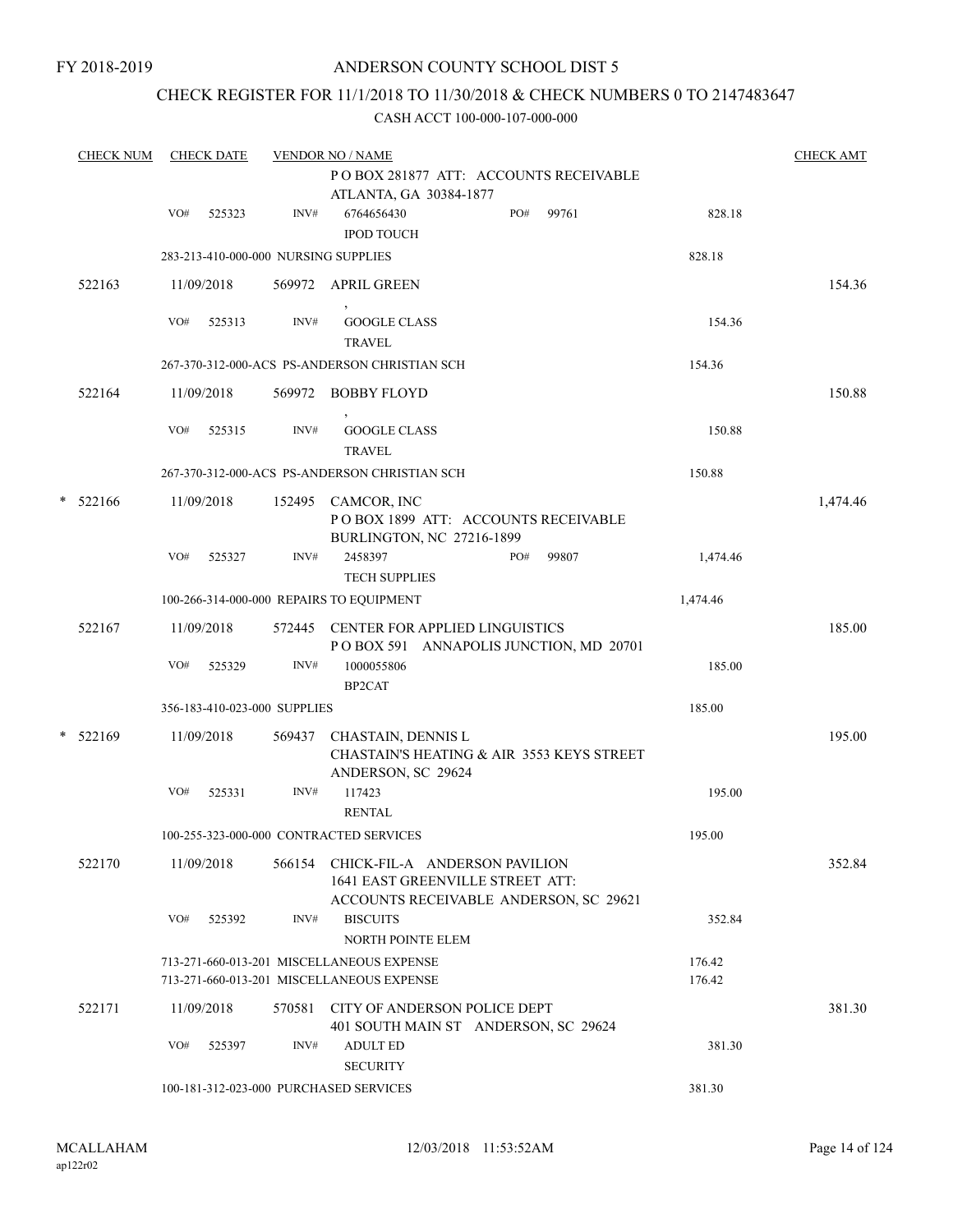FY 2018-2019

# ANDERSON COUNTY SCHOOL DIST 5

## CHECK REGISTER FOR 11/1/2018 TO 11/30/2018 & CHECK NUMBERS 0 TO 2147483647

CASH ACCT 100-000-107-000-000

| CHECK NUM | CHECK DATE | VENDOR NO / NAME | | CHECK AMT |
|---|---|---|---|---|
| | | P O BOX 281877 ATT: ACCOUNTS RECEIVABLE<br>ATLANTA, GA 30384-1877 | | |
| | VO# 525323 | INV# 6764656430 PO# 99761<br>IPOD TOUCH | 828.18 | |
| | 283-213-410-000-000 NURSING SUPPLIES | | 828.18 | |
| 522163 | 11/09/2018 | 569972 APRIL GREEN<br>, | | 154.36 |
| | VO# 525313 | INV# GOOGLE CLASS<br>TRAVEL | 154.36 | |
| | 267-370-312-000-ACS PS-ANDERSON CHRISTIAN SCH | | 154.36 | |
| 522164 | 11/09/2018 | 569972 BOBBY FLOYD<br>, | | 150.88 |
| | VO# 525315 | INV# GOOGLE CLASS<br>TRAVEL | 150.88 | |
| | 267-370-312-000-ACS PS-ANDERSON CHRISTIAN SCH | | 150.88 | |
| * 522166 | 11/09/2018 | 152495 CAMCOR, INC<br>P O BOX 1899 ATT: ACCOUNTS RECEIVABLE<br>BURLINGTON, NC 27216-1899 | | 1,474.46 |
| | VO# 525327 | INV# 2458397 PO# 99807<br>TECH SUPPLIES | 1,474.46 | |
| | 100-266-314-000-000 REPAIRS TO EQUIPMENT | | 1,474.46 | |
| 522167 | 11/09/2018 | 572445 CENTER FOR APPLIED LINGUISTICS<br>P O BOX 591 ANNAPOLIS JUNCTION, MD 20701 | | 185.00 |
| | VO# 525329 | INV# 1000055806<br>BP2CAT | 185.00 | |
| | 356-183-410-023-000 SUPPLIES | | 185.00 | |
| * 522169 | 11/09/2018 | 569437 CHASTAIN, DENNIS L<br>CHASTAIN'S HEATING & AIR 3553 KEYS STREET<br>ANDERSON, SC 29624 | | 195.00 |
| | VO# 525331 | INV# 117423<br>RENTAL | 195.00 | |
| | 100-255-323-000-000 CONTRACTED SERVICES | | 195.00 | |
| 522170 | 11/09/2018 | 566154 CHICK-FIL-A ANDERSON PAVILION<br>1641 EAST GREENVILLE STREET ATT:<br>ACCOUNTS RECEIVABLE ANDERSON, SC 29621 | | 352.84 |
| | VO# 525392 | INV# BISCUITS<br>NORTH POINTE ELEM | 352.84 | |
| | 713-271-660-013-201 MISCELLANEOUS EXPENSE | | 176.42 | |
| | 713-271-660-013-201 MISCELLANEOUS EXPENSE | | 176.42 | |
| 522171 | 11/09/2018 | 570581 CITY OF ANDERSON POLICE DEPT<br>401 SOUTH MAIN ST ANDERSON, SC 29624 | | 381.30 |
| | VO# 525397 | INV# ADULT ED<br>SECURITY | 381.30 | |
| | 100-181-312-023-000 PURCHASED SERVICES | | 381.30 | |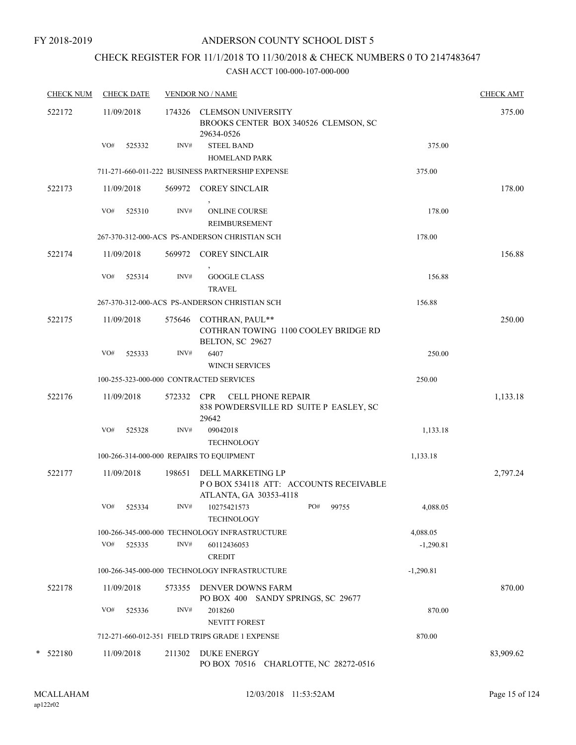FY 2018-2019

# ANDERSON COUNTY SCHOOL DIST 5

## CHECK REGISTER FOR 11/1/2018 TO 11/30/2018 & CHECK NUMBERS 0 TO 2147483647

CASH ACCT 100-000-107-000-000

| CHECK NUM | CHECK DATE | VENDOR NO / NAME | | CHECK AMT |
|---|---|---|---|---|
| 522172 | 11/09/2018 | 174326 CLEMSON UNIVERSITY<br>BROOKS CENTER BOX 340526 CLEMSON, SC 29634-0526 | | 375.00 |
| | VO# 525332 | INV# STEEL BAND<br>HOMELAND PARK | 375.00 | |
| | 711-271-660-011-222 BUSINESS PARTNERSHIP EXPENSE | | 375.00 | |
| 522173 | 11/09/2018 | 569972 COREY SINCLAIR<br>, | | 178.00 |
| | VO# 525310 | INV# ONLINE COURSE<br>REIMBURSEMENT | 178.00 | |
| | 267-370-312-000-ACS PS-ANDERSON CHRISTIAN SCH | | 178.00 | |
| 522174 | 11/09/2018 | 569972 COREY SINCLAIR<br>, | | 156.88 |
| | VO# 525314 | INV# GOOGLE CLASS<br>TRAVEL | 156.88 | |
| | 267-370-312-000-ACS PS-ANDERSON CHRISTIAN SCH | | 156.88 | |
| 522175 | 11/09/2018 | 575646 COTHRAN, PAUL**<br>COTHRAN TOWING 1100 COOLEY BRIDGE RD BELTON, SC 29627 | | 250.00 |
| | VO# 525333 | INV# 6407<br>WINCH SERVICES | 250.00 | |
| | 100-255-323-000-000 CONTRACTED SERVICES | | 250.00 | |
| 522176 | 11/09/2018 | 572332 CPR CELL PHONE REPAIR<br>838 POWDERSVILLE RD SUITE P EASLEY, SC 29642 | | 1,133.18 |
| | VO# 525328 | INV# 09042018<br>TECHNOLOGY | 1,133.18 | |
| | 100-266-314-000-000 REPAIRS TO EQUIPMENT | | 1,133.18 | |
| 522177 | 11/09/2018 | 198651 DELL MARKETING LP<br>P O BOX 534118 ATT: ACCOUNTS RECEIVABLE ATLANTA, GA 30353-4118 | | 2,797.24 |
| | VO# 525334 | INV# 10275421573 PO# 99755<br>TECHNOLOGY | 4,088.05 | |
| | 100-266-345-000-000 TECHNOLOGY INFRASTRUCTURE | | 4,088.05 | |
| | VO# 525335 | INV# 60112436053<br>CREDIT | -1,290.81 | |
| | 100-266-345-000-000 TECHNOLOGY INFRASTRUCTURE | | -1,290.81 | |
| 522178 | 11/09/2018 | 573355 DENVER DOWNS FARM<br>PO BOX 400 SANDY SPRINGS, SC 29677 | | 870.00 |
| | VO# 525336 | INV# 2018260<br>NEVITT FOREST | 870.00 | |
| | 712-271-660-012-351 FIELD TRIPS GRADE 1 EXPENSE | | 870.00 | |
| * 522180 | 11/09/2018 | 211302 DUKE ENERGY<br>PO BOX 70516 CHARLOTTE, NC 28272-0516 | | 83,909.62 |

MCALLAHAM ap122r02 12/03/2018 11:53:52AM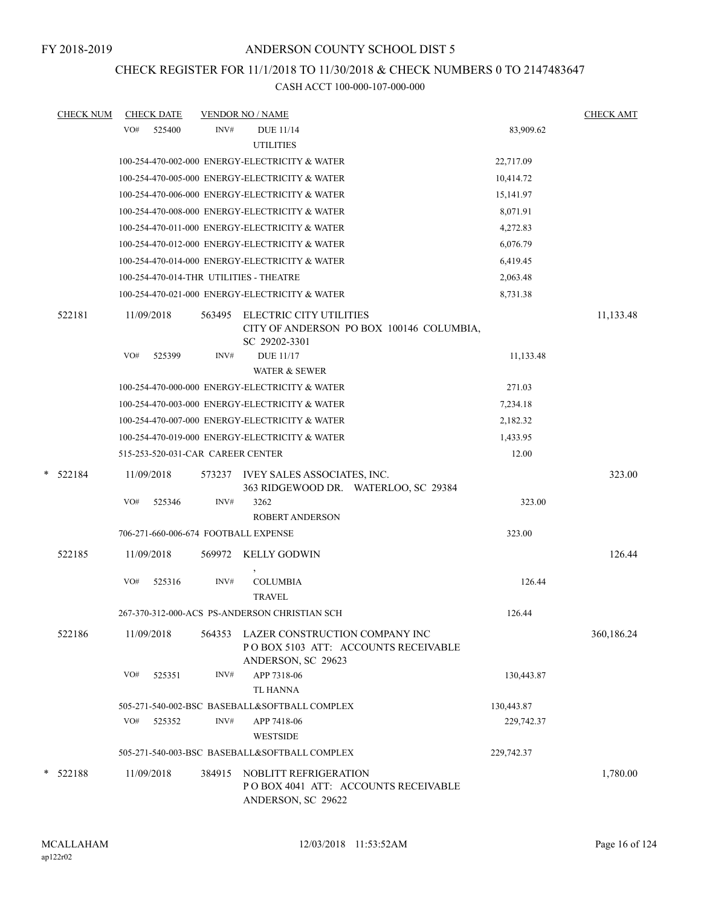FY 2018-2019

# ANDERSON COUNTY SCHOOL DIST 5

## CHECK REGISTER FOR 11/1/2018 TO 11/30/2018 & CHECK NUMBERS 0 TO 2147483647

CASH ACCT 100-000-107-000-000

| CHECK NUM | CHECK DATE | VENDOR NO / NAME | | CHECK AMT |
|---|---|---|---|---|
| | VO# 525400 | INV# DUE 11/14<br>UTILITIES | 83,909.62 | |
| | 100-254-470-002-000 ENERGY-ELECTRICITY & WATER | | 22,717.09 | |
| | 100-254-470-005-000 ENERGY-ELECTRICITY & WATER | | 10,414.72 | |
| | 100-254-470-006-000 ENERGY-ELECTRICITY & WATER | | 15,141.97 | |
| | 100-254-470-008-000 ENERGY-ELECTRICITY & WATER | | 8,071.91 | |
| | 100-254-470-011-000 ENERGY-ELECTRICITY & WATER | | 4,272.83 | |
| | 100-254-470-012-000 ENERGY-ELECTRICITY & WATER | | 6,076.79 | |
| | 100-254-470-014-000 ENERGY-ELECTRICITY & WATER | | 6,419.45 | |
| | 100-254-470-014-THR UTILITIES - THEATRE | | 2,063.48 | |
| | 100-254-470-021-000 ENERGY-ELECTRICITY & WATER | | 8,731.38 | |
| 522181 | 11/09/2018 | 563495 ELECTRIC CITY UTILITIES<br>CITY OF ANDERSON PO BOX 100146 COLUMBIA, SC 29202-3301 | | 11,133.48 |
| | VO# 525399 | INV# DUE 11/17<br>WATER & SEWER | 11,133.48 | |
| | 100-254-470-000-000 ENERGY-ELECTRICITY & WATER | | 271.03 | |
| | 100-254-470-003-000 ENERGY-ELECTRICITY & WATER | | 7,234.18 | |
| | 100-254-470-007-000 ENERGY-ELECTRICITY & WATER | | 2,182.32 | |
| | 100-254-470-019-000 ENERGY-ELECTRICITY & WATER | | 1,433.95 | |
| | 515-253-520-031-CAR CAREER CENTER | | 12.00 | |
| * 522184 | 11/09/2018 | 573237 IVEY SALES ASSOCIATES, INC.<br>363 RIDGEWOOD DR. WATERLOO, SC 29384 | | 323.00 |
| | VO# 525346 | INV# 3262<br>ROBERT ANDERSON | 323.00 | |
| | 706-271-660-006-674 FOOTBALL EXPENSE | | 323.00 | |
| 522185 | 11/09/2018 | 569972 KELLY GODWIN<br>, | | 126.44 |
| | VO# 525316 | INV# COLUMBIA<br>TRAVEL | 126.44 | |
| | 267-370-312-000-ACS PS-ANDERSON CHRISTIAN SCH | | 126.44 | |
| 522186 | 11/09/2018 | 564353 LAZER CONSTRUCTION COMPANY INC<br>P O BOX 5103 ATT: ACCOUNTS RECEIVABLE ANDERSON, SC 29623 | | 360,186.24 |
| | VO# 525351 | INV# APP 7318-06<br>TL HANNA | 130,443.87 | |
| | 505-271-540-002-BSC BASEBALL&SOFTBALL COMPLEX | | 130,443.87 | |
| | VO# 525352 | INV# APP 7418-06<br>WESTSIDE | 229,742.37 | |
| | 505-271-540-003-BSC BASEBALL&SOFTBALL COMPLEX | | 229,742.37 | |
| * 522188 | 11/09/2018 | 384915 NOBLITT REFRIGERATION<br>P O BOX 4041 ATT: ACCOUNTS RECEIVABLE ANDERSON, SC 29622 | | 1,780.00 |

MCALLAHAM
ap122r02

12/03/2018 11:53:52AM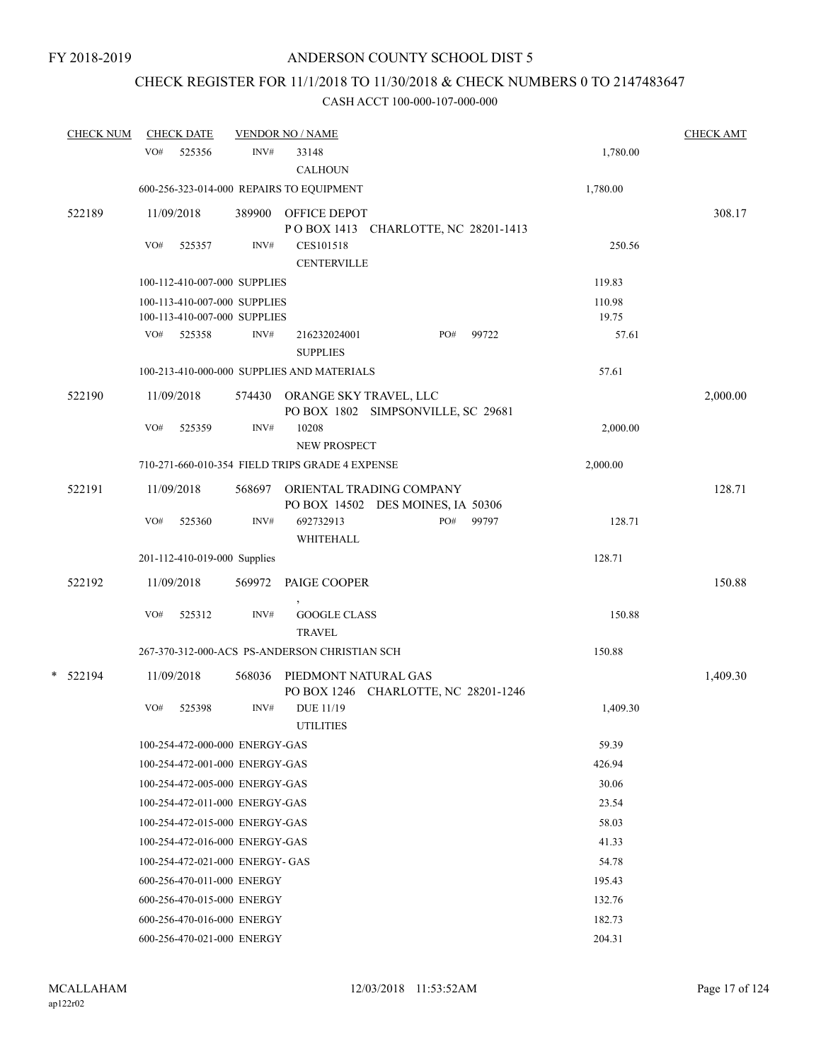FY 2018-2019

# ANDERSON COUNTY SCHOOL DIST 5

## CHECK REGISTER FOR 11/1/2018 TO 11/30/2018 & CHECK NUMBERS 0 TO 2147483647

CASH ACCT 100-000-107-000-000

| CHECK NUM | CHECK DATE | VENDOR NO / NAME | | CHECK AMT |
|---|---|---|---|---|
| | VO# 525356 | INV# 33148 CALHOUN | 1,780.00 | |
| | 600-256-323-014-000 REPAIRS TO EQUIPMENT | | 1,780.00 | |
| 522189 | 11/09/2018 | 389900 OFFICE DEPOT P O BOX 1413 CHARLOTTE, NC 28201-1413 | | 308.17 |
| | VO# 525357 | INV# CES101518 CENTERVILLE | 250.56 | |
| | 100-112-410-007-000 SUPPLIES | | 119.83 | |
| | 100-113-410-007-000 SUPPLIES | | 110.98 | |
| | 100-113-410-007-000 SUPPLIES | | 19.75 | |
| | VO# 525358 | INV# 216232024001 PO# 99722 SUPPLIES | 57.61 | |
| | 100-213-410-000-000 SUPPLIES AND MATERIALS | | 57.61 | |
| 522190 | 11/09/2018 | 574430 ORANGE SKY TRAVEL, LLC PO BOX 1802 SIMPSONVILLE, SC 29681 | | 2,000.00 |
| | VO# 525359 | INV# 10208 NEW PROSPECT | 2,000.00 | |
| | 710-271-660-010-354 FIELD TRIPS GRADE 4 EXPENSE | | 2,000.00 | |
| 522191 | 11/09/2018 | 568697 ORIENTAL TRADING COMPANY PO BOX 14502 DES MOINES, IA 50306 | | 128.71 |
| | VO# 525360 | INV# 692732913 PO# 99797 WHITEHALL | 128.71 | |
| | 201-112-410-019-000 Supplies | | 128.71 | |
| 522192 | 11/09/2018 | 569972 PAIGE COOPER , | | 150.88 |
| | VO# 525312 | INV# GOOGLE CLASS TRAVEL | 150.88 | |
| | 267-370-312-000-ACS PS-ANDERSON CHRISTIAN SCH | | 150.88 | |
| * 522194 | 11/09/2018 | 568036 PIEDMONT NATURAL GAS PO BOX 1246 CHARLOTTE, NC 28201-1246 | | 1,409.30 |
| | VO# 525398 | INV# DUE 11/19 UTILITIES | 1,409.30 | |
| | 100-254-472-000-000 ENERGY-GAS | | 59.39 | |
| | 100-254-472-001-000 ENERGY-GAS | | 426.94 | |
| | 100-254-472-005-000 ENERGY-GAS | | 30.06 | |
| | 100-254-472-011-000 ENERGY-GAS | | 23.54 | |
| | 100-254-472-015-000 ENERGY-GAS | | 58.03 | |
| | 100-254-472-016-000 ENERGY-GAS | | 41.33 | |
| | 100-254-472-021-000 ENERGY- GAS | | 54.78 | |
| | 600-256-470-011-000 ENERGY | | 195.43 | |
| | 600-256-470-015-000 ENERGY | | 132.76 | |
| | 600-256-470-016-000 ENERGY | | 182.73 | |
| | 600-256-470-021-000 ENERGY | | 204.31 | |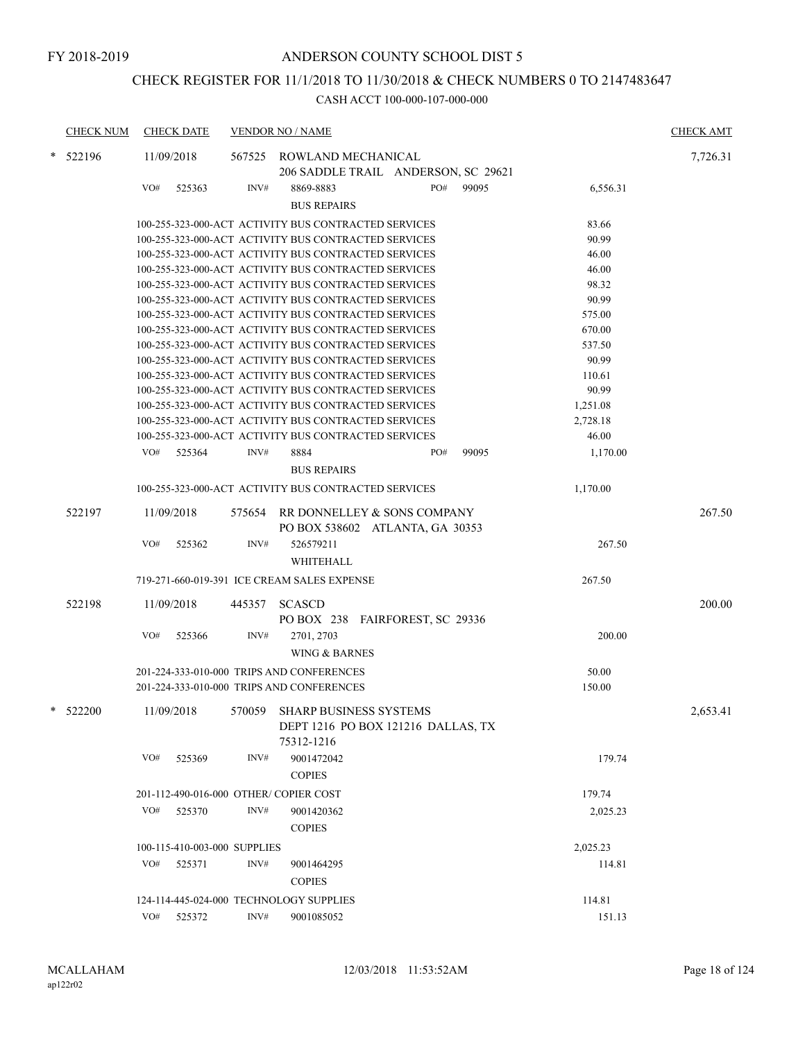FY 2018-2019

# ANDERSON COUNTY SCHOOL DIST 5

## CHECK REGISTER FOR 11/1/2018 TO 11/30/2018 & CHECK NUMBERS 0 TO 2147483647

CASH ACCT 100-000-107-000-000

| CHECK NUM | CHECK DATE | VENDOR NO / NAME | | CHECK AMT |
|---|---|---|---|---|
| * 522196 | 11/09/2018 | 567525 ROWLAND MECHANICAL<br>206 SADDLE TRAIL ANDERSON, SC 29621 | | 7,726.31 |
| | VO# 525363 | INV# 8869-8883 PO# 99095<br>BUS REPAIRS | 6,556.31 | |
| | | 100-255-323-000-ACT ACTIVITY BUS CONTRACTED SERVICES | 83.66 | |
| | | 100-255-323-000-ACT ACTIVITY BUS CONTRACTED SERVICES | 90.99 | |
| | | 100-255-323-000-ACT ACTIVITY BUS CONTRACTED SERVICES | 46.00 | |
| | | 100-255-323-000-ACT ACTIVITY BUS CONTRACTED SERVICES | 46.00 | |
| | | 100-255-323-000-ACT ACTIVITY BUS CONTRACTED SERVICES | 98.32 | |
| | | 100-255-323-000-ACT ACTIVITY BUS CONTRACTED SERVICES | 90.99 | |
| | | 100-255-323-000-ACT ACTIVITY BUS CONTRACTED SERVICES | 575.00 | |
| | | 100-255-323-000-ACT ACTIVITY BUS CONTRACTED SERVICES | 670.00 | |
| | | 100-255-323-000-ACT ACTIVITY BUS CONTRACTED SERVICES | 537.50 | |
| | | 100-255-323-000-ACT ACTIVITY BUS CONTRACTED SERVICES | 90.99 | |
| | | 100-255-323-000-ACT ACTIVITY BUS CONTRACTED SERVICES | 110.61 | |
| | | 100-255-323-000-ACT ACTIVITY BUS CONTRACTED SERVICES | 90.99 | |
| | | 100-255-323-000-ACT ACTIVITY BUS CONTRACTED SERVICES | 1,251.08 | |
| | | 100-255-323-000-ACT ACTIVITY BUS CONTRACTED SERVICES | 2,728.18 | |
| | | 100-255-323-000-ACT ACTIVITY BUS CONTRACTED SERVICES | 46.00 | |
| | VO# 525364 | INV# 8884 PO# 99095<br>BUS REPAIRS | 1,170.00 | |
| | | 100-255-323-000-ACT ACTIVITY BUS CONTRACTED SERVICES | 1,170.00 | |
| 522197 | 11/09/2018 | 575654 RR DONNELLEY & SONS COMPANY<br>PO BOX 538602 ATLANTA, GA 30353 | | 267.50 |
| | VO# 525362 | INV# 526579211<br>WHITEHALL | 267.50 | |
| | | 719-271-660-019-391 ICE CREAM SALES EXPENSE | 267.50 | |
| 522198 | 11/09/2018 | 445357 SCASCD<br>PO BOX 238 FAIRFOREST, SC 29336 | | 200.00 |
| | VO# 525366 | INV# 2701, 2703<br>WING & BARNES | 200.00 | |
| | | 201-224-333-010-000 TRIPS AND CONFERENCES | 50.00 | |
| | | 201-224-333-010-000 TRIPS AND CONFERENCES | 150.00 | |
| * 522200 | 11/09/2018 | 570059 SHARP BUSINESS SYSTEMS<br>DEPT 1216 PO BOX 121216 DALLAS, TX 75312-1216 | | 2,653.41 |
| | VO# 525369 | INV# 9001472042<br>COPIES | 179.74 | |
| | | 201-112-490-016-000 OTHER/ COPIER COST | 179.74 | |
| | VO# 525370 | INV# 9001420362<br>COPIES | 2,025.23 | |
| | | 100-115-410-003-000 SUPPLIES | 2,025.23 | |
| | VO# 525371 | INV# 9001464295<br>COPIES | 114.81 | |
| | | 124-114-445-024-000 TECHNOLOGY SUPPLIES | 114.81 | |
| | VO# 525372 | INV# 9001085052 | 151.13 | |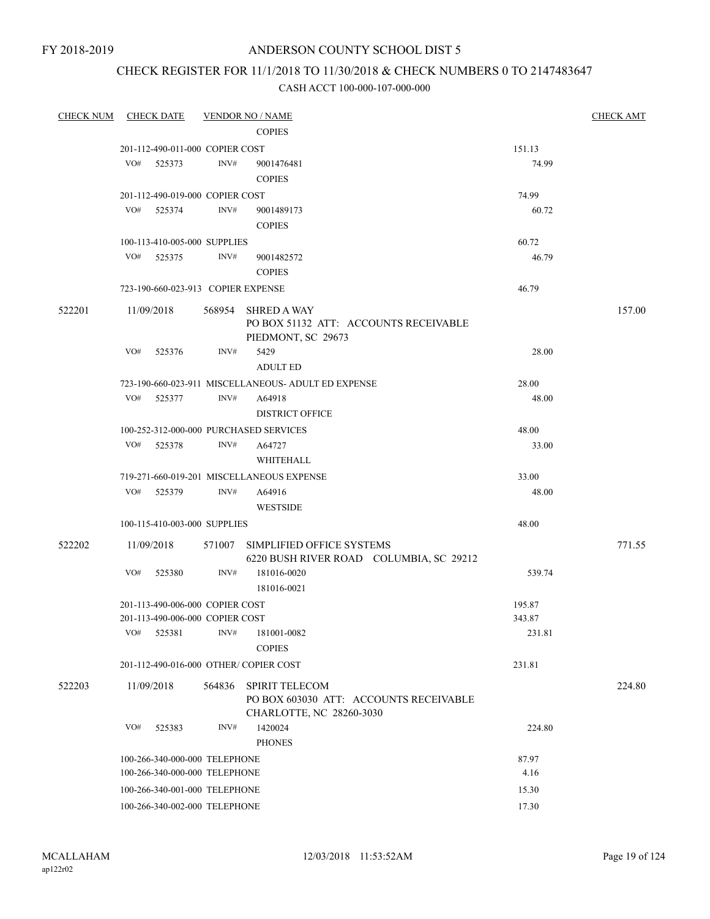FY 2018-2019

# ANDERSON COUNTY SCHOOL DIST 5

## CHECK REGISTER FOR 11/1/2018 TO 11/30/2018 & CHECK NUMBERS 0 TO 2147483647

CASH ACCT 100-000-107-000-000

| CHECK NUM | CHECK DATE | VENDOR NO / NAME | | CHECK AMT |
|---|---|---|---|---|
| | | COPIES | | |
| | 201-112-490-011-000 COPIER COST | | 151.13 | |
| | VO# 525373 | INV# 9001476481 COPIES | 74.99 | |
| | 201-112-490-019-000 COPIER COST | | 74.99 | |
| | VO# 525374 | INV# 9001489173 COPIES | 60.72 | |
| | 100-113-410-005-000 SUPPLIES | | 60.72 | |
| | VO# 525375 | INV# 9001482572 COPIES | 46.79 | |
| | 723-190-660-023-913 COPIER EXPENSE | | 46.79 | |
| 522201 | 11/09/2018 | 568954 SHRED A WAY PO BOX 51132 ATT: ACCOUNTS RECEIVABLE PIEDMONT, SC 29673 | | 157.00 |
| | VO# 525376 | INV# 5429 ADULT ED | 28.00 | |
| | 723-190-660-023-911 MISCELLANEOUS- ADULT ED EXPENSE | | 28.00 | |
| | VO# 525377 | INV# A64918 DISTRICT OFFICE | 48.00 | |
| | 100-252-312-000-000 PURCHASED SERVICES | | 48.00 | |
| | VO# 525378 | INV# A64727 WHITEHALL | 33.00 | |
| | 719-271-660-019-201 MISCELLANEOUS EXPENSE | | 33.00 | |
| | VO# 525379 | INV# A64916 WESTSIDE | 48.00 | |
| | 100-115-410-003-000 SUPPLIES | | 48.00 | |
| 522202 | 11/09/2018 | 571007 SIMPLIFIED OFFICE SYSTEMS 6220 BUSH RIVER ROAD COLUMBIA, SC 29212 | | 771.55 |
| | VO# 525380 | INV# 181016-0020 181016-0021 | 539.74 | |
| | 201-113-490-006-000 COPIER COST | | 195.87 | |
| | 201-113-490-006-000 COPIER COST | | 343.87 | |
| | VO# 525381 | INV# 181001-0082 COPIES | 231.81 | |
| | 201-112-490-016-000 OTHER/ COPIER COST | | 231.81 | |
| 522203 | 11/09/2018 | 564836 SPIRIT TELECOM PO BOX 603030 ATT: ACCOUNTS RECEIVABLE CHARLOTTE, NC 28260-3030 | | 224.80 |
| | VO# 525383 | INV# 1420024 PHONES | 224.80 | |
| | 100-266-340-000-000 TELEPHONE | | 87.97 | |
| | 100-266-340-000-000 TELEPHONE | | 4.16 | |
| | 100-266-340-001-000 TELEPHONE | | 15.30 | |
| | 100-266-340-002-000 TELEPHONE | | 17.30 | |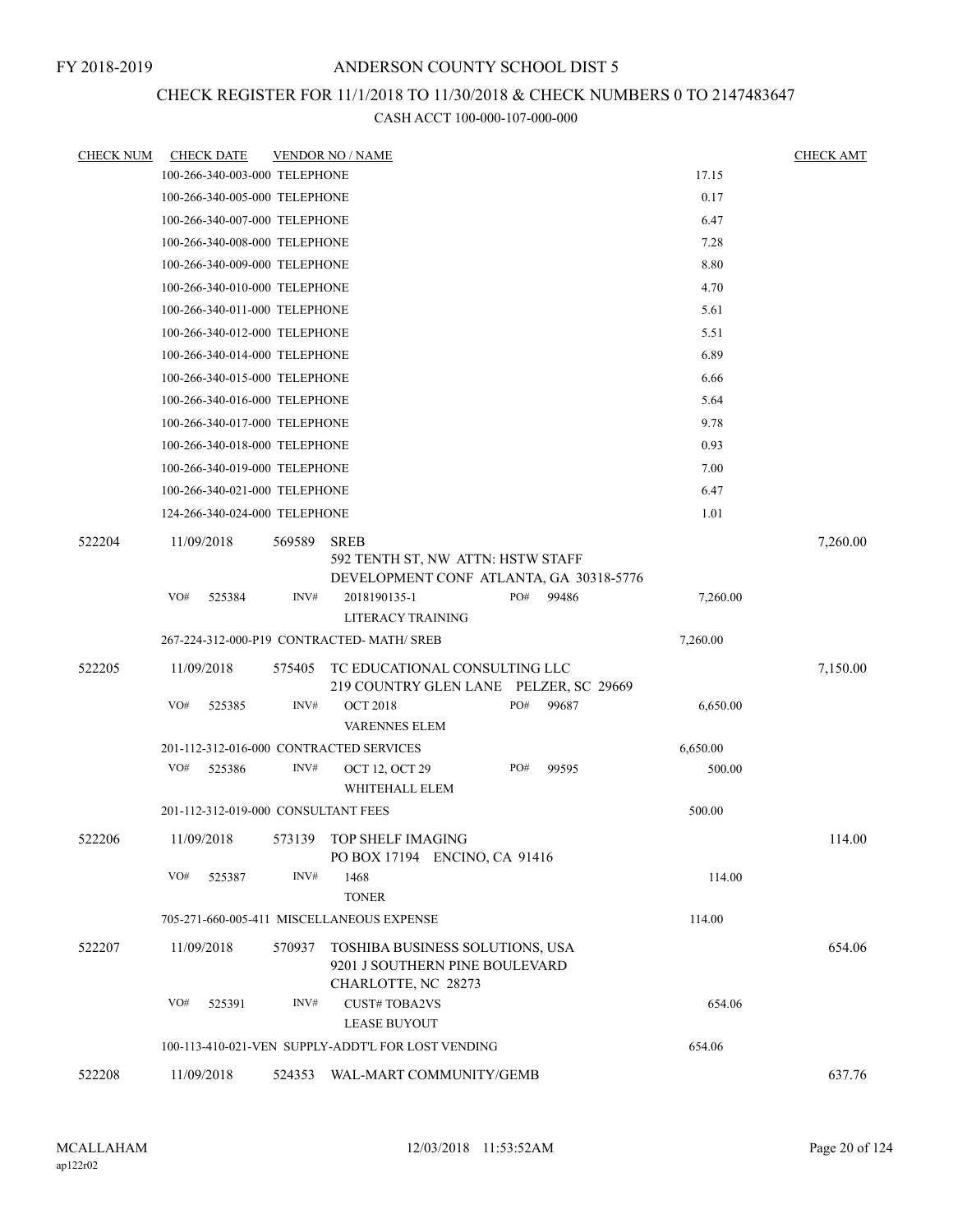FY 2018-2019

# ANDERSON COUNTY SCHOOL DIST 5

## CHECK REGISTER FOR 11/1/2018 TO 11/30/2018 & CHECK NUMBERS 0 TO 2147483647

### CASH ACCT 100-000-107-000-000

| CHECK NUM | CHECK DATE | VENDOR NO / NAME | | CHECK AMT |
|---|---|---|---|---|
| | 100-266-340-003-000 TELEPHONE | | 17.15 | |
| | 100-266-340-005-000 TELEPHONE | | 0.17 | |
| | 100-266-340-007-000 TELEPHONE | | 6.47 | |
| | 100-266-340-008-000 TELEPHONE | | 7.28 | |
| | 100-266-340-009-000 TELEPHONE | | 8.80 | |
| | 100-266-340-010-000 TELEPHONE | | 4.70 | |
| | 100-266-340-011-000 TELEPHONE | | 5.61 | |
| | 100-266-340-012-000 TELEPHONE | | 5.51 | |
| | 100-266-340-014-000 TELEPHONE | | 6.89 | |
| | 100-266-340-015-000 TELEPHONE | | 6.66 | |
| | 100-266-340-016-000 TELEPHONE | | 5.64 | |
| | 100-266-340-017-000 TELEPHONE | | 9.78 | |
| | 100-266-340-018-000 TELEPHONE | | 0.93 | |
| | 100-266-340-019-000 TELEPHONE | | 7.00 | |
| | 100-266-340-021-000 TELEPHONE | | 6.47 | |
| | 124-266-340-024-000 TELEPHONE | | 1.01 | |
| 522204 | 11/09/2018 | 569589 SREB<br>592 TENTH ST, NW ATTN: HSTW STAFF<br>DEVELOPMENT CONF ATLANTA, GA 30318-5776 | | 7,260.00 |
| | VO# 525384 | INV# 2018190135-1 PO# 99486<br>LITERACY TRAINING | 7,260.00 | |
| | 267-224-312-000-P19 CONTRACTED- MATH/ SREB | | 7,260.00 | |
| 522205 | 11/09/2018 | 575405 TC EDUCATIONAL CONSULTING LLC<br>219 COUNTRY GLEN LANE PELZER, SC 29669 | | 7,150.00 |
| | VO# 525385 | INV# OCT 2018 PO# 99687<br>VARENNES ELEM | 6,650.00 | |
| | 201-112-312-016-000 CONTRACTED SERVICES | | 6,650.00 | |
| | VO# 525386 | INV# OCT 12, OCT 29 PO# 99595<br>WHITEHALL ELEM | 500.00 | |
| | 201-112-312-019-000 CONSULTANT FEES | | 500.00 | |
| 522206 | 11/09/2018 | 573139 TOP SHELF IMAGING<br>PO BOX 17194 ENCINO, CA 91416 | | 114.00 |
| | VO# 525387 | INV# 1468<br>TONER | 114.00 | |
| | 705-271-660-005-411 MISCELLANEOUS EXPENSE | | 114.00 | |
| 522207 | 11/09/2018 | 570937 TOSHIBA BUSINESS SOLUTIONS, USA<br>9201 J SOUTHERN PINE BOULEVARD<br>CHARLOTTE, NC 28273 | | 654.06 |
| | VO# 525391 | INV# CUST# TOBA2VS<br>LEASE BUYOUT | 654.06 | |
| | 100-113-410-021-VEN SUPPLY-ADDT'L FOR LOST VENDING | | 654.06 | |
| 522208 | 11/09/2018 | 524353 WAL-MART COMMUNITY/GEMB | | 637.76 |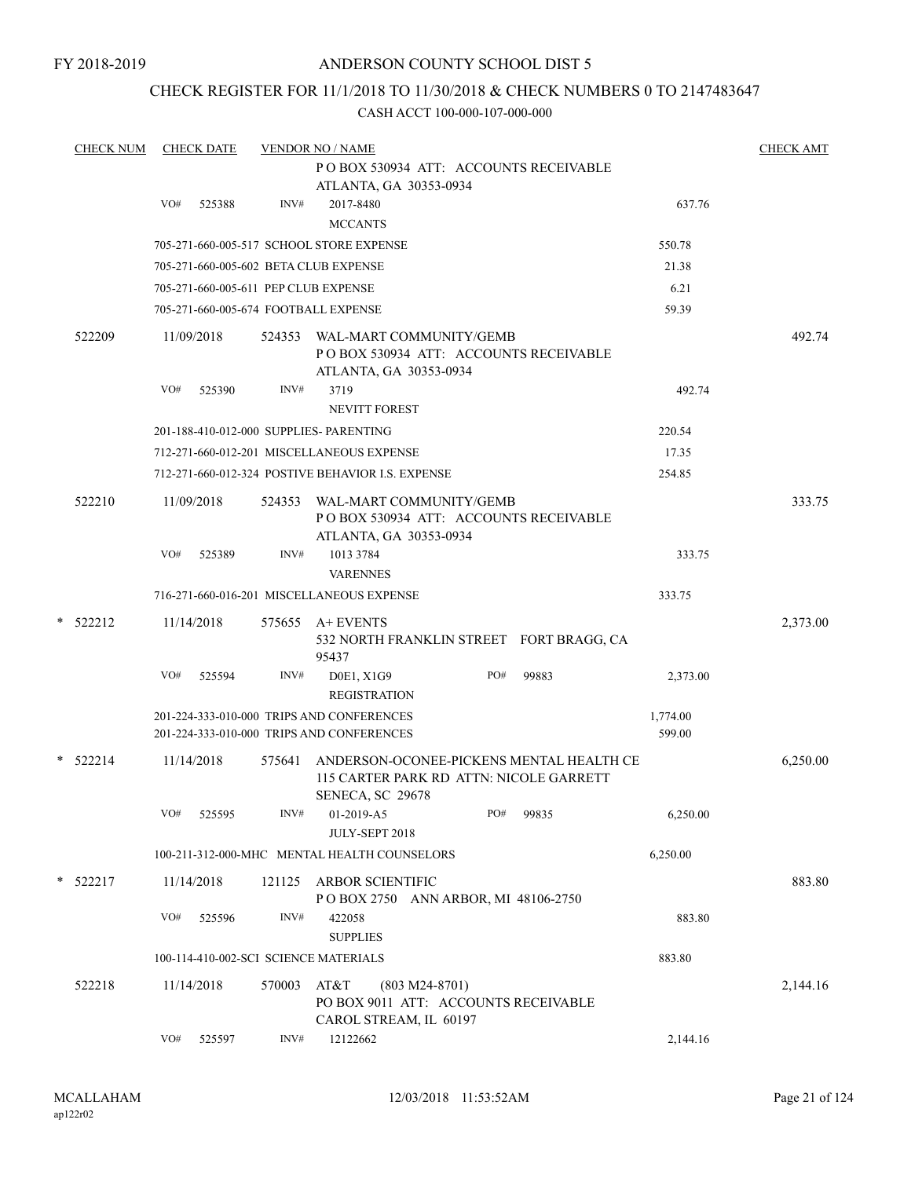FY 2018-2019

# ANDERSON COUNTY SCHOOL DIST 5

## CHECK REGISTER FOR 11/1/2018 TO 11/30/2018 & CHECK NUMBERS 0 TO 2147483647

CASH ACCT 100-000-107-000-000

| CHECK NUM | CHECK DATE | VENDOR NO / NAME | | CHECK AMT |
|---|---|---|---|---|
| | | P O BOX 530934 ATT: ACCOUNTS RECEIVABLE ATLANTA, GA 30353-0934 | | |
| | VO# 525388 | INV# 2017-8480 MCCANTS | 637.76 | |
| | | 705-271-660-005-517 SCHOOL STORE EXPENSE | 550.78 | |
| | | 705-271-660-005-602 BETA CLUB EXPENSE | 21.38 | |
| | | 705-271-660-005-611 PEP CLUB EXPENSE | 6.21 | |
| | | 705-271-660-005-674 FOOTBALL EXPENSE | 59.39 | |
| 522209 | 11/09/2018 | 524353 WAL-MART COMMUNITY/GEMB P O BOX 530934 ATT: ACCOUNTS RECEIVABLE ATLANTA, GA 30353-0934 | | 492.74 |
| | VO# 525390 | INV# 3719 NEVITT FOREST | 492.74 | |
| | | 201-188-410-012-000 SUPPLIES- PARENTING | 220.54 | |
| | | 712-271-660-012-201 MISCELLANEOUS EXPENSE | 17.35 | |
| | | 712-271-660-012-324 POSTIVE BEHAVIOR I.S. EXPENSE | 254.85 | |
| 522210 | 11/09/2018 | 524353 WAL-MART COMMUNITY/GEMB P O BOX 530934 ATT: ACCOUNTS RECEIVABLE ATLANTA, GA 30353-0934 | | 333.75 |
| | VO# 525389 | INV# 1013 3784 VARENNES | 333.75 | |
| | | 716-271-660-016-201 MISCELLANEOUS EXPENSE | 333.75 | |
| * 522212 | 11/14/2018 | 575655 A+ EVENTS 532 NORTH FRANKLIN STREET FORT BRAGG, CA 95437 | | 2,373.00 |
| | VO# 525594 | INV# D0E1, X1G9 REGISTRATION PO# 99883 | 2,373.00 | |
| | | 201-224-333-010-000 TRIPS AND CONFERENCES | 1,774.00 | |
| | | 201-224-333-010-000 TRIPS AND CONFERENCES | 599.00 | |
| * 522214 | 11/14/2018 | 575641 ANDERSON-OCONEE-PICKENS MENTAL HEALTH CE 115 CARTER PARK RD ATTN: NICOLE GARRETT SENECA, SC 29678 | | 6,250.00 |
| | VO# 525595 | INV# 01-2019-A5 JULY-SEPT 2018 PO# 99835 | 6,250.00 | |
| | | 100-211-312-000-MHC MENTAL HEALTH COUNSELORS | 6,250.00 | |
| * 522217 | 11/14/2018 | 121125 ARBOR SCIENTIFIC P O BOX 2750 ANN ARBOR, MI 48106-2750 | | 883.80 |
| | VO# 525596 | INV# 422058 SUPPLIES | 883.80 | |
| | | 100-114-410-002-SCI SCIENCE MATERIALS | 883.80 | |
| 522218 | 11/14/2018 | 570003 AT&T (803 M24-8701) PO BOX 9011 ATT: ACCOUNTS RECEIVABLE CAROL STREAM, IL 60197 | | 2,144.16 |
| | VO# 525597 | INV# 12122662 | 2,144.16 | |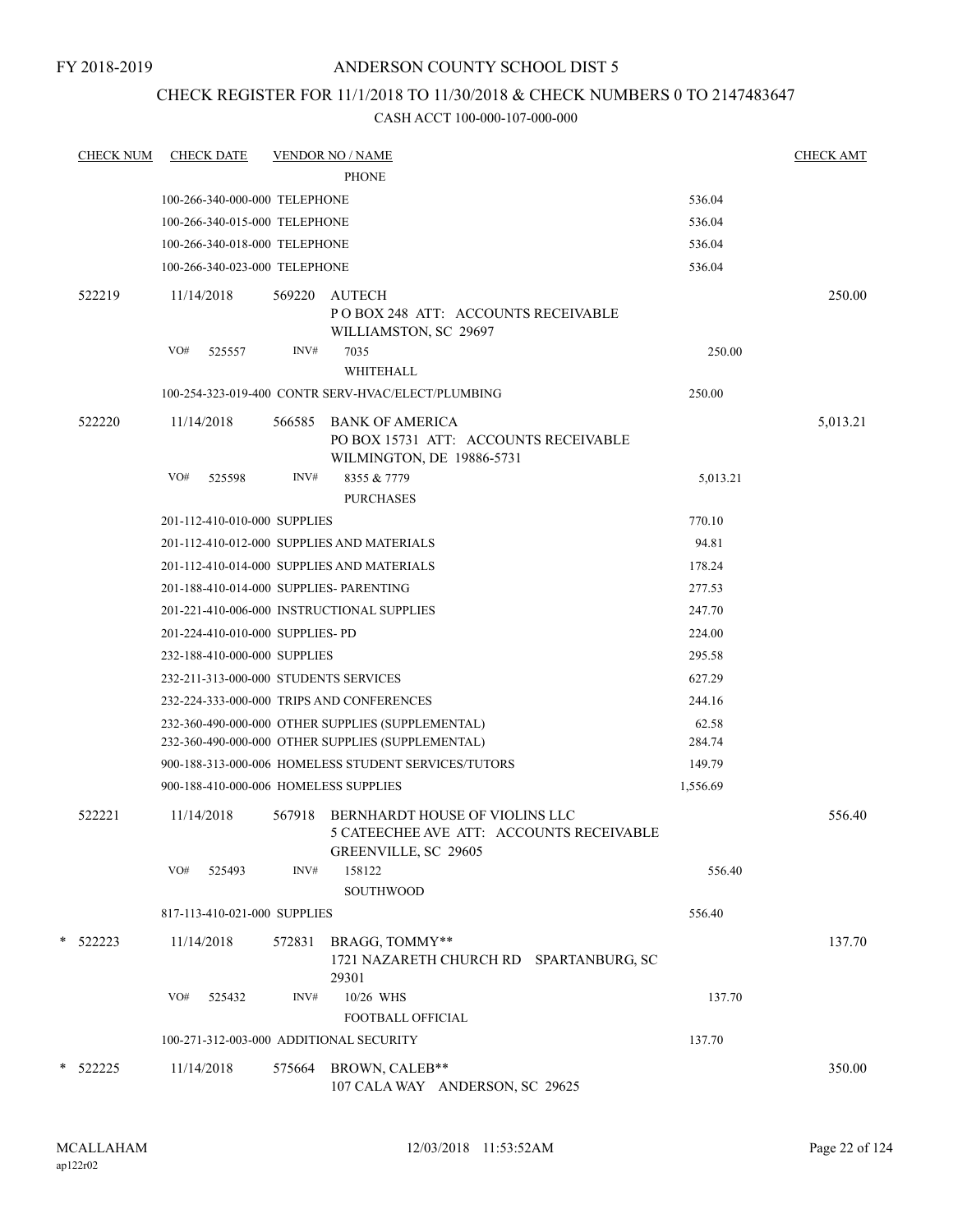FY 2018-2019

# ANDERSON COUNTY SCHOOL DIST 5

## CHECK REGISTER FOR 11/1/2018 TO 11/30/2018 & CHECK NUMBERS 0 TO 2147483647

### CASH ACCT 100-000-107-000-000

| CHECK NUM | CHECK DATE | VENDOR NO / NAME | | CHECK AMT |
|---|---|---|---|---|
| | | PHONE | | |
| | 100-266-340-000-000 TELEPHONE | | 536.04 | |
| | 100-266-340-015-000 TELEPHONE | | 536.04 | |
| | 100-266-340-018-000 TELEPHONE | | 536.04 | |
| | 100-266-340-023-000 TELEPHONE | | 536.04 | |
| 522219 | 11/14/2018 | 569220 AUTECH<br>P O BOX 248 ATT: ACCOUNTS RECEIVABLE<br>WILLIAMSTON, SC 29697 | | 250.00 |
| | VO# 525557 | INV# 7035<br>WHITEHALL | 250.00 | |
| | 100-254-323-019-400 CONTR SERV-HVAC/ELECT/PLUMBING | | 250.00 | |
| 522220 | 11/14/2018 | 566585 BANK OF AMERICA<br>PO BOX 15731 ATT: ACCOUNTS RECEIVABLE<br>WILMINGTON, DE 19886-5731 | | 5,013.21 |
| | VO# 525598 | INV# 8355 & 7779<br>PURCHASES | 5,013.21 | |
| | 201-112-410-010-000 SUPPLIES | | 770.10 | |
| | 201-112-410-012-000 SUPPLIES AND MATERIALS | | 94.81 | |
| | 201-112-410-014-000 SUPPLIES AND MATERIALS | | 178.24 | |
| | 201-188-410-014-000 SUPPLIES- PARENTING | | 277.53 | |
| | 201-221-410-006-000 INSTRUCTIONAL SUPPLIES | | 247.70 | |
| | 201-224-410-010-000 SUPPLIES- PD | | 224.00 | |
| | 232-188-410-000-000 SUPPLIES | | 295.58 | |
| | 232-211-313-000-000 STUDENTS SERVICES | | 627.29 | |
| | 232-224-333-000-000 TRIPS AND CONFERENCES | | 244.16 | |
| | 232-360-490-000-000 OTHER SUPPLIES (SUPPLEMENTAL) | | 62.58 | |
| | 232-360-490-000-000 OTHER SUPPLIES (SUPPLEMENTAL) | | 284.74 | |
| | 900-188-313-000-006 HOMELESS STUDENT SERVICES/TUTORS | | 149.79 | |
| | 900-188-410-000-006 HOMELESS SUPPLIES | | 1,556.69 | |
| 522221 | 11/14/2018 | 567918 BERNHARDT HOUSE OF VIOLINS LLC<br>5 CATEECHEE AVE ATT: ACCOUNTS RECEIVABLE<br>GREENVILLE, SC 29605 | | 556.40 |
| | VO# 525493 | INV# 158122<br>SOUTHWOOD | 556.40 | |
| | 817-113-410-021-000 SUPPLIES | | 556.40 | |
| * 522223 | 11/14/2018 | 572831 BRAGG, TOMMY**<br>1721 NAZARETH CHURCH RD SPARTANBURG, SC 29301 | | 137.70 |
| | VO# 525432 | INV# 10/26 WHS<br>FOOTBALL OFFICIAL | 137.70 | |
| | 100-271-312-003-000 ADDITIONAL SECURITY | | 137.70 | |
| * 522225 | 11/14/2018 | 575664 BROWN, CALEB**<br>107 CALA WAY ANDERSON, SC 29625 | | 350.00 |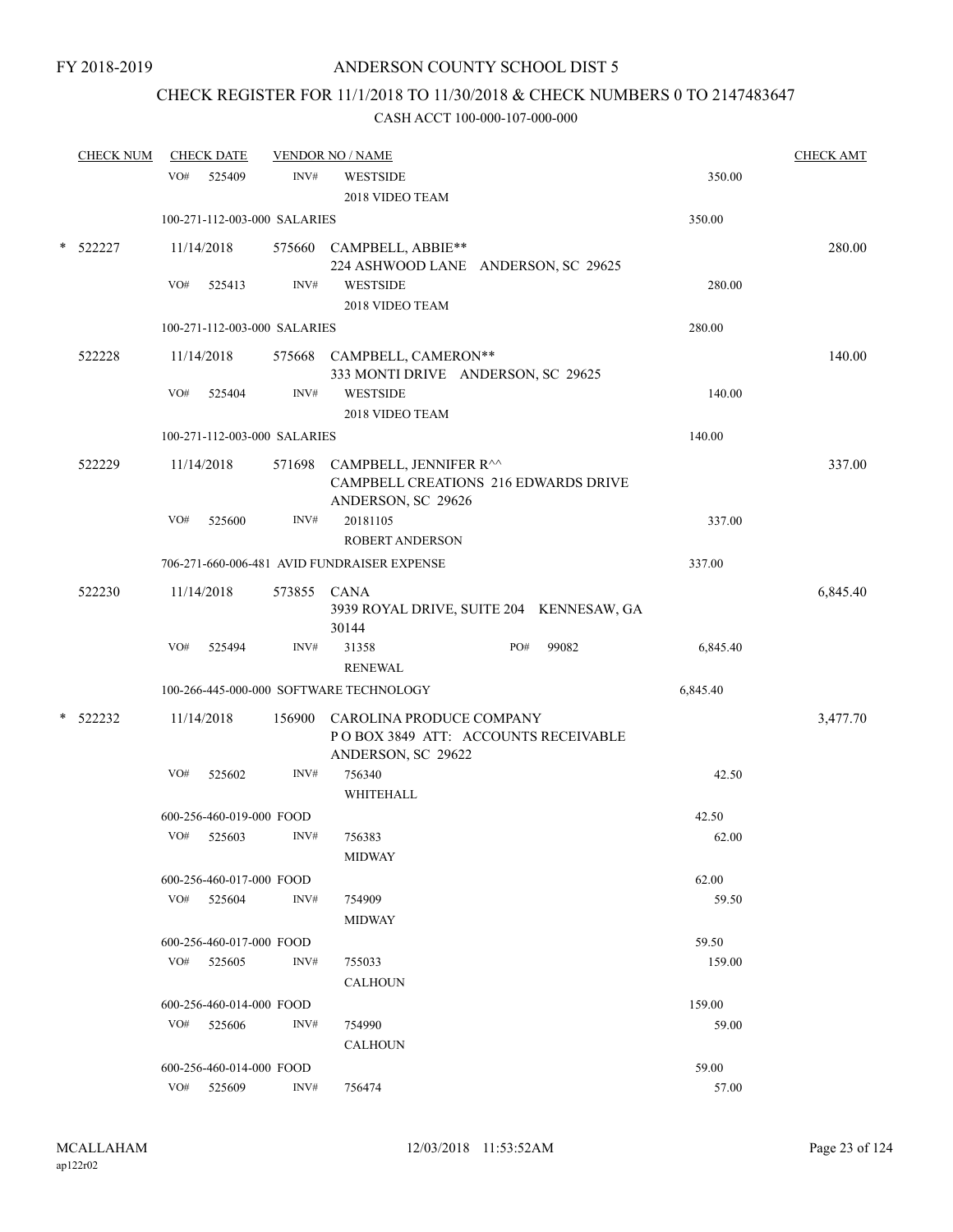FY 2018-2019

# ANDERSON COUNTY SCHOOL DIST 5

## CHECK REGISTER FOR 11/1/2018 TO 11/30/2018 & CHECK NUMBERS 0 TO 2147483647

### CASH ACCT 100-000-107-000-000

| CHECK NUM | CHECK DATE | VENDOR NO / NAME | | CHECK AMT |
|---|---|---|---|---|
| | VO# 525409 | INV# WESTSIDE 2018 VIDEO TEAM | 350.00 | |
| | 100-271-112-003-000 SALARIES | | 350.00 | |
| * 522227 | 11/14/2018 | 575660 CAMPBELL, ABBIE** 224 ASHWOOD LANE ANDERSON, SC 29625 | | 280.00 |
| | VO# 525413 | INV# WESTSIDE 2018 VIDEO TEAM | 280.00 | |
| | 100-271-112-003-000 SALARIES | | 280.00 | |
| 522228 | 11/14/2018 | 575668 CAMPBELL, CAMERON** 333 MONTI DRIVE ANDERSON, SC 29625 | | 140.00 |
| | VO# 525404 | INV# WESTSIDE 2018 VIDEO TEAM | 140.00 | |
| | 100-271-112-003-000 SALARIES | | 140.00 | |
| 522229 | 11/14/2018 | 571698 CAMPBELL, JENNIFER R^^ CAMPBELL CREATIONS 216 EDWARDS DRIVE ANDERSON, SC 29626 | | 337.00 |
| | VO# 525600 | INV# 20181105 ROBERT ANDERSON | 337.00 | |
| | 706-271-660-006-481 AVID FUNDRAISER EXPENSE | | 337.00 | |
| 522230 | 11/14/2018 | 573855 CANA 3939 ROYAL DRIVE, SUITE 204 KENNESAW, GA 30144 | | 6,845.40 |
| | VO# 525494 | INV# 31358 PO# 99082 RENEWAL | 6,845.40 | |
| | 100-266-445-000-000 SOFTWARE TECHNOLOGY | | 6,845.40 | |
| * 522232 | 11/14/2018 | 156900 CAROLINA PRODUCE COMPANY P O BOX 3849 ATT: ACCOUNTS RECEIVABLE ANDERSON, SC 29622 | | 3,477.70 |
| | VO# 525602 | INV# 756340 WHITEHALL | 42.50 | |
| | 600-256-460-019-000 FOOD | | 42.50 | |
| | VO# 525603 | INV# 756383 MIDWAY | 62.00 | |
| | 600-256-460-017-000 FOOD | | 62.00 | |
| | VO# 525604 | INV# 754909 MIDWAY | 59.50 | |
| | 600-256-460-017-000 FOOD | | 59.50 | |
| | VO# 525605 | INV# 755033 CALHOUN | 159.00 | |
| | 600-256-460-014-000 FOOD | | 159.00 | |
| | VO# 525606 | INV# 754990 CALHOUN | 59.00 | |
| | 600-256-460-014-000 FOOD | | 59.00 | |
| | VO# 525609 | INV# 756474 | 57.00 | |

MCALLAHAM ap122r02 12/03/2018 11:53:52AM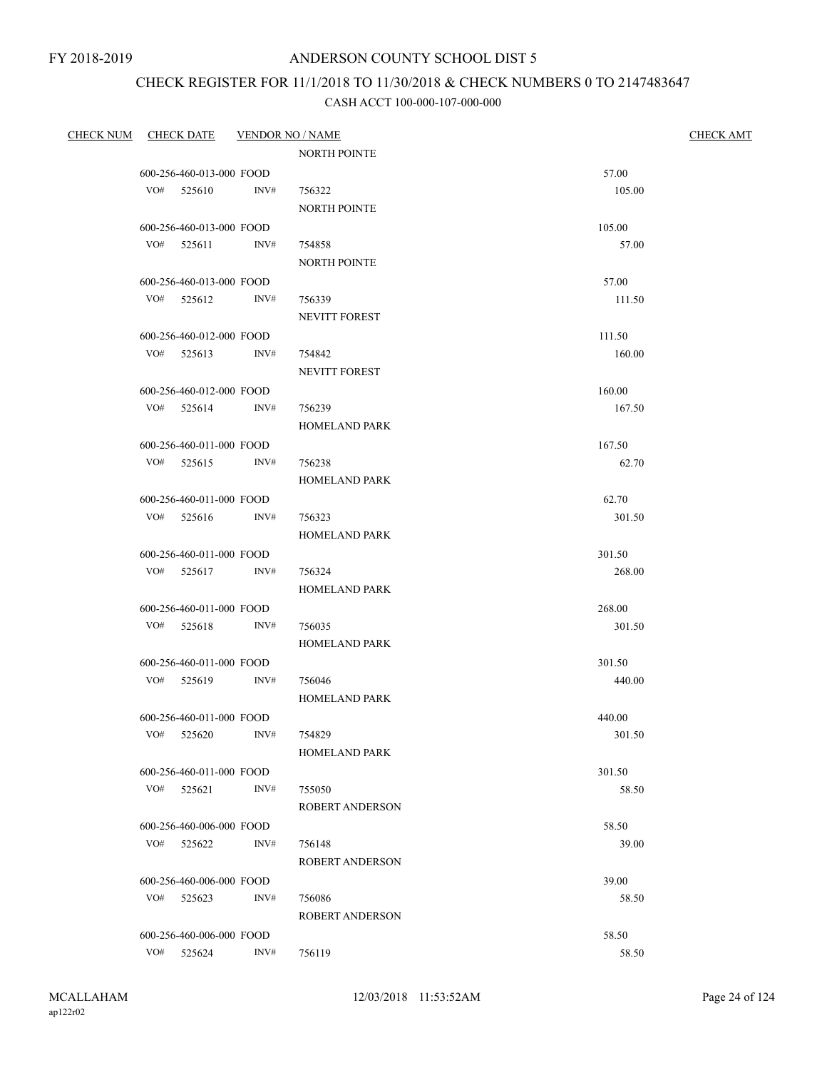FY 2018-2019

# ANDERSON COUNTY SCHOOL DIST 5

## CHECK REGISTER FOR 11/1/2018 TO 11/30/2018 & CHECK NUMBERS 0 TO 2147483647

### CASH ACCT 100-000-107-000-000

| CHECK NUM | CHECK DATE | VENDOR NO / NAME | | CHECK AMT |
|---|---|---|---|---|
| | | NORTH POINTE | | |
| | 600-256-460-013-000 FOOD | | 57.00 | |
| | VO# 525610 INV# | 756322 | 105.00 | |
| | | NORTH POINTE | | |
| | 600-256-460-013-000 FOOD | | 105.00 | |
| | VO# 525611 INV# | 754858 | 57.00 | |
| | | NORTH POINTE | | |
| | 600-256-460-013-000 FOOD | | 57.00 | |
| | VO# 525612 INV# | 756339 | 111.50 | |
| | | NEVITT FOREST | | |
| | 600-256-460-012-000 FOOD | | 111.50 | |
| | VO# 525613 INV# | 754842 | 160.00 | |
| | | NEVITT FOREST | | |
| | 600-256-460-012-000 FOOD | | 160.00 | |
| | VO# 525614 INV# | 756239 | 167.50 | |
| | | HOMELAND PARK | | |
| | 600-256-460-011-000 FOOD | | 167.50 | |
| | VO# 525615 INV# | 756238 | 62.70 | |
| | | HOMELAND PARK | | |
| | 600-256-460-011-000 FOOD | | 62.70 | |
| | VO# 525616 INV# | 756323 | 301.50 | |
| | | HOMELAND PARK | | |
| | 600-256-460-011-000 FOOD | | 301.50 | |
| | VO# 525617 INV# | 756324 | 268.00 | |
| | | HOMELAND PARK | | |
| | 600-256-460-011-000 FOOD | | 268.00 | |
| | VO# 525618 INV# | 756035 | 301.50 | |
| | | HOMELAND PARK | | |
| | 600-256-460-011-000 FOOD | | 301.50 | |
| | VO# 525619 INV# | 756046 | 440.00 | |
| | | HOMELAND PARK | | |
| | 600-256-460-011-000 FOOD | | 440.00 | |
| | VO# 525620 INV# | 754829 | 301.50 | |
| | | HOMELAND PARK | | |
| | 600-256-460-011-000 FOOD | | 301.50 | |
| | VO# 525621 INV# | 755050 | 58.50 | |
| | | ROBERT ANDERSON | | |
| | 600-256-460-006-000 FOOD | | 58.50 | |
| | VO# 525622 INV# | 756148 | 39.00 | |
| | | ROBERT ANDERSON | | |
| | 600-256-460-006-000 FOOD | | 39.00 | |
| | VO# 525623 INV# | 756086 | 58.50 | |
| | | ROBERT ANDERSON | | |
| | 600-256-460-006-000 FOOD | | 58.50 | |
| | VO# 525624 INV# | 756119 | 58.50 | |

MCALLAHAM
ap122r02

12/03/2018 11:53:52AM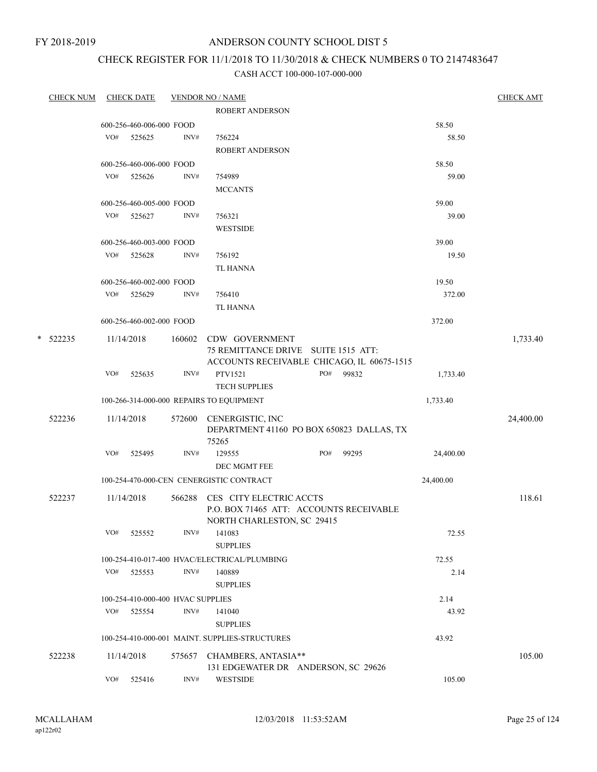FY 2018-2019

# ANDERSON COUNTY SCHOOL DIST 5

## CHECK REGISTER FOR 11/1/2018 TO 11/30/2018 & CHECK NUMBERS 0 TO 2147483647

CASH ACCT 100-000-107-000-000

| CHECK NUM | CHECK DATE | VENDOR NO / NAME | | CHECK AMT |
|---|---|---|---|---|
| | | ROBERT ANDERSON | | |
| | 600-256-460-006-000 FOOD | | 58.50 | |
| | VO# 525625 | INV# 756224<br>ROBERT ANDERSON | 58.50 | |
| | 600-256-460-006-000 FOOD | | 58.50 | |
| | VO# 525626 | INV# 754989<br>MCCANTS | 59.00 | |
| | 600-256-460-005-000 FOOD | | 59.00 | |
| | VO# 525627 | INV# 756321<br>WESTSIDE | 39.00 | |
| | 600-256-460-003-000 FOOD | | 39.00 | |
| | VO# 525628 | INV# 756192<br>TL HANNA | 19.50 | |
| | 600-256-460-002-000 FOOD | | 19.50 | |
| | VO# 525629 | INV# 756410<br>TL HANNA | 372.00 | |
| | 600-256-460-002-000 FOOD | | 372.00 | |
| * 522235 | 11/14/2018 | 160602 CDW GOVERNMENT<br>75 REMITTANCE DRIVE SUITE 1515 ATT: ACCOUNTS RECEIVABLE CHICAGO, IL 60675-1515 | | 1,733.40 |
| | VO# 525635 | INV# PTV1521 PO# 99832<br>TECH SUPPLIES | 1,733.40 | |
| | 100-266-314-000-000 REPAIRS TO EQUIPMENT | | 1,733.40 | |
| 522236 | 11/14/2018 | 572600 CENERGISTIC, INC<br>DEPARTMENT 41160 PO BOX 650823 DALLAS, TX 75265 | | 24,400.00 |
| | VO# 525495 | INV# 129555 PO# 99295<br>DEC MGMT FEE | 24,400.00 | |
| | 100-254-470-000-CEN CENERGISTIC CONTRACT | | 24,400.00 | |
| 522237 | 11/14/2018 | 566288 CES CITY ELECTRIC ACCTS<br>P.O. BOX 71465 ATT: ACCOUNTS RECEIVABLE NORTH CHARLESTON, SC 29415 | | 118.61 |
| | VO# 525552 | INV# 141083<br>SUPPLIES | 72.55 | |
| | 100-254-410-017-400 HVAC/ELECTRICAL/PLUMBING | | 72.55 | |
| | VO# 525553 | INV# 140889<br>SUPPLIES | 2.14 | |
| | 100-254-410-000-400 HVAC SUPPLIES | | 2.14 | |
| | VO# 525554 | INV# 141040<br>SUPPLIES | 43.92 | |
| | 100-254-410-000-001 MAINT. SUPPLIES-STRUCTURES | | 43.92 | |
| 522238 | 11/14/2018 | 575657 CHAMBERS, ANTASIA**<br>131 EDGEWATER DR ANDERSON, SC 29626 | | 105.00 |
| | VO# 525416 | INV# WESTSIDE | 105.00 | |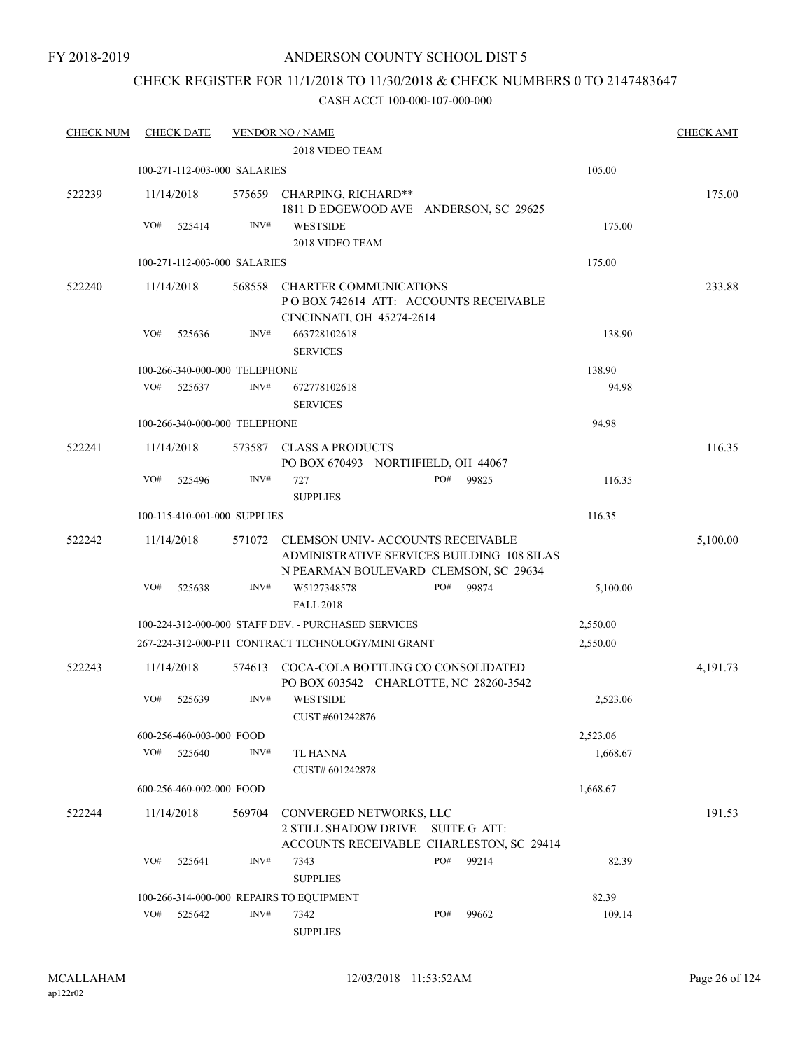FY 2018-2019

ANDERSON COUNTY SCHOOL DIST 5

CHECK REGISTER FOR 11/1/2018 TO 11/30/2018 & CHECK NUMBERS 0 TO 2147483647

CASH ACCT 100-000-107-000-000

| CHECK NUM | CHECK DATE | VENDOR NO / NAME | | CHECK AMT |
|---|---|---|---|---|
| | | 2018 VIDEO TEAM | | |
| | 100-271-112-003-000 SALARIES | | 105.00 | |
| 522239 | 11/14/2018 | 575659 CHARPING, RICHARD** 1811 D EDGEWOOD AVE ANDERSON, SC 29625 | | 175.00 |
| | VO# 525414 | INV# WESTSIDE 2018 VIDEO TEAM | 175.00 | |
| | 100-271-112-003-000 SALARIES | | 175.00 | |
| 522240 | 11/14/2018 | 568558 CHARTER COMMUNICATIONS P O BOX 742614 ATT: ACCOUNTS RECEIVABLE CINCINNATI, OH 45274-2614 | | 233.88 |
| | VO# 525636 | INV# 663728102618 SERVICES | 138.90 | |
| | 100-266-340-000-000 TELEPHONE | | 138.90 | |
| | VO# 525637 | INV# 672778102618 SERVICES | 94.98 | |
| | 100-266-340-000-000 TELEPHONE | | 94.98 | |
| 522241 | 11/14/2018 | 573587 CLASS A PRODUCTS PO BOX 670493 NORTHFIELD, OH 44067 | | 116.35 |
| | VO# 525496 | INV# 727 PO# 99825 SUPPLIES | 116.35 | |
| | 100-115-410-001-000 SUPPLIES | | 116.35 | |
| 522242 | 11/14/2018 | 571072 CLEMSON UNIV- ACCOUNTS RECEIVABLE ADMINISTRATIVE SERVICES BUILDING 108 SILAS N PEARMAN BOULEVARD CLEMSON, SC 29634 | | 5,100.00 |
| | VO# 525638 | INV# W5127348578 PO# 99874 FALL 2018 | 5,100.00 | |
| | 100-224-312-000-000 STAFF DEV. - PURCHASED SERVICES | | 2,550.00 | |
| | 267-224-312-000-P11 CONTRACT TECHNOLOGY/MINI GRANT | | 2,550.00 | |
| 522243 | 11/14/2018 | 574613 COCA-COLA BOTTLING CO CONSOLIDATED PO BOX 603542 CHARLOTTE, NC 28260-3542 | | 4,191.73 |
| | VO# 525639 | INV# WESTSIDE CUST #601242876 | 2,523.06 | |
| | 600-256-460-003-000 FOOD | | 2,523.06 | |
| | VO# 525640 | INV# TL HANNA CUST# 601242878 | 1,668.67 | |
| | 600-256-460-002-000 FOOD | | 1,668.67 | |
| 522244 | 11/14/2018 | 569704 CONVERGED NETWORKS, LLC 2 STILL SHADOW DRIVE SUITE G ATT: ACCOUNTS RECEIVABLE CHARLESTON, SC 29414 | | 191.53 |
| | VO# 525641 | INV# 7343 PO# 99214 SUPPLIES | 82.39 | |
| | 100-266-314-000-000 REPAIRS TO EQUIPMENT | | 82.39 | |
| | VO# 525642 | INV# 7342 PO# 99662 SUPPLIES | 109.14 | |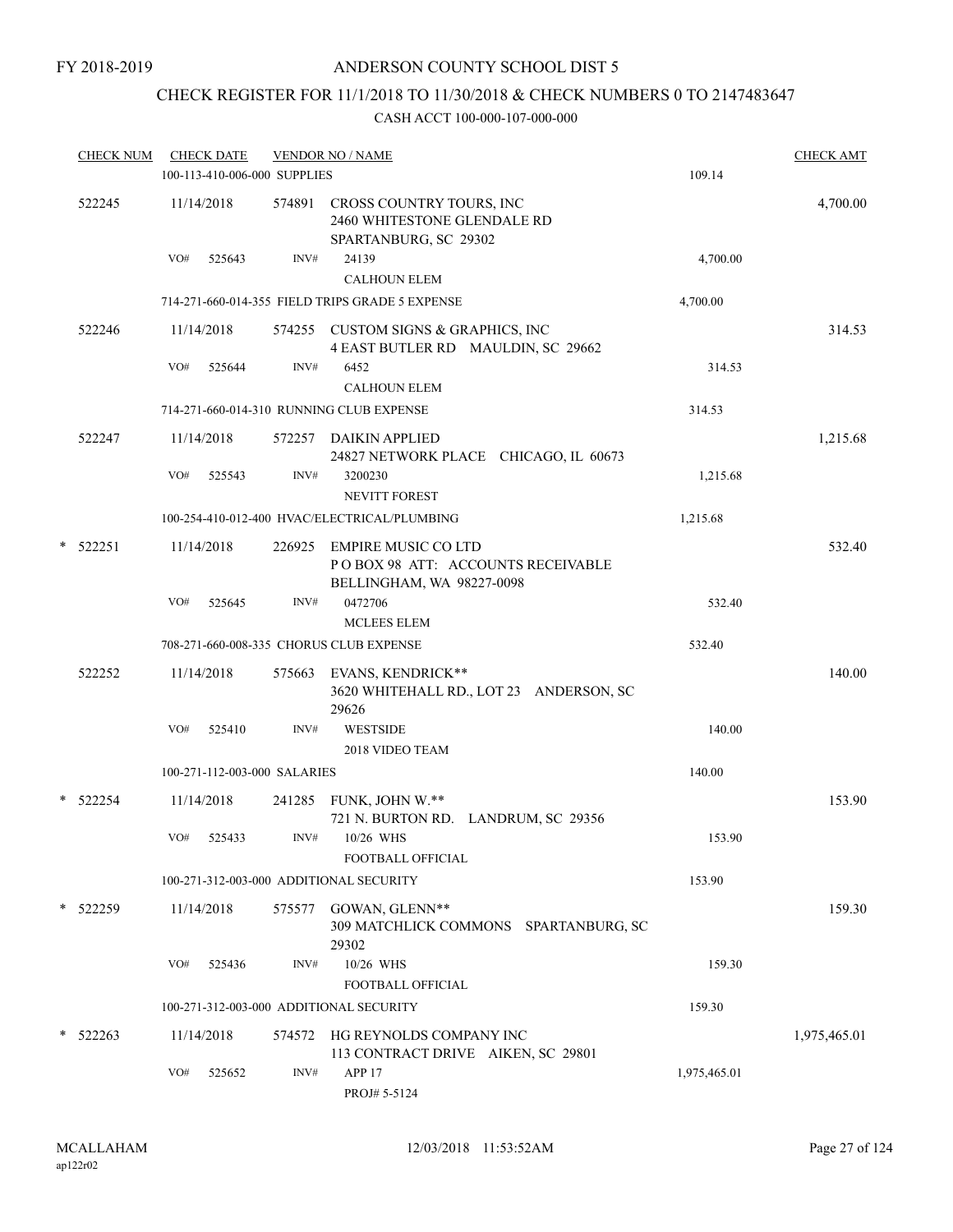FY 2018-2019

# ANDERSON COUNTY SCHOOL DIST 5

## CHECK REGISTER FOR 11/1/2018 TO 11/30/2018 & CHECK NUMBERS 0 TO 2147483647

### CASH ACCT 100-000-107-000-000

| CHECK NUM | CHECK DATE | VENDOR NO / NAME | | CHECK AMT |
|---|---|---|---|---|
| | 100-113-410-006-000 SUPPLIES | | 109.14 | |
| 522245 | 11/14/2018 | 574891 CROSS COUNTRY TOURS, INC<br>2460 WHITESTONE GLENDALE RD<br>SPARTANBURG, SC 29302 | | 4,700.00 |
| | VO# 525643 | INV# 24139<br>CALHOUN ELEM | 4,700.00 | |
| | 714-271-660-014-355 FIELD TRIPS GRADE 5 EXPENSE | | 4,700.00 | |
| 522246 | 11/14/2018 | 574255 CUSTOM SIGNS & GRAPHICS, INC<br>4 EAST BUTLER RD MAULDIN, SC 29662 | | 314.53 |
| | VO# 525644 | INV# 6452<br>CALHOUN ELEM | 314.53 | |
| | 714-271-660-014-310 RUNNING CLUB EXPENSE | | 314.53 | |
| 522247 | 11/14/2018 | 572257 DAIKIN APPLIED<br>24827 NETWORK PLACE CHICAGO, IL 60673 | | 1,215.68 |
| | VO# 525543 | INV# 3200230<br>NEVITT FOREST | 1,215.68 | |
| | 100-254-410-012-400 HVAC/ELECTRICAL/PLUMBING | | 1,215.68 | |
| * 522251 | 11/14/2018 | 226925 EMPIRE MUSIC CO LTD<br>P O BOX 98 ATT: ACCOUNTS RECEIVABLE<br>BELLINGHAM, WA 98227-0098 | | 532.40 |
| | VO# 525645 | INV# 0472706<br>MCLEES ELEM | 532.40 | |
| | 708-271-660-008-335 CHORUS CLUB EXPENSE | | 532.40 | |
| 522252 | 11/14/2018 | 575663 EVANS, KENDRICK**<br>3620 WHITEHALL RD., LOT 23 ANDERSON, SC<br>29626 | | 140.00 |
| | VO# 525410 | INV# WESTSIDE<br>2018 VIDEO TEAM | 140.00 | |
| | 100-271-112-003-000 SALARIES | | 140.00 | |
| * 522254 | 11/14/2018 | 241285 FUNK, JOHN W.**<br>721 N. BURTON RD. LANDRUM, SC 29356 | | 153.90 |
| | VO# 525433 | INV# 10/26 WHS<br>FOOTBALL OFFICIAL | 153.90 | |
| | 100-271-312-003-000 ADDITIONAL SECURITY | | 153.90 | |
| * 522259 | 11/14/2018 | 575577 GOWAN, GLENN**<br>309 MATCHLICK COMMONS SPARTANBURG, SC<br>29302 | | 159.30 |
| | VO# 525436 | INV# 10/26 WHS<br>FOOTBALL OFFICIAL | 159.30 | |
| | 100-271-312-003-000 ADDITIONAL SECURITY | | 159.30 | |
| * 522263 | 11/14/2018 | 574572 HG REYNOLDS COMPANY INC<br>113 CONTRACT DRIVE AIKEN, SC 29801 | | 1,975,465.01 |
| | VO# 525652 | INV# APP 17<br>PROJ# 5-5124 | 1,975,465.01 | |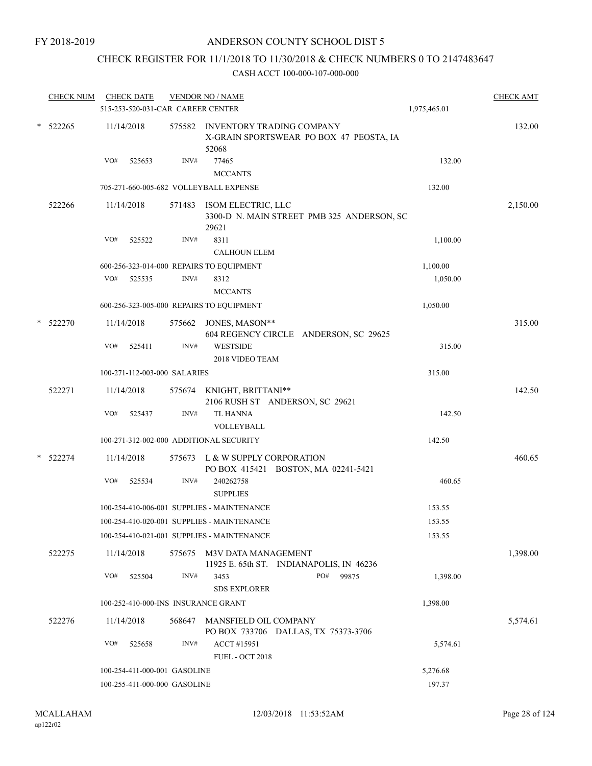FY 2018-2019

# ANDERSON COUNTY SCHOOL DIST 5

## CHECK REGISTER FOR 11/1/2018 TO 11/30/2018 & CHECK NUMBERS 0 TO 2147483647

### CASH ACCT 100-000-107-000-000

| CHECK NUM | CHECK DATE | VENDOR NO / NAME | | CHECK AMT |
|---|---|---|---|---|
| | 515-253-520-031-CAR CAREER CENTER | | 1,975,465.01 | |
| * 522265 | 11/14/2018 | 575582 INVENTORY TRADING COMPANY X-GRAIN SPORTSWEAR PO BOX 47 PEOSTA, IA 52068 | | 132.00 |
| | VO# 525653 | INV# 77465 MCCANTS | 132.00 | |
| | 705-271-660-005-682 VOLLEYBALL EXPENSE | | 132.00 | |
| 522266 | 11/14/2018 | 571483 ISOM ELECTRIC, LLC 3300-D N. MAIN STREET PMB 325 ANDERSON, SC 29621 | | 2,150.00 |
| | VO# 525522 | INV# 8311 CALHOUN ELEM | 1,100.00 | |
| | 600-256-323-014-000 REPAIRS TO EQUIPMENT | | 1,100.00 | |
| | VO# 525535 | INV# 8312 MCCANTS | 1,050.00 | |
| | 600-256-323-005-000 REPAIRS TO EQUIPMENT | | 1,050.00 | |
| * 522270 | 11/14/2018 | 575662 JONES, MASON** 604 REGENCY CIRCLE ANDERSON, SC 29625 | | 315.00 |
| | VO# 525411 | INV# WESTSIDE 2018 VIDEO TEAM | 315.00 | |
| | 100-271-112-003-000 SALARIES | | 315.00 | |
| 522271 | 11/14/2018 | 575674 KNIGHT, BRITTANI** 2106 RUSH ST ANDERSON, SC 29621 | | 142.50 |
| | VO# 525437 | INV# TL HANNA VOLLEYBALL | 142.50 | |
| | 100-271-312-002-000 ADDITIONAL SECURITY | | 142.50 | |
| * 522274 | 11/14/2018 | 575673 L & W SUPPLY CORPORATION PO BOX 415421 BOSTON, MA 02241-5421 | | 460.65 |
| | VO# 525534 | INV# 240262758 SUPPLIES | 460.65 | |
| | 100-254-410-006-001 SUPPLIES - MAINTENANCE | | 153.55 | |
| | 100-254-410-020-001 SUPPLIES - MAINTENANCE | | 153.55 | |
| | 100-254-410-021-001 SUPPLIES - MAINTENANCE | | 153.55 | |
| 522275 | 11/14/2018 | 575675 M3V DATA MANAGEMENT 11925 E. 65th ST. INDIANAPOLIS, IN 46236 | | 1,398.00 |
| | VO# 525504 | INV# 3453 PO# 99875 SDS EXPLORER | 1,398.00 | |
| | 100-252-410-000-INS INSURANCE GRANT | | 1,398.00 | |
| 522276 | 11/14/2018 | 568647 MANSFIELD OIL COMPANY PO BOX 733706 DALLAS, TX 75373-3706 | | 5,574.61 |
| | VO# 525658 | INV# ACCT #15951 FUEL - OCT 2018 | 5,574.61 | |
| | 100-254-411-000-001 GASOLINE | | 5,276.68 | |
| | 100-255-411-000-000 GASOLINE | | 197.37 | |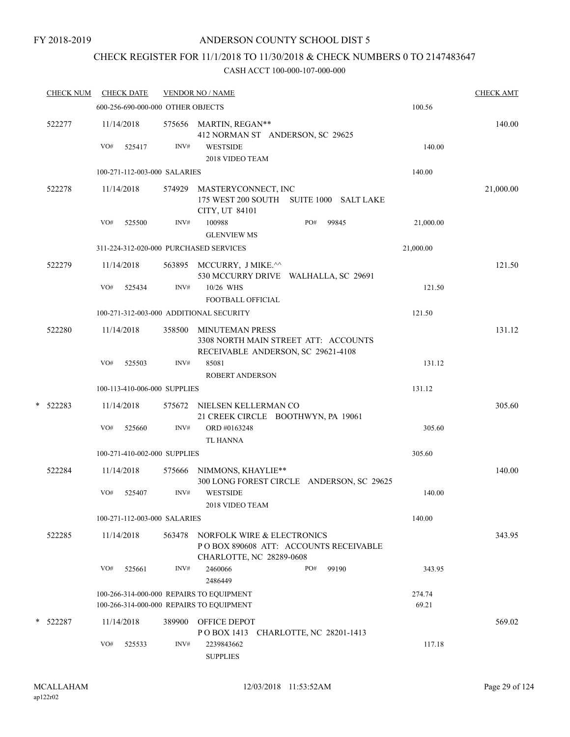FY 2018-2019

# ANDERSON COUNTY SCHOOL DIST 5

## CHECK REGISTER FOR 11/1/2018 TO 11/30/2018 & CHECK NUMBERS 0 TO 2147483647

CASH ACCT 100-000-107-000-000

| CHECK NUM | CHECK DATE | VENDOR NO / NAME | | CHECK AMT |
|---|---|---|---|---|
| | 600-256-690-000-000 OTHER OBJECTS | | 100.56 | |
| 522277 | 11/14/2018 | 575656 MARTIN, REGAN** 412 NORMAN ST ANDERSON, SC 29625 | | 140.00 |
| | VO# 525417 | INV# WESTSIDE 2018 VIDEO TEAM | 140.00 | |
| | 100-271-112-003-000 SALARIES | | 140.00 | |
| 522278 | 11/14/2018 | 574929 MASTERYCONNECT, INC 175 WEST 200 SOUTH SUITE 1000 SALT LAKE CITY, UT 84101 | | 21,000.00 |
| | VO# 525500 | INV# 100988 PO# 99845 GLENVIEW MS | 21,000.00 | |
| | 311-224-312-020-000 PURCHASED SERVICES | | 21,000.00 | |
| 522279 | 11/14/2018 | 563895 MCCURRY, J MIKE.^^ 530 MCCURRY DRIVE WALHALLA, SC 29691 | | 121.50 |
| | VO# 525434 | INV# 10/26 WHS FOOTBALL OFFICIAL | 121.50 | |
| | 100-271-312-003-000 ADDITIONAL SECURITY | | 121.50 | |
| 522280 | 11/14/2018 | 358500 MINUTEMAN PRESS 3308 NORTH MAIN STREET ATT: ACCOUNTS RECEIVABLE ANDERSON, SC 29621-4108 | | 131.12 |
| | VO# 525503 | INV# 85081 ROBERT ANDERSON | 131.12 | |
| | 100-113-410-006-000 SUPPLIES | | 131.12 | |
| * 522283 | 11/14/2018 | 575672 NIELSEN KELLERMAN CO 21 CREEK CIRCLE BOOTHWYN, PA 19061 | | 305.60 |
| | VO# 525660 | INV# ORD #0163248 TL HANNA | 305.60 | |
| | 100-271-410-002-000 SUPPLIES | | 305.60 | |
| 522284 | 11/14/2018 | 575666 NIMMONS, KHAYLIE** 300 LONG FOREST CIRCLE ANDERSON, SC 29625 | | 140.00 |
| | VO# 525407 | INV# WESTSIDE 2018 VIDEO TEAM | 140.00 | |
| | 100-271-112-003-000 SALARIES | | 140.00 | |
| 522285 | 11/14/2018 | 563478 NORFOLK WIRE & ELECTRONICS P O BOX 890608 ATT: ACCOUNTS RECEIVABLE CHARLOTTE, NC 28289-0608 | | 343.95 |
| | VO# 525661 | INV# 2460066 PO# 99190 2486449 | 343.95 | |
| | 100-266-314-000-000 REPAIRS TO EQUIPMENT | | 274.74 | |
| | 100-266-314-000-000 REPAIRS TO EQUIPMENT | | 69.21 | |
| * 522287 | 11/14/2018 | 389900 OFFICE DEPOT P O BOX 1413 CHARLOTTE, NC 28201-1413 | | 569.02 |
| | VO# 525533 | INV# 2239843662 SUPPLIES | 117.18 | |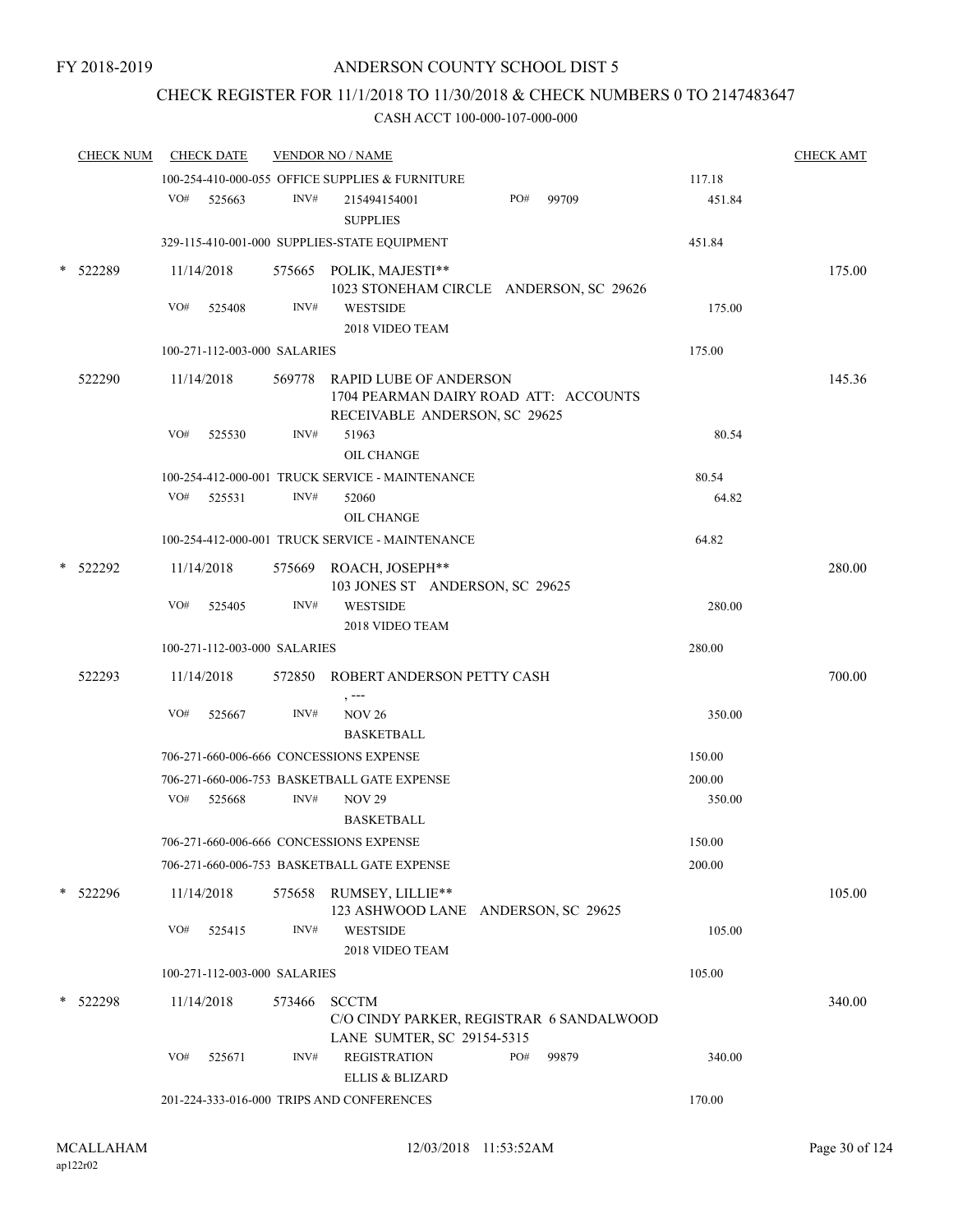FY 2018-2019

# ANDERSON COUNTY SCHOOL DIST 5

## CHECK REGISTER FOR 11/1/2018 TO 11/30/2018 & CHECK NUMBERS 0 TO 2147483647

### CASH ACCT 100-000-107-000-000

| CHECK NUM | CHECK DATE | VENDOR NO / NAME | | CHECK AMT |
|---|---|---|---|---|
| | | 100-254-410-000-055 OFFICE SUPPLIES & FURNITURE | 117.18 | |
| | VO# 525663 | INV# 215494154001 PO# 99709 SUPPLIES | 451.84 | |
| | | 329-115-410-001-000 SUPPLIES-STATE EQUIPMENT | 451.84 | |
| * 522289 | 11/14/2018 | 575665 POLIK, MAJESTI** 1023 STONEHAM CIRCLE ANDERSON, SC 29626 | | 175.00 |
| | VO# 525408 | INV# WESTSIDE 2018 VIDEO TEAM | 175.00 | |
| | | 100-271-112-003-000 SALARIES | 175.00 | |
| 522290 | 11/14/2018 | 569778 RAPID LUBE OF ANDERSON 1704 PEARMAN DAIRY ROAD ATT: ACCOUNTS RECEIVABLE ANDERSON, SC 29625 | | 145.36 |
| | VO# 525530 | INV# 51963 OIL CHANGE | 80.54 | |
| | | 100-254-412-000-001 TRUCK SERVICE - MAINTENANCE | 80.54 | |
| | VO# 525531 | INV# 52060 OIL CHANGE | 64.82 | |
| | | 100-254-412-000-001 TRUCK SERVICE - MAINTENANCE | 64.82 | |
| * 522292 | 11/14/2018 | 575669 ROACH, JOSEPH** 103 JONES ST ANDERSON, SC 29625 | | 280.00 |
| | VO# 525405 | INV# WESTSIDE 2018 VIDEO TEAM | 280.00 | |
| | | 100-271-112-003-000 SALARIES | 280.00 | |
| 522293 | 11/14/2018 | 572850 ROBERT ANDERSON PETTY CASH , --- | | 700.00 |
| | VO# 525667 | INV# NOV 26 BASKETBALL | 350.00 | |
| | | 706-271-660-006-666 CONCESSIONS EXPENSE | 150.00 | |
| | | 706-271-660-006-753 BASKETBALL GATE EXPENSE | 200.00 | |
| | VO# 525668 | INV# NOV 29 BASKETBALL | 350.00 | |
| | | 706-271-660-006-666 CONCESSIONS EXPENSE | 150.00 | |
| | | 706-271-660-006-753 BASKETBALL GATE EXPENSE | 200.00 | |
| * 522296 | 11/14/2018 | 575658 RUMSEY, LILLIE** 123 ASHWOOD LANE ANDERSON, SC 29625 | | 105.00 |
| | VO# 525415 | INV# WESTSIDE 2018 VIDEO TEAM | 105.00 | |
| | | 100-271-112-003-000 SALARIES | 105.00 | |
| * 522298 | 11/14/2018 | 573466 SCCTM C/O CINDY PARKER, REGISTRAR 6 SANDALWOOD LANE SUMTER, SC 29154-5315 | | 340.00 |
| | VO# 525671 | INV# REGISTRATION PO# 99879 ELLIS & BLIZARD | 340.00 | |
| | | 201-224-333-016-000 TRIPS AND CONFERENCES | 170.00 | |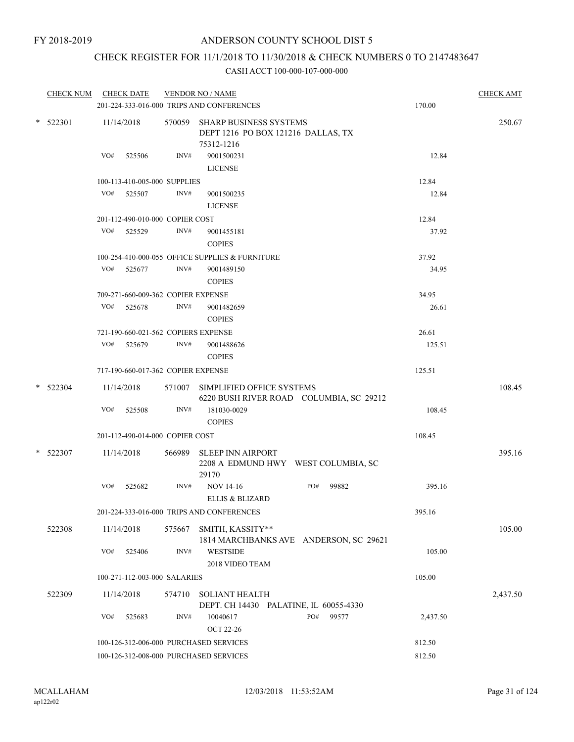FY 2018-2019

# ANDERSON COUNTY SCHOOL DIST 5

## CHECK REGISTER FOR 11/1/2018 TO 11/30/2018 & CHECK NUMBERS 0 TO 2147483647

### CASH ACCT 100-000-107-000-000

| CHECK NUM | CHECK DATE | VENDOR NO / NAME | | CHECK AMT |
|---|---|---|---|---|
| | 201-224-333-016-000 TRIPS AND CONFERENCES | | 170.00 | |
| * 522301 | 11/14/2018 | 570059 SHARP BUSINESS SYSTEMS DEPT 1216 PO BOX 121216 DALLAS, TX 75312-1216 | | 250.67 |
| | VO# 525506 | INV# 9001500231 LICENSE | 12.84 | |
| | 100-113-410-005-000 SUPPLIES | | 12.84 | |
| | VO# 525507 | INV# 9001500235 LICENSE | 12.84 | |
| | 201-112-490-010-000 COPIER COST | | 12.84 | |
| | VO# 525529 | INV# 9001455181 COPIES | 37.92 | |
| | 100-254-410-000-055 OFFICE SUPPLIES & FURNITURE | | 37.92 | |
| | VO# 525677 | INV# 9001489150 COPIES | 34.95 | |
| | 709-271-660-009-362 COPIER EXPENSE | | 34.95 | |
| | VO# 525678 | INV# 9001482659 COPIES | 26.61 | |
| | 721-190-660-021-562 COPIERS EXPENSE | | 26.61 | |
| | VO# 525679 | INV# 9001488626 COPIES | 125.51 | |
| | 717-190-660-017-362 COPIER EXPENSE | | 125.51 | |
| * 522304 | 11/14/2018 | 571007 SIMPLIFIED OFFICE SYSTEMS 6220 BUSH RIVER ROAD COLUMBIA, SC 29212 | | 108.45 |
| | VO# 525508 | INV# 181030-0029 COPIES | 108.45 | |
| | 201-112-490-014-000 COPIER COST | | 108.45 | |
| * 522307 | 11/14/2018 | 566989 SLEEP INN AIRPORT 2208 A EDMUND HWY WEST COLUMBIA, SC 29170 | | 395.16 |
| | VO# 525682 | INV# NOV 14-16 PO# 99882 ELLIS & BLIZARD | 395.16 | |
| | 201-224-333-016-000 TRIPS AND CONFERENCES | | 395.16 | |
| 522308 | 11/14/2018 | 575667 SMITH, KASSITY** 1814 MARCHBANKS AVE ANDERSON, SC 29621 | | 105.00 |
| | VO# 525406 | INV# WESTSIDE 2018 VIDEO TEAM | 105.00 | |
| | 100-271-112-003-000 SALARIES | | 105.00 | |
| 522309 | 11/14/2018 | 574710 SOLIANT HEALTH DEPT. CH 14430 PALATINE, IL 60055-4330 | | 2,437.50 |
| | VO# 525683 | INV# 10040617 PO# 99577 OCT 22-26 | 2,437.50 | |
| | 100-126-312-006-000 PURCHASED SERVICES | | 812.50 | |
| | 100-126-312-008-000 PURCHASED SERVICES | | 812.50 | |

MCALLAHAM
ap122r02

12/03/2018 11:53:52AM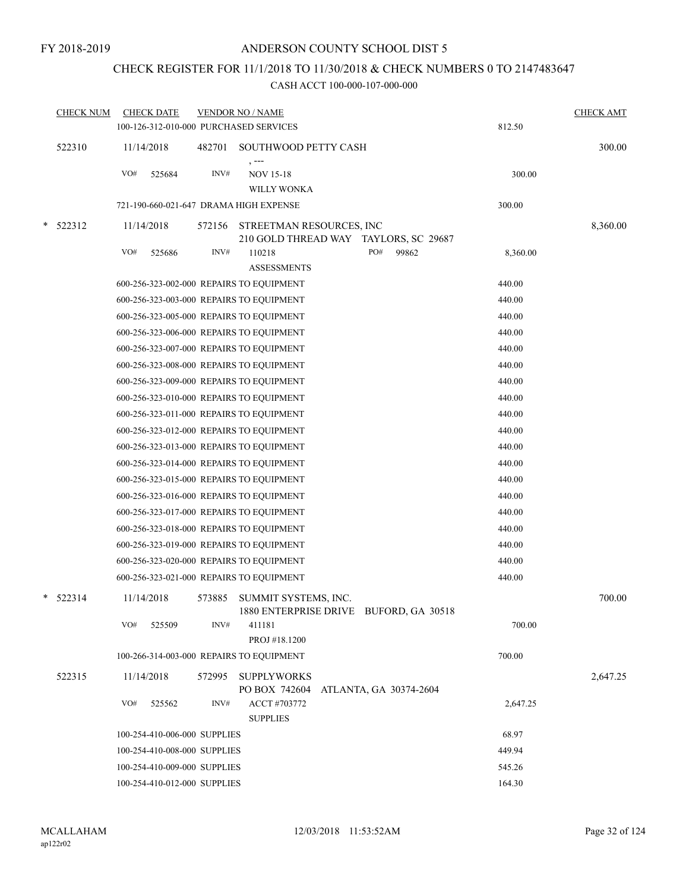FY 2018-2019

# ANDERSON COUNTY SCHOOL DIST 5

## CHECK REGISTER FOR 11/1/2018 TO 11/30/2018 & CHECK NUMBERS 0 TO 2147483647

CASH ACCT 100-000-107-000-000

| CHECK NUM | CHECK DATE | VENDOR NO / NAME | | CHECK AMT |
|---|---|---|---|---|
| | 100-126-312-010-000 PURCHASED SERVICES | | 812.50 | |
| 522310 | 11/14/2018 | 482701 SOUTHWOOD PETTY CASH<br>, --- | | 300.00 |
| | VO# 525684 | INV# NOV 15-18<br>WILLY WONKA | 300.00 | |
| | 721-190-660-021-647 DRAMA HIGH EXPENSE | | 300.00 | |
| * 522312 | 11/14/2018 | 572156 STREETMAN RESOURCES, INC<br>210 GOLD THREAD WAY TAYLORS, SC 29687 | | 8,360.00 |
| | VO# 525686 | INV# 110218 PO# 99862<br>ASSESSMENTS | 8,360.00 | |
| | 600-256-323-002-000 REPAIRS TO EQUIPMENT | | 440.00 | |
| | 600-256-323-003-000 REPAIRS TO EQUIPMENT | | 440.00 | |
| | 600-256-323-005-000 REPAIRS TO EQUIPMENT | | 440.00 | |
| | 600-256-323-006-000 REPAIRS TO EQUIPMENT | | 440.00 | |
| | 600-256-323-007-000 REPAIRS TO EQUIPMENT | | 440.00 | |
| | 600-256-323-008-000 REPAIRS TO EQUIPMENT | | 440.00 | |
| | 600-256-323-009-000 REPAIRS TO EQUIPMENT | | 440.00 | |
| | 600-256-323-010-000 REPAIRS TO EQUIPMENT | | 440.00 | |
| | 600-256-323-011-000 REPAIRS TO EQUIPMENT | | 440.00 | |
| | 600-256-323-012-000 REPAIRS TO EQUIPMENT | | 440.00 | |
| | 600-256-323-013-000 REPAIRS TO EQUIPMENT | | 440.00 | |
| | 600-256-323-014-000 REPAIRS TO EQUIPMENT | | 440.00 | |
| | 600-256-323-015-000 REPAIRS TO EQUIPMENT | | 440.00 | |
| | 600-256-323-016-000 REPAIRS TO EQUIPMENT | | 440.00 | |
| | 600-256-323-017-000 REPAIRS TO EQUIPMENT | | 440.00 | |
| | 600-256-323-018-000 REPAIRS TO EQUIPMENT | | 440.00 | |
| | 600-256-323-019-000 REPAIRS TO EQUIPMENT | | 440.00 | |
| | 600-256-323-020-000 REPAIRS TO EQUIPMENT | | 440.00 | |
| | 600-256-323-021-000 REPAIRS TO EQUIPMENT | | 440.00 | |
| * 522314 | 11/14/2018 | 573885 SUMMIT SYSTEMS, INC.<br>1880 ENTERPRISE DRIVE BUFORD, GA 30518 | | 700.00 |
| | VO# 525509 | INV# 411181<br>PROJ #18.1200 | 700.00 | |
| | 100-266-314-003-000 REPAIRS TO EQUIPMENT | | 700.00 | |
| 522315 | 11/14/2018 | 572995 SUPPLYWORKS<br>PO BOX 742604 ATLANTA, GA 30374-2604 | | 2,647.25 |
| | VO# 525562 | INV# ACCT #703772<br>SUPPLIES | 2,647.25 | |
| | 100-254-410-006-000 SUPPLIES | | 68.97 | |
| | 100-254-410-008-000 SUPPLIES | | 449.94 | |
| | 100-254-410-009-000 SUPPLIES | | 545.26 | |
| | 100-254-410-012-000 SUPPLIES | | 164.30 | |

MCALLAHAM
ap122r02

12/03/2018 11:53:52AM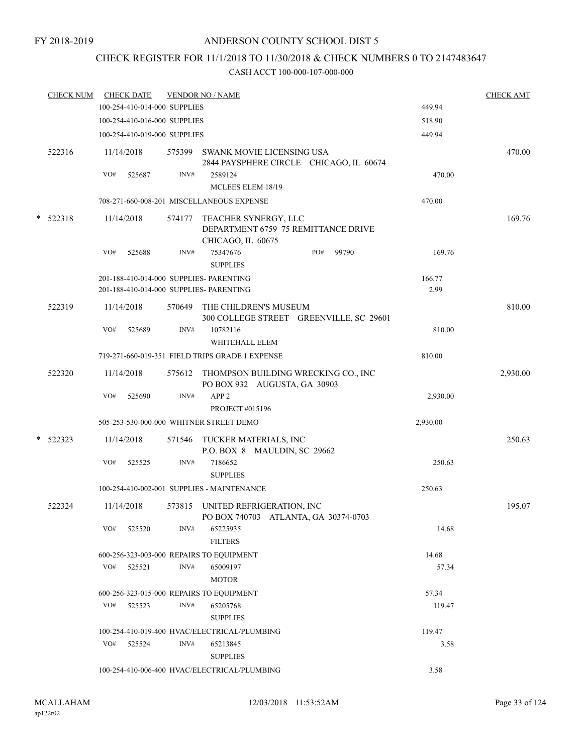FY 2018-2019

# ANDERSON COUNTY SCHOOL DIST 5

## CHECK REGISTER FOR 11/1/2018 TO 11/30/2018 & CHECK NUMBERS 0 TO 2147483647

### CASH ACCT 100-000-107-000-000

| CHECK NUM | CHECK DATE | VENDOR NO / NAME | | CHECK AMT |
|---|---|---|---|---|
| | 100-254-410-014-000 SUPPLIES | | 449.94 | |
| | 100-254-410-016-000 SUPPLIES | | 518.90 | |
| | 100-254-410-019-000 SUPPLIES | | 449.94 | |
| 522316 | 11/14/2018 | 575399 SWANK MOVIE LICENSING USA<br>2844 PAYSPHERE CIRCLE CHICAGO, IL 60674 | | 470.00 |
| | VO# 525687 | INV# 2589124<br>MCLEES ELEM 18/19 | 470.00 | |
| | 708-271-660-008-201 MISCELLANEOUS EXPENSE | | 470.00 | |
| * 522318 | 11/14/2018 | 574177 TEACHER SYNERGY, LLC<br>DEPARTMENT 6759 75 REMITTANCE DRIVE<br>CHICAGO, IL 60675 | | 169.76 |
| | VO# 525688 | INV# 75347676 PO# 99790<br>SUPPLIES | 169.76 | |
| | 201-188-410-014-000 SUPPLIES- PARENTING | | 166.77 | |
| | 201-188-410-014-000 SUPPLIES- PARENTING | | 2.99 | |
| 522319 | 11/14/2018 | 570649 THE CHILDREN'S MUSEUM<br>300 COLLEGE STREET GREENVILLE, SC 29601 | | 810.00 |
| | VO# 525689 | INV# 10782116<br>WHITEHALL ELEM | 810.00 | |
| | 719-271-660-019-351 FIELD TRIPS GRADE 1 EXPENSE | | 810.00 | |
| 522320 | 11/14/2018 | 575612 THOMPSON BUILDING WRECKING CO., INC<br>PO BOX 932 AUGUSTA, GA 30903 | | 2,930.00 |
| | VO# 525690 | INV# APP 2<br>PROJECT #015196 | 2,930.00 | |
| | 505-253-530-000-000 WHITNER STREET DEMO | | 2,930.00 | |
| * 522323 | 11/14/2018 | 571546 TUCKER MATERIALS, INC<br>P.O. BOX 8 MAULDIN, SC 29662 | | 250.63 |
| | VO# 525525 | INV# 7186652<br>SUPPLIES | 250.63 | |
| | 100-254-410-002-001 SUPPLIES - MAINTENANCE | | 250.63 | |
| 522324 | 11/14/2018 | 573815 UNITED REFRIGERATION, INC<br>PO BOX 740703 ATLANTA, GA 30374-0703 | | 195.07 |
| | VO# 525520 | INV# 65225935<br>FILTERS | 14.68 | |
| | 600-256-323-003-000 REPAIRS TO EQUIPMENT | | 14.68 | |
| | VO# 525521 | INV# 65009197<br>MOTOR | 57.34 | |
| | 600-256-323-015-000 REPAIRS TO EQUIPMENT | | 57.34 | |
| | VO# 525523 | INV# 65205768<br>SUPPLIES | 119.47 | |
| | 100-254-410-019-400 HVAC/ELECTRICAL/PLUMBING | | 119.47 | |
| | VO# 525524 | INV# 65213845<br>SUPPLIES | 3.58 | |
| | 100-254-410-006-400 HVAC/ELECTRICAL/PLUMBING | | 3.58 | |

MCALLAHAM
ap122r02

12/03/2018 11:53:52AM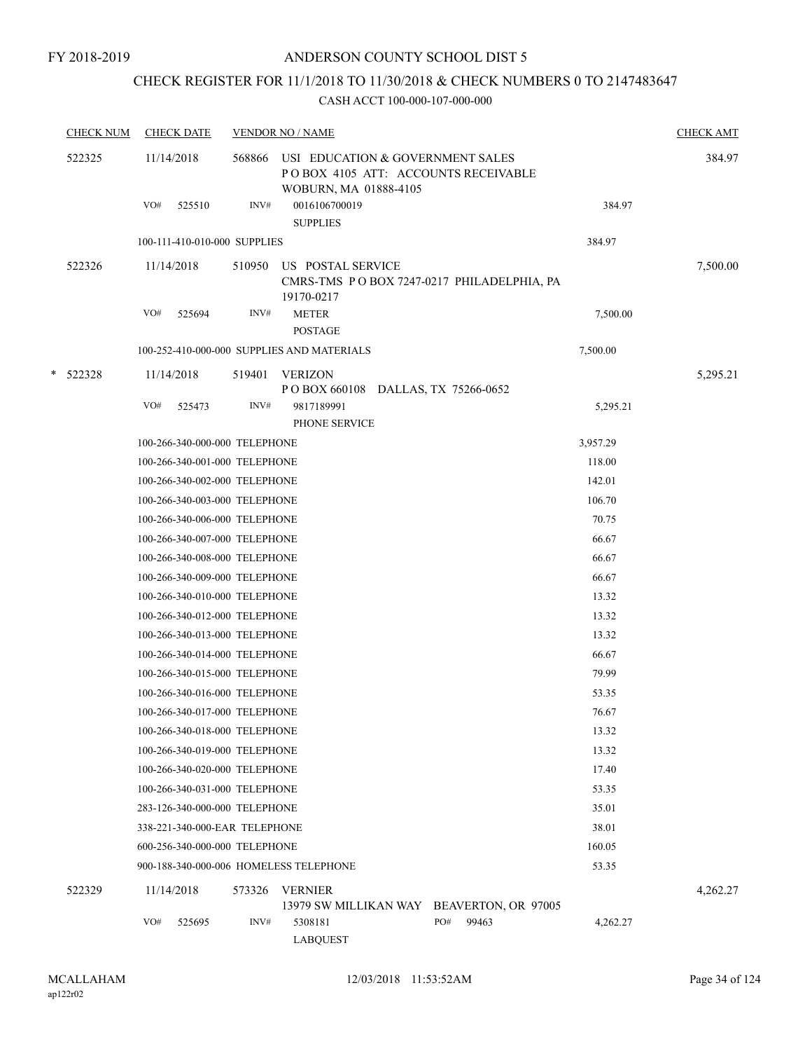FY 2018-2019

# ANDERSON COUNTY SCHOOL DIST 5

## CHECK REGISTER FOR 11/1/2018 TO 11/30/2018 & CHECK NUMBERS 0 TO 2147483647

### CASH ACCT 100-000-107-000-000

| CHECK NUM | CHECK DATE | VENDOR NO / NAME | | CHECK AMT |
|---|---|---|---|---|
| 522325 | 11/14/2018 | 568866 USI EDUCATION & GOVERNMENT SALES<br>P O BOX 4105 ATT: ACCOUNTS RECEIVABLE<br>WOBURN, MA 01888-4105 | | 384.97 |
| | VO# 525510 | INV# 0016106700019<br>SUPPLIES | 384.97 | |
| | 100-111-410-010-000 SUPPLIES | | 384.97 | |
| 522326 | 11/14/2018 | 510950 US POSTAL SERVICE<br>CMRS-TMS P O BOX 7247-0217 PHILADELPHIA, PA 19170-0217 | | 7,500.00 |
| | VO# 525694 | INV# METER<br>POSTAGE | 7,500.00 | |
| | 100-252-410-000-000 SUPPLIES AND MATERIALS | | 7,500.00 | |
| * 522328 | 11/14/2018 | 519401 VERIZON<br>P O BOX 660108 DALLAS, TX 75266-0652 | | 5,295.21 |
| | VO# 525473 | INV# 9817189991<br>PHONE SERVICE | 5,295.21 | |
| | 100-266-340-000-000 TELEPHONE | | 3,957.29 | |
| | 100-266-340-001-000 TELEPHONE | | 118.00 | |
| | 100-266-340-002-000 TELEPHONE | | 142.01 | |
| | 100-266-340-003-000 TELEPHONE | | 106.70 | |
| | 100-266-340-006-000 TELEPHONE | | 70.75 | |
| | 100-266-340-007-000 TELEPHONE | | 66.67 | |
| | 100-266-340-008-000 TELEPHONE | | 66.67 | |
| | 100-266-340-009-000 TELEPHONE | | 66.67 | |
| | 100-266-340-010-000 TELEPHONE | | 13.32 | |
| | 100-266-340-012-000 TELEPHONE | | 13.32 | |
| | 100-266-340-013-000 TELEPHONE | | 13.32 | |
| | 100-266-340-014-000 TELEPHONE | | 66.67 | |
| | 100-266-340-015-000 TELEPHONE | | 79.99 | |
| | 100-266-340-016-000 TELEPHONE | | 53.35 | |
| | 100-266-340-017-000 TELEPHONE | | 76.67 | |
| | 100-266-340-018-000 TELEPHONE | | 13.32 | |
| | 100-266-340-019-000 TELEPHONE | | 13.32 | |
| | 100-266-340-020-000 TELEPHONE | | 17.40 | |
| | 100-266-340-031-000 TELEPHONE | | 53.35 | |
| | 283-126-340-000-000 TELEPHONE | | 35.01 | |
| | 338-221-340-000-EAR TELEPHONE | | 38.01 | |
| | 600-256-340-000-000 TELEPHONE | | 160.05 | |
| | 900-188-340-000-006 HOMELESS TELEPHONE | | 53.35 | |
| 522329 | 11/14/2018 | 573326 VERNIER<br>13979 SW MILLIKAN WAY BEAVERTON, OR 97005 | | 4,262.27 |
| | VO# 525695 | INV# 5308181 PO# 99463<br>LABQUEST | 4,262.27 | |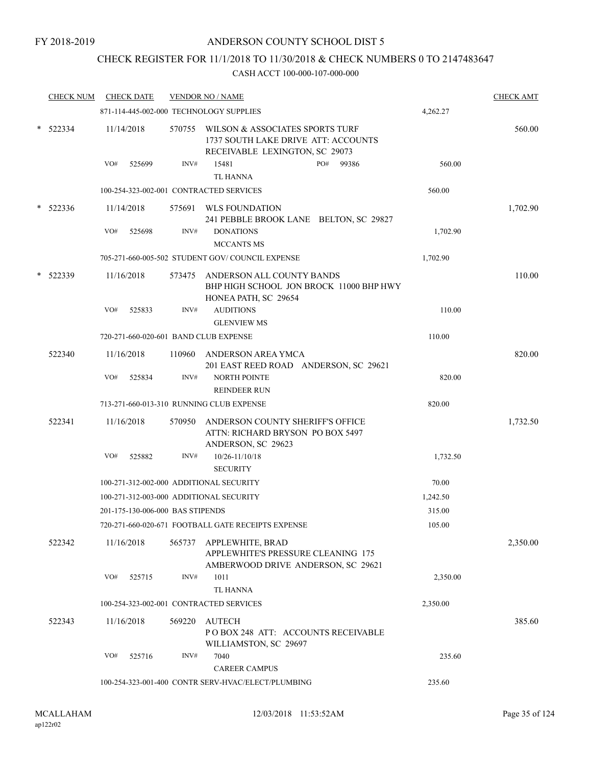FY 2018-2019

# ANDERSON COUNTY SCHOOL DIST 5

## CHECK REGISTER FOR 11/1/2018 TO 11/30/2018 & CHECK NUMBERS 0 TO 2147483647

### CASH ACCT 100-000-107-000-000

| CHECK NUM | CHECK DATE | VENDOR NO / NAME | | CHECK AMT |
|---|---|---|---|---|
| | 871-114-445-002-000 TECHNOLOGY SUPPLIES | | 4,262.27 | |
| * 522334 | 11/14/2018 | 570755 WILSON & ASSOCIATES SPORTS TURF 1737 SOUTH LAKE DRIVE ATT: ACCOUNTS RECEIVABLE LEXINGTON, SC 29073 | | 560.00 |
| | VO# 525699 | INV# 15481 PO# 99386 TL HANNA | 560.00 | |
| | 100-254-323-002-001 CONTRACTED SERVICES | | 560.00 | |
| * 522336 | 11/14/2018 | 575691 WLS FOUNDATION 241 PEBBLE BROOK LANE BELTON, SC 29827 | | 1,702.90 |
| | VO# 525698 | INV# DONATIONS MCCANTS MS | 1,702.90 | |
| | 705-271-660-005-502 STUDENT GOV/ COUNCIL EXPENSE | | 1,702.90 | |
| * 522339 | 11/16/2018 | 573475 ANDERSON ALL COUNTY BANDS BHP HIGH SCHOOL JON BROCK 11000 BHP HWY HONEA PATH, SC 29654 | | 110.00 |
| | VO# 525833 | INV# AUDITIONS GLENVIEW MS | 110.00 | |
| | 720-271-660-020-601 BAND CLUB EXPENSE | | 110.00 | |
| 522340 | 11/16/2018 | 110960 ANDERSON AREA YMCA 201 EAST REED ROAD ANDERSON, SC 29621 | | 820.00 |
| | VO# 525834 | INV# NORTH POINTE REINDEER RUN | 820.00 | |
| | 713-271-660-013-310 RUNNING CLUB EXPENSE | | 820.00 | |
| 522341 | 11/16/2018 | 570950 ANDERSON COUNTY SHERIFF'S OFFICE ATTN: RICHARD BRYSON PO BOX 5497 ANDERSON, SC 29623 | | 1,732.50 |
| | VO# 525882 | INV# 10/26-11/10/18 SECURITY | 1,732.50 | |
| | 100-271-312-002-000 ADDITIONAL SECURITY | | 70.00 | |
| | 100-271-312-003-000 ADDITIONAL SECURITY | | 1,242.50 | |
| | 201-175-130-006-000 BAS STIPENDS | | 315.00 | |
| | 720-271-660-020-671 FOOTBALL GATE RECEIPTS EXPENSE | | 105.00 | |
| 522342 | 11/16/2018 | 565737 APPLEWHITE, BRAD APPLEWHITE'S PRESSURE CLEANING 175 AMBERWOOD DRIVE ANDERSON, SC 29621 | | 2,350.00 |
| | VO# 525715 | INV# 1011 TL HANNA | 2,350.00 | |
| | 100-254-323-002-001 CONTRACTED SERVICES | | 2,350.00 | |
| 522343 | 11/16/2018 | 569220 AUTECH P O BOX 248 ATT: ACCOUNTS RECEIVABLE WILLIAMSTON, SC 29697 | | 385.60 |
| | VO# 525716 | INV# 7040 CAREER CAMPUS | 235.60 | |
| | 100-254-323-001-400 CONTR SERV-HVAC/ELECT/PLUMBING | | 235.60 | |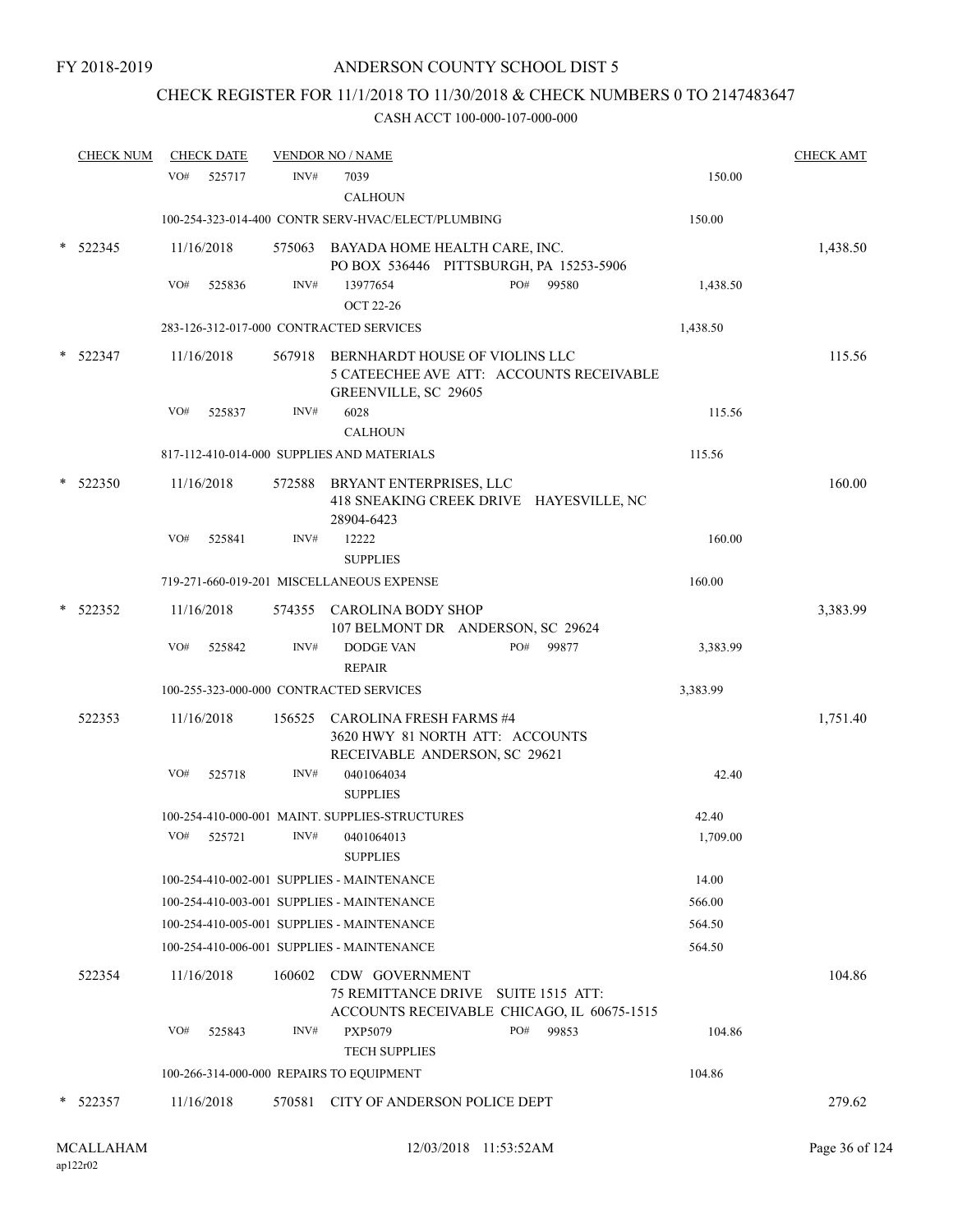FY 2018-2019

# ANDERSON COUNTY SCHOOL DIST 5

## CHECK REGISTER FOR 11/1/2018 TO 11/30/2018 & CHECK NUMBERS 0 TO 2147483647

CASH ACCT 100-000-107-000-000

| CHECK NUM | CHECK DATE | VENDOR NO / NAME | | CHECK AMT |
|---|---|---|---|---|
| | VO# 525717 | INV# 7039 CALHOUN | 150.00 | |
| | | 100-254-323-014-400 CONTR SERV-HVAC/ELECT/PLUMBING | 150.00 | |
| * 522345 | 11/16/2018 | 575063 BAYADA HOME HEALTH CARE, INC. PO BOX 536446 PITTSBURGH, PA 15253-5906 | | 1,438.50 |
| | VO# 525836 | INV# 13977654 PO# 99580 OCT 22-26 | 1,438.50 | |
| | | 283-126-312-017-000 CONTRACTED SERVICES | 1,438.50 | |
| * 522347 | 11/16/2018 | 567918 BERNHARDT HOUSE OF VIOLINS LLC 5 CATEECHEE AVE ATT: ACCOUNTS RECEIVABLE GREENVILLE, SC 29605 | | 115.56 |
| | VO# 525837 | INV# 6028 CALHOUN | 115.56 | |
| | | 817-112-410-014-000 SUPPLIES AND MATERIALS | 115.56 | |
| * 522350 | 11/16/2018 | 572588 BRYANT ENTERPRISES, LLC 418 SNEAKING CREEK DRIVE HAYESVILLE, NC 28904-6423 | | 160.00 |
| | VO# 525841 | INV# 12222 SUPPLIES | 160.00 | |
| | | 719-271-660-019-201 MISCELLANEOUS EXPENSE | 160.00 | |
| * 522352 | 11/16/2018 | 574355 CAROLINA BODY SHOP 107 BELMONT DR ANDERSON, SC 29624 | | 3,383.99 |
| | VO# 525842 | INV# DODGE VAN PO# 99877 REPAIR | 3,383.99 | |
| | | 100-255-323-000-000 CONTRACTED SERVICES | 3,383.99 | |
| 522353 | 11/16/2018 | 156525 CAROLINA FRESH FARMS #4 3620 HWY 81 NORTH ATT: ACCOUNTS RECEIVABLE ANDERSON, SC 29621 | | 1,751.40 |
| | VO# 525718 | INV# 0401064034 SUPPLIES | 42.40 | |
| | | 100-254-410-000-001 MAINT. SUPPLIES-STRUCTURES | 42.40 | |
| | VO# 525721 | INV# 0401064013 SUPPLIES | 1,709.00 | |
| | | 100-254-410-002-001 SUPPLIES - MAINTENANCE | 14.00 | |
| | | 100-254-410-003-001 SUPPLIES - MAINTENANCE | 566.00 | |
| | | 100-254-410-005-001 SUPPLIES - MAINTENANCE | 564.50 | |
| | | 100-254-410-006-001 SUPPLIES - MAINTENANCE | 564.50 | |
| 522354 | 11/16/2018 | 160602 CDW GOVERNMENT 75 REMITTANCE DRIVE SUITE 1515 ATT: ACCOUNTS RECEIVABLE CHICAGO, IL 60675-1515 | | 104.86 |
| | VO# 525843 | INV# PXP5079 PO# 99853 TECH SUPPLIES | 104.86 | |
| | | 100-266-314-000-000 REPAIRS TO EQUIPMENT | 104.86 | |
| * 522357 | 11/16/2018 | 570581 CITY OF ANDERSON POLICE DEPT | | 279.62 |

MCALLAHAM
ap122r02

12/03/2018 11:53:52AM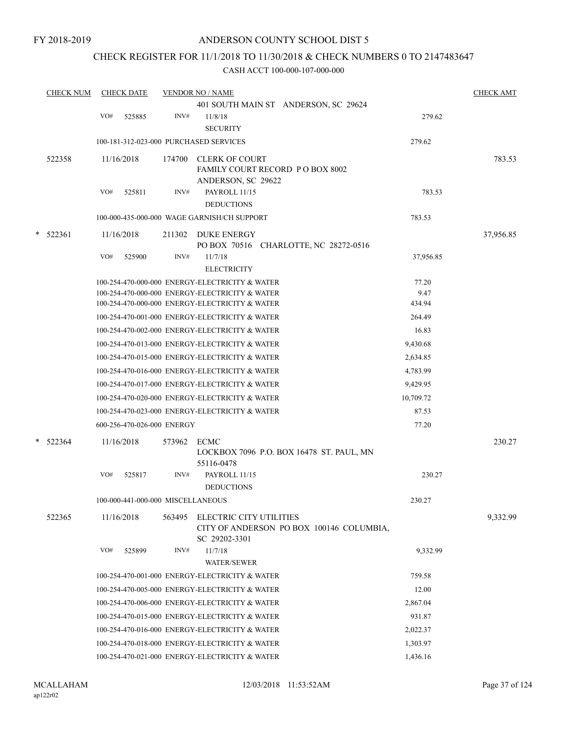FY 2018-2019

# ANDERSON COUNTY SCHOOL DIST 5

## CHECK REGISTER FOR 11/1/2018 TO 11/30/2018 & CHECK NUMBERS 0 TO 2147483647

### CASH ACCT 100-000-107-000-000

| CHECK NUM | CHECK DATE | VENDOR NO / NAME | | CHECK AMT |
|---|---|---|---|---|
| | | 401 SOUTH MAIN ST ANDERSON, SC 29624 | | |
| | VO# 525885 | INV# 11/8/18 SECURITY | 279.62 | |
| | | 100-181-312-023-000 PURCHASED SERVICES | 279.62 | |
| 522358 | 11/16/2018 | 174700 CLERK OF COURT FAMILY COURT RECORD P O BOX 8002 ANDERSON, SC 29622 | | 783.53 |
| | VO# 525811 | INV# PAYROLL 11/15 DEDUCTIONS | 783.53 | |
| | | 100-000-435-000-000 WAGE GARNISH/CH SUPPORT | 783.53 | |
| * 522361 | 11/16/2018 | 211302 DUKE ENERGY PO BOX 70516 CHARLOTTE, NC 28272-0516 | | 37,956.85 |
| | VO# 525900 | INV# 11/7/18 ELECTRICITY | 37,956.85 | |
| | | 100-254-470-000-000 ENERGY-ELECTRICITY & WATER | 77.20 | |
| | | 100-254-470-000-000 ENERGY-ELECTRICITY & WATER | 9.47 | |
| | | 100-254-470-000-000 ENERGY-ELECTRICITY & WATER | 434.94 | |
| | | 100-254-470-001-000 ENERGY-ELECTRICITY & WATER | 264.49 | |
| | | 100-254-470-002-000 ENERGY-ELECTRICITY & WATER | 16.83 | |
| | | 100-254-470-013-000 ENERGY-ELECTRICITY & WATER | 9,430.68 | |
| | | 100-254-470-015-000 ENERGY-ELECTRICITY & WATER | 2,634.85 | |
| | | 100-254-470-016-000 ENERGY-ELECTRICITY & WATER | 4,783.99 | |
| | | 100-254-470-017-000 ENERGY-ELECTRICITY & WATER | 9,429.95 | |
| | | 100-254-470-020-000 ENERGY-ELECTRICITY & WATER | 10,709.72 | |
| | | 100-254-470-023-000 ENERGY-ELECTRICITY & WATER | 87.53 | |
| | | 600-256-470-026-000 ENERGY | 77.20 | |
| * 522364 | 11/16/2018 | 573962 ECMC LOCKBOX 7096 P.O. BOX 16478 ST. PAUL, MN 55116-0478 | | 230.27 |
| | VO# 525817 | INV# PAYROLL 11/15 DEDUCTIONS | 230.27 | |
| | | 100-000-441-000-000 MISCELLANEOUS | 230.27 | |
| 522365 | 11/16/2018 | 563495 ELECTRIC CITY UTILITIES CITY OF ANDERSON PO BOX 100146 COLUMBIA, SC 29202-3301 | | 9,332.99 |
| | VO# 525899 | INV# 11/7/18 WATER/SEWER | 9,332.99 | |
| | | 100-254-470-001-000 ENERGY-ELECTRICITY & WATER | 759.58 | |
| | | 100-254-470-005-000 ENERGY-ELECTRICITY & WATER | 12.00 | |
| | | 100-254-470-006-000 ENERGY-ELECTRICITY & WATER | 2,867.04 | |
| | | 100-254-470-015-000 ENERGY-ELECTRICITY & WATER | 931.87 | |
| | | 100-254-470-016-000 ENERGY-ELECTRICITY & WATER | 2,022.37 | |
| | | 100-254-470-018-000 ENERGY-ELECTRICITY & WATER | 1,303.97 | |
| | | 100-254-470-021-000 ENERGY-ELECTRICITY & WATER | 1,436.16 | |

MCALLAHAM
ap122r02

12/03/2018 11:53:52AM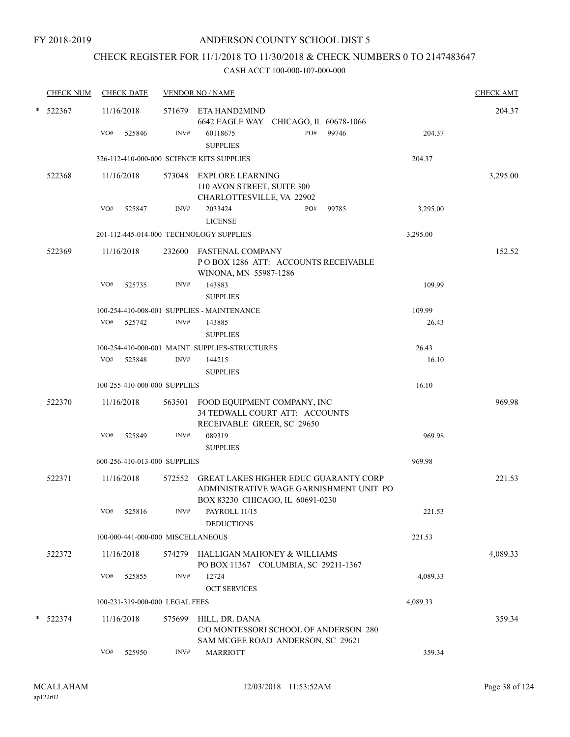FY 2018-2019

# ANDERSON COUNTY SCHOOL DIST 5

## CHECK REGISTER FOR 11/1/2018 TO 11/30/2018 & CHECK NUMBERS 0 TO 2147483647

### CASH ACCT 100-000-107-000-000

| CHECK NUM | CHECK DATE | VENDOR NO / NAME | | | CHECK AMT |
|---|---|---|---|---|---|
| * 522367 | 11/16/2018 | 571679 ETA HAND2MIND<br>6642 EAGLE WAY CHICAGO, IL 60678-1066 | | | 204.37 |
| | VO# 525846 | INV# 60118675<br>SUPPLIES | PO# 99746 | 204.37 | |
| | 326-112-410-000-000 SCIENCE KITS SUPPLIES | | | 204.37 | |
| 522368 | 11/16/2018 | 573048 EXPLORE LEARNING<br>110 AVON STREET, SUITE 300<br>CHARLOTTESVILLE, VA 22902 | | | 3,295.00 |
| | VO# 525847 | INV# 2033424<br>LICENSE | PO# 99785 | 3,295.00 | |
| | 201-112-445-014-000 TECHNOLOGY SUPPLIES | | | 3,295.00 | |
| 522369 | 11/16/2018 | 232600 FASTENAL COMPANY<br>P O BOX 1286 ATT: ACCOUNTS RECEIVABLE<br>WINONA, MN 55987-1286 | | | 152.52 |
| | VO# 525735 | INV# 143883<br>SUPPLIES | | 109.99 | |
| | 100-254-410-008-001 SUPPLIES - MAINTENANCE | | | 109.99 | |
| | VO# 525742 | INV# 143885<br>SUPPLIES | | 26.43 | |
| | 100-254-410-000-001 MAINT. SUPPLIES-STRUCTURES | | | 26.43 | |
| | VO# 525848 | INV# 144215<br>SUPPLIES | | 16.10 | |
| | 100-255-410-000-000 SUPPLIES | | | 16.10 | |
| 522370 | 11/16/2018 | 563501 FOOD EQUIPMENT COMPANY, INC<br>34 TEDWALL COURT ATT: ACCOUNTS<br>RECEIVABLE GREER, SC 29650 | | | 969.98 |
| | VO# 525849 | INV# 089319<br>SUPPLIES | | 969.98 | |
| | 600-256-410-013-000 SUPPLIES | | | 969.98 | |
| 522371 | 11/16/2018 | 572552 GREAT LAKES HIGHER EDUC GUARANTY CORP<br>ADMINISTRATIVE WAGE GARNISHMENT UNIT PO<br>BOX 83230 CHICAGO, IL 60691-0230 | | | 221.53 |
| | VO# 525816 | INV# PAYROLL 11/15<br>DEDUCTIONS | | 221.53 | |
| | 100-000-441-000-000 MISCELLANEOUS | | | 221.53 | |
| 522372 | 11/16/2018 | 574279 HALLIGAN MAHONEY & WILLIAMS<br>PO BOX 11367 COLUMBIA, SC 29211-1367 | | | 4,089.33 |
| | VO# 525855 | INV# 12724<br>OCT SERVICES | | 4,089.33 | |
| | 100-231-319-000-000 LEGAL FEES | | | 4,089.33 | |
| * 522374 | 11/16/2018 | 575699 HILL, DR. DANA<br>C/O MONTESSORI SCHOOL OF ANDERSON 280<br>SAM MCGEE ROAD ANDERSON, SC 29621 | | | 359.34 |
| | VO# 525950 | INV# MARRIOTT | | 359.34 | |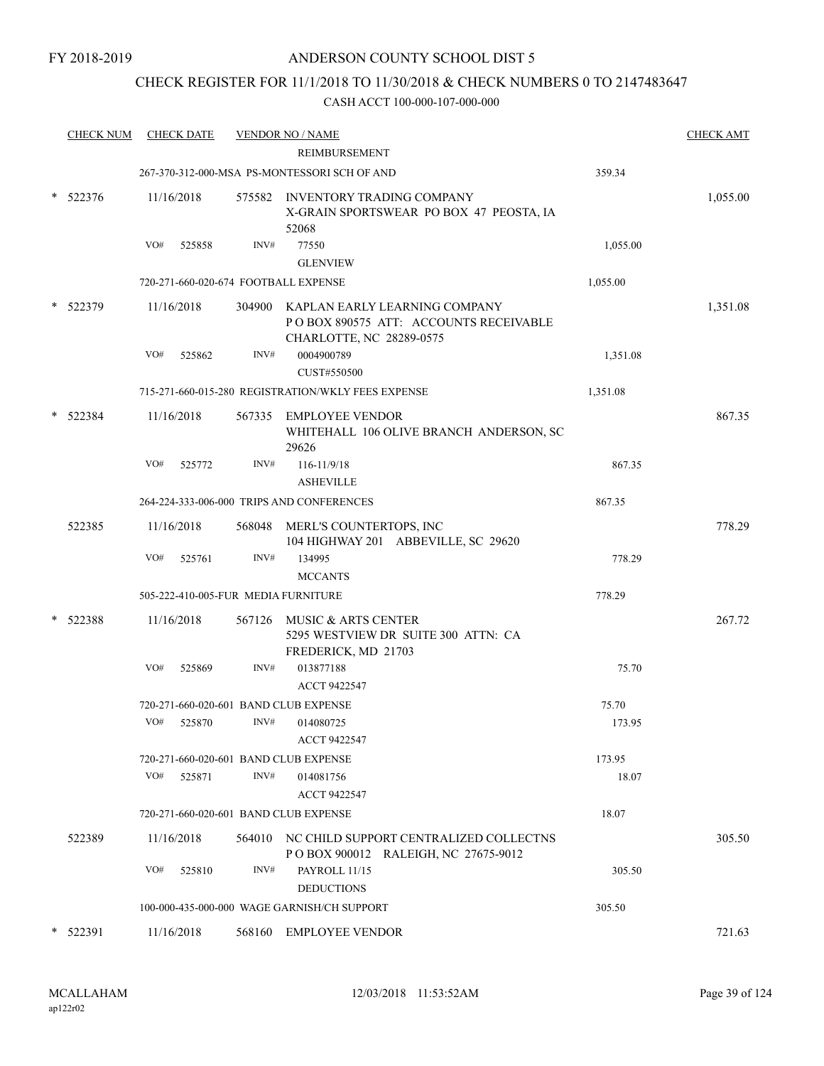FY 2018-2019

ANDERSON COUNTY SCHOOL DIST 5

CHECK REGISTER FOR 11/1/2018 TO 11/30/2018 & CHECK NUMBERS 0 TO 2147483647

CASH ACCT 100-000-107-000-000

| CHECK NUM | CHECK DATE | VENDOR NO / NAME | | CHECK AMT |
|---|---|---|---|---|
| | | REIMBURSEMENT | | |
| | | 267-370-312-000-MSA PS-MONTESSORI SCH OF AND | 359.34 | |
| * 522376 | 11/16/2018 | 575582 INVENTORY TRADING COMPANY<br>X-GRAIN SPORTSWEAR PO BOX 47 PEOSTA, IA 52068 | | 1,055.00 |
| | VO# 525858 | INV# 77550<br>GLENVIEW | 1,055.00 | |
| | | 720-271-660-020-674 FOOTBALL EXPENSE | 1,055.00 | |
| * 522379 | 11/16/2018 | 304900 KAPLAN EARLY LEARNING COMPANY<br>P O BOX 890575 ATT: ACCOUNTS RECEIVABLE CHARLOTTE, NC 28289-0575 | | 1,351.08 |
| | VO# 525862 | INV# 0004900789<br>CUST#550500 | 1,351.08 | |
| | | 715-271-660-015-280 REGISTRATION/WKLY FEES EXPENSE | 1,351.08 | |
| * 522384 | 11/16/2018 | 567335 EMPLOYEE VENDOR<br>WHITEHALL 106 OLIVE BRANCH ANDERSON, SC 29626 | | 867.35 |
| | VO# 525772 | INV# 116-11/9/18<br>ASHEVILLE | 867.35 | |
| | | 264-224-333-006-000 TRIPS AND CONFERENCES | 867.35 | |
| 522385 | 11/16/2018 | 568048 MERL'S COUNTERTOPS, INC<br>104 HIGHWAY 201 ABBEVILLE, SC 29620 | | 778.29 |
| | VO# 525761 | INV# 134995<br>MCCANTS | 778.29 | |
| | | 505-222-410-005-FUR MEDIA FURNITURE | 778.29 | |
| * 522388 | 11/16/2018 | 567126 MUSIC & ARTS CENTER<br>5295 WESTVIEW DR SUITE 300 ATTN: CA FREDERICK, MD 21703 | | 267.72 |
| | VO# 525869 | INV# 013877188<br>ACCT 9422547 | 75.70 | |
| | | 720-271-660-020-601 BAND CLUB EXPENSE | 75.70 | |
| | VO# 525870 | INV# 014080725<br>ACCT 9422547 | 173.95 | |
| | | 720-271-660-020-601 BAND CLUB EXPENSE | 173.95 | |
| | VO# 525871 | INV# 014081756<br>ACCT 9422547 | 18.07 | |
| | | 720-271-660-020-601 BAND CLUB EXPENSE | 18.07 | |
| 522389 | 11/16/2018 | 564010 NC CHILD SUPPORT CENTRALIZED COLLECTNS<br>P O BOX 900012 RALEIGH, NC 27675-9012 | | 305.50 |
| | VO# 525810 | INV# PAYROLL 11/15<br>DEDUCTIONS | 305.50 | |
| | | 100-000-435-000-000 WAGE GARNISH/CH SUPPORT | 305.50 | |
| * 522391 | 11/16/2018 | 568160 EMPLOYEE VENDOR | | 721.63 |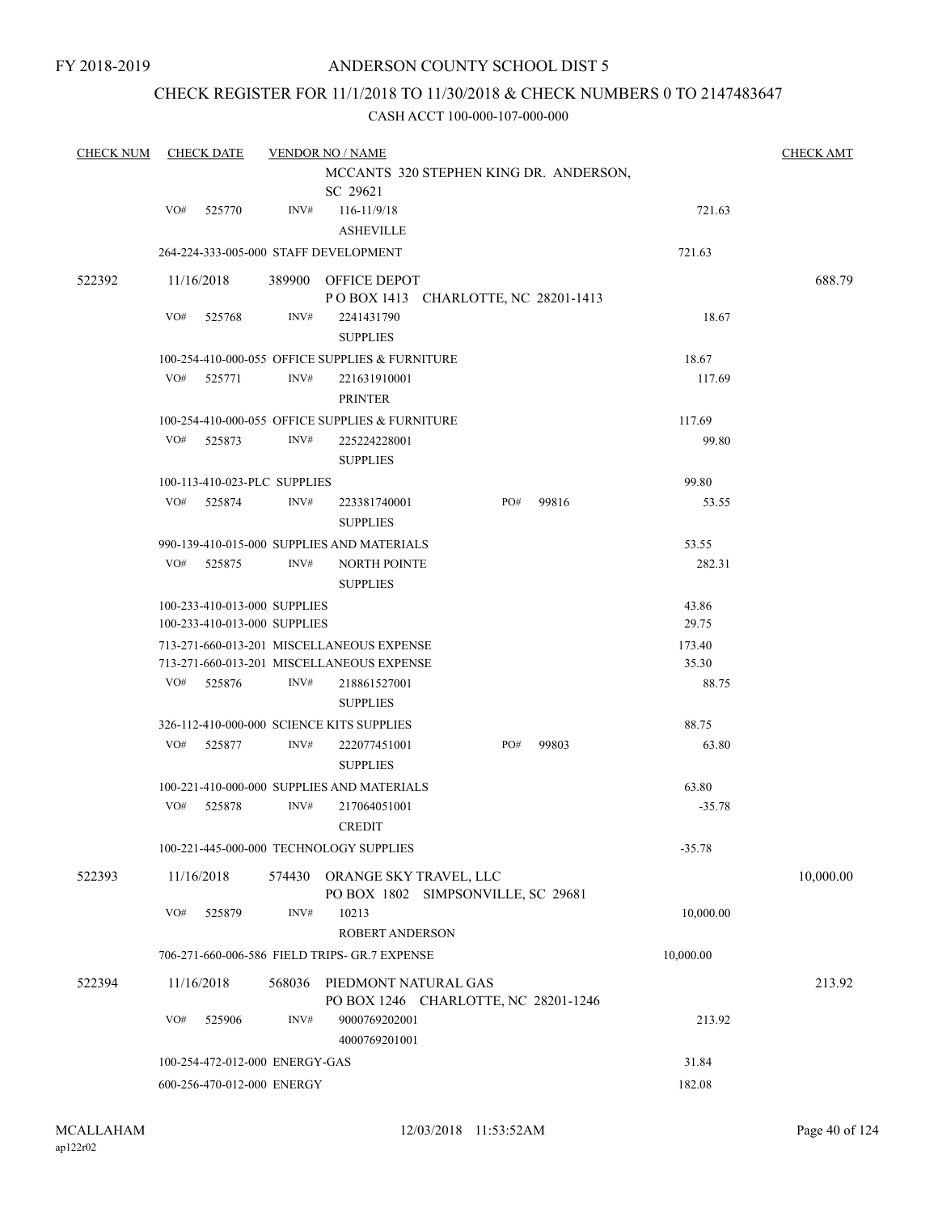FY 2018-2019

# ANDERSON COUNTY SCHOOL DIST 5

## CHECK REGISTER FOR 11/1/2018 TO 11/30/2018 & CHECK NUMBERS 0 TO 2147483647

### CASH ACCT 100-000-107-000-000

| CHECK NUM | CHECK DATE | VENDOR NO / NAME | | | CHECK AMT |
|---|---|---|---|---|---|
| | | MCCANTS 320 STEPHEN KING DR. ANDERSON, SC 29621 | | | |
| | VO# 525770 | INV# 116-11/9/18 ASHEVILLE | | 721.63 | |
| | 264-224-333-005-000 STAFF DEVELOPMENT | | | 721.63 | |
| 522392 | 11/16/2018 | 389900 OFFICE DEPOT P O BOX 1413 CHARLOTTE, NC 28201-1413 | | | 688.79 |
| | VO# 525768 | INV# 2241431790 SUPPLIES | | 18.67 | |
| | 100-254-410-000-055 OFFICE SUPPLIES & FURNITURE | | | 18.67 | |
| | VO# 525771 | INV# 221631910001 PRINTER | | 117.69 | |
| | 100-254-410-000-055 OFFICE SUPPLIES & FURNITURE | | | 117.69 | |
| | VO# 525873 | INV# 225224228001 SUPPLIES | | 99.80 | |
| | 100-113-410-023-PLC SUPPLIES | | | 99.80 | |
| | VO# 525874 | INV# 223381740001 SUPPLIES | PO# 99816 | 53.55 | |
| | 990-139-410-015-000 SUPPLIES AND MATERIALS | | | 53.55 | |
| | VO# 525875 | INV# NORTH POINTE SUPPLIES | | 282.31 | |
| | 100-233-410-013-000 SUPPLIES | | | 43.86 | |
| | 100-233-410-013-000 SUPPLIES | | | 29.75 | |
| | 713-271-660-013-201 MISCELLANEOUS EXPENSE | | | 173.40 | |
| | 713-271-660-013-201 MISCELLANEOUS EXPENSE | | | 35.30 | |
| | VO# 525876 | INV# 218861527001 SUPPLIES | | 88.75 | |
| | 326-112-410-000-000 SCIENCE KITS SUPPLIES | | | 88.75 | |
| | VO# 525877 | INV# 222077451001 SUPPLIES | PO# 99803 | 63.80 | |
| | 100-221-410-000-000 SUPPLIES AND MATERIALS | | | 63.80 | |
| | VO# 525878 | INV# 217064051001 CREDIT | | -35.78 | |
| | 100-221-445-000-000 TECHNOLOGY SUPPLIES | | | -35.78 | |
| 522393 | 11/16/2018 | 574430 ORANGE SKY TRAVEL, LLC PO BOX 1802 SIMPSONVILLE, SC 29681 | | | 10,000.00 |
| | VO# 525879 | INV# 10213 ROBERT ANDERSON | | 10,000.00 | |
| | 706-271-660-006-586 FIELD TRIPS- GR.7 EXPENSE | | | 10,000.00 | |
| 522394 | 11/16/2018 | 568036 PIEDMONT NATURAL GAS PO BOX 1246 CHARLOTTE, NC 28201-1246 | | | 213.92 |
| | VO# 525906 | INV# 9000769202001 4000769201001 | | 213.92 | |
| | 100-254-472-012-000 ENERGY-GAS | | | 31.84 | |
| | 600-256-470-012-000 ENERGY | | | 182.08 | |

MCALLAHAM
ap122r02

12/03/2018 11:53:52AM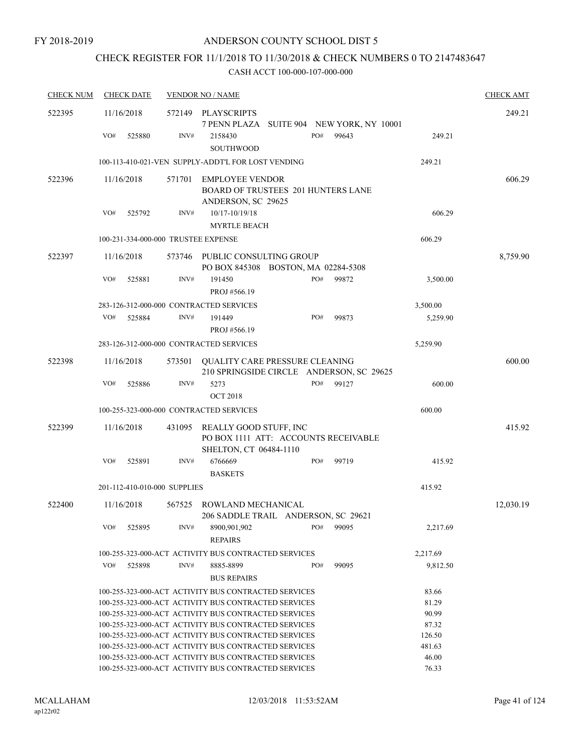FY 2018-2019

# ANDERSON COUNTY SCHOOL DIST 5

## CHECK REGISTER FOR 11/1/2018 TO 11/30/2018 & CHECK NUMBERS 0 TO 2147483647

### CASH ACCT 100-000-107-000-000

| CHECK NUM | CHECK DATE | VENDOR NO / NAME | | CHECK AMT |
|---|---|---|---|---|
| 522395 | 11/16/2018 | 572149 PLAYSCRIPTS<br>7 PENN PLAZA SUITE 904 NEW YORK, NY 10001 | | 249.21 |
| | VO# 525880 | INV# 2158430 SOUTHWOOD PO# 99643 | 249.21 | |
| | | 100-113-410-021-VEN SUPPLY-ADDT'L FOR LOST VENDING | 249.21 | |
| 522396 | 11/16/2018 | 571701 EMPLOYEE VENDOR<br>BOARD OF TRUSTEES 201 HUNTERS LANE<br>ANDERSON, SC 29625 | | 606.29 |
| | VO# 525792 | INV# 10/17-10/19/18 MYRTLE BEACH | 606.29 | |
| | | 100-231-334-000-000 TRUSTEE EXPENSE | 606.29 | |
| 522397 | 11/16/2018 | 573746 PUBLIC CONSULTING GROUP<br>PO BOX 845308 BOSTON, MA 02284-5308 | | 8,759.90 |
| | VO# 525881 | INV# 191450 PROJ #566.19 PO# 99872 | 3,500.00 | |
| | | 283-126-312-000-000 CONTRACTED SERVICES | 3,500.00 | |
| | VO# 525884 | INV# 191449 PROJ #566.19 PO# 99873 | 5,259.90 | |
| | | 283-126-312-000-000 CONTRACTED SERVICES | 5,259.90 | |
| 522398 | 11/16/2018 | 573501 QUALITY CARE PRESSURE CLEANING<br>210 SPRINGSIDE CIRCLE ANDERSON, SC 29625 | | 600.00 |
| | VO# 525886 | INV# 5273 OCT 2018 PO# 99127 | 600.00 | |
| | | 100-255-323-000-000 CONTRACTED SERVICES | 600.00 | |
| 522399 | 11/16/2018 | 431095 REALLY GOOD STUFF, INC<br>PO BOX 1111 ATT: ACCOUNTS RECEIVABLE<br>SHELTON, CT 06484-1110 | | 415.92 |
| | VO# 525891 | INV# 6766669 BASKETS PO# 99719 | 415.92 | |
| | | 201-112-410-010-000 SUPPLIES | 415.92 | |
| 522400 | 11/16/2018 | 567525 ROWLAND MECHANICAL<br>206 SADDLE TRAIL ANDERSON, SC 29621 | | 12,030.19 |
| | VO# 525895 | INV# 8900,901,902 REPAIRS PO# 99095 | 2,217.69 | |
| | | 100-255-323-000-ACT ACTIVITY BUS CONTRACTED SERVICES | 2,217.69 | |
| | VO# 525898 | INV# 8885-8899 BUS REPAIRS PO# 99095 | 9,812.50 | |
| | | 100-255-323-000-ACT ACTIVITY BUS CONTRACTED SERVICES | 83.66 | |
| | | 100-255-323-000-ACT ACTIVITY BUS CONTRACTED SERVICES | 81.29 | |
| | | 100-255-323-000-ACT ACTIVITY BUS CONTRACTED SERVICES | 90.99 | |
| | | 100-255-323-000-ACT ACTIVITY BUS CONTRACTED SERVICES | 87.32 | |
| | | 100-255-323-000-ACT ACTIVITY BUS CONTRACTED SERVICES | 126.50 | |
| | | 100-255-323-000-ACT ACTIVITY BUS CONTRACTED SERVICES | 481.63 | |
| | | 100-255-323-000-ACT ACTIVITY BUS CONTRACTED SERVICES | 46.00 | |
| | | 100-255-323-000-ACT ACTIVITY BUS CONTRACTED SERVICES | 76.33 | |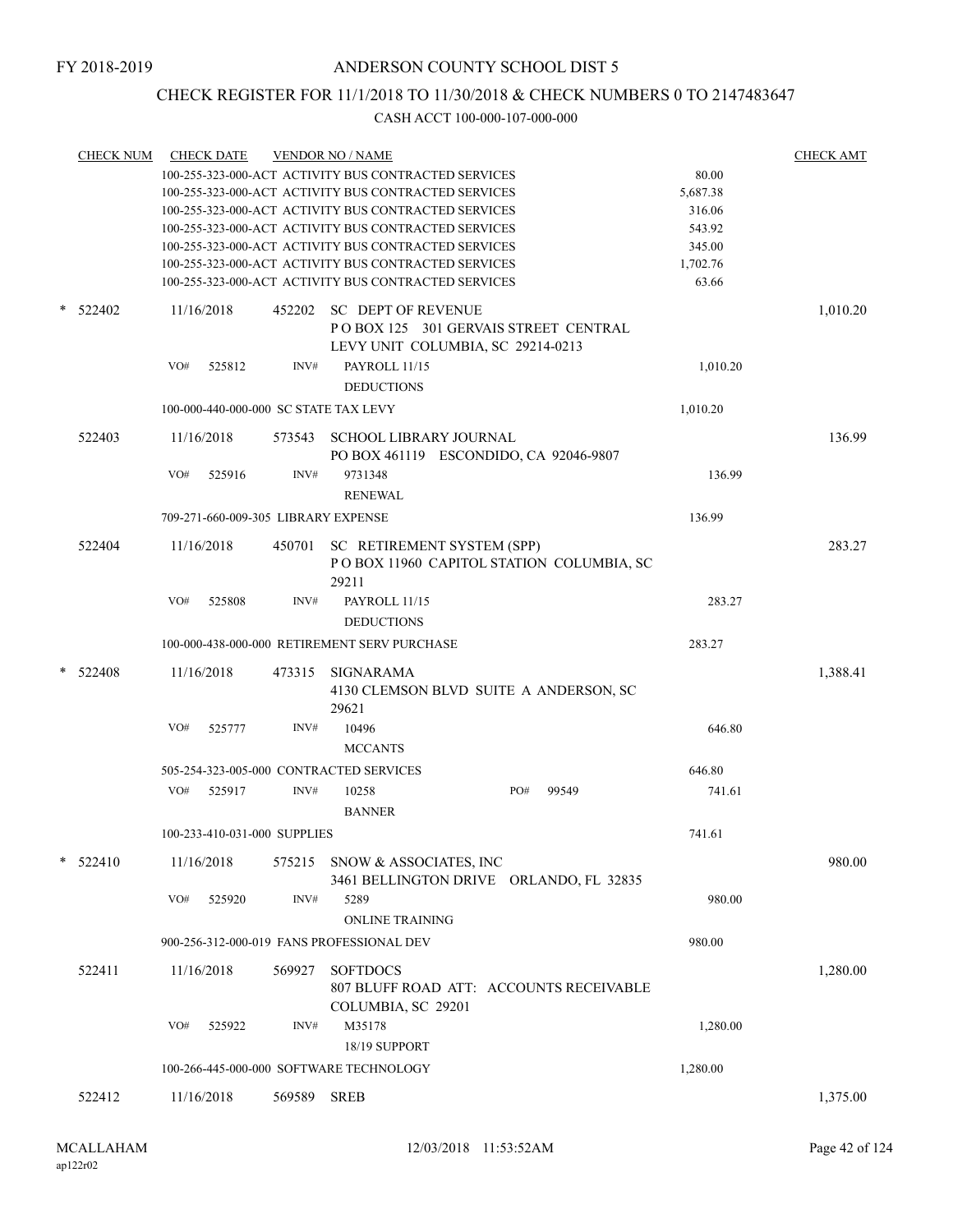FY 2018-2019

# ANDERSON COUNTY SCHOOL DIST 5

## CHECK REGISTER FOR 11/1/2018 TO 11/30/2018 & CHECK NUMBERS 0 TO 2147483647

CASH ACCT 100-000-107-000-000

| CHECK NUM | CHECK DATE | VENDOR NO / NAME | | CHECK AMT |
|---|---|---|---|---|
| | | 100-255-323-000-ACT ACTIVITY BUS CONTRACTED SERVICES | 80.00 | |
| | | 100-255-323-000-ACT ACTIVITY BUS CONTRACTED SERVICES | 5,687.38 | |
| | | 100-255-323-000-ACT ACTIVITY BUS CONTRACTED SERVICES | 316.06 | |
| | | 100-255-323-000-ACT ACTIVITY BUS CONTRACTED SERVICES | 543.92 | |
| | | 100-255-323-000-ACT ACTIVITY BUS CONTRACTED SERVICES | 345.00 | |
| | | 100-255-323-000-ACT ACTIVITY BUS CONTRACTED SERVICES | 1,702.76 | |
| | | 100-255-323-000-ACT ACTIVITY BUS CONTRACTED SERVICES | 63.66 | |
| * 522402 | 11/16/2018 | 452202 SC DEPT OF REVENUE<br>P O BOX 125 301 GERVAIS STREET CENTRAL LEVY UNIT COLUMBIA, SC 29214-0213 | | 1,010.20 |
| | VO# 525812 | INV# PAYROLL 11/15<br>DEDUCTIONS | 1,010.20 | |
| | | 100-000-440-000-000 SC STATE TAX LEVY | 1,010.20 | |
| 522403 | 11/16/2018 | 573543 SCHOOL LIBRARY JOURNAL<br>PO BOX 461119 ESCONDIDO, CA 92046-9807 | | 136.99 |
| | VO# 525916 | INV# 9731348<br>RENEWAL | 136.99 | |
| | | 709-271-660-009-305 LIBRARY EXPENSE | 136.99 | |
| 522404 | 11/16/2018 | 450701 SC RETIREMENT SYSTEM (SPP)<br>P O BOX 11960 CAPITOL STATION COLUMBIA, SC 29211 | | 283.27 |
| | VO# 525808 | INV# PAYROLL 11/15<br>DEDUCTIONS | 283.27 | |
| | | 100-000-438-000-000 RETIREMENT SERV PURCHASE | 283.27 | |
| * 522408 | 11/16/2018 | 473315 SIGNARAMA<br>4130 CLEMSON BLVD SUITE A ANDERSON, SC 29621 | | 1,388.41 |
| | VO# 525777 | INV# 10496<br>MCCANTS | 646.80 | |
| | | 505-254-323-005-000 CONTRACTED SERVICES | 646.80 | |
| | VO# 525917 | INV# 10258 PO# 99549<br>BANNER | 741.61 | |
| | | 100-233-410-031-000 SUPPLIES | 741.61 | |
| * 522410 | 11/16/2018 | 575215 SNOW & ASSOCIATES, INC<br>3461 BELLINGTON DRIVE ORLANDO, FL 32835 | | 980.00 |
| | VO# 525920 | INV# 5289<br>ONLINE TRAINING | 980.00 | |
| | | 900-256-312-000-019 FANS PROFESSIONAL DEV | 980.00 | |
| 522411 | 11/16/2018 | 569927 SOFTDOCS<br>807 BLUFF ROAD ATT: ACCOUNTS RECEIVABLE COLUMBIA, SC 29201 | | 1,280.00 |
| | VO# 525922 | INV# M35178<br>18/19 SUPPORT | 1,280.00 | |
| | | 100-266-445-000-000 SOFTWARE TECHNOLOGY | 1,280.00 | |
| 522412 | 11/16/2018 | 569589 SREB | | 1,375.00 |

MCALLAHAM ap122r02 12/03/2018 11:53:52AM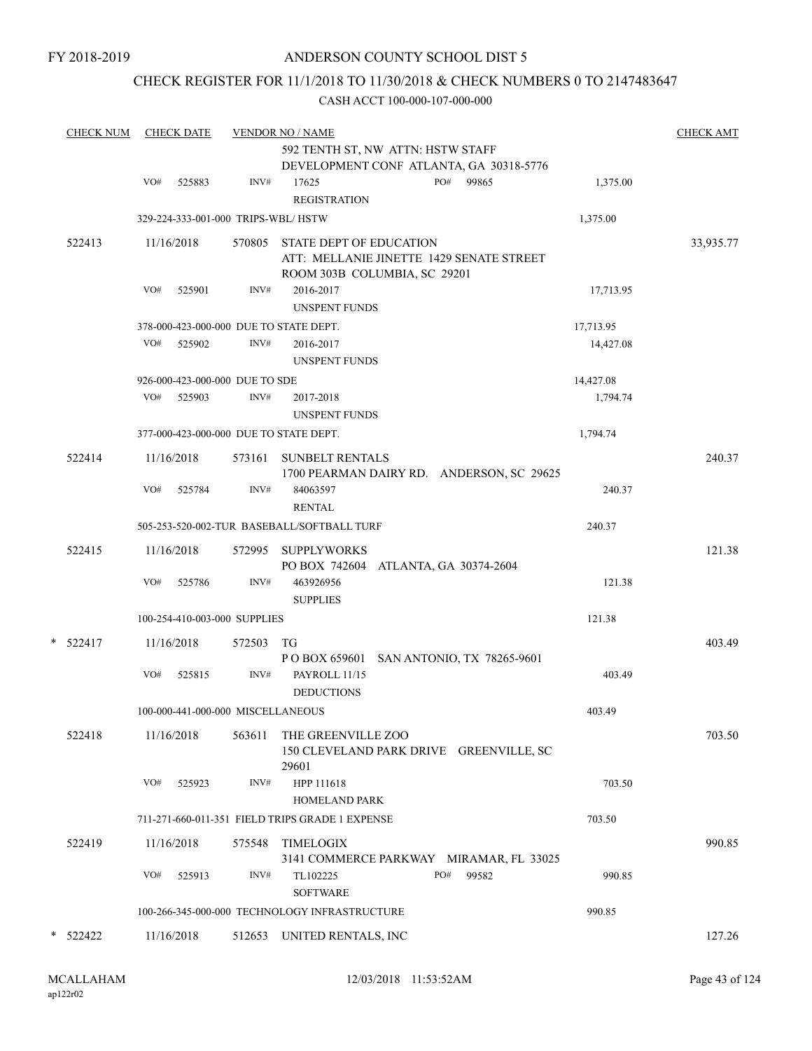FY 2018-2019

ANDERSON COUNTY SCHOOL DIST 5

CHECK REGISTER FOR 11/1/2018 TO 11/30/2018 & CHECK NUMBERS 0 TO 2147483647

CASH ACCT 100-000-107-000-000

| CHECK NUM | CHECK DATE | VENDOR NO / NAME | | CHECK AMT |
|---|---|---|---|---|
| | | 592 TENTH ST, NW ATTN: HSTW STAFF DEVELOPMENT CONF ATLANTA, GA 30318-5776 | | |
| | VO# 525883 | INV# 17625 PO# 99865 REGISTRATION | 1,375.00 | |
| | 329-224-333-001-000 TRIPS-WBL/ HSTW | | 1,375.00 | |
| 522413 | 11/16/2018 | 570805 STATE DEPT OF EDUCATION ATT: MELLANIE JINETTE 1429 SENATE STREET ROOM 303B COLUMBIA, SC 29201 | | 33,935.77 |
| | VO# 525901 | INV# 2016-2017 UNSPENT FUNDS | 17,713.95 | |
| | 378-000-423-000-000 DUE TO STATE DEPT. | | 17,713.95 | |
| | VO# 525902 | INV# 2016-2017 UNSPENT FUNDS | 14,427.08 | |
| | 926-000-423-000-000 DUE TO SDE | | 14,427.08 | |
| | VO# 525903 | INV# 2017-2018 UNSPENT FUNDS | 1,794.74 | |
| | 377-000-423-000-000 DUE TO STATE DEPT. | | 1,794.74 | |
| 522414 | 11/16/2018 | 573161 SUNBELT RENTALS 1700 PEARMAN DAIRY RD. ANDERSON, SC 29625 | | 240.37 |
| | VO# 525784 | INV# 84063597 RENTAL | 240.37 | |
| | 505-253-520-002-TUR BASEBALL/SOFTBALL TURF | | 240.37 | |
| 522415 | 11/16/2018 | 572995 SUPPLYWORKS PO BOX 742604 ATLANTA, GA 30374-2604 | | 121.38 |
| | VO# 525786 | INV# 463926956 SUPPLIES | 121.38 | |
| | 100-254-410-003-000 SUPPLIES | | 121.38 | |
| * 522417 | 11/16/2018 | 572503 TG P O BOX 659601 SAN ANTONIO, TX 78265-9601 | | 403.49 |
| | VO# 525815 | INV# PAYROLL 11/15 DEDUCTIONS | 403.49 | |
| | 100-000-441-000-000 MISCELLANEOUS | | 403.49 | |
| 522418 | 11/16/2018 | 563611 THE GREENVILLE ZOO 150 CLEVELAND PARK DRIVE GREENVILLE, SC 29601 | | 703.50 |
| | VO# 525923 | INV# HPP 111618 HOMELAND PARK | 703.50 | |
| | 711-271-660-011-351 FIELD TRIPS GRADE 1 EXPENSE | | 703.50 | |
| 522419 | 11/16/2018 | 575548 TIMELOGIX 3141 COMMERCE PARKWAY MIRAMAR, FL 33025 | | 990.85 |
| | VO# 525913 | INV# TL102225 PO# 99582 SOFTWARE | 990.85 | |
| | 100-266-345-000-000 TECHNOLOGY INFRASTRUCTURE | | 990.85 | |
| * 522422 | 11/16/2018 | 512653 UNITED RENTALS, INC | | 127.26 |

MCALLAHAM ap122r02 12/03/2018 11:53:52AM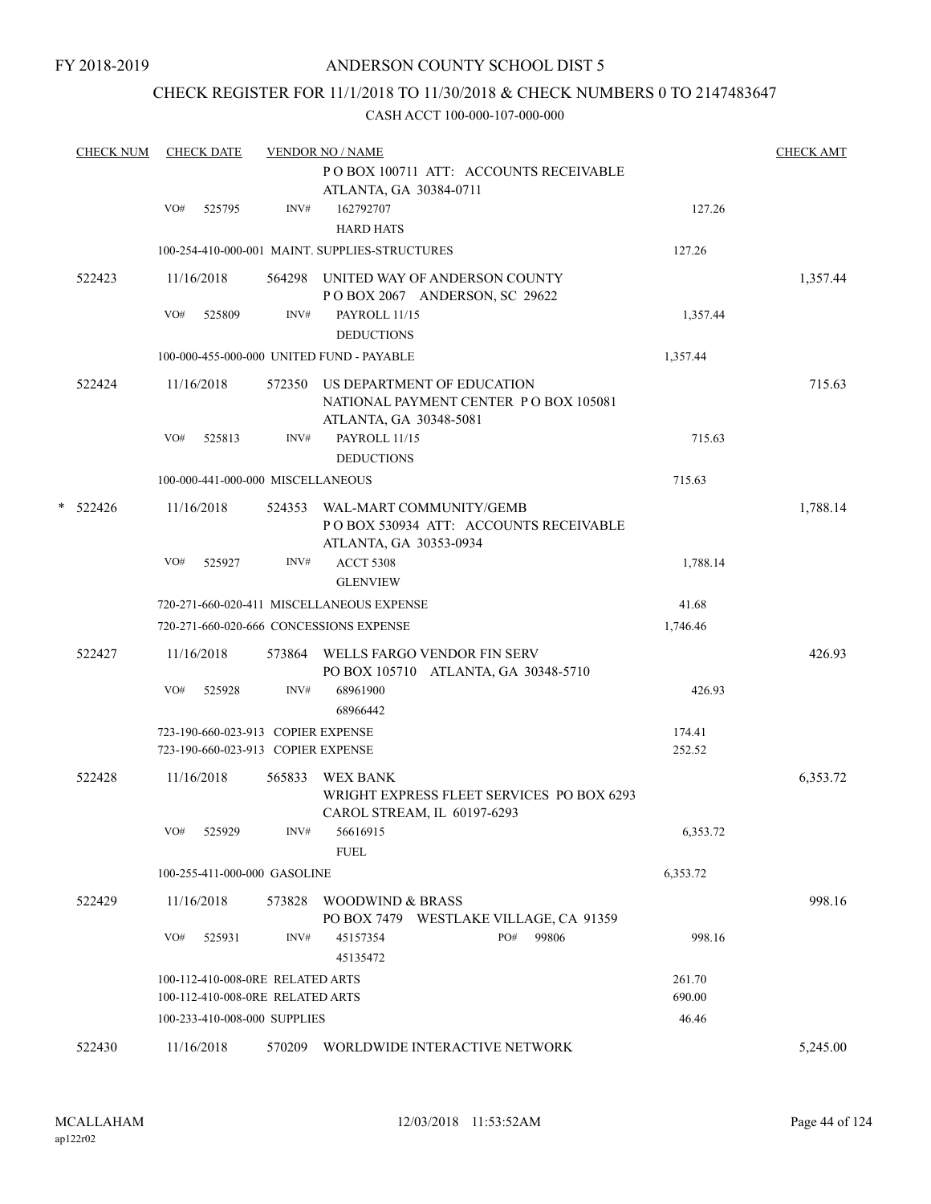FY 2018-2019

# ANDERSON COUNTY SCHOOL DIST 5

## CHECK REGISTER FOR 11/1/2018 TO 11/30/2018 & CHECK NUMBERS 0 TO 2147483647

### CASH ACCT 100-000-107-000-000

| CHECK NUM | CHECK DATE | VENDOR NO / NAME | | CHECK AMT |
|---|---|---|---|---|
| | | P O BOX 100711 ATT: ACCOUNTS RECEIVABLE ATLANTA, GA 30384-0711 | | |
| | VO# 525795 | INV# 162792707 HARD HATS | 127.26 | |
| | | 100-254-410-000-001 MAINT. SUPPLIES-STRUCTURES | 127.26 | |
| 522423 | 11/16/2018 | 564298 UNITED WAY OF ANDERSON COUNTY P O BOX 2067 ANDERSON, SC 29622 | | 1,357.44 |
| | VO# 525809 | INV# PAYROLL 11/15 DEDUCTIONS | 1,357.44 | |
| | | 100-000-455-000-000 UNITED FUND - PAYABLE | 1,357.44 | |
| 522424 | 11/16/2018 | 572350 US DEPARTMENT OF EDUCATION NATIONAL PAYMENT CENTER P O BOX 105081 ATLANTA, GA 30348-5081 | | 715.63 |
| | VO# 525813 | INV# PAYROLL 11/15 DEDUCTIONS | 715.63 | |
| | | 100-000-441-000-000 MISCELLANEOUS | 715.63 | |
| * 522426 | 11/16/2018 | 524353 WAL-MART COMMUNITY/GEMB P O BOX 530934 ATT: ACCOUNTS RECEIVABLE ATLANTA, GA 30353-0934 | | 1,788.14 |
| | VO# 525927 | INV# ACCT 5308 GLENVIEW | 1,788.14 | |
| | | 720-271-660-020-411 MISCELLANEOUS EXPENSE | 41.68 | |
| | | 720-271-660-020-666 CONCESSIONS EXPENSE | 1,746.46 | |
| 522427 | 11/16/2018 | 573864 WELLS FARGO VENDOR FIN SERV PO BOX 105710 ATLANTA, GA 30348-5710 | | 426.93 |
| | VO# 525928 | INV# 68961900 68966442 | 426.93 | |
| | | 723-190-660-023-913 COPIER EXPENSE | 174.41 | |
| | | 723-190-660-023-913 COPIER EXPENSE | 252.52 | |
| 522428 | 11/16/2018 | 565833 WEX BANK WRIGHT EXPRESS FLEET SERVICES PO BOX 6293 CAROL STREAM, IL 60197-6293 | | 6,353.72 |
| | VO# 525929 | INV# 56616915 FUEL | 6,353.72 | |
| | | 100-255-411-000-000 GASOLINE | 6,353.72 | |
| 522429 | 11/16/2018 | 573828 WOODWIND & BRASS PO BOX 7479 WESTLAKE VILLAGE, CA 91359 | | 998.16 |
| | VO# 525931 | INV# 45157354 45135472 PO# 99806 | 998.16 | |
| | | 100-112-410-008-0RE RELATED ARTS | 261.70 | |
| | | 100-112-410-008-0RE RELATED ARTS | 690.00 | |
| | | 100-233-410-008-000 SUPPLIES | 46.46 | |
| 522430 | 11/16/2018 | 570209 WORLDWIDE INTERACTIVE NETWORK | | 5,245.00 |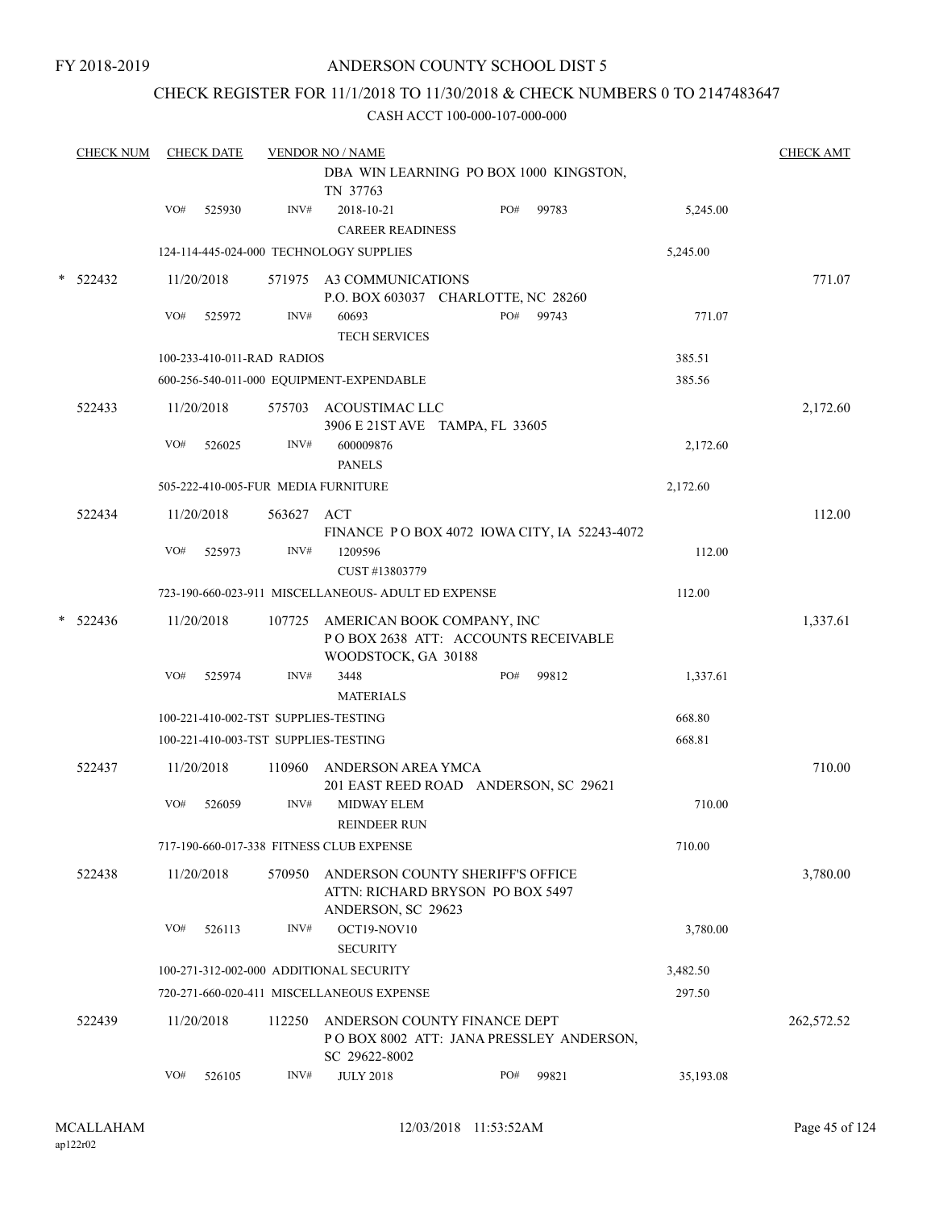FY 2018-2019

# ANDERSON COUNTY SCHOOL DIST 5

## CHECK REGISTER FOR 11/1/2018 TO 11/30/2018 & CHECK NUMBERS 0 TO 2147483647

CASH ACCT 100-000-107-000-000

| CHECK NUM | CHECK DATE | VENDOR NO / NAME | | | CHECK AMT |
|---|---|---|---|---|---|
| | | DBA WIN LEARNING PO BOX 1000 KINGSTON, TN 37763 | | | |
| | VO# 525930 | INV# 2018-10-21 CAREER READINESS | PO# 99783 | 5,245.00 | |
| | 124-114-445-024-000 TECHNOLOGY SUPPLIES | | | 5,245.00 | |
| * 522432 | 11/20/2018 | 571975 A3 COMMUNICATIONS P.O. BOX 603037 CHARLOTTE, NC 28260 | | | 771.07 |
| | VO# 525972 | INV# 60693 TECH SERVICES | PO# 99743 | 771.07 | |
| | 100-233-410-011-RAD RADIOS | | | 385.51 | |
| | 600-256-540-011-000 EQUIPMENT-EXPENDABLE | | | 385.56 | |
| 522433 | 11/20/2018 | 575703 ACOUSTIMAC LLC 3906 E 21ST AVE TAMPA, FL 33605 | | | 2,172.60 |
| | VO# 526025 | INV# 600009876 PANELS | | 2,172.60 | |
| | 505-222-410-005-FUR MEDIA FURNITURE | | | 2,172.60 | |
| 522434 | 11/20/2018 | 563627 ACT FINANCE P O BOX 4072 IOWA CITY, IA 52243-4072 | | | 112.00 |
| | VO# 525973 | INV# 1209596 CUST #13803779 | | 112.00 | |
| | 723-190-660-023-911 MISCELLANEOUS- ADULT ED EXPENSE | | | 112.00 | |
| * 522436 | 11/20/2018 | 107725 AMERICAN BOOK COMPANY, INC P O BOX 2638 ATT: ACCOUNTS RECEIVABLE WOODSTOCK, GA 30188 | | | 1,337.61 |
| | VO# 525974 | INV# 3448 MATERIALS | PO# 99812 | 1,337.61 | |
| | 100-221-410-002-TST SUPPLIES-TESTING | | | 668.80 | |
| | 100-221-410-003-TST SUPPLIES-TESTING | | | 668.81 | |
| 522437 | 11/20/2018 | 110960 ANDERSON AREA YMCA 201 EAST REED ROAD ANDERSON, SC 29621 | | | 710.00 |
| | VO# 526059 | INV# MIDWAY ELEM REINDEER RUN | | 710.00 | |
| | 717-190-660-017-338 FITNESS CLUB EXPENSE | | | 710.00 | |
| 522438 | 11/20/2018 | 570950 ANDERSON COUNTY SHERIFF'S OFFICE ATTN: RICHARD BRYSON PO BOX 5497 ANDERSON, SC 29623 | | | 3,780.00 |
| | VO# 526113 | INV# OCT19-NOV10 SECURITY | | 3,780.00 | |
| | 100-271-312-002-000 ADDITIONAL SECURITY | | | 3,482.50 | |
| | 720-271-660-020-411 MISCELLANEOUS EXPENSE | | | 297.50 | |
| 522439 | 11/20/2018 | 112250 ANDERSON COUNTY FINANCE DEPT P O BOX 8002 ATT: JANA PRESSLEY ANDERSON, SC 29622-8002 | | | 262,572.52 |
| | VO# 526105 | INV# JULY 2018 | PO# 99821 | 35,193.08 | |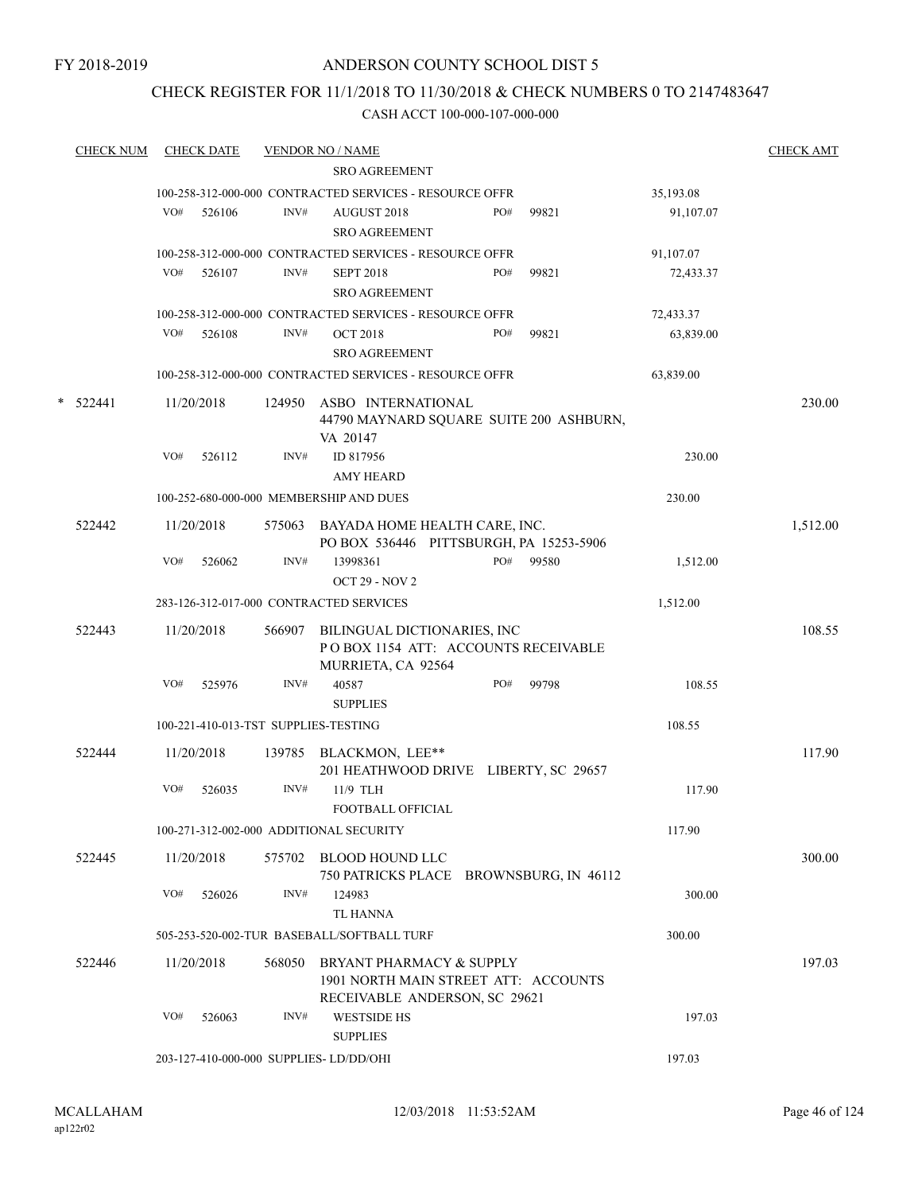FY 2018-2019

# ANDERSON COUNTY SCHOOL DIST 5

## CHECK REGISTER FOR 11/1/2018 TO 11/30/2018 & CHECK NUMBERS 0 TO 2147483647

CASH ACCT 100-000-107-000-000

| CHECK NUM | CHECK DATE | VENDOR NO / NAME | | | | CHECK AMT |
|---|---|---|---|---|---|---|
| | | SRO AGREEMENT | | | | |
| | | 100-258-312-000-000 CONTRACTED SERVICES - RESOURCE OFFR | | | 35,193.08 | |
| | VO# 526106 | INV# AUGUST 2018<br>SRO AGREEMENT | PO# 99821 | | 91,107.07 | |
| | | 100-258-312-000-000 CONTRACTED SERVICES - RESOURCE OFFR | | | 91,107.07 | |
| | VO# 526107 | INV# SEPT 2018<br>SRO AGREEMENT | PO# 99821 | | 72,433.37 | |
| | | 100-258-312-000-000 CONTRACTED SERVICES - RESOURCE OFFR | | | 72,433.37 | |
| | VO# 526108 | INV# OCT 2018<br>SRO AGREEMENT | PO# 99821 | | 63,839.00 | |
| | | 100-258-312-000-000 CONTRACTED SERVICES - RESOURCE OFFR | | | 63,839.00 | |
| * 522441 | 11/20/2018 | 124950 ASBO INTERNATIONAL<br>44790 MAYNARD SQUARE SUITE 200 ASHBURN, VA 20147 | | | | 230.00 |
| | VO# 526112 | INV# ID 817956<br>AMY HEARD | | | 230.00 | |
| | | 100-252-680-000-000 MEMBERSHIP AND DUES | | | 230.00 | |
| 522442 | 11/20/2018 | 575063 BAYADA HOME HEALTH CARE, INC.<br>PO BOX 536446 PITTSBURGH, PA 15253-5906 | | | | 1,512.00 |
| | VO# 526062 | INV# 13998361<br>OCT 29 - NOV 2 | PO# 99580 | | 1,512.00 | |
| | | 283-126-312-017-000 CONTRACTED SERVICES | | | 1,512.00 | |
| 522443 | 11/20/2018 | 566907 BILINGUAL DICTIONARIES, INC<br>P O BOX 1154 ATT: ACCOUNTS RECEIVABLE MURRIETA, CA 92564 | | | | 108.55 |
| | VO# 525976 | INV# 40587<br>SUPPLIES | PO# 99798 | | 108.55 | |
| | | 100-221-410-013-TST SUPPLIES-TESTING | | | 108.55 | |
| 522444 | 11/20/2018 | 139785 BLACKMON, LEE**<br>201 HEATHWOOD DRIVE LIBERTY, SC 29657 | | | | 117.90 |
| | VO# 526035 | INV# 11/9 TLH<br>FOOTBALL OFFICIAL | | | 117.90 | |
| | | 100-271-312-002-000 ADDITIONAL SECURITY | | | 117.90 | |
| 522445 | 11/20/2018 | 575702 BLOOD HOUND LLC<br>750 PATRICKS PLACE BROWNSBURG, IN 46112 | | | | 300.00 |
| | VO# 526026 | INV# 124983<br>TL HANNA | | | 300.00 | |
| | | 505-253-520-002-TUR BASEBALL/SOFTBALL TURF | | | 300.00 | |
| 522446 | 11/20/2018 | 568050 BRYANT PHARMACY & SUPPLY<br>1901 NORTH MAIN STREET ATT: ACCOUNTS RECEIVABLE ANDERSON, SC 29621 | | | | 197.03 |
| | VO# 526063 | INV# WESTSIDE HS<br>SUPPLIES | | | 197.03 | |
| | | 203-127-410-000-000 SUPPLIES- LD/DD/OHI | | | 197.03 | |

MCALLAHAM ap122r02 — 12/03/2018 11:53:52AM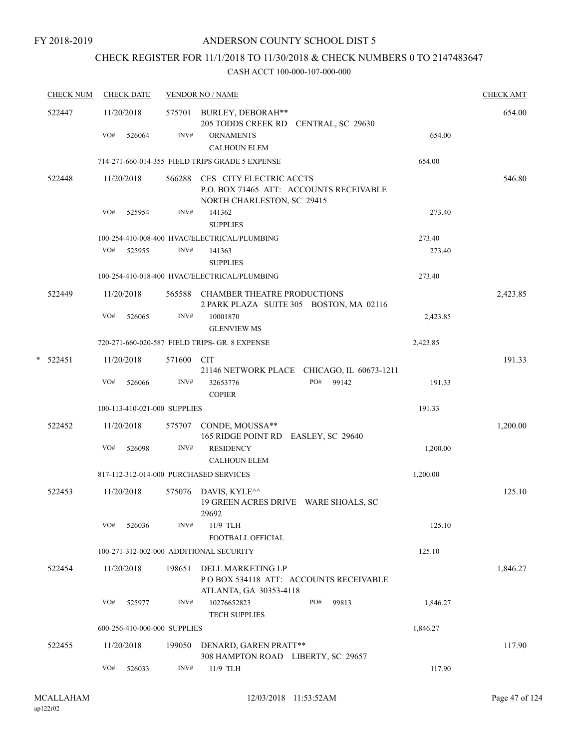FY 2018-2019

# ANDERSON COUNTY SCHOOL DIST 5

## CHECK REGISTER FOR 11/1/2018 TO 11/30/2018 & CHECK NUMBERS 0 TO 2147483647

### CASH ACCT 100-000-107-000-000

| CHECK NUM | CHECK DATE | VENDOR NO / NAME | | CHECK AMT |
|---|---|---|---|---|
| 522447 | 11/20/2018 | 575701 BURLEY, DEBORAH** 205 TODDS CREEK RD CENTRAL, SC 29630 | | 654.00 |
| | VO# 526064 | INV# ORNAMENTS CALHOUN ELEM | 654.00 | |
| | 714-271-660-014-355 FIELD TRIPS GRADE 5 EXPENSE | | 654.00 | |
| 522448 | 11/20/2018 | 566288 CES CITY ELECTRIC ACCTS P.O. BOX 71465 ATT: ACCOUNTS RECEIVABLE NORTH CHARLESTON, SC 29415 | | 546.80 |
| | VO# 525954 | INV# 141362 SUPPLIES | 273.40 | |
| | 100-254-410-008-400 HVAC/ELECTRICAL/PLUMBING | | 273.40 | |
| | VO# 525955 | INV# 141363 SUPPLIES | 273.40 | |
| | 100-254-410-018-400 HVAC/ELECTRICAL/PLUMBING | | 273.40 | |
| 522449 | 11/20/2018 | 565588 CHAMBER THEATRE PRODUCTIONS 2 PARK PLAZA SUITE 305 BOSTON, MA 02116 | | 2,423.85 |
| | VO# 526065 | INV# 10001870 GLENVIEW MS | 2,423.85 | |
| | 720-271-660-020-587 FIELD TRIPS- GR. 8 EXPENSE | | 2,423.85 | |
| * 522451 | 11/20/2018 | 571600 CIT 21146 NETWORK PLACE CHICAGO, IL 60673-1211 | | 191.33 |
| | VO# 526066 | INV# 32653776 PO# 99142 COPIER | 191.33 | |
| | 100-113-410-021-000 SUPPLIES | | 191.33 | |
| 522452 | 11/20/2018 | 575707 CONDE, MOUSSA** 165 RIDGE POINT RD EASLEY, SC 29640 | | 1,200.00 |
| | VO# 526098 | INV# RESIDENCY CALHOUN ELEM | 1,200.00 | |
| | 817-112-312-014-000 PURCHASED SERVICES | | 1,200.00 | |
| 522453 | 11/20/2018 | 575076 DAVIS, KYLE^^ 19 GREEN ACRES DRIVE WARE SHOALS, SC 29692 | | 125.10 |
| | VO# 526036 | INV# 11/9 TLH FOOTBALL OFFICIAL | 125.10 | |
| | 100-271-312-002-000 ADDITIONAL SECURITY | | 125.10 | |
| 522454 | 11/20/2018 | 198651 DELL MARKETING LP P O BOX 534118 ATT: ACCOUNTS RECEIVABLE ATLANTA, GA 30353-4118 | | 1,846.27 |
| | VO# 525977 | INV# 10276652823 PO# 99813 TECH SUPPLIES | 1,846.27 | |
| | 600-256-410-000-000 SUPPLIES | | 1,846.27 | |
| 522455 | 11/20/2018 | 199050 DENARD, GAREN PRATT** 308 HAMPTON ROAD LIBERTY, SC 29657 | | 117.90 |
| | VO# 526033 | INV# 11/9 TLH | 117.90 | |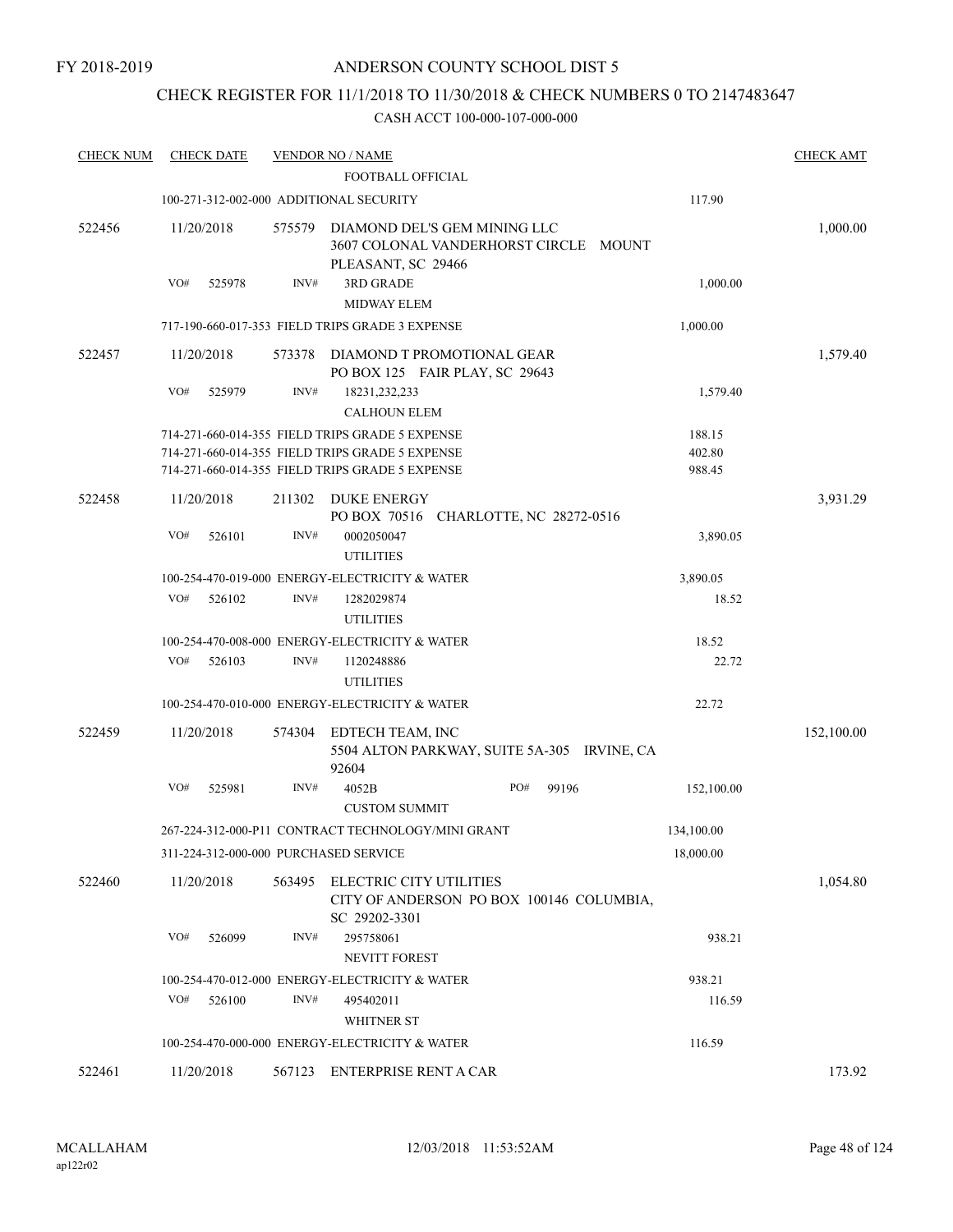FY 2018-2019

# ANDERSON COUNTY SCHOOL DIST 5

## CHECK REGISTER FOR 11/1/2018 TO 11/30/2018 & CHECK NUMBERS 0 TO 2147483647

### CASH ACCT 100-000-107-000-000

| CHECK NUM | CHECK DATE | VENDOR NO / NAME | | CHECK AMT |
|---|---|---|---|---|
| | | FOOTBALL OFFICIAL | | |
| | | 100-271-312-002-000 ADDITIONAL SECURITY | 117.90 | |
| 522456 | 11/20/2018 | 575579 DIAMOND DEL'S GEM MINING LLC 3607 COLONAL VANDERHORST CIRCLE MOUNT PLEASANT, SC 29466 | | 1,000.00 |
| | VO# 525978 | INV# 3RD GRADE MIDWAY ELEM | 1,000.00 | |
| | | 717-190-660-017-353 FIELD TRIPS GRADE 3 EXPENSE | 1,000.00 | |
| 522457 | 11/20/2018 | 573378 DIAMOND T PROMOTIONAL GEAR PO BOX 125 FAIR PLAY, SC 29643 | | 1,579.40 |
| | VO# 525979 | INV# 18231,232,233 CALHOUN ELEM | 1,579.40 | |
| | | 714-271-660-014-355 FIELD TRIPS GRADE 5 EXPENSE | 188.15 | |
| | | 714-271-660-014-355 FIELD TRIPS GRADE 5 EXPENSE | 402.80 | |
| | | 714-271-660-014-355 FIELD TRIPS GRADE 5 EXPENSE | 988.45 | |
| 522458 | 11/20/2018 | 211302 DUKE ENERGY PO BOX 70516 CHARLOTTE, NC 28272-0516 | | 3,931.29 |
| | VO# 526101 | INV# 0002050047 UTILITIES | 3,890.05 | |
| | | 100-254-470-019-000 ENERGY-ELECTRICITY & WATER | 3,890.05 | |
| | VO# 526102 | INV# 1282029874 UTILITIES | 18.52 | |
| | | 100-254-470-008-000 ENERGY-ELECTRICITY & WATER | 18.52 | |
| | VO# 526103 | INV# 1120248886 UTILITIES | 22.72 | |
| | | 100-254-470-010-000 ENERGY-ELECTRICITY & WATER | 22.72 | |
| 522459 | 11/20/2018 | 574304 EDTECH TEAM, INC 5504 ALTON PARKWAY, SUITE 5A-305 IRVINE, CA 92604 | | 152,100.00 |
| | VO# 525981 | INV# 4052B PO# 99196 CUSTOM SUMMIT | 152,100.00 | |
| | | 267-224-312-000-P11 CONTRACT TECHNOLOGY/MINI GRANT | 134,100.00 | |
| | | 311-224-312-000-000 PURCHASED SERVICE | 18,000.00 | |
| 522460 | 11/20/2018 | 563495 ELECTRIC CITY UTILITIES CITY OF ANDERSON PO BOX 100146 COLUMBIA, SC 29202-3301 | | 1,054.80 |
| | VO# 526099 | INV# 295758061 NEVITT FOREST | 938.21 | |
| | | 100-254-470-012-000 ENERGY-ELECTRICITY & WATER | 938.21 | |
| | VO# 526100 | INV# 495402011 WHITNER ST | 116.59 | |
| | | 100-254-470-000-000 ENERGY-ELECTRICITY & WATER | 116.59 | |
| 522461 | 11/20/2018 | 567123 ENTERPRISE RENT A CAR | | 173.92 |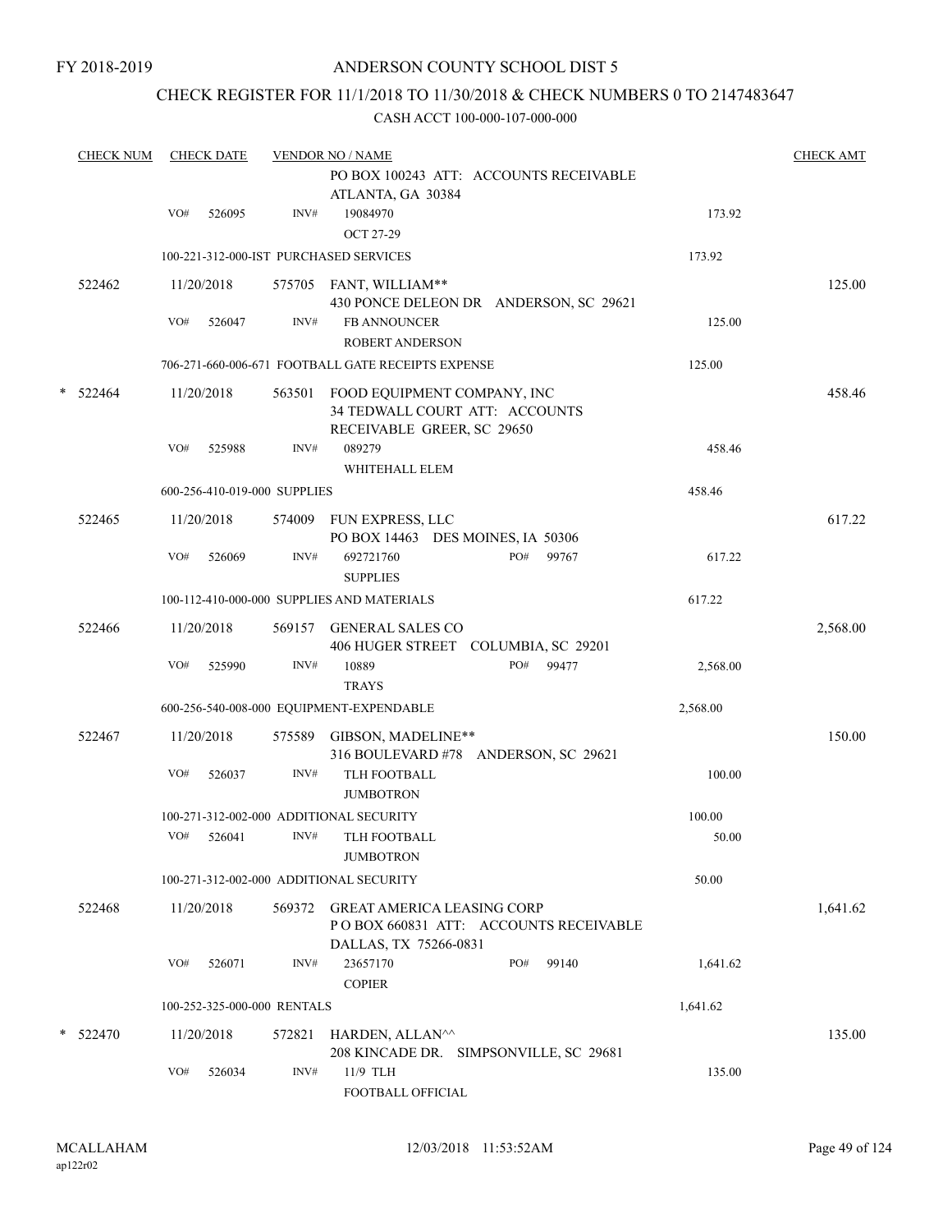FY 2018-2019

# ANDERSON COUNTY SCHOOL DIST 5

## CHECK REGISTER FOR 11/1/2018 TO 11/30/2018 & CHECK NUMBERS 0 TO 2147483647

### CASH ACCT 100-000-107-000-000

| CHECK NUM | CHECK DATE | VENDOR NO / NAME | | CHECK AMT |
|---|---|---|---|---|
| | | PO BOX 100243 ATT: ACCOUNTS RECEIVABLE ATLANTA, GA 30384 | | |
| | VO# 526095 | INV# 19084970 OCT 27-29 | 173.92 | |
| | | 100-221-312-000-IST PURCHASED SERVICES | 173.92 | |
| 522462 | 11/20/2018 | 575705 FANT, WILLIAM** 430 PONCE DELEON DR ANDERSON, SC 29621 | | 125.00 |
| | VO# 526047 | INV# FB ANNOUNCER ROBERT ANDERSON | 125.00 | |
| | | 706-271-660-006-671 FOOTBALL GATE RECEIPTS EXPENSE | 125.00 | |
| * 522464 | 11/20/2018 | 563501 FOOD EQUIPMENT COMPANY, INC 34 TEDWALL COURT ATT: ACCOUNTS RECEIVABLE GREER, SC 29650 | | 458.46 |
| | VO# 525988 | INV# 089279 WHITEHALL ELEM | 458.46 | |
| | | 600-256-410-019-000 SUPPLIES | 458.46 | |
| 522465 | 11/20/2018 | 574009 FUN EXPRESS, LLC PO BOX 14463 DES MOINES, IA 50306 | | 617.22 |
| | VO# 526069 | INV# 692721760 PO# 99767 SUPPLIES | 617.22 | |
| | | 100-112-410-000-000 SUPPLIES AND MATERIALS | 617.22 | |
| 522466 | 11/20/2018 | 569157 GENERAL SALES CO 406 HUGER STREET COLUMBIA, SC 29201 | | 2,568.00 |
| | VO# 525990 | INV# 10889 PO# 99477 TRAYS | 2,568.00 | |
| | | 600-256-540-008-000 EQUIPMENT-EXPENDABLE | 2,568.00 | |
| 522467 | 11/20/2018 | 575589 GIBSON, MADELINE** 316 BOULEVARD #78 ANDERSON, SC 29621 | | 150.00 |
| | VO# 526037 | INV# TLH FOOTBALL JUMBOTRON | 100.00 | |
| | | 100-271-312-002-000 ADDITIONAL SECURITY | 100.00 | |
| | VO# 526041 | INV# TLH FOOTBALL JUMBOTRON | 50.00 | |
| | | 100-271-312-002-000 ADDITIONAL SECURITY | 50.00 | |
| 522468 | 11/20/2018 | 569372 GREAT AMERICA LEASING CORP P O BOX 660831 ATT: ACCOUNTS RECEIVABLE DALLAS, TX 75266-0831 | | 1,641.62 |
| | VO# 526071 | INV# 23657170 PO# 99140 COPIER | 1,641.62 | |
| | | 100-252-325-000-000 RENTALS | 1,641.62 | |
| * 522470 | 11/20/2018 | 572821 HARDEN, ALLAN^^ 208 KINCADE DR. SIMPSONVILLE, SC 29681 | | 135.00 |
| | VO# 526034 | INV# 11/9 TLH FOOTBALL OFFICIAL | 135.00 | |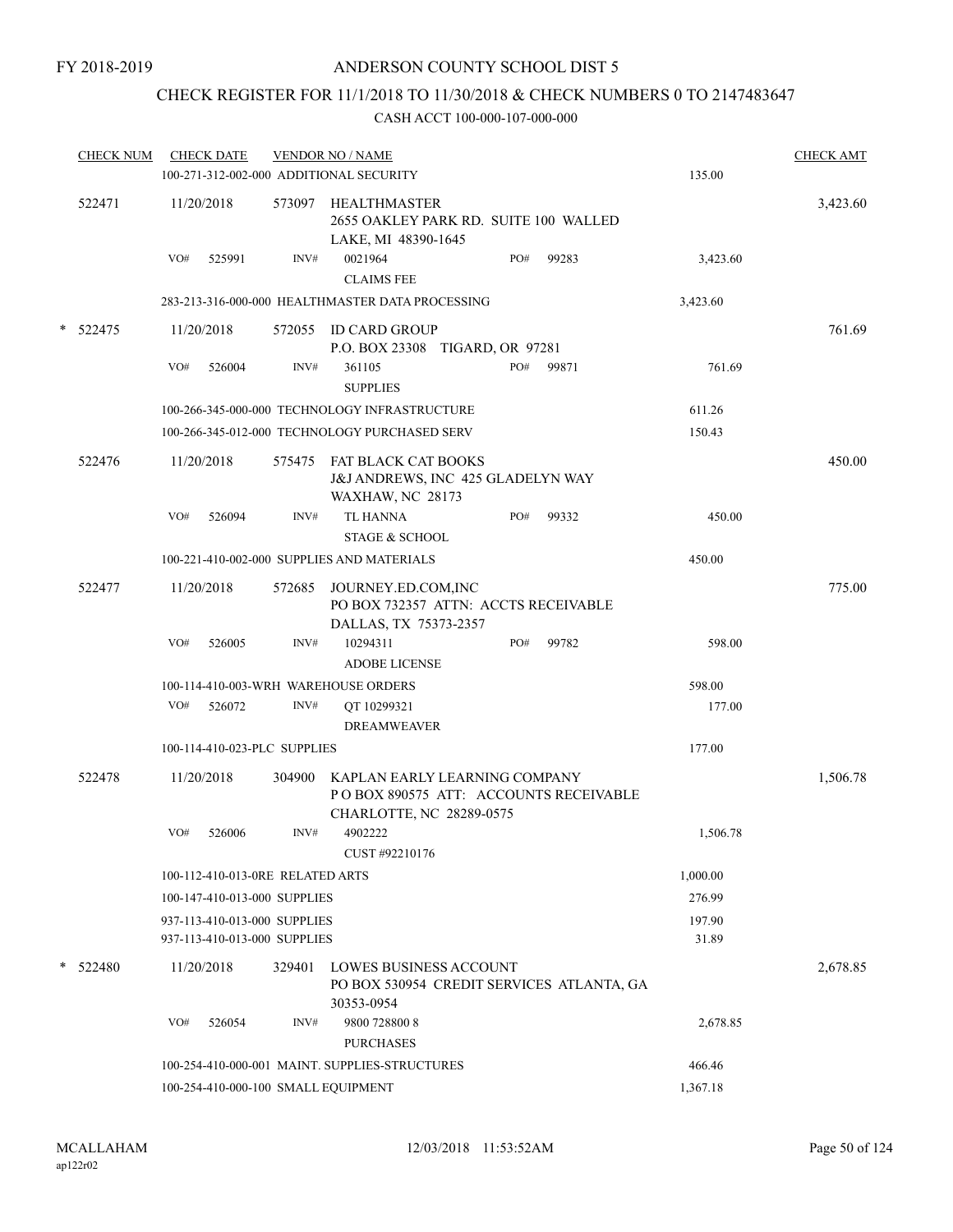FY 2018-2019

# ANDERSON COUNTY SCHOOL DIST 5

## CHECK REGISTER FOR 11/1/2018 TO 11/30/2018 & CHECK NUMBERS 0 TO 2147483647

CASH ACCT 100-000-107-000-000

| CHECK NUM | CHECK DATE | VENDOR NO / NAME | | CHECK AMT |
|---|---|---|---|---|
| | | 100-271-312-002-000 ADDITIONAL SECURITY | 135.00 | |
| 522471 | 11/20/2018 | 573097 HEALTHMASTER<br>2655 OAKLEY PARK RD. SUITE 100 WALLED LAKE, MI 48390-1645 | | 3,423.60 |
| | VO# 525991 | INV# 0021964 PO# 99283<br>CLAIMS FEE | 3,423.60 | |
| | | 283-213-316-000-000 HEALTHMASTER DATA PROCESSING | 3,423.60 | |
| * 522475 | 11/20/2018 | 572055 ID CARD GROUP<br>P.O. BOX 23308 TIGARD, OR 97281 | | 761.69 |
| | VO# 526004 | INV# 361105 PO# 99871<br>SUPPLIES | 761.69 | |
| | | 100-266-345-000-000 TECHNOLOGY INFRASTRUCTURE | 611.26 | |
| | | 100-266-345-012-000 TECHNOLOGY PURCHASED SERV | 150.43 | |
| 522476 | 11/20/2018 | 575475 FAT BLACK CAT BOOKS<br>J&J ANDREWS, INC 425 GLADELYN WAY WAXHAW, NC 28173 | | 450.00 |
| | VO# 526094 | INV# TL HANNA PO# 99332<br>STAGE & SCHOOL | 450.00 | |
| | | 100-221-410-002-000 SUPPLIES AND MATERIALS | 450.00 | |
| 522477 | 11/20/2018 | 572685 JOURNEY.ED.COM,INC<br>PO BOX 732357 ATTN: ACCTS RECEIVABLE DALLAS, TX 75373-2357 | | 775.00 |
| | VO# 526005 | INV# 10294311 PO# 99782<br>ADOBE LICENSE | 598.00 | |
| | | 100-114-410-003-WRH WAREHOUSE ORDERS | 598.00 | |
| | VO# 526072 | INV# QT 10299321<br>DREAMWEAVER | 177.00 | |
| | | 100-114-410-023-PLC SUPPLIES | 177.00 | |
| 522478 | 11/20/2018 | 304900 KAPLAN EARLY LEARNING COMPANY<br>P O BOX 890575 ATT: ACCOUNTS RECEIVABLE CHARLOTTE, NC 28289-0575 | | 1,506.78 |
| | VO# 526006 | INV# 4902222<br>CUST #92210176 | 1,506.78 | |
| | | 100-112-410-013-0RE RELATED ARTS | 1,000.00 | |
| | | 100-147-410-013-000 SUPPLIES | 276.99 | |
| | | 937-113-410-013-000 SUPPLIES | 197.90 | |
| | | 937-113-410-013-000 SUPPLIES | 31.89 | |
| * 522480 | 11/20/2018 | 329401 LOWES BUSINESS ACCOUNT<br>PO BOX 530954 CREDIT SERVICES ATLANTA, GA 30353-0954 | | 2,678.85 |
| | VO# 526054 | INV# 9800 728800 8<br>PURCHASES | 2,678.85 | |
| | | 100-254-410-000-001 MAINT. SUPPLIES-STRUCTURES | 466.46 | |
| | | 100-254-410-000-100 SMALL EQUIPMENT | 1,367.18 | |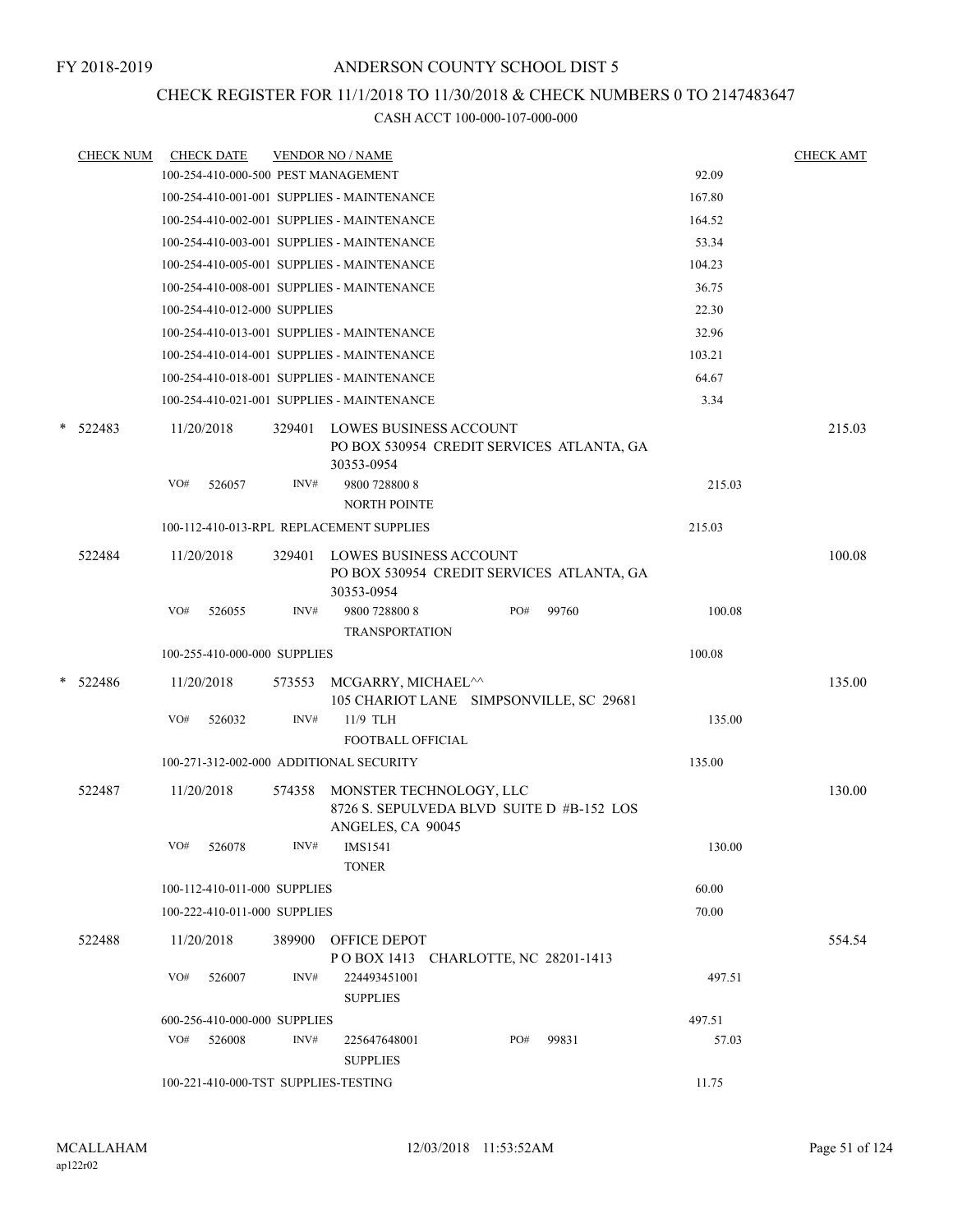FY 2018-2019

# ANDERSON COUNTY SCHOOL DIST 5

## CHECK REGISTER FOR 11/1/2018 TO 11/30/2018 & CHECK NUMBERS 0 TO 2147483647

### CASH ACCT 100-000-107-000-000

| CHECK NUM | CHECK DATE | VENDOR NO / NAME | | CHECK AMT |
|---|---|---|---|---|
| | 100-254-410-000-500 PEST MANAGEMENT | | 92.09 | |
| | 100-254-410-001-001 SUPPLIES - MAINTENANCE | | 167.80 | |
| | 100-254-410-002-001 SUPPLIES - MAINTENANCE | | 164.52 | |
| | 100-254-410-003-001 SUPPLIES - MAINTENANCE | | 53.34 | |
| | 100-254-410-005-001 SUPPLIES - MAINTENANCE | | 104.23 | |
| | 100-254-410-008-001 SUPPLIES - MAINTENANCE | | 36.75 | |
| | 100-254-410-012-000 SUPPLIES | | 22.30 | |
| | 100-254-410-013-001 SUPPLIES - MAINTENANCE | | 32.96 | |
| | 100-254-410-014-001 SUPPLIES - MAINTENANCE | | 103.21 | |
| | 100-254-410-018-001 SUPPLIES - MAINTENANCE | | 64.67 | |
| | 100-254-410-021-001 SUPPLIES - MAINTENANCE | | 3.34 | |
| * 522483 | 11/20/2018 | 329401 LOWES BUSINESS ACCOUNT<br>PO BOX 530954 CREDIT SERVICES ATLANTA, GA 30353-0954 | | 215.03 |
| | VO# 526057 | INV# 9800 728800 8<br>NORTH POINTE | 215.03 | |
| | 100-112-410-013-RPL REPLACEMENT SUPPLIES | | 215.03 | |
| 522484 | 11/20/2018 | 329401 LOWES BUSINESS ACCOUNT<br>PO BOX 530954 CREDIT SERVICES ATLANTA, GA 30353-0954 | | 100.08 |
| | VO# 526055 | INV# 9800 728800 8 PO# 99760<br>TRANSPORTATION | 100.08 | |
| | 100-255-410-000-000 SUPPLIES | | 100.08 | |
| * 522486 | 11/20/2018 | 573553 MCGARRY, MICHAEL^^<br>105 CHARIOT LANE SIMPSONVILLE, SC 29681 | | 135.00 |
| | VO# 526032 | INV# 11/9 TLH<br>FOOTBALL OFFICIAL | 135.00 | |
| | 100-271-312-002-000 ADDITIONAL SECURITY | | 135.00 | |
| 522487 | 11/20/2018 | 574358 MONSTER TECHNOLOGY, LLC<br>8726 S. SEPULVEDA BLVD SUITE D #B-152 LOS ANGELES, CA 90045 | | 130.00 |
| | VO# 526078 | INV# IMS1541<br>TONER | 130.00 | |
| | 100-112-410-011-000 SUPPLIES | | 60.00 | |
| | 100-222-410-011-000 SUPPLIES | | 70.00 | |
| 522488 | 11/20/2018 | 389900 OFFICE DEPOT<br>P O BOX 1413 CHARLOTTE, NC 28201-1413 | | 554.54 |
| | VO# 526007 | INV# 224493451001<br>SUPPLIES | 497.51 | |
| | 600-256-410-000-000 SUPPLIES | | 497.51 | |
| | VO# 526008 | INV# 225647648001 PO# 99831<br>SUPPLIES | 57.03 | |
| | 100-221-410-000-TST SUPPLIES-TESTING | | 11.75 | |

MCALLAHAM
ap122r02

12/03/2018 11:53:52AM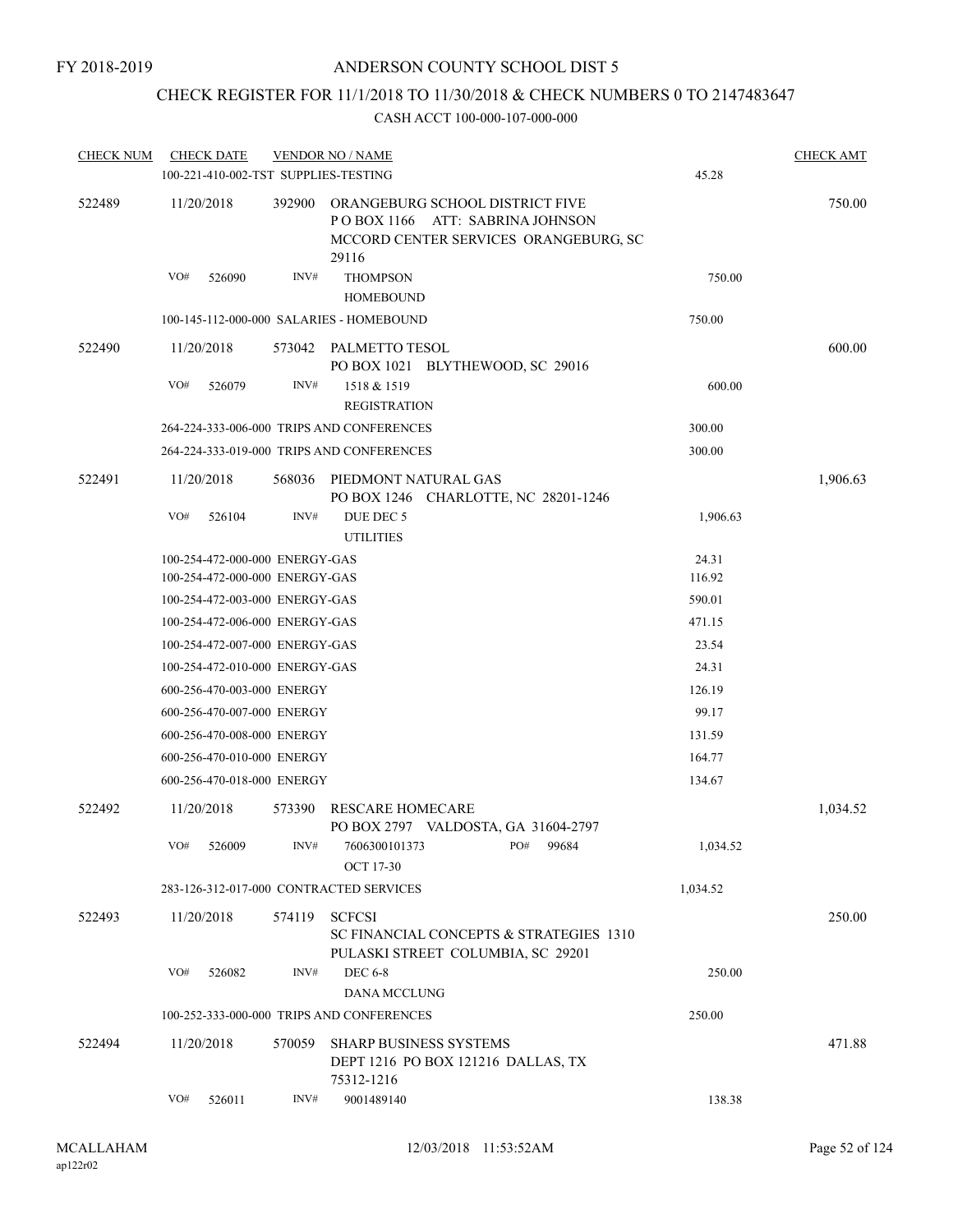FY 2018-2019

# ANDERSON COUNTY SCHOOL DIST 5

## CHECK REGISTER FOR 11/1/2018 TO 11/30/2018 & CHECK NUMBERS 0 TO 2147483647

### CASH ACCT 100-000-107-000-000

| CHECK NUM | CHECK DATE | VENDOR NO / NAME | | CHECK AMT |
|---|---|---|---|---|
| | 100-221-410-002-TST SUPPLIES-TESTING | | 45.28 | |
| 522489 | 11/20/2018 | 392900 ORANGEBURG SCHOOL DISTRICT FIVE P O BOX 1166 ATT: SABRINA JOHNSON MCCORD CENTER SERVICES ORANGEBURG, SC 29116 | | 750.00 |
| | VO# 526090 | INV# THOMPSON HOMEBOUND | 750.00 | |
| | 100-145-112-000-000 SALARIES - HOMEBOUND | | 750.00 | |
| 522490 | 11/20/2018 | 573042 PALMETTO TESOL PO BOX 1021 BLYTHEWOOD, SC 29016 | | 600.00 |
| | VO# 526079 | INV# 1518 & 1519 REGISTRATION | 600.00 | |
| | 264-224-333-006-000 TRIPS AND CONFERENCES | | 300.00 | |
| | 264-224-333-019-000 TRIPS AND CONFERENCES | | 300.00 | |
| 522491 | 11/20/2018 | 568036 PIEDMONT NATURAL GAS PO BOX 1246 CHARLOTTE, NC 28201-1246 | | 1,906.63 |
| | VO# 526104 | INV# DUE DEC 5 UTILITIES | 1,906.63 | |
| | 100-254-472-000-000 ENERGY-GAS | | 24.31 | |
| | 100-254-472-000-000 ENERGY-GAS | | 116.92 | |
| | 100-254-472-003-000 ENERGY-GAS | | 590.01 | |
| | 100-254-472-006-000 ENERGY-GAS | | 471.15 | |
| | 100-254-472-007-000 ENERGY-GAS | | 23.54 | |
| | 100-254-472-010-000 ENERGY-GAS | | 24.31 | |
| | 600-256-470-003-000 ENERGY | | 126.19 | |
| | 600-256-470-007-000 ENERGY | | 99.17 | |
| | 600-256-470-008-000 ENERGY | | 131.59 | |
| | 600-256-470-010-000 ENERGY | | 164.77 | |
| | 600-256-470-018-000 ENERGY | | 134.67 | |
| 522492 | 11/20/2018 | 573390 RESCARE HOMECARE PO BOX 2797 VALDOSTA, GA 31604-2797 | | 1,034.52 |
| | VO# 526009 | INV# 7606300101373 PO# 99684 OCT 17-30 | 1,034.52 | |
| | 283-126-312-017-000 CONTRACTED SERVICES | | 1,034.52 | |
| 522493 | 11/20/2018 | 574119 SCFCSI SC FINANCIAL CONCEPTS & STRATEGIES 1310 PULASKI STREET COLUMBIA, SC 29201 | | 250.00 |
| | VO# 526082 | INV# DEC 6-8 DANA MCCLUNG | 250.00 | |
| | 100-252-333-000-000 TRIPS AND CONFERENCES | | 250.00 | |
| 522494 | 11/20/2018 | 570059 SHARP BUSINESS SYSTEMS DEPT 1216 PO BOX 121216 DALLAS, TX 75312-1216 | | 471.88 |
| | VO# 526011 | INV# 9001489140 | 138.38 | |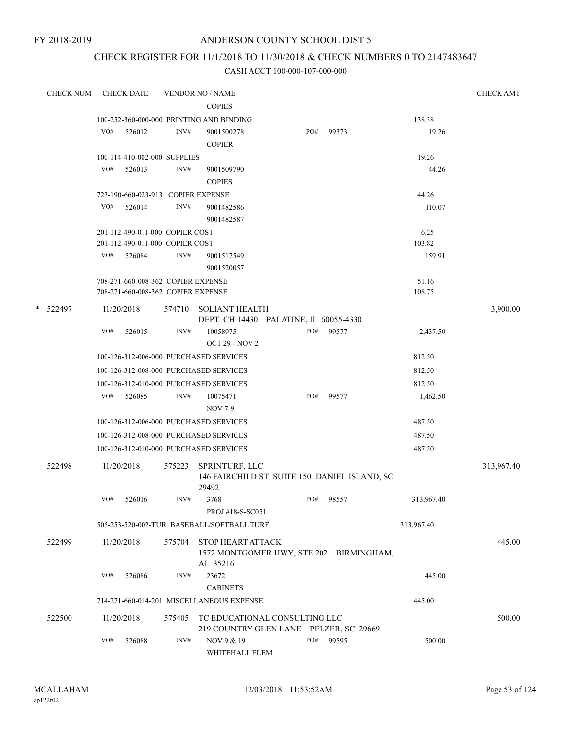FY 2018-2019

# ANDERSON COUNTY SCHOOL DIST 5

## CHECK REGISTER FOR 11/1/2018 TO 11/30/2018 & CHECK NUMBERS 0 TO 2147483647

CASH ACCT 100-000-107-000-000

| CHECK NUM | CHECK DATE | VENDOR NO / NAME | | | CHECK AMT |
|---|---|---|---|---|---|
| | | COPIES | | | |
| | 100-252-360-000-000 PRINTING AND BINDING | | | 138.38 | |
| | VO# 526012 INV# | 9001500278 COPIER | PO# 99373 | 19.26 | |
| | 100-114-410-002-000 SUPPLIES | | | 19.26 | |
| | VO# 526013 INV# | 9001509790 COPIES | | 44.26 | |
| | 723-190-660-023-913 COPIER EXPENSE | | | 44.26 | |
| | VO# 526014 INV# | 9001482586 9001482587 | | 110.07 | |
| | 201-112-490-011-000 COPIER COST | | | 6.25 | |
| | 201-112-490-011-000 COPIER COST | | | 103.82 | |
| | VO# 526084 INV# | 9001517549 9001520057 | | 159.91 | |
| | 708-271-660-008-362 COPIER EXPENSE | | | 51.16 | |
| | 708-271-660-008-362 COPIER EXPENSE | | | 108.75 | |
| * 522497 | 11/20/2018 | 574710 SOLIANT HEALTH DEPT. CH 14430 PALATINE, IL 60055-4330 | | | 3,900.00 |
| | VO# 526015 INV# | 10058975 OCT 29 - NOV 2 | PO# 99577 | 2,437.50 | |
| | 100-126-312-006-000 PURCHASED SERVICES | | | 812.50 | |
| | 100-126-312-008-000 PURCHASED SERVICES | | | 812.50 | |
| | 100-126-312-010-000 PURCHASED SERVICES | | | 812.50 | |
| | VO# 526085 INV# | 10075471 NOV 7-9 | PO# 99577 | 1,462.50 | |
| | 100-126-312-006-000 PURCHASED SERVICES | | | 487.50 | |
| | 100-126-312-008-000 PURCHASED SERVICES | | | 487.50 | |
| | 100-126-312-010-000 PURCHASED SERVICES | | | 487.50 | |
| 522498 | 11/20/2018 | 575223 SPRINTURF, LLC 146 FAIRCHILD ST SUITE 150 DANIEL ISLAND, SC 29492 | | | 313,967.40 |
| | VO# 526016 INV# | 3768 PROJ #18-S-SC051 | PO# 98557 | 313,967.40 | |
| | 505-253-520-002-TUR BASEBALL/SOFTBALL TURF | | | 313,967.40 | |
| 522499 | 11/20/2018 | 575704 STOP HEART ATTACK 1572 MONTGOMER HWY, STE 202 BIRMINGHAM, AL 35216 | | | 445.00 |
| | VO# 526086 INV# | 23672 CABINETS | | 445.00 | |
| | 714-271-660-014-201 MISCELLANEOUS EXPENSE | | | 445.00 | |
| 522500 | 11/20/2018 | 575405 TC EDUCATIONAL CONSULTING LLC 219 COUNTRY GLEN LANE PELZER, SC 29669 | | | 500.00 |
| | VO# 526088 INV# | NOV 9 & 19 WHITEHALL ELEM | PO# 99595 | 500.00 | |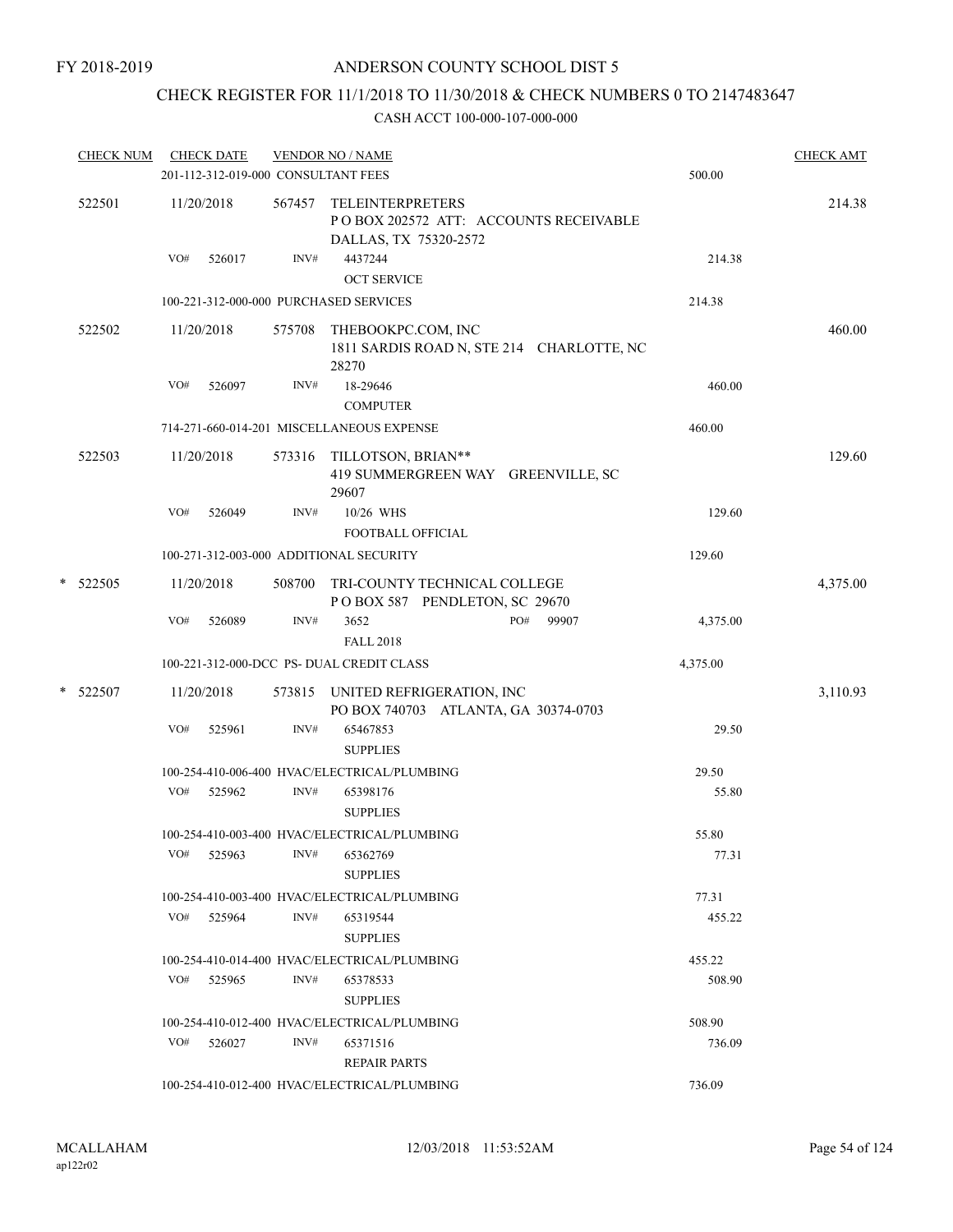FY 2018-2019

# ANDERSON COUNTY SCHOOL DIST 5

## CHECK REGISTER FOR 11/1/2018 TO 11/30/2018 & CHECK NUMBERS 0 TO 2147483647

CASH ACCT 100-000-107-000-000

| CHECK NUM | CHECK DATE | VENDOR NO / NAME | | CHECK AMT |
|---|---|---|---|---|
| | 201-112-312-019-000 CONSULTANT FEES | | 500.00 | |
| 522501 | 11/20/2018 | 567457 TELEINTERPRETERS<br>P O BOX 202572 ATT: ACCOUNTS RECEIVABLE<br>DALLAS, TX 75320-2572 | | 214.38 |
| | VO# 526017 | INV# 4437244<br>OCT SERVICE | 214.38 | |
| | 100-221-312-000-000 PURCHASED SERVICES | | 214.38 | |
| 522502 | 11/20/2018 | 575708 THEBOOKPC.COM, INC<br>1811 SARDIS ROAD N, STE 214 CHARLOTTE, NC 28270 | | 460.00 |
| | VO# 526097 | INV# 18-29646<br>COMPUTER | 460.00 | |
| | 714-271-660-014-201 MISCELLANEOUS EXPENSE | | 460.00 | |
| 522503 | 11/20/2018 | 573316 TILLOTSON, BRIAN**<br>419 SUMMERGREEN WAY GREENVILLE, SC 29607 | | 129.60 |
| | VO# 526049 | INV# 10/26 WHS<br>FOOTBALL OFFICIAL | 129.60 | |
| | 100-271-312-003-000 ADDITIONAL SECURITY | | 129.60 | |
| * 522505 | 11/20/2018 | 508700 TRI-COUNTY TECHNICAL COLLEGE<br>P O BOX 587 PENDLETON, SC 29670 | | 4,375.00 |
| | VO# 526089 | INV# 3652 PO# 99907<br>FALL 2018 | 4,375.00 | |
| | 100-221-312-000-DCC PS- DUAL CREDIT CLASS | | 4,375.00 | |
| * 522507 | 11/20/2018 | 573815 UNITED REFRIGERATION, INC<br>PO BOX 740703 ATLANTA, GA 30374-0703 | | 3,110.93 |
| | VO# 525961 | INV# 65467853<br>SUPPLIES | 29.50 | |
| | 100-254-410-006-400 HVAC/ELECTRICAL/PLUMBING | | 29.50 | |
| | VO# 525962 | INV# 65398176<br>SUPPLIES | 55.80 | |
| | 100-254-410-003-400 HVAC/ELECTRICAL/PLUMBING | | 55.80 | |
| | VO# 525963 | INV# 65362769<br>SUPPLIES | 77.31 | |
| | 100-254-410-003-400 HVAC/ELECTRICAL/PLUMBING | | 77.31 | |
| | VO# 525964 | INV# 65319544<br>SUPPLIES | 455.22 | |
| | 100-254-410-014-400 HVAC/ELECTRICAL/PLUMBING | | 455.22 | |
| | VO# 525965 | INV# 65378533<br>SUPPLIES | 508.90 | |
| | 100-254-410-012-400 HVAC/ELECTRICAL/PLUMBING | | 508.90 | |
| | VO# 526027 | INV# 65371516<br>REPAIR PARTS | 736.09 | |
| | 100-254-410-012-400 HVAC/ELECTRICAL/PLUMBING | | 736.09 | |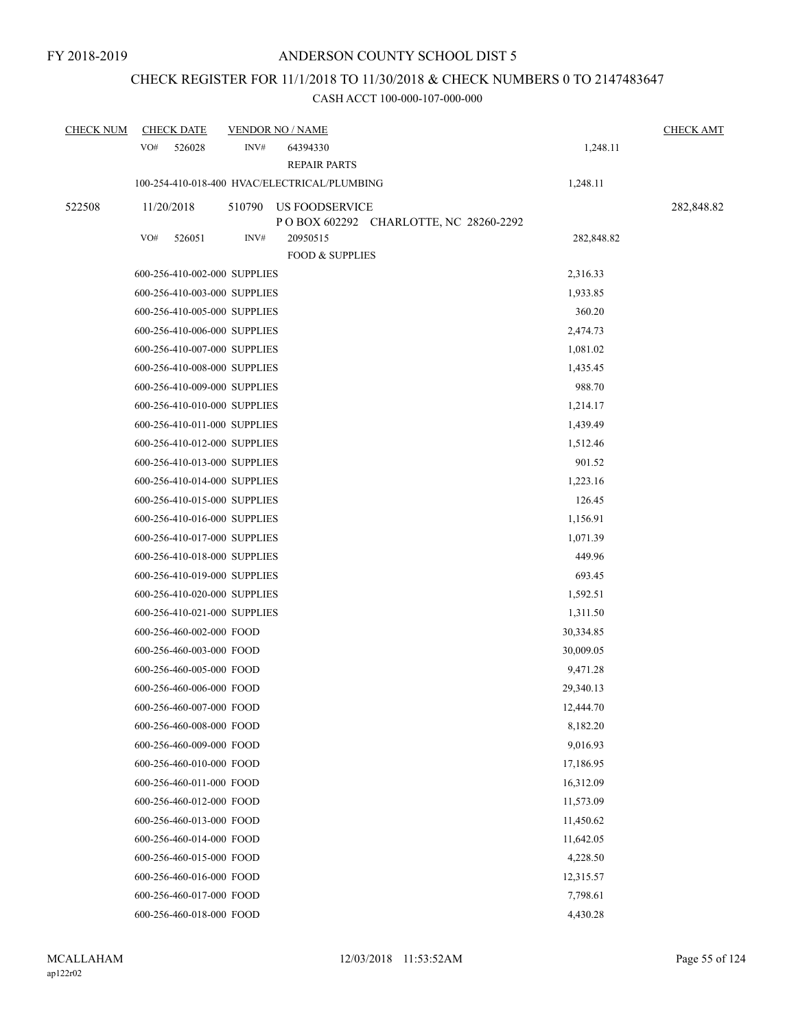FY 2018-2019

# ANDERSON COUNTY SCHOOL DIST 5

## CHECK REGISTER FOR 11/1/2018 TO 11/30/2018 & CHECK NUMBERS 0 TO 2147483647

### CASH ACCT 100-000-107-000-000

| CHECK NUM | CHECK DATE | VENDOR NO / NAME | | CHECK AMT |
|---|---|---|---|---|
| | VO# 526028 | INV# 64394330 REPAIR PARTS | 1,248.11 | |
| | 100-254-410-018-400 HVAC/ELECTRICAL/PLUMBING | | 1,248.11 | |
| 522508 | 11/20/2018 | 510790 US FOODSERVICE P O BOX 602292 CHARLOTTE, NC 28260-2292 | | 282,848.82 |
| | VO# 526051 | INV# 20950515 FOOD & SUPPLIES | 282,848.82 | |
| | 600-256-410-002-000 SUPPLIES | | 2,316.33 | |
| | 600-256-410-003-000 SUPPLIES | | 1,933.85 | |
| | 600-256-410-005-000 SUPPLIES | | 360.20 | |
| | 600-256-410-006-000 SUPPLIES | | 2,474.73 | |
| | 600-256-410-007-000 SUPPLIES | | 1,081.02 | |
| | 600-256-410-008-000 SUPPLIES | | 1,435.45 | |
| | 600-256-410-009-000 SUPPLIES | | 988.70 | |
| | 600-256-410-010-000 SUPPLIES | | 1,214.17 | |
| | 600-256-410-011-000 SUPPLIES | | 1,439.49 | |
| | 600-256-410-012-000 SUPPLIES | | 1,512.46 | |
| | 600-256-410-013-000 SUPPLIES | | 901.52 | |
| | 600-256-410-014-000 SUPPLIES | | 1,223.16 | |
| | 600-256-410-015-000 SUPPLIES | | 126.45 | |
| | 600-256-410-016-000 SUPPLIES | | 1,156.91 | |
| | 600-256-410-017-000 SUPPLIES | | 1,071.39 | |
| | 600-256-410-018-000 SUPPLIES | | 449.96 | |
| | 600-256-410-019-000 SUPPLIES | | 693.45 | |
| | 600-256-410-020-000 SUPPLIES | | 1,592.51 | |
| | 600-256-410-021-000 SUPPLIES | | 1,311.50 | |
| | 600-256-460-002-000 FOOD | | 30,334.85 | |
| | 600-256-460-003-000 FOOD | | 30,009.05 | |
| | 600-256-460-005-000 FOOD | | 9,471.28 | |
| | 600-256-460-006-000 FOOD | | 29,340.13 | |
| | 600-256-460-007-000 FOOD | | 12,444.70 | |
| | 600-256-460-008-000 FOOD | | 8,182.20 | |
| | 600-256-460-009-000 FOOD | | 9,016.93 | |
| | 600-256-460-010-000 FOOD | | 17,186.95 | |
| | 600-256-460-011-000 FOOD | | 16,312.09 | |
| | 600-256-460-012-000 FOOD | | 11,573.09 | |
| | 600-256-460-013-000 FOOD | | 11,450.62 | |
| | 600-256-460-014-000 FOOD | | 11,642.05 | |
| | 600-256-460-015-000 FOOD | | 4,228.50 | |
| | 600-256-460-016-000 FOOD | | 12,315.57 | |
| | 600-256-460-017-000 FOOD | | 7,798.61 | |
| | 600-256-460-018-000 FOOD | | 4,430.28 | |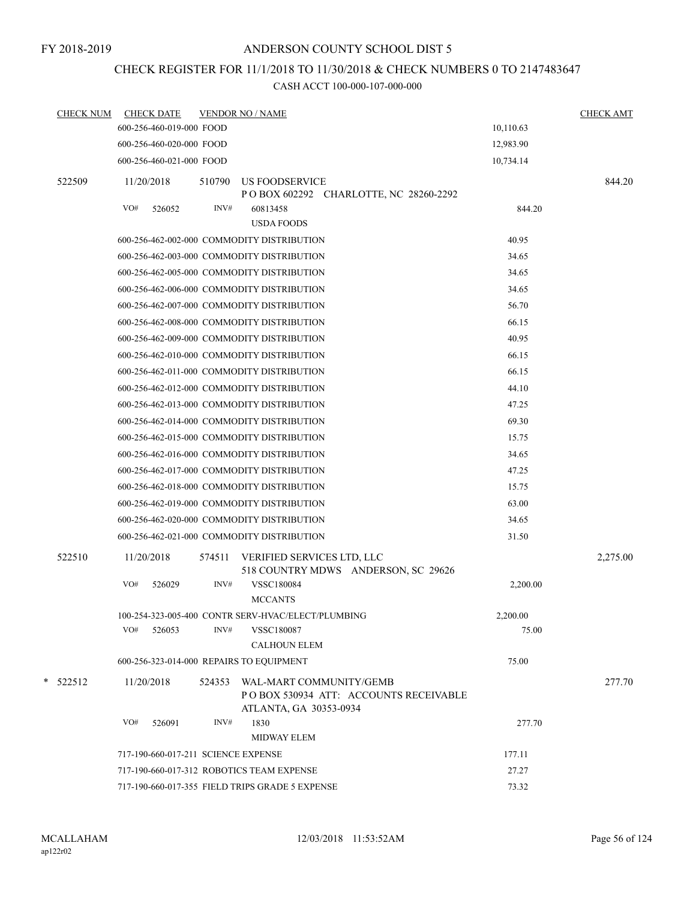FY 2018-2019

# ANDERSON COUNTY SCHOOL DIST 5

## CHECK REGISTER FOR 11/1/2018 TO 11/30/2018 & CHECK NUMBERS 0 TO 2147483647

CASH ACCT 100-000-107-000-000

| CHECK NUM | CHECK DATE | VENDOR NO / NAME | | CHECK AMT |
|---|---|---|---|---|
| | 600-256-460-019-000 FOOD | | 10,110.63 | |
| | 600-256-460-020-000 FOOD | | 12,983.90 | |
| | 600-256-460-021-000 FOOD | | 10,734.14 | |
| 522509 | 11/20/2018 | 510790 US FOODSERVICE<br>P O BOX 602292 CHARLOTTE, NC 28260-2292 | | 844.20 |
| | VO# 526052 | INV# 60813458<br>USDA FOODS | 844.20 | |
| | 600-256-462-002-000 COMMODITY DISTRIBUTION | | 40.95 | |
| | 600-256-462-003-000 COMMODITY DISTRIBUTION | | 34.65 | |
| | 600-256-462-005-000 COMMODITY DISTRIBUTION | | 34.65 | |
| | 600-256-462-006-000 COMMODITY DISTRIBUTION | | 34.65 | |
| | 600-256-462-007-000 COMMODITY DISTRIBUTION | | 56.70 | |
| | 600-256-462-008-000 COMMODITY DISTRIBUTION | | 66.15 | |
| | 600-256-462-009-000 COMMODITY DISTRIBUTION | | 40.95 | |
| | 600-256-462-010-000 COMMODITY DISTRIBUTION | | 66.15 | |
| | 600-256-462-011-000 COMMODITY DISTRIBUTION | | 66.15 | |
| | 600-256-462-012-000 COMMODITY DISTRIBUTION | | 44.10 | |
| | 600-256-462-013-000 COMMODITY DISTRIBUTION | | 47.25 | |
| | 600-256-462-014-000 COMMODITY DISTRIBUTION | | 69.30 | |
| | 600-256-462-015-000 COMMODITY DISTRIBUTION | | 15.75 | |
| | 600-256-462-016-000 COMMODITY DISTRIBUTION | | 34.65 | |
| | 600-256-462-017-000 COMMODITY DISTRIBUTION | | 47.25 | |
| | 600-256-462-018-000 COMMODITY DISTRIBUTION | | 15.75 | |
| | 600-256-462-019-000 COMMODITY DISTRIBUTION | | 63.00 | |
| | 600-256-462-020-000 COMMODITY DISTRIBUTION | | 34.65 | |
| | 600-256-462-021-000 COMMODITY DISTRIBUTION | | 31.50 | |
| 522510 | 11/20/2018 | 574511 VERIFIED SERVICES LTD, LLC<br>518 COUNTRY MDWS ANDERSON, SC 29626 | | 2,275.00 |
| | VO# 526029 | INV# VSSC180084<br>MCCANTS | 2,200.00 | |
| | 100-254-323-005-400 CONTR SERV-HVAC/ELECT/PLUMBING | | 2,200.00 | |
| | VO# 526053 | INV# VSSC180087<br>CALHOUN ELEM | 75.00 | |
| | 600-256-323-014-000 REPAIRS TO EQUIPMENT | | 75.00 | |
| * 522512 | 11/20/2018 | 524353 WAL-MART COMMUNITY/GEMB<br>P O BOX 530934 ATT: ACCOUNTS RECEIVABLE<br>ATLANTA, GA 30353-0934 | | 277.70 |
| | VO# 526091 | INV# 1830<br>MIDWAY ELEM | 277.70 | |
| | 717-190-660-017-211 SCIENCE EXPENSE | | 177.11 | |
| | 717-190-660-017-312 ROBOTICS TEAM EXPENSE | | 27.27 | |
| | 717-190-660-017-355 FIELD TRIPS GRADE 5 EXPENSE | | 73.32 | |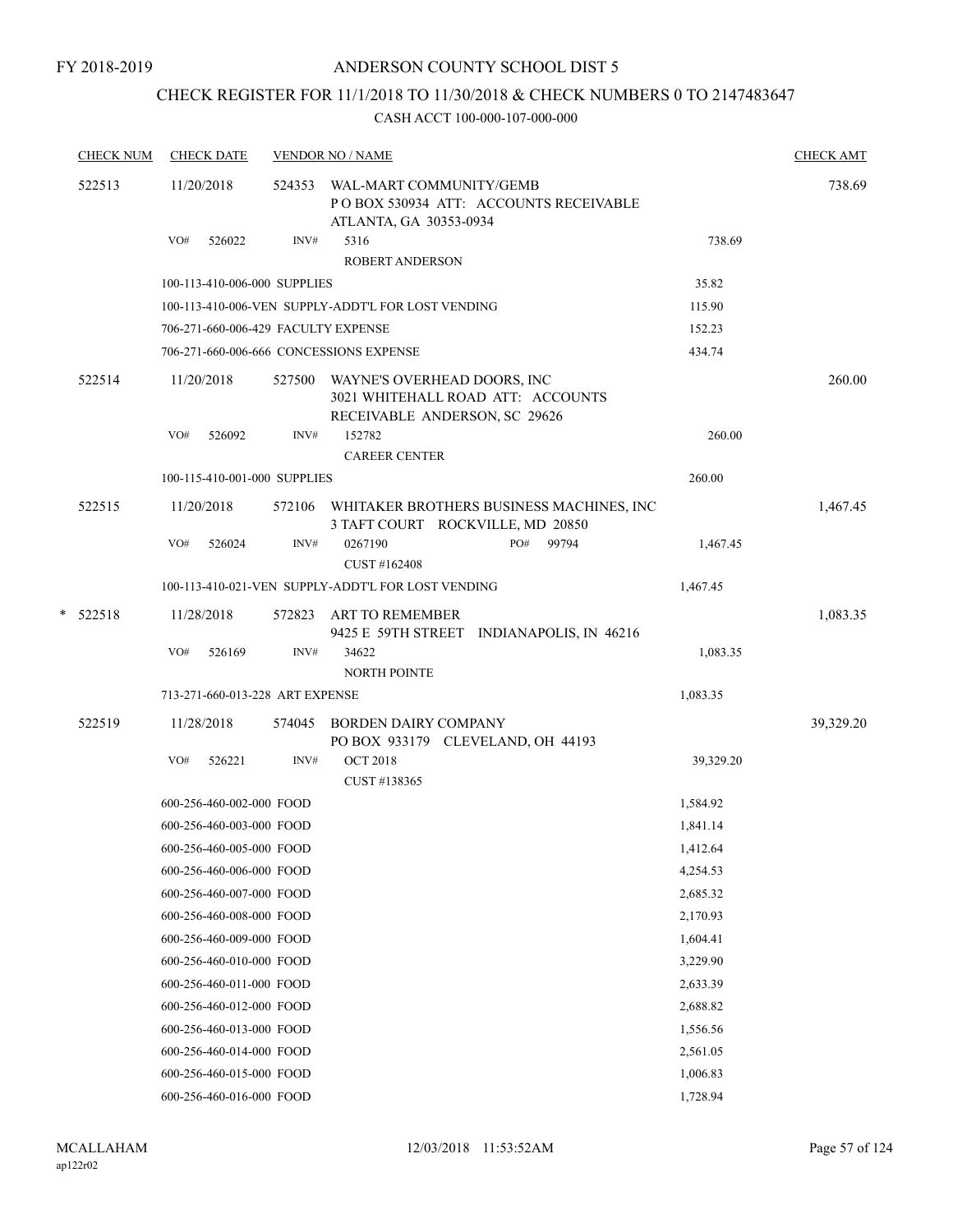FY 2018-2019

# ANDERSON COUNTY SCHOOL DIST 5

## CHECK REGISTER FOR 11/1/2018 TO 11/30/2018 & CHECK NUMBERS 0 TO 2147483647

### CASH ACCT 100-000-107-000-000

| CHECK NUM | CHECK DATE | VENDOR NO / NAME | | CHECK AMT |
|---|---|---|---|---|
| 522513 | 11/20/2018 | 524353 WAL-MART COMMUNITY/GEMB<br>P O BOX 530934 ATT: ACCOUNTS RECEIVABLE<br>ATLANTA, GA 30353-0934 | | 738.69 |
| | VO# 526022 | INV# 5316<br>ROBERT ANDERSON | 738.69 | |
| | 100-113-410-006-000 SUPPLIES | | 35.82 | |
| | 100-113-410-006-VEN SUPPLY-ADDT'L FOR LOST VENDING | | 115.90 | |
| | 706-271-660-006-429 FACULTY EXPENSE | | 152.23 | |
| | 706-271-660-006-666 CONCESSIONS EXPENSE | | 434.74 | |
| 522514 | 11/20/2018 | 527500 WAYNE'S OVERHEAD DOORS, INC<br>3021 WHITEHALL ROAD ATT: ACCOUNTS<br>RECEIVABLE ANDERSON, SC 29626 | | 260.00 |
| | VO# 526092 | INV# 152782<br>CAREER CENTER | 260.00 | |
| | 100-115-410-001-000 SUPPLIES | | 260.00 | |
| 522515 | 11/20/2018 | 572106 WHITAKER BROTHERS BUSINESS MACHINES, INC<br>3 TAFT COURT ROCKVILLE, MD 20850 | | 1,467.45 |
| | VO# 526024 | INV# 0267190 PO# 99794<br>CUST #162408 | 1,467.45 | |
| | 100-113-410-021-VEN SUPPLY-ADDT'L FOR LOST VENDING | | 1,467.45 | |
| * 522518 | 11/28/2018 | 572823 ART TO REMEMBER<br>9425 E 59TH STREET INDIANAPOLIS, IN 46216 | | 1,083.35 |
| | VO# 526169 | INV# 34622<br>NORTH POINTE | 1,083.35 | |
| | 713-271-660-013-228 ART EXPENSE | | 1,083.35 | |
| 522519 | 11/28/2018 | 574045 BORDEN DAIRY COMPANY<br>PO BOX 933179 CLEVELAND, OH 44193 | | 39,329.20 |
| | VO# 526221 | INV# OCT 2018<br>CUST #138365 | 39,329.20 | |
| | 600-256-460-002-000 FOOD | | 1,584.92 | |
| | 600-256-460-003-000 FOOD | | 1,841.14 | |
| | 600-256-460-005-000 FOOD | | 1,412.64 | |
| | 600-256-460-006-000 FOOD | | 4,254.53 | |
| | 600-256-460-007-000 FOOD | | 2,685.32 | |
| | 600-256-460-008-000 FOOD | | 2,170.93 | |
| | 600-256-460-009-000 FOOD | | 1,604.41 | |
| | 600-256-460-010-000 FOOD | | 3,229.90 | |
| | 600-256-460-011-000 FOOD | | 2,633.39 | |
| | 600-256-460-012-000 FOOD | | 2,688.82 | |
| | 600-256-460-013-000 FOOD | | 1,556.56 | |
| | 600-256-460-014-000 FOOD | | 2,561.05 | |
| | 600-256-460-015-000 FOOD | | 1,006.83 | |
| | 600-256-460-016-000 FOOD | | 1,728.94 | |

MCALLAHAM
ap122r02 12/03/2018 11:53:52AM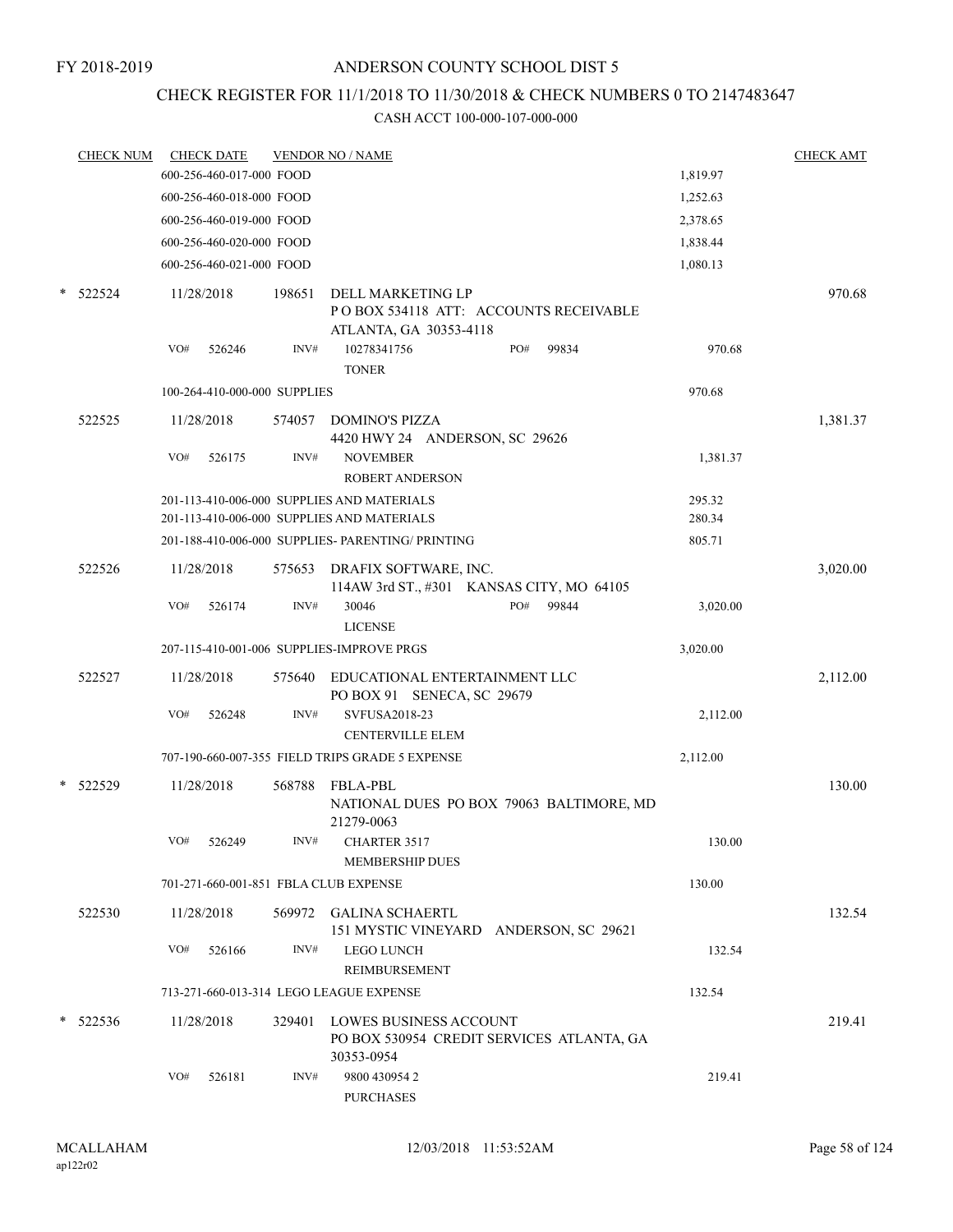FY 2018-2019

# ANDERSON COUNTY SCHOOL DIST 5

## CHECK REGISTER FOR 11/1/2018 TO 11/30/2018 & CHECK NUMBERS 0 TO 2147483647

### CASH ACCT 100-000-107-000-000

| CHECK NUM | CHECK DATE | VENDOR NO / NAME | | | CHECK AMT |
|---|---|---|---|---|---|
| | 600-256-460-017-000 FOOD | | | 1,819.97 | |
| | 600-256-460-018-000 FOOD | | | 1,252.63 | |
| | 600-256-460-019-000 FOOD | | | 2,378.65 | |
| | 600-256-460-020-000 FOOD | | | 1,838.44 | |
| | 600-256-460-021-000 FOOD | | | 1,080.13 | |
| * 522524 | 11/28/2018 | 198651 | DELL MARKETING LP<br>P O BOX 534118 ATT: ACCOUNTS RECEIVABLE<br>ATLANTA, GA 30353-4118 | | 970.68 |
| | VO# 526246 | INV# | 10278341756 PO# 99834<br>TONER | 970.68 | |
| | 100-264-410-000-000 SUPPLIES | | | 970.68 | |
| 522525 | 11/28/2018 | 574057 | DOMINO'S PIZZA<br>4420 HWY 24 ANDERSON, SC 29626 | | 1,381.37 |
| | VO# 526175 | INV# | NOVEMBER<br>ROBERT ANDERSON | 1,381.37 | |
| | 201-113-410-006-000 SUPPLIES AND MATERIALS | | | 295.32 | |
| | 201-113-410-006-000 SUPPLIES AND MATERIALS | | | 280.34 | |
| | 201-188-410-006-000 SUPPLIES- PARENTING/ PRINTING | | | 805.71 | |
| 522526 | 11/28/2018 | 575653 | DRAFIX SOFTWARE, INC.<br>114AW 3rd ST., #301 KANSAS CITY, MO 64105 | | 3,020.00 |
| | VO# 526174 | INV# | 30046 PO# 99844<br>LICENSE | 3,020.00 | |
| | 207-115-410-001-006 SUPPLIES-IMPROVE PRGS | | | 3,020.00 | |
| 522527 | 11/28/2018 | 575640 | EDUCATIONAL ENTERTAINMENT LLC<br>PO BOX 91 SENECA, SC 29679 | | 2,112.00 |
| | VO# 526248 | INV# | SVFUSA2018-23<br>CENTERVILLE ELEM | 2,112.00 | |
| | 707-190-660-007-355 FIELD TRIPS GRADE 5 EXPENSE | | | 2,112.00 | |
| * 522529 | 11/28/2018 | 568788 | FBLA-PBL<br>NATIONAL DUES PO BOX 79063 BALTIMORE, MD<br>21279-0063 | | 130.00 |
| | VO# 526249 | INV# | CHARTER 3517<br>MEMBERSHIP DUES | 130.00 | |
| | 701-271-660-001-851 FBLA CLUB EXPENSE | | | 130.00 | |
| 522530 | 11/28/2018 | 569972 | GALINA SCHAERTL<br>151 MYSTIC VINEYARD ANDERSON, SC 29621 | | 132.54 |
| | VO# 526166 | INV# | LEGO LUNCH<br>REIMBURSEMENT | 132.54 | |
| | 713-271-660-013-314 LEGO LEAGUE EXPENSE | | | 132.54 | |
| * 522536 | 11/28/2018 | 329401 | LOWES BUSINESS ACCOUNT<br>PO BOX 530954 CREDIT SERVICES ATLANTA, GA<br>30353-0954 | | 219.41 |
| | VO# 526181 | INV# | 9800 430954 2<br>PURCHASES | 219.41 | |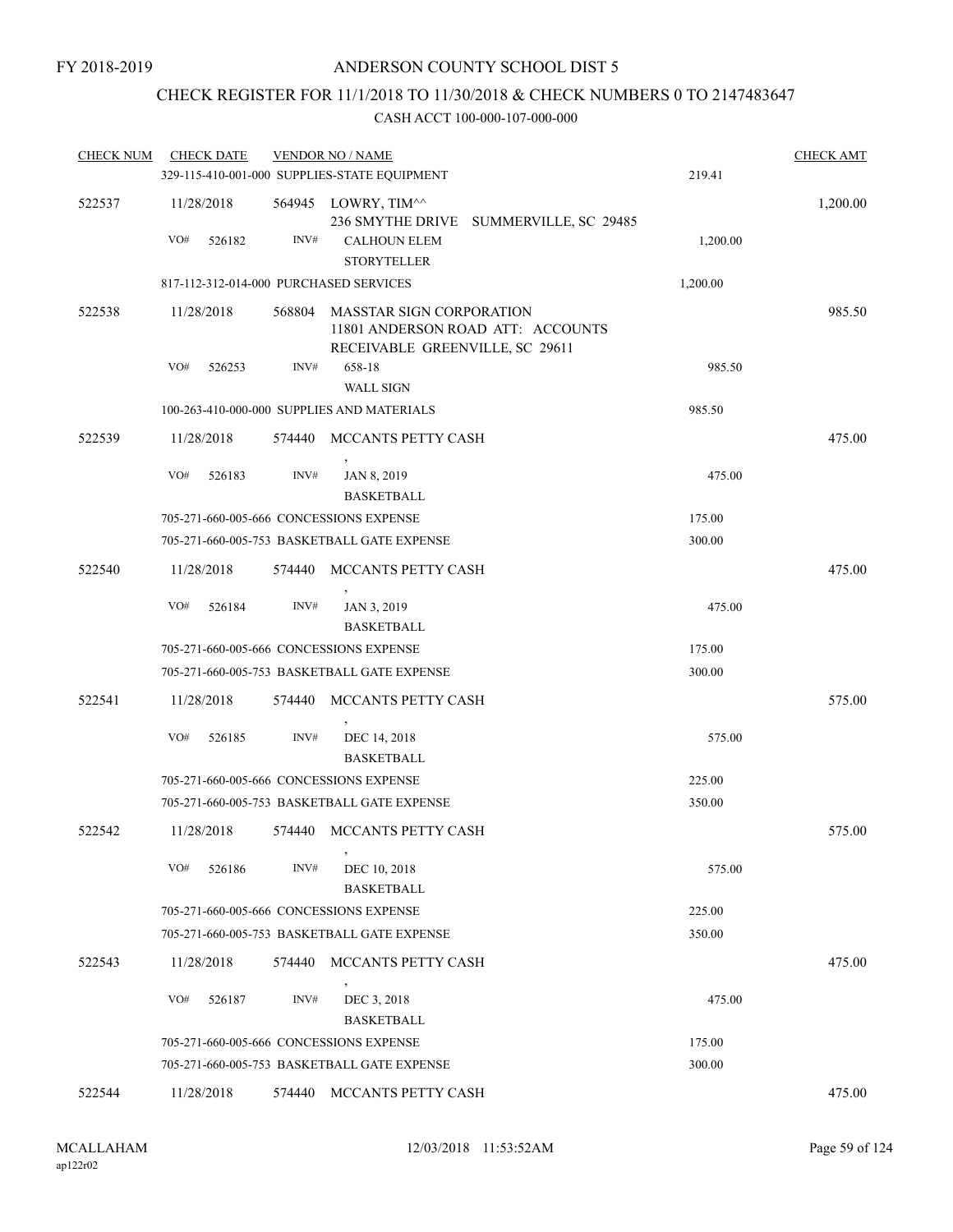FY 2018-2019

# ANDERSON COUNTY SCHOOL DIST 5

## CHECK REGISTER FOR 11/1/2018 TO 11/30/2018 & CHECK NUMBERS 0 TO 2147483647

### CASH ACCT 100-000-107-000-000

| CHECK NUM | CHECK DATE | VENDOR NO / NAME | | CHECK AMT |
|---|---|---|---|---|
| | 329-115-410-001-000 SUPPLIES-STATE EQUIPMENT | | 219.41 | |
| 522537 | 11/28/2018 | 564945 LOWRY, TIM^^<br>236 SMYTHE DRIVE SUMMERVILLE, SC 29485 | | 1,200.00 |
| | VO# 526182 | INV# CALHOUN ELEM<br>STORYTELLER | 1,200.00 | |
| | 817-112-312-014-000 PURCHASED SERVICES | | 1,200.00 | |
| 522538 | 11/28/2018 | 568804 MASSTAR SIGN CORPORATION<br>11801 ANDERSON ROAD ATT: ACCOUNTS RECEIVABLE GREENVILLE, SC 29611 | | 985.50 |
| | VO# 526253 | INV# 658-18<br>WALL SIGN | 985.50 | |
| | 100-263-410-000-000 SUPPLIES AND MATERIALS | | 985.50 | |
| 522539 | 11/28/2018 | 574440 MCCANTS PETTY CASH<br>, | | 475.00 |
| | VO# 526183 | INV# JAN 8, 2019<br>BASKETBALL | 475.00 | |
| | 705-271-660-005-666 CONCESSIONS EXPENSE | | 175.00 | |
| | 705-271-660-005-753 BASKETBALL GATE EXPENSE | | 300.00 | |
| 522540 | 11/28/2018 | 574440 MCCANTS PETTY CASH<br>, | | 475.00 |
| | VO# 526184 | INV# JAN 3, 2019<br>BASKETBALL | 475.00 | |
| | 705-271-660-005-666 CONCESSIONS EXPENSE | | 175.00 | |
| | 705-271-660-005-753 BASKETBALL GATE EXPENSE | | 300.00 | |
| 522541 | 11/28/2018 | 574440 MCCANTS PETTY CASH<br>, | | 575.00 |
| | VO# 526185 | INV# DEC 14, 2018<br>BASKETBALL | 575.00 | |
| | 705-271-660-005-666 CONCESSIONS EXPENSE | | 225.00 | |
| | 705-271-660-005-753 BASKETBALL GATE EXPENSE | | 350.00 | |
| 522542 | 11/28/2018 | 574440 MCCANTS PETTY CASH<br>, | | 575.00 |
| | VO# 526186 | INV# DEC 10, 2018<br>BASKETBALL | 575.00 | |
| | 705-271-660-005-666 CONCESSIONS EXPENSE | | 225.00 | |
| | 705-271-660-005-753 BASKETBALL GATE EXPENSE | | 350.00 | |
| 522543 | 11/28/2018 | 574440 MCCANTS PETTY CASH<br>, | | 475.00 |
| | VO# 526187 | INV# DEC 3, 2018<br>BASKETBALL | 475.00 | |
| | 705-271-660-005-666 CONCESSIONS EXPENSE | | 175.00 | |
| | 705-271-660-005-753 BASKETBALL GATE EXPENSE | | 300.00 | |
| 522544 | 11/28/2018 | 574440 MCCANTS PETTY CASH | | 475.00 |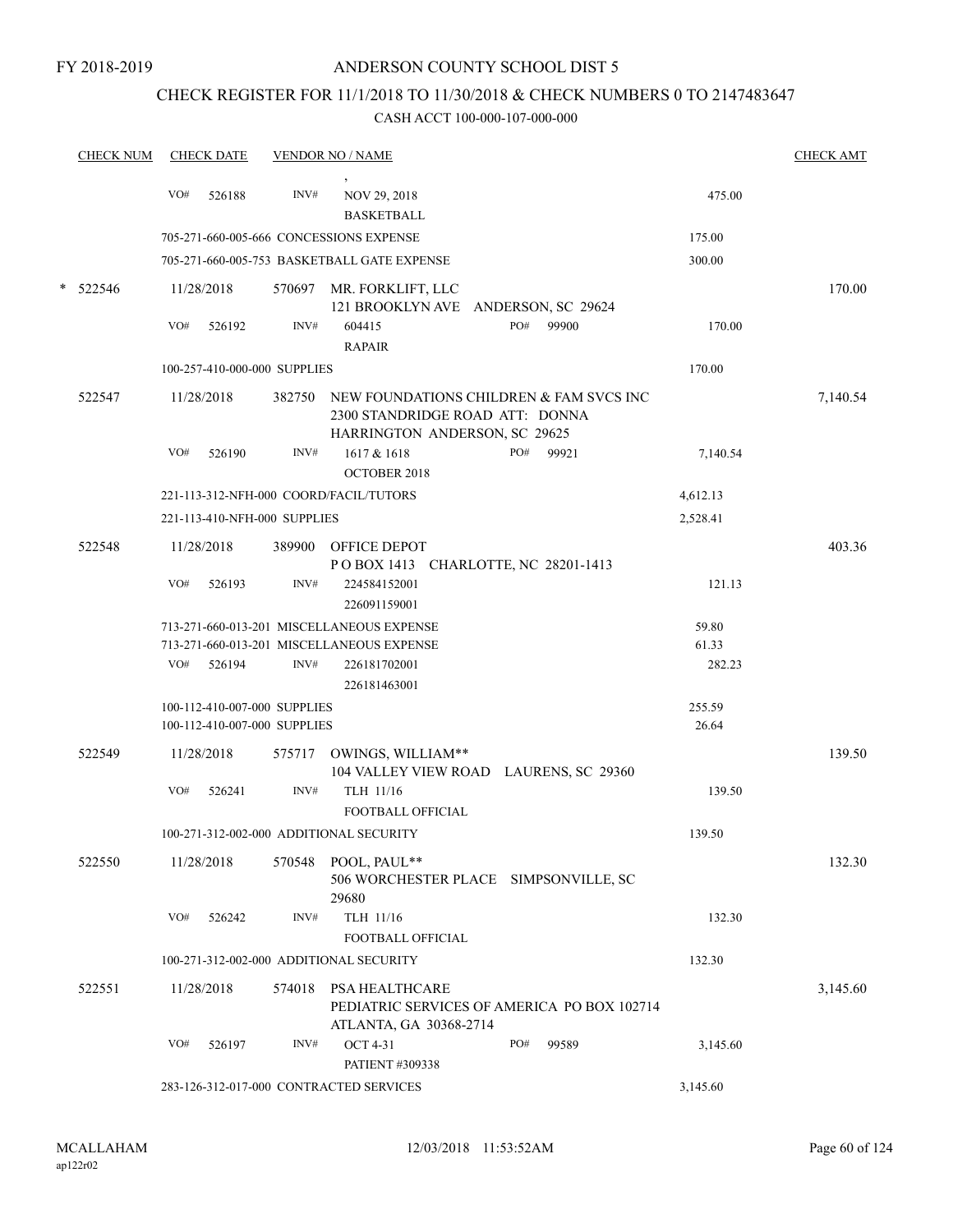FY 2018-2019

# ANDERSON COUNTY SCHOOL DIST 5

## CHECK REGISTER FOR 11/1/2018 TO 11/30/2018 & CHECK NUMBERS 0 TO 2147483647

### CASH ACCT 100-000-107-000-000

| CHECK NUM | CHECK DATE | VENDOR NO / NAME | | CHECK AMT |
|---|---|---|---|---|
| | VO# 526188 | INV# , NOV 29, 2018 BASKETBALL | 475.00 | |
| | 705-271-660-005-666 CONCESSIONS EXPENSE | | 175.00 | |
| | 705-271-660-005-753 BASKETBALL GATE EXPENSE | | 300.00 | |
| * 522546 | 11/28/2018 | 570697 MR. FORKLIFT, LLC 121 BROOKLYN AVE ANDERSON, SC 29624 | | 170.00 |
| | VO# 526192 | INV# 604415 RAPAIR PO# 99900 | 170.00 | |
| | 100-257-410-000-000 SUPPLIES | | 170.00 | |
| 522547 | 11/28/2018 | 382750 NEW FOUNDATIONS CHILDREN & FAM SVCS INC 2300 STANDRIDGE ROAD ATT: DONNA HARRINGTON ANDERSON, SC 29625 | | 7,140.54 |
| | VO# 526190 | INV# 1617 & 1618 OCTOBER 2018 PO# 99921 | 7,140.54 | |
| | 221-113-312-NFH-000 COORD/FACIL/TUTORS | | 4,612.13 | |
| | 221-113-410-NFH-000 SUPPLIES | | 2,528.41 | |
| 522548 | 11/28/2018 | 389900 OFFICE DEPOT P O BOX 1413 CHARLOTTE, NC 28201-1413 | | 403.36 |
| | VO# 526193 | INV# 224584152001 226091159001 | 121.13 | |
| | 713-271-660-013-201 MISCELLANEOUS EXPENSE | | 59.80 | |
| | 713-271-660-013-201 MISCELLANEOUS EXPENSE | | 61.33 | |
| | VO# 526194 | INV# 226181702001 226181463001 | 282.23 | |
| | 100-112-410-007-000 SUPPLIES | | 255.59 | |
| | 100-112-410-007-000 SUPPLIES | | 26.64 | |
| 522549 | 11/28/2018 | 575717 OWINGS, WILLIAM** 104 VALLEY VIEW ROAD LAURENS, SC 29360 | | 139.50 |
| | VO# 526241 | INV# TLH 11/16 FOOTBALL OFFICIAL | 139.50 | |
| | 100-271-312-002-000 ADDITIONAL SECURITY | | 139.50 | |
| 522550 | 11/28/2018 | 570548 POOL, PAUL** 506 WORCHESTER PLACE SIMPSONVILLE, SC 29680 | | 132.30 |
| | VO# 526242 | INV# TLH 11/16 FOOTBALL OFFICIAL | 132.30 | |
| | 100-271-312-002-000 ADDITIONAL SECURITY | | 132.30 | |
| 522551 | 11/28/2018 | 574018 PSA HEALTHCARE PEDIATRIC SERVICES OF AMERICA PO BOX 102714 ATLANTA, GA 30368-2714 | | 3,145.60 |
| | VO# 526197 | INV# OCT 4-31 PATIENT #309338 PO# 99589 | 3,145.60 | |
| | 283-126-312-017-000 CONTRACTED SERVICES | | 3,145.60 | |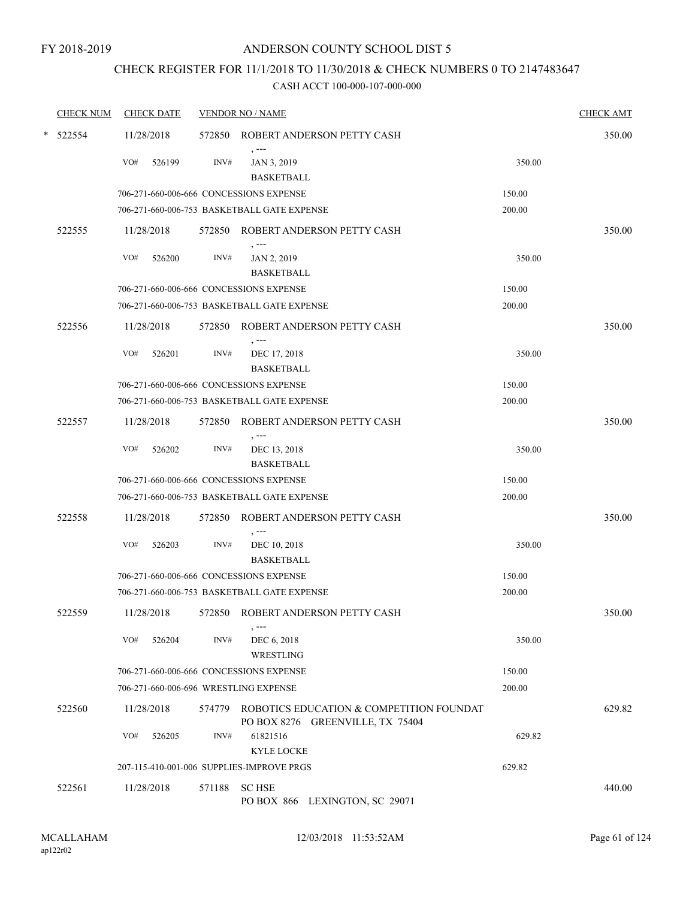FY 2018-2019

# ANDERSON COUNTY SCHOOL DIST 5

## CHECK REGISTER FOR 11/1/2018 TO 11/30/2018 & CHECK NUMBERS 0 TO 2147483647

### CASH ACCT 100-000-107-000-000

| CHECK NUM | CHECK DATE | VENDOR NO / NAME | | CHECK AMT |
|---|---|---|---|---|
| * 522554 | 11/28/2018 | 572850 ROBERT ANDERSON PETTY CASH<br>, --- | | 350.00 |
| | VO# 526199 | INV# JAN 3, 2019<br>BASKETBALL | 350.00 | |
| | 706-271-660-006-666 CONCESSIONS EXPENSE | | 150.00 | |
| | 706-271-660-006-753 BASKETBALL GATE EXPENSE | | 200.00 | |
| 522555 | 11/28/2018 | 572850 ROBERT ANDERSON PETTY CASH<br>, --- | | 350.00 |
| | VO# 526200 | INV# JAN 2, 2019<br>BASKETBALL | 350.00 | |
| | 706-271-660-006-666 CONCESSIONS EXPENSE | | 150.00 | |
| | 706-271-660-006-753 BASKETBALL GATE EXPENSE | | 200.00 | |
| 522556 | 11/28/2018 | 572850 ROBERT ANDERSON PETTY CASH<br>, --- | | 350.00 |
| | VO# 526201 | INV# DEC 17, 2018<br>BASKETBALL | 350.00 | |
| | 706-271-660-006-666 CONCESSIONS EXPENSE | | 150.00 | |
| | 706-271-660-006-753 BASKETBALL GATE EXPENSE | | 200.00 | |
| 522557 | 11/28/2018 | 572850 ROBERT ANDERSON PETTY CASH<br>, --- | | 350.00 |
| | VO# 526202 | INV# DEC 13, 2018<br>BASKETBALL | 350.00 | |
| | 706-271-660-006-666 CONCESSIONS EXPENSE | | 150.00 | |
| | 706-271-660-006-753 BASKETBALL GATE EXPENSE | | 200.00 | |
| 522558 | 11/28/2018 | 572850 ROBERT ANDERSON PETTY CASH<br>, --- | | 350.00 |
| | VO# 526203 | INV# DEC 10, 2018<br>BASKETBALL | 350.00 | |
| | 706-271-660-006-666 CONCESSIONS EXPENSE | | 150.00 | |
| | 706-271-660-006-753 BASKETBALL GATE EXPENSE | | 200.00 | |
| 522559 | 11/28/2018 | 572850 ROBERT ANDERSON PETTY CASH<br>, --- | | 350.00 |
| | VO# 526204 | INV# DEC 6, 2018<br>WRESTLING | 350.00 | |
| | 706-271-660-006-666 CONCESSIONS EXPENSE | | 150.00 | |
| | 706-271-660-006-696 WRESTLING EXPENSE | | 200.00 | |
| 522560 | 11/28/2018 | 574779 ROBOTICS EDUCATION & COMPETITION FOUNDAT<br>PO BOX 8276 GREENVILLE, TX 75404 | | 629.82 |
| | VO# 526205 | INV# 61821516<br>KYLE LOCKE | 629.82 | |
| | 207-115-410-001-006 SUPPLIES-IMPROVE PRGS | | 629.82 | |
| 522561 | 11/28/2018 | 571188 SC HSE<br>PO BOX 866 LEXINGTON, SC 29071 | | 440.00 |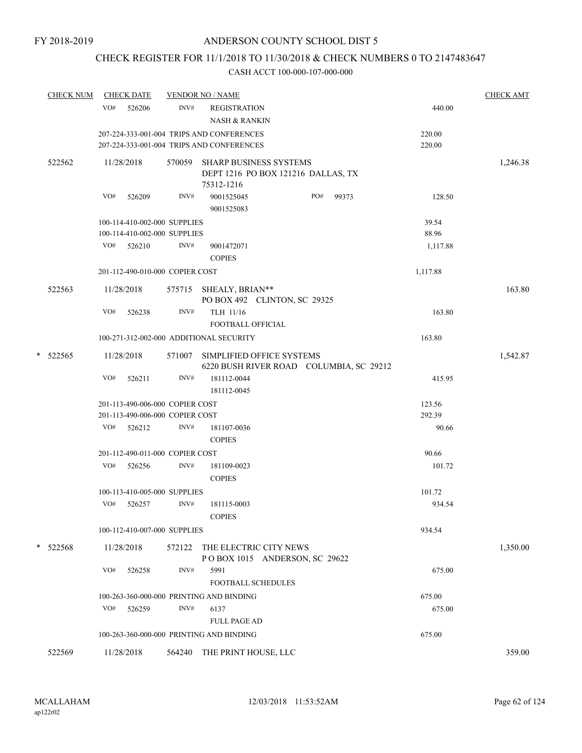FY 2018-2019

# ANDERSON COUNTY SCHOOL DIST 5

## CHECK REGISTER FOR 11/1/2018 TO 11/30/2018 & CHECK NUMBERS 0 TO 2147483647

### CASH ACCT 100-000-107-000-000

| CHECK NUM | CHECK DATE | VENDOR NO / NAME | | CHECK AMT |
|---|---|---|---|---|
| | VO# 526206 | INV# REGISTRATION<br>NASH & RANKIN | 440.00 | |
| | 207-224-333-001-004 TRIPS AND CONFERENCES | | 220.00 | |
| | 207-224-333-001-004 TRIPS AND CONFERENCES | | 220.00 | |
| 522562 | 11/28/2018 | 570059 SHARP BUSINESS SYSTEMS<br>DEPT 1216 PO BOX 121216 DALLAS, TX 75312-1216 | | 1,246.38 |
| | VO# 526209 | INV# 9001525045 PO# 99373<br>9001525083 | 128.50 | |
| | 100-114-410-002-000 SUPPLIES | | 39.54 | |
| | 100-114-410-002-000 SUPPLIES | | 88.96 | |
| | VO# 526210 | INV# 9001472071<br>COPIES | 1,117.88 | |
| | 201-112-490-010-000 COPIER COST | | 1,117.88 | |
| 522563 | 11/28/2018 | 575715 SHEALY, BRIAN**<br>PO BOX 492 CLINTON, SC 29325 | | 163.80 |
| | VO# 526238 | INV# TLH 11/16<br>FOOTBALL OFFICIAL | 163.80 | |
| | 100-271-312-002-000 ADDITIONAL SECURITY | | 163.80 | |
| * 522565 | 11/28/2018 | 571007 SIMPLIFIED OFFICE SYSTEMS<br>6220 BUSH RIVER ROAD COLUMBIA, SC 29212 | | 1,542.87 |
| | VO# 526211 | INV# 181112-0044<br>181112-0045 | 415.95 | |
| | 201-113-490-006-000 COPIER COST | | 123.56 | |
| | 201-113-490-006-000 COPIER COST | | 292.39 | |
| | VO# 526212 | INV# 181107-0036<br>COPIES | 90.66 | |
| | 201-112-490-011-000 COPIER COST | | 90.66 | |
| | VO# 526256 | INV# 181109-0023<br>COPIES | 101.72 | |
| | 100-113-410-005-000 SUPPLIES | | 101.72 | |
| | VO# 526257 | INV# 181115-0003<br>COPIES | 934.54 | |
| | 100-112-410-007-000 SUPPLIES | | 934.54 | |
| * 522568 | 11/28/2018 | 572122 THE ELECTRIC CITY NEWS<br>P O BOX 1015 ANDERSON, SC 29622 | | 1,350.00 |
| | VO# 526258 | INV# 5991<br>FOOTBALL SCHEDULES | 675.00 | |
| | 100-263-360-000-000 PRINTING AND BINDING | | 675.00 | |
| | VO# 526259 | INV# 6137<br>FULL PAGE AD | 675.00 | |
| | 100-263-360-000-000 PRINTING AND BINDING | | 675.00 | |
| 522569 | 11/28/2018 | 564240 THE PRINT HOUSE, LLC | | 359.00 |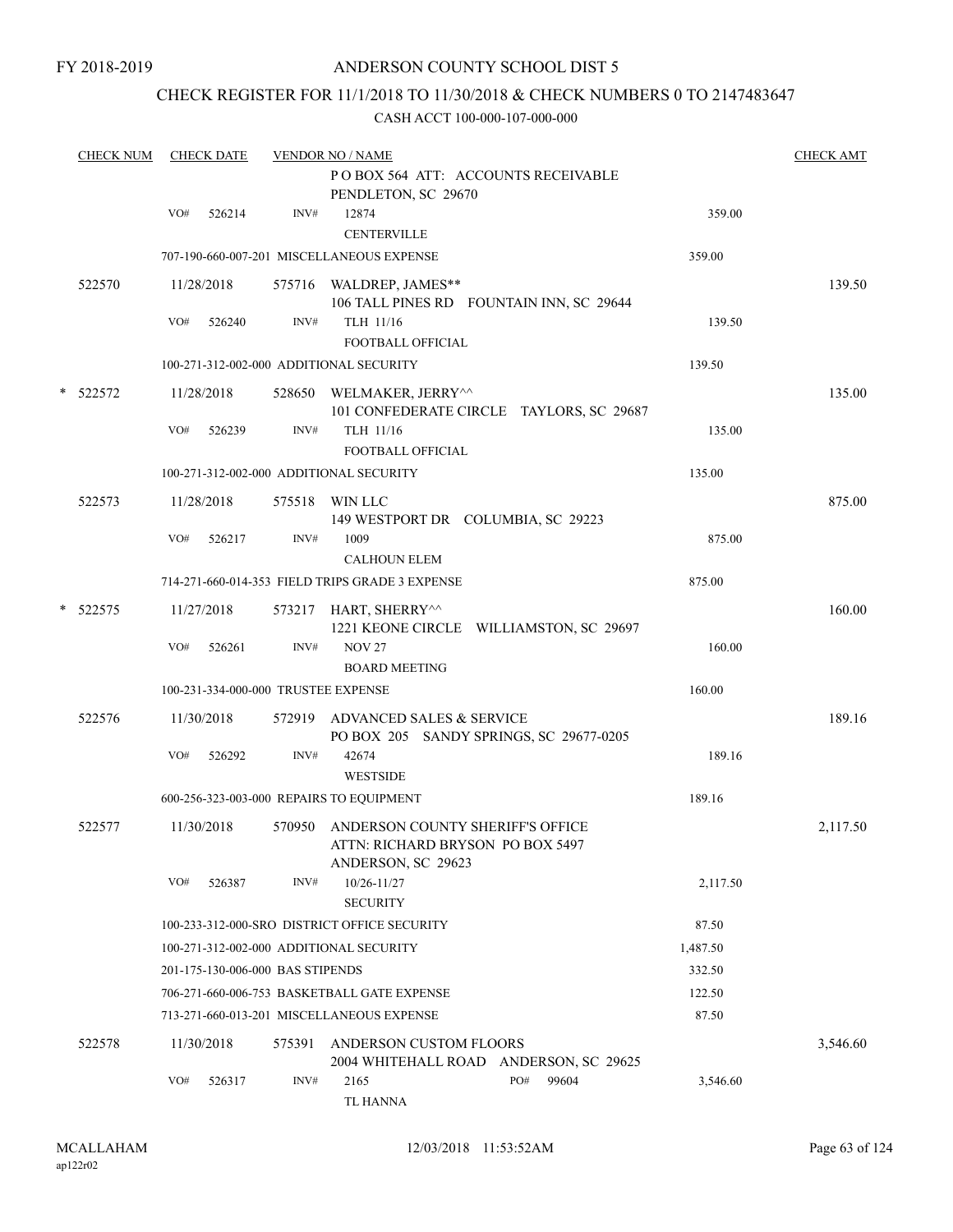FY 2018-2019

# ANDERSON COUNTY SCHOOL DIST 5

## CHECK REGISTER FOR 11/1/2018 TO 11/30/2018 & CHECK NUMBERS 0 TO 2147483647

### CASH ACCT 100-000-107-000-000

| CHECK NUM | CHECK DATE | VENDOR NO / NAME | | CHECK AMT |
|---|---|---|---|---|
| | | P O BOX 564 ATT: ACCOUNTS RECEIVABLE PENDLETON, SC 29670 | | |
| | VO# 526214 | INV# 12874 CENTERVILLE | 359.00 | |
| | | 707-190-660-007-201 MISCELLANEOUS EXPENSE | 359.00 | |
| 522570 | 11/28/2018 | 575716 WALDREP, JAMES** 106 TALL PINES RD FOUNTAIN INN, SC 29644 | | 139.50 |
| | VO# 526240 | INV# TLH 11/16 FOOTBALL OFFICIAL | 139.50 | |
| | | 100-271-312-002-000 ADDITIONAL SECURITY | 139.50 | |
| * 522572 | 11/28/2018 | 528650 WELMAKER, JERRY^^ 101 CONFEDERATE CIRCLE TAYLORS, SC 29687 | | 135.00 |
| | VO# 526239 | INV# TLH 11/16 FOOTBALL OFFICIAL | 135.00 | |
| | | 100-271-312-002-000 ADDITIONAL SECURITY | 135.00 | |
| 522573 | 11/28/2018 | 575518 WIN LLC 149 WESTPORT DR COLUMBIA, SC 29223 | | 875.00 |
| | VO# 526217 | INV# 1009 CALHOUN ELEM | 875.00 | |
| | | 714-271-660-014-353 FIELD TRIPS GRADE 3 EXPENSE | 875.00 | |
| * 522575 | 11/27/2018 | 573217 HART, SHERRY^^ 1221 KEONE CIRCLE WILLIAMSTON, SC 29697 | | 160.00 |
| | VO# 526261 | INV# NOV 27 BOARD MEETING | 160.00 | |
| | | 100-231-334-000-000 TRUSTEE EXPENSE | 160.00 | |
| 522576 | 11/30/2018 | 572919 ADVANCED SALES & SERVICE PO BOX 205 SANDY SPRINGS, SC 29677-0205 | | 189.16 |
| | VO# 526292 | INV# 42674 WESTSIDE | 189.16 | |
| | | 600-256-323-003-000 REPAIRS TO EQUIPMENT | 189.16 | |
| 522577 | 11/30/2018 | 570950 ANDERSON COUNTY SHERIFF'S OFFICE ATTN: RICHARD BRYSON PO BOX 5497 ANDERSON, SC 29623 | | 2,117.50 |
| | VO# 526387 | INV# 10/26-11/27 SECURITY | 2,117.50 | |
| | | 100-233-312-000-SRO DISTRICT OFFICE SECURITY | 87.50 | |
| | | 100-271-312-002-000 ADDITIONAL SECURITY | 1,487.50 | |
| | | 201-175-130-006-000 BAS STIPENDS | 332.50 | |
| | | 706-271-660-006-753 BASKETBALL GATE EXPENSE | 122.50 | |
| | | 713-271-660-013-201 MISCELLANEOUS EXPENSE | 87.50 | |
| 522578 | 11/30/2018 | 575391 ANDERSON CUSTOM FLOORS 2004 WHITEHALL ROAD ANDERSON, SC 29625 | | 3,546.60 |
| | VO# 526317 | INV# 2165 PO# 99604 TL HANNA | 3,546.60 | |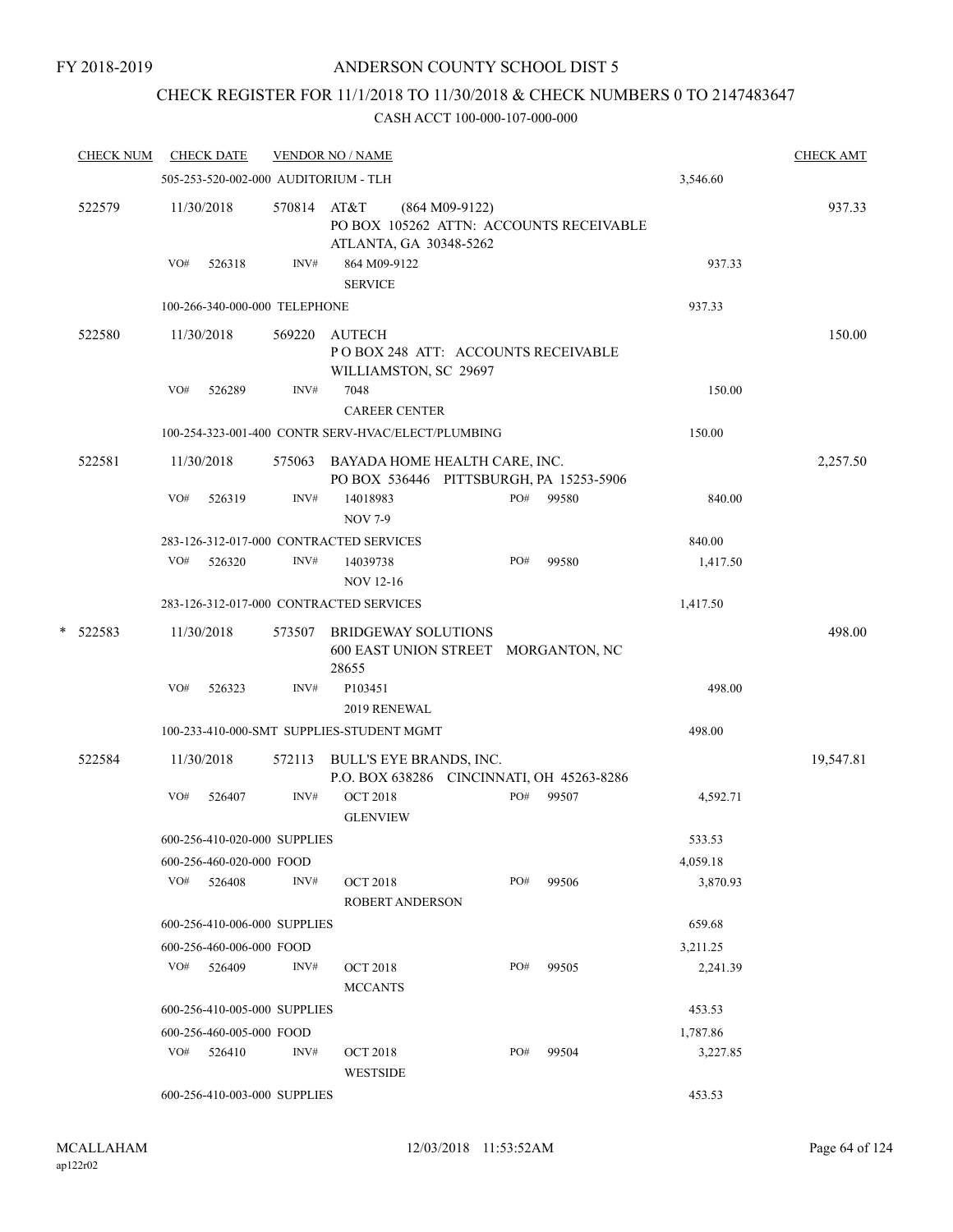FY 2018-2019

# ANDERSON COUNTY SCHOOL DIST 5

## CHECK REGISTER FOR 11/1/2018 TO 11/30/2018 & CHECK NUMBERS 0 TO 2147483647

CASH ACCT 100-000-107-000-000

| CHECK NUM | CHECK DATE | VENDOR NO / NAME | | | CHECK AMT |
|---|---|---|---|---|---|
| | 505-253-520-002-000 AUDITORIUM - TLH | | | 3,546.60 | |
| 522579 | 11/30/2018 | 570814 AT&T (864 M09-9122) PO BOX 105262 ATTN: ACCOUNTS RECEIVABLE ATLANTA, GA 30348-5262 | | | 937.33 |
| | VO# 526318 | INV# 864 M09-9122 SERVICE | | 937.33 | |
| | 100-266-340-000-000 TELEPHONE | | | 937.33 | |
| 522580 | 11/30/2018 | 569220 AUTECH P O BOX 248 ATT: ACCOUNTS RECEIVABLE WILLIAMSTON, SC 29697 | | | 150.00 |
| | VO# 526289 | INV# 7048 CAREER CENTER | | 150.00 | |
| | 100-254-323-001-400 CONTR SERV-HVAC/ELECT/PLUMBING | | | 150.00 | |
| 522581 | 11/30/2018 | 575063 BAYADA HOME HEALTH CARE, INC. PO BOX 536446 PITTSBURGH, PA 15253-5906 | | | 2,257.50 |
| | VO# 526319 | INV# 14018983 NOV 7-9 | PO# 99580 | 840.00 | |
| | 283-126-312-017-000 CONTRACTED SERVICES | | | 840.00 | |
| | VO# 526320 | INV# 14039738 NOV 12-16 | PO# 99580 | 1,417.50 | |
| | 283-126-312-017-000 CONTRACTED SERVICES | | | 1,417.50 | |
| * 522583 | 11/30/2018 | 573507 BRIDGEWAY SOLUTIONS 600 EAST UNION STREET MORGANTON, NC 28655 | | | 498.00 |
| | VO# 526323 | INV# P103451 2019 RENEWAL | | 498.00 | |
| | 100-233-410-000-SMT SUPPLIES-STUDENT MGMT | | | 498.00 | |
| 522584 | 11/30/2018 | 572113 BULL'S EYE BRANDS, INC. P.O. BOX 638286 CINCINNATI, OH 45263-8286 | | | 19,547.81 |
| | VO# 526407 | INV# OCT 2018 GLENVIEW | PO# 99507 | 4,592.71 | |
| | 600-256-410-020-000 SUPPLIES | | | 533.53 | |
| | 600-256-460-020-000 FOOD | | | 4,059.18 | |
| | VO# 526408 | INV# OCT 2018 ROBERT ANDERSON | PO# 99506 | 3,870.93 | |
| | 600-256-410-006-000 SUPPLIES | | | 659.68 | |
| | 600-256-460-006-000 FOOD | | | 3,211.25 | |
| | VO# 526409 | INV# OCT 2018 MCCANTS | PO# 99505 | 2,241.39 | |
| | 600-256-410-005-000 SUPPLIES | | | 453.53 | |
| | 600-256-460-005-000 FOOD | | | 1,787.86 | |
| | VO# 526410 | INV# OCT 2018 WESTSIDE | PO# 99504 | 3,227.85 | |
| | 600-256-410-003-000 SUPPLIES | | | 453.53 | |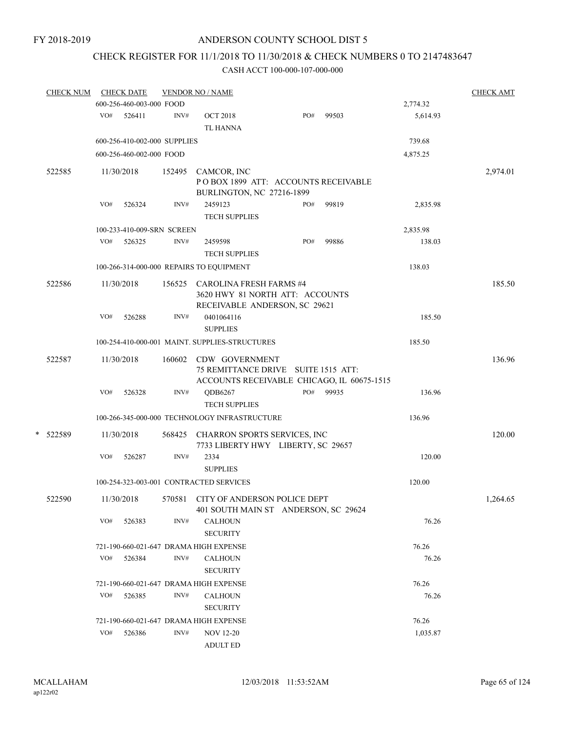FY 2018-2019

# ANDERSON COUNTY SCHOOL DIST 5

## CHECK REGISTER FOR 11/1/2018 TO 11/30/2018 & CHECK NUMBERS 0 TO 2147483647

CASH ACCT 100-000-107-000-000

| CHECK NUM | CHECK DATE | VENDOR NO / NAME | | | CHECK AMT |
|---|---|---|---|---|---|
| | 600-256-460-003-000 FOOD | | | 2,774.32 | |
| | VO# 526411 | INV# OCT 2018 TL HANNA | PO# 99503 | 5,614.93 | |
| | 600-256-410-002-000 SUPPLIES | | | 739.68 | |
| | 600-256-460-002-000 FOOD | | | 4,875.25 | |
| 522585 | 11/30/2018 | 152495 CAMCOR, INC P O BOX 1899 ATT: ACCOUNTS RECEIVABLE BURLINGTON, NC 27216-1899 | | | 2,974.01 |
| | VO# 526324 | INV# 2459123 TECH SUPPLIES | PO# 99819 | 2,835.98 | |
| | 100-233-410-009-SRN SCREEN | | | 2,835.98 | |
| | VO# 526325 | INV# 2459598 TECH SUPPLIES | PO# 99886 | 138.03 | |
| | 100-266-314-000-000 REPAIRS TO EQUIPMENT | | | 138.03 | |
| 522586 | 11/30/2018 | 156525 CAROLINA FRESH FARMS #4 3620 HWY 81 NORTH ATT: ACCOUNTS RECEIVABLE ANDERSON, SC 29621 | | | 185.50 |
| | VO# 526288 | INV# 0401064116 SUPPLIES | | 185.50 | |
| | 100-254-410-000-001 MAINT. SUPPLIES-STRUCTURES | | | 185.50 | |
| 522587 | 11/30/2018 | 160602 CDW GOVERNMENT 75 REMITTANCE DRIVE SUITE 1515 ATT: ACCOUNTS RECEIVABLE CHICAGO, IL 60675-1515 | | | 136.96 |
| | VO# 526328 | INV# QDB6267 TECH SUPPLIES | PO# 99935 | 136.96 | |
| | 100-266-345-000-000 TECHNOLOGY INFRASTRUCTURE | | | 136.96 | |
| * 522589 | 11/30/2018 | 568425 CHARRON SPORTS SERVICES, INC 7733 LIBERTY HWY LIBERTY, SC 29657 | | | 120.00 |
| | VO# 526287 | INV# 2334 SUPPLIES | | 120.00 | |
| | 100-254-323-003-001 CONTRACTED SERVICES | | | 120.00 | |
| 522590 | 11/30/2018 | 570581 CITY OF ANDERSON POLICE DEPT 401 SOUTH MAIN ST ANDERSON, SC 29624 | | | 1,264.65 |
| | VO# 526383 | INV# CALHOUN SECURITY | | 76.26 | |
| | 721-190-660-021-647 DRAMA HIGH EXPENSE | | | 76.26 | |
| | VO# 526384 | INV# CALHOUN SECURITY | | 76.26 | |
| | 721-190-660-021-647 DRAMA HIGH EXPENSE | | | 76.26 | |
| | VO# 526385 | INV# CALHOUN SECURITY | | 76.26 | |
| | 721-190-660-021-647 DRAMA HIGH EXPENSE | | | 76.26 | |
| | VO# 526386 | INV# NOV 12-20 ADULT ED | | 1,035.87 | |

MCALLAHAM ap122r02 12/03/2018 11:53:52AM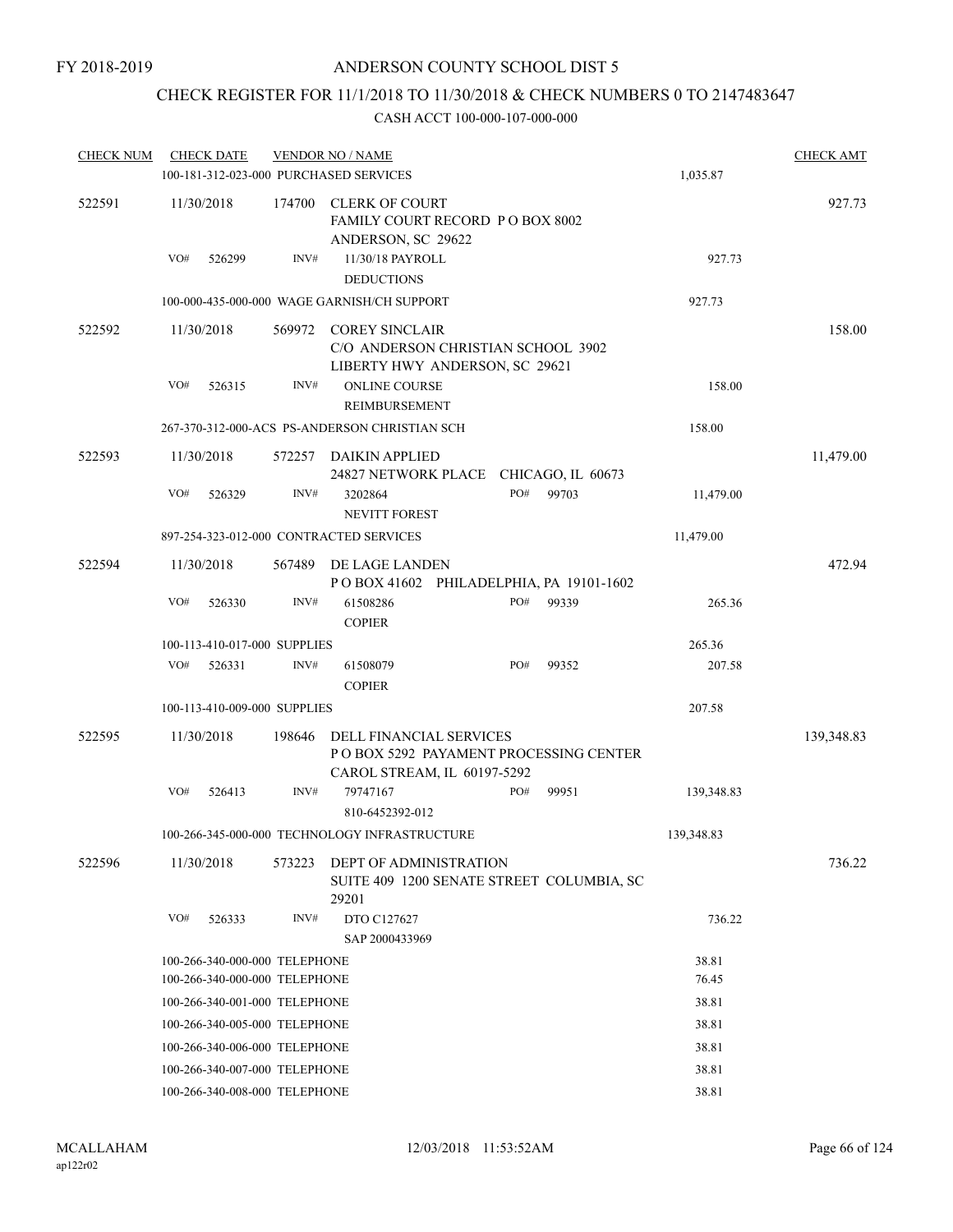FY 2018-2019

# ANDERSON COUNTY SCHOOL DIST 5

## CHECK REGISTER FOR 11/1/2018 TO 11/30/2018 & CHECK NUMBERS 0 TO 2147483647

### CASH ACCT 100-000-107-000-000

| CHECK NUM | CHECK DATE | VENDOR NO / NAME | | | CHECK AMT |
|---|---|---|---|---|---|
| | 100-181-312-023-000 PURCHASED SERVICES | | | 1,035.87 | |
| 522591 | 11/30/2018 | 174700 | CLERK OF COURT<br>FAMILY COURT RECORD P O BOX 8002<br>ANDERSON, SC 29622 | | 927.73 |
| | VO# 526299 | INV# | 11/30/18 PAYROLL<br>DEDUCTIONS | 927.73 | |
| | 100-000-435-000-000 WAGE GARNISH/CH SUPPORT | | | 927.73 | |
| 522592 | 11/30/2018 | 569972 | COREY SINCLAIR<br>C/O ANDERSON CHRISTIAN SCHOOL 3902<br>LIBERTY HWY ANDERSON, SC 29621 | | 158.00 |
| | VO# 526315 | INV# | ONLINE COURSE<br>REIMBURSEMENT | 158.00 | |
| | 267-370-312-000-ACS PS-ANDERSON CHRISTIAN SCH | | | 158.00 | |
| 522593 | 11/30/2018 | 572257 | DAIKIN APPLIED<br>24827 NETWORK PLACE CHICAGO, IL 60673 | | 11,479.00 |
| | VO# 526329 | INV# | 3202864 PO# 99703<br>NEVITT FOREST | 11,479.00 | |
| | 897-254-323-012-000 CONTRACTED SERVICES | | | 11,479.00 | |
| 522594 | 11/30/2018 | 567489 | DE LAGE LANDEN<br>P O BOX 41602 PHILADELPHIA, PA 19101-1602 | | 472.94 |
| | VO# 526330 | INV# | 61508286 PO# 99339<br>COPIER | 265.36 | |
| | 100-113-410-017-000 SUPPLIES | | | 265.36 | |
| | VO# 526331 | INV# | 61508079 PO# 99352<br>COPIER | 207.58 | |
| | 100-113-410-009-000 SUPPLIES | | | 207.58 | |
| 522595 | 11/30/2018 | 198646 | DELL FINANCIAL SERVICES<br>P O BOX 5292 PAYAMENT PROCESSING CENTER<br>CAROL STREAM, IL 60197-5292 | | 139,348.83 |
| | VO# 526413 | INV# | 79747167 PO# 99951<br>810-6452392-012 | 139,348.83 | |
| | 100-266-345-000-000 TECHNOLOGY INFRASTRUCTURE | | | 139,348.83 | |
| 522596 | 11/30/2018 | 573223 | DEPT OF ADMINISTRATION<br>SUITE 409 1200 SENATE STREET COLUMBIA, SC<br>29201 | | 736.22 |
| | VO# 526333 | INV# | DTO C127627<br>SAP 2000433969 | 736.22 | |
| | 100-266-340-000-000 TELEPHONE | | | 38.81 | |
| | 100-266-340-000-000 TELEPHONE | | | 76.45 | |
| | 100-266-340-001-000 TELEPHONE | | | 38.81 | |
| | 100-266-340-005-000 TELEPHONE | | | 38.81 | |
| | 100-266-340-006-000 TELEPHONE | | | 38.81 | |
| | 100-266-340-007-000 TELEPHONE | | | 38.81 | |
| | 100-266-340-008-000 TELEPHONE | | | 38.81 | |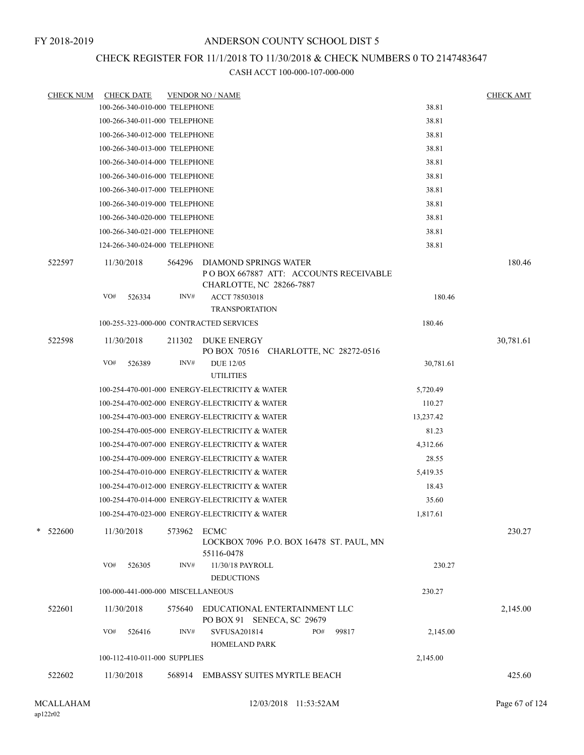FY 2018-2019

# ANDERSON COUNTY SCHOOL DIST 5

## CHECK REGISTER FOR 11/1/2018 TO 11/30/2018 & CHECK NUMBERS 0 TO 2147483647

### CASH ACCT 100-000-107-000-000

| CHECK NUM | CHECK DATE | VENDOR NO / NAME | | CHECK AMT |
|---|---|---|---|---|
| | 100-266-340-010-000 TELEPHONE | | 38.81 | |
| | 100-266-340-011-000 TELEPHONE | | 38.81 | |
| | 100-266-340-012-000 TELEPHONE | | 38.81 | |
| | 100-266-340-013-000 TELEPHONE | | 38.81 | |
| | 100-266-340-014-000 TELEPHONE | | 38.81 | |
| | 100-266-340-016-000 TELEPHONE | | 38.81 | |
| | 100-266-340-017-000 TELEPHONE | | 38.81 | |
| | 100-266-340-019-000 TELEPHONE | | 38.81 | |
| | 100-266-340-020-000 TELEPHONE | | 38.81 | |
| | 100-266-340-021-000 TELEPHONE | | 38.81 | |
| | 124-266-340-024-000 TELEPHONE | | 38.81 | |
| 522597 | 11/30/2018 | 564296 DIAMOND SPRINGS WATER<br>P O BOX 667887 ATT: ACCOUNTS RECEIVABLE<br>CHARLOTTE, NC 28266-7887 | | 180.46 |
| | VO# 526334 | INV# ACCT 78503018<br>TRANSPORTATION | 180.46 | |
| | 100-255-323-000-000 CONTRACTED SERVICES | | 180.46 | |
| 522598 | 11/30/2018 | 211302 DUKE ENERGY<br>PO BOX 70516 CHARLOTTE, NC 28272-0516 | | 30,781.61 |
| | VO# 526389 | INV# DUE 12/05<br>UTILITIES | 30,781.61 | |
| | 100-254-470-001-000 ENERGY-ELECTRICITY & WATER | | 5,720.49 | |
| | 100-254-470-002-000 ENERGY-ELECTRICITY & WATER | | 110.27 | |
| | 100-254-470-003-000 ENERGY-ELECTRICITY & WATER | | 13,237.42 | |
| | 100-254-470-005-000 ENERGY-ELECTRICITY & WATER | | 81.23 | |
| | 100-254-470-007-000 ENERGY-ELECTRICITY & WATER | | 4,312.66 | |
| | 100-254-470-009-000 ENERGY-ELECTRICITY & WATER | | 28.55 | |
| | 100-254-470-010-000 ENERGY-ELECTRICITY & WATER | | 5,419.35 | |
| | 100-254-470-012-000 ENERGY-ELECTRICITY & WATER | | 18.43 | |
| | 100-254-470-014-000 ENERGY-ELECTRICITY & WATER | | 35.60 | |
| | 100-254-470-023-000 ENERGY-ELECTRICITY & WATER | | 1,817.61 | |
| * 522600 | 11/30/2018 | 573962 ECMC<br>LOCKBOX 7096 P.O. BOX 16478 ST. PAUL, MN 55116-0478 | | 230.27 |
| | VO# 526305 | INV# 11/30/18 PAYROLL<br>DEDUCTIONS | 230.27 | |
| | 100-000-441-000-000 MISCELLANEOUS | | 230.27 | |
| 522601 | 11/30/2018 | 575640 EDUCATIONAL ENTERTAINMENT LLC<br>PO BOX 91 SENECA, SC 29679 | | 2,145.00 |
| | VO# 526416 | INV# SVFUSA201814 PO# 99817<br>HOMELAND PARK | 2,145.00 | |
| | 100-112-410-011-000 SUPPLIES | | 2,145.00 | |
| 522602 | 11/30/2018 | 568914 EMBASSY SUITES MYRTLE BEACH | | 425.60 |

MCALLAHAM
ap122r02

12/03/2018 11:53:52AM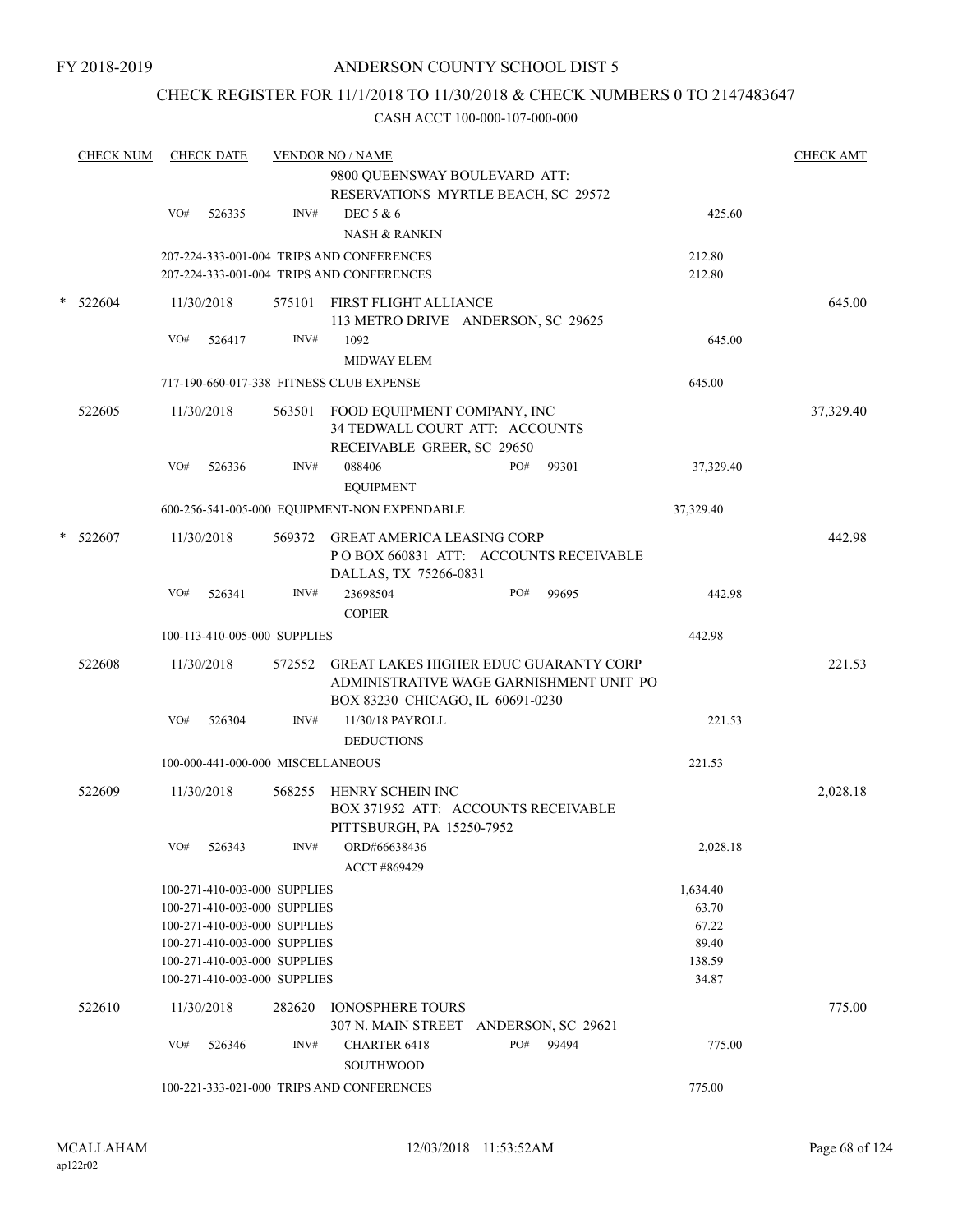FY 2018-2019

# ANDERSON COUNTY SCHOOL DIST 5

## CHECK REGISTER FOR 11/1/2018 TO 11/30/2018 & CHECK NUMBERS 0 TO 2147483647

CASH ACCT 100-000-107-000-000

| CHECK NUM | CHECK DATE | VENDOR NO / NAME | | | CHECK AMT |
|---|---|---|---|---|---|
| | | | 9800 QUEENSWAY BOULEVARD ATT: RESERVATIONS MYRTLE BEACH, SC 29572 | | |
| | VO# 526335 | INV# | DEC 5 & 6<br>NASH & RANKIN | 425.60 | |
| | 207-224-333-001-004 TRIPS AND CONFERENCES | | | 212.80 | |
| | 207-224-333-001-004 TRIPS AND CONFERENCES | | | 212.80 | |
| * 522604 | 11/30/2018 | 575101 | FIRST FLIGHT ALLIANCE<br>113 METRO DRIVE ANDERSON, SC 29625 | | 645.00 |
| | VO# 526417 | INV# | 1092<br>MIDWAY ELEM | 645.00 | |
| | 717-190-660-017-338 FITNESS CLUB EXPENSE | | | 645.00 | |
| 522605 | 11/30/2018 | 563501 | FOOD EQUIPMENT COMPANY, INC<br>34 TEDWALL COURT ATT: ACCOUNTS RECEIVABLE GREER, SC 29650 | | 37,329.40 |
| | VO# 526336 | INV# | 088406 PO# 99301<br>EQUIPMENT | 37,329.40 | |
| | 600-256-541-005-000 EQUIPMENT-NON EXPENDABLE | | | 37,329.40 | |
| * 522607 | 11/30/2018 | 569372 | GREAT AMERICA LEASING CORP<br>P O BOX 660831 ATT: ACCOUNTS RECEIVABLE DALLAS, TX 75266-0831 | | 442.98 |
| | VO# 526341 | INV# | 23698504 PO# 99695<br>COPIER | 442.98 | |
| | 100-113-410-005-000 SUPPLIES | | | 442.98 | |
| 522608 | 11/30/2018 | 572552 | GREAT LAKES HIGHER EDUC GUARANTY CORP<br>ADMINISTRATIVE WAGE GARNISHMENT UNIT PO BOX 83230 CHICAGO, IL 60691-0230 | | 221.53 |
| | VO# 526304 | INV# | 11/30/18 PAYROLL<br>DEDUCTIONS | 221.53 | |
| | 100-000-441-000-000 MISCELLANEOUS | | | 221.53 | |
| 522609 | 11/30/2018 | 568255 | HENRY SCHEIN INC<br>BOX 371952 ATT: ACCOUNTS RECEIVABLE PITTSBURGH, PA 15250-7952 | | 2,028.18 |
| | VO# 526343 | INV# | ORD#66638436<br>ACCT #869429 | 2,028.18 | |
| | 100-271-410-003-000 SUPPLIES | | | 1,634.40 | |
| | 100-271-410-003-000 SUPPLIES | | | 63.70 | |
| | 100-271-410-003-000 SUPPLIES | | | 67.22 | |
| | 100-271-410-003-000 SUPPLIES | | | 89.40 | |
| | 100-271-410-003-000 SUPPLIES | | | 138.59 | |
| | 100-271-410-003-000 SUPPLIES | | | 34.87 | |
| 522610 | 11/30/2018 | 282620 | IONOSPHERE TOURS<br>307 N. MAIN STREET ANDERSON, SC 29621 | | 775.00 |
| | VO# 526346 | INV# | CHARTER 6418 PO# 99494<br>SOUTHWOOD | 775.00 | |
| | 100-221-333-021-000 TRIPS AND CONFERENCES | | | 775.00 | |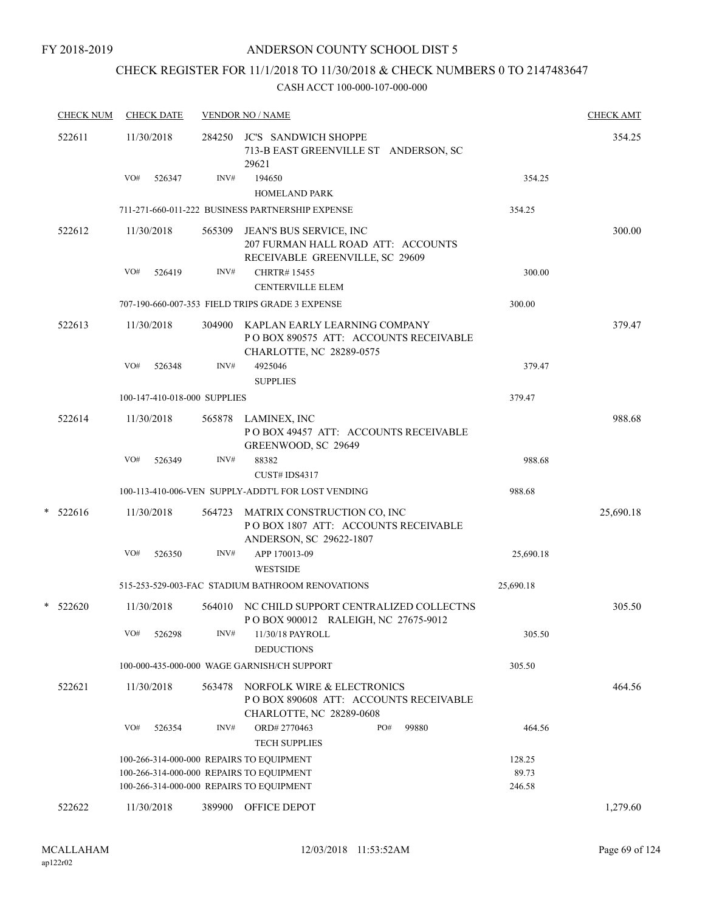FY 2018-2019

# ANDERSON COUNTY SCHOOL DIST 5

## CHECK REGISTER FOR 11/1/2018 TO 11/30/2018 & CHECK NUMBERS 0 TO 2147483647

CASH ACCT 100-000-107-000-000

| CHECK NUM | CHECK DATE | VENDOR NO / NAME | | CHECK AMT |
|---|---|---|---|---|
| 522611 | 11/30/2018 | 284250 JC'S SANDWICH SHOPPE 713-B EAST GREENVILLE ST ANDERSON, SC 29621 | | 354.25 |
| | VO# 526347 | INV# 194650 HOMELAND PARK | 354.25 | |
| | | 711-271-660-011-222 BUSINESS PARTNERSHIP EXPENSE | 354.25 | |
| 522612 | 11/30/2018 | 565309 JEAN'S BUS SERVICE, INC 207 FURMAN HALL ROAD ATT: ACCOUNTS RECEIVABLE GREENVILLE, SC 29609 | | 300.00 |
| | VO# 526419 | INV# CHRTR# 15455 CENTERVILLE ELEM | 300.00 | |
| | | 707-190-660-007-353 FIELD TRIPS GRADE 3 EXPENSE | 300.00 | |
| 522613 | 11/30/2018 | 304900 KAPLAN EARLY LEARNING COMPANY P O BOX 890575 ATT: ACCOUNTS RECEIVABLE CHARLOTTE, NC 28289-0575 | | 379.47 |
| | VO# 526348 | INV# 4925046 SUPPLIES | 379.47 | |
| | | 100-147-410-018-000 SUPPLIES | 379.47 | |
| 522614 | 11/30/2018 | 565878 LAMINEX, INC P O BOX 49457 ATT: ACCOUNTS RECEIVABLE GREENWOOD, SC 29649 | | 988.68 |
| | VO# 526349 | INV# 88382 CUST# IDS4317 | 988.68 | |
| | | 100-113-410-006-VEN SUPPLY-ADDT'L FOR LOST VENDING | 988.68 | |
| * 522616 | 11/30/2018 | 564723 MATRIX CONSTRUCTION CO, INC P O BOX 1807 ATT: ACCOUNTS RECEIVABLE ANDERSON, SC 29622-1807 | | 25,690.18 |
| | VO# 526350 | INV# APP 170013-09 WESTSIDE | 25,690.18 | |
| | | 515-253-529-003-FAC STADIUM BATHROOM RENOVATIONS | 25,690.18 | |
| * 522620 | 11/30/2018 | 564010 NC CHILD SUPPORT CENTRALIZED COLLECTNS P O BOX 900012 RALEIGH, NC 27675-9012 | | 305.50 |
| | VO# 526298 | INV# 11/30/18 PAYROLL DEDUCTIONS | 305.50 | |
| | | 100-000-435-000-000 WAGE GARNISH/CH SUPPORT | 305.50 | |
| 522621 | 11/30/2018 | 563478 NORFOLK WIRE & ELECTRONICS P O BOX 890608 ATT: ACCOUNTS RECEIVABLE CHARLOTTE, NC 28289-0608 | | 464.56 |
| | VO# 526354 | INV# ORD# 2770463 PO# 99880 TECH SUPPLIES | 464.56 | |
| | | 100-266-314-000-000 REPAIRS TO EQUIPMENT | 128.25 | |
| | | 100-266-314-000-000 REPAIRS TO EQUIPMENT | 89.73 | |
| | | 100-266-314-000-000 REPAIRS TO EQUIPMENT | 246.58 | |
| 522622 | 11/30/2018 | 389900 OFFICE DEPOT | | 1,279.60 |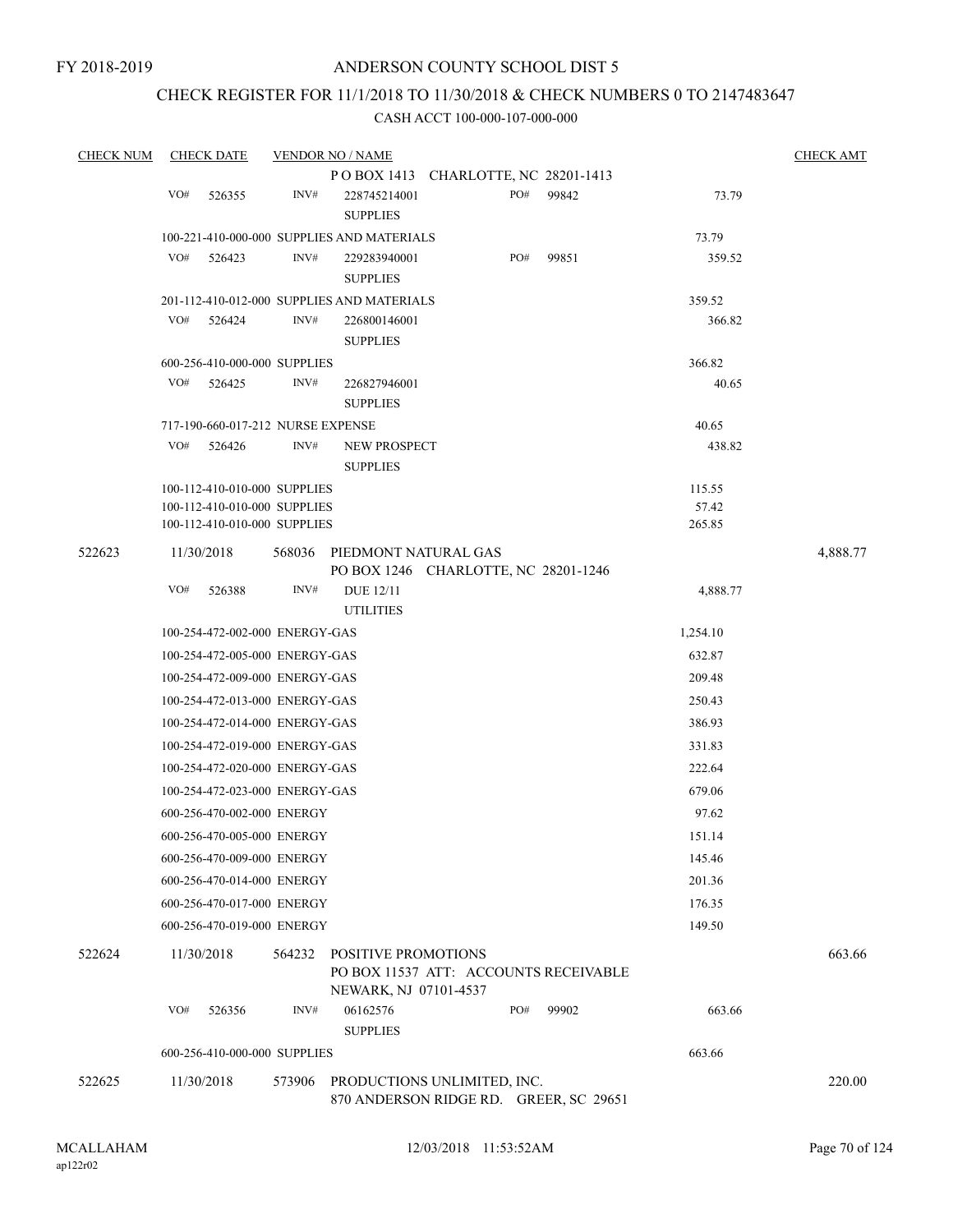FY 2018-2019

# ANDERSON COUNTY SCHOOL DIST 5

## CHECK REGISTER FOR 11/1/2018 TO 11/30/2018 & CHECK NUMBERS 0 TO 2147483647

CASH ACCT 100-000-107-000-000

| CHECK NUM | CHECK DATE | VENDOR NO / NAME | | | CHECK AMT |
|---|---|---|---|---|---|
| | | P O BOX 1413 CHARLOTTE, NC 28201-1413 | | | |
| | VO# 526355 | INV# 228745214001 SUPPLIES | PO# 99842 | 73.79 | |
| | 100-221-410-000-000 SUPPLIES AND MATERIALS | | | 73.79 | |
| | VO# 526423 | INV# 229283940001 SUPPLIES | PO# 99851 | 359.52 | |
| | 201-112-410-012-000 SUPPLIES AND MATERIALS | | | 359.52 | |
| | VO# 526424 | INV# 226800146001 SUPPLIES | | 366.82 | |
| | 600-256-410-000-000 SUPPLIES | | | 366.82 | |
| | VO# 526425 | INV# 226827946001 SUPPLIES | | 40.65 | |
| | 717-190-660-017-212 NURSE EXPENSE | | | 40.65 | |
| | VO# 526426 | INV# NEW PROSPECT SUPPLIES | | 438.82 | |
| | 100-112-410-010-000 SUPPLIES | | | 115.55 | |
| | 100-112-410-010-000 SUPPLIES | | | 57.42 | |
| | 100-112-410-010-000 SUPPLIES | | | 265.85 | |
| 522623 | 11/30/2018 | 568036 PIEDMONT NATURAL GAS PO BOX 1246 CHARLOTTE, NC 28201-1246 | | | 4,888.77 |
| | VO# 526388 | INV# DUE 12/11 UTILITIES | | 4,888.77 | |
| | 100-254-472-002-000 ENERGY-GAS | | | 1,254.10 | |
| | 100-254-472-005-000 ENERGY-GAS | | | 632.87 | |
| | 100-254-472-009-000 ENERGY-GAS | | | 209.48 | |
| | 100-254-472-013-000 ENERGY-GAS | | | 250.43 | |
| | 100-254-472-014-000 ENERGY-GAS | | | 386.93 | |
| | 100-254-472-019-000 ENERGY-GAS | | | 331.83 | |
| | 100-254-472-020-000 ENERGY-GAS | | | 222.64 | |
| | 100-254-472-023-000 ENERGY-GAS | | | 679.06 | |
| | 600-256-470-002-000 ENERGY | | | 97.62 | |
| | 600-256-470-005-000 ENERGY | | | 151.14 | |
| | 600-256-470-009-000 ENERGY | | | 145.46 | |
| | 600-256-470-014-000 ENERGY | | | 201.36 | |
| | 600-256-470-017-000 ENERGY | | | 176.35 | |
| | 600-256-470-019-000 ENERGY | | | 149.50 | |
| 522624 | 11/30/2018 | 564232 POSITIVE PROMOTIONS PO BOX 11537 ATT: ACCOUNTS RECEIVABLE NEWARK, NJ 07101-4537 | | | 663.66 |
| | VO# 526356 | INV# 06162576 SUPPLIES | PO# 99902 | 663.66 | |
| | 600-256-410-000-000 SUPPLIES | | | 663.66 | |
| 522625 | 11/30/2018 | 573906 PRODUCTIONS UNLIMITED, INC. 870 ANDERSON RIDGE RD. GREER, SC 29651 | | | 220.00 |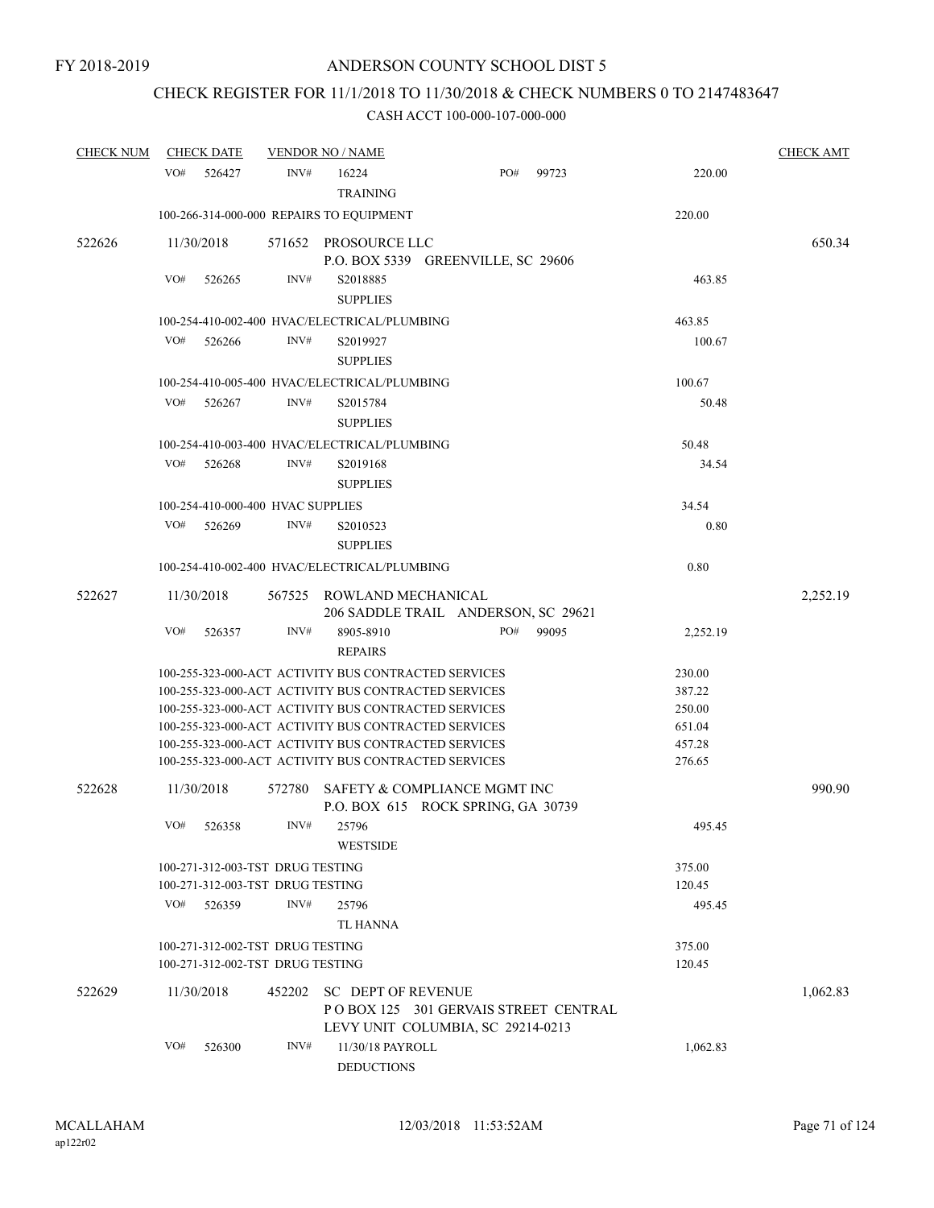FY 2018-2019

# ANDERSON COUNTY SCHOOL DIST 5

## CHECK REGISTER FOR 11/1/2018 TO 11/30/2018 & CHECK NUMBERS 0 TO 2147483647

CASH ACCT 100-000-107-000-000

| CHECK NUM | CHECK DATE | VENDOR NO / NAME | | | CHECK AMT |
|---|---|---|---|---|---|
| | VO# 526427 | INV# 16224 TRAINING | PO# 99723 | 220.00 | |
| | 100-266-314-000-000 REPAIRS TO EQUIPMENT | | | 220.00 | |
| 522626 | 11/30/2018 | 571652 PROSOURCE LLC P.O. BOX 5339 GREENVILLE, SC 29606 | | | 650.34 |
| | VO# 526265 | INV# S2018885 SUPPLIES | | 463.85 | |
| | 100-254-410-002-400 HVAC/ELECTRICAL/PLUMBING | | | 463.85 | |
| | VO# 526266 | INV# S2019927 SUPPLIES | | 100.67 | |
| | 100-254-410-005-400 HVAC/ELECTRICAL/PLUMBING | | | 100.67 | |
| | VO# 526267 | INV# S2015784 SUPPLIES | | 50.48 | |
| | 100-254-410-003-400 HVAC/ELECTRICAL/PLUMBING | | | 50.48 | |
| | VO# 526268 | INV# S2019168 SUPPLIES | | 34.54 | |
| | 100-254-410-000-400 HVAC SUPPLIES | | | 34.54 | |
| | VO# 526269 | INV# S2010523 SUPPLIES | | 0.80 | |
| | 100-254-410-002-400 HVAC/ELECTRICAL/PLUMBING | | | 0.80 | |
| 522627 | 11/30/2018 | 567525 ROWLAND MECHANICAL 206 SADDLE TRAIL ANDERSON, SC 29621 | | | 2,252.19 |
| | VO# 526357 | INV# 8905-8910 REPAIRS | PO# 99095 | 2,252.19 | |
| | 100-255-323-000-ACT ACTIVITY BUS CONTRACTED SERVICES | | | 230.00 | |
| | 100-255-323-000-ACT ACTIVITY BUS CONTRACTED SERVICES | | | 387.22 | |
| | 100-255-323-000-ACT ACTIVITY BUS CONTRACTED SERVICES | | | 250.00 | |
| | 100-255-323-000-ACT ACTIVITY BUS CONTRACTED SERVICES | | | 651.04 | |
| | 100-255-323-000-ACT ACTIVITY BUS CONTRACTED SERVICES | | | 457.28 | |
| | 100-255-323-000-ACT ACTIVITY BUS CONTRACTED SERVICES | | | 276.65 | |
| 522628 | 11/30/2018 | 572780 SAFETY & COMPLIANCE MGMT INC P.O. BOX 615 ROCK SPRING, GA 30739 | | | 990.90 |
| | VO# 526358 | INV# 25796 WESTSIDE | | 495.45 | |
| | 100-271-312-003-TST DRUG TESTING | | | 375.00 | |
| | 100-271-312-003-TST DRUG TESTING | | | 120.45 | |
| | VO# 526359 | INV# 25796 TL HANNA | | 495.45 | |
| | 100-271-312-002-TST DRUG TESTING | | | 375.00 | |
| | 100-271-312-002-TST DRUG TESTING | | | 120.45 | |
| 522629 | 11/30/2018 | 452202 SC DEPT OF REVENUE P O BOX 125 301 GERVAIS STREET CENTRAL LEVY UNIT COLUMBIA, SC 29214-0213 | | | 1,062.83 |
| | VO# 526300 | INV# 11/30/18 PAYROLL DEDUCTIONS | | 1,062.83 | |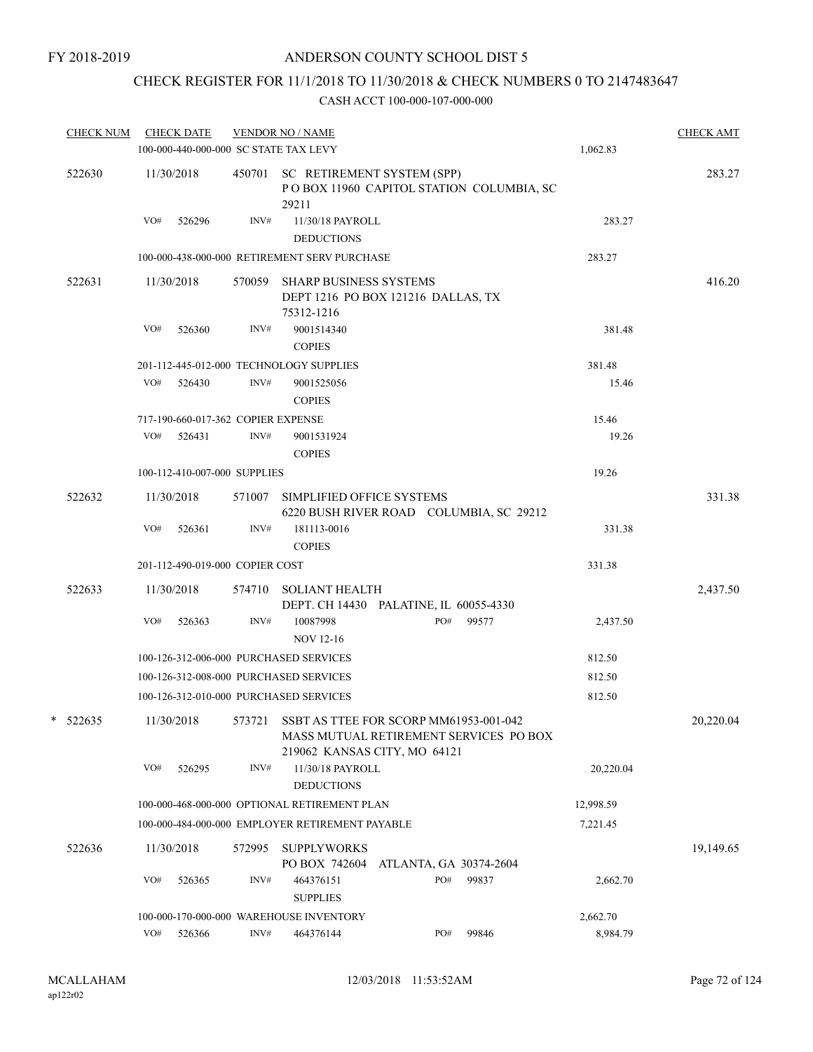FY 2018-2019

# ANDERSON COUNTY SCHOOL DIST 5

## CHECK REGISTER FOR 11/1/2018 TO 11/30/2018 & CHECK NUMBERS 0 TO 2147483647

CASH ACCT 100-000-107-000-000

| CHECK NUM | CHECK DATE | VENDOR NO / NAME | | CHECK AMT |
|---|---|---|---|---|
| | 100-000-440-000-000 SC STATE TAX LEVY | | 1,062.83 | |
| 522630 | 11/30/2018 | 450701 SC RETIREMENT SYSTEM (SPP) P O BOX 11960 CAPITOL STATION COLUMBIA, SC 29211 | | 283.27 |
| | VO# 526296 | INV# 11/30/18 PAYROLL DEDUCTIONS | 283.27 | |
| | 100-000-438-000-000 RETIREMENT SERV PURCHASE | | 283.27 | |
| 522631 | 11/30/2018 | 570059 SHARP BUSINESS SYSTEMS DEPT 1216 PO BOX 121216 DALLAS, TX 75312-1216 | | 416.20 |
| | VO# 526360 | INV# 9001514340 COPIES | 381.48 | |
| | 201-112-445-012-000 TECHNOLOGY SUPPLIES | | 381.48 | |
| | VO# 526430 | INV# 9001525056 COPIES | 15.46 | |
| | 717-190-660-017-362 COPIER EXPENSE | | 15.46 | |
| | VO# 526431 | INV# 9001531924 COPIES | 19.26 | |
| | 100-112-410-007-000 SUPPLIES | | 19.26 | |
| 522632 | 11/30/2018 | 571007 SIMPLIFIED OFFICE SYSTEMS 6220 BUSH RIVER ROAD COLUMBIA, SC 29212 | | 331.38 |
| | VO# 526361 | INV# 181113-0016 COPIES | 331.38 | |
| | 201-112-490-019-000 COPIER COST | | 331.38 | |
| 522633 | 11/30/2018 | 574710 SOLIANT HEALTH DEPT. CH 14430 PALATINE, IL 60055-4330 | | 2,437.50 |
| | VO# 526363 | INV# 10087998 PO# 99577 NOV 12-16 | 2,437.50 | |
| | 100-126-312-006-000 PURCHASED SERVICES | | 812.50 | |
| | 100-126-312-008-000 PURCHASED SERVICES | | 812.50 | |
| | 100-126-312-010-000 PURCHASED SERVICES | | 812.50 | |
| * 522635 | 11/30/2018 | 573721 SSBT AS TTEE FOR SCORP MM61953-001-042 MASS MUTUAL RETIREMENT SERVICES PO BOX 219062 KANSAS CITY, MO 64121 | | 20,220.04 |
| | VO# 526295 | INV# 11/30/18 PAYROLL DEDUCTIONS | 20,220.04 | |
| | 100-000-468-000-000 OPTIONAL RETIREMENT PLAN | | 12,998.59 | |
| | 100-000-484-000-000 EMPLOYER RETIREMENT PAYABLE | | 7,221.45 | |
| 522636 | 11/30/2018 | 572995 SUPPLYWORKS PO BOX 742604 ATLANTA, GA 30374-2604 | | 19,149.65 |
| | VO# 526365 | INV# 464376151 PO# 99837 SUPPLIES | 2,662.70 | |
| | 100-000-170-000-000 WAREHOUSE INVENTORY | | 2,662.70 | |
| | VO# 526366 | INV# 464376144 PO# 99846 | 8,984.79 | |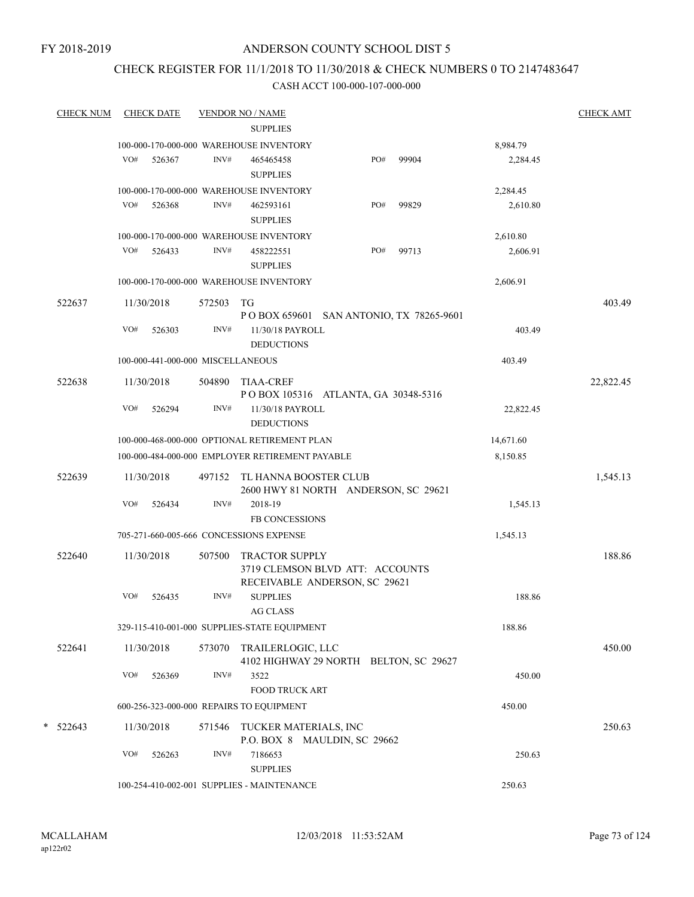FY 2018-2019

# ANDERSON COUNTY SCHOOL DIST 5

## CHECK REGISTER FOR 11/1/2018 TO 11/30/2018 & CHECK NUMBERS 0 TO 2147483647

### CASH ACCT 100-000-107-000-000

| CHECK NUM | CHECK DATE | VENDOR NO / NAME | | | CHECK AMT |
|---|---|---|---|---|---|
| | | SUPPLIES | | | |
| | | 100-000-170-000-000 WAREHOUSE INVENTORY | | 8,984.79 | |
| | VO# 526367 | INV# 465465458 SUPPLIES | PO# 99904 | 2,284.45 | |
| | | 100-000-170-000-000 WAREHOUSE INVENTORY | | 2,284.45 | |
| | VO# 526368 | INV# 462593161 SUPPLIES | PO# 99829 | 2,610.80 | |
| | | 100-000-170-000-000 WAREHOUSE INVENTORY | | 2,610.80 | |
| | VO# 526433 | INV# 458222551 SUPPLIES | PO# 99713 | 2,606.91 | |
| | | 100-000-170-000-000 WAREHOUSE INVENTORY | | 2,606.91 | |
| 522637 | 11/30/2018 | 572503 TG<br>P O BOX 659601 SAN ANTONIO, TX 78265-9601 | | | 403.49 |
| | VO# 526303 | INV# 11/30/18 PAYROLL DEDUCTIONS | | 403.49 | |
| | | 100-000-441-000-000 MISCELLANEOUS | | 403.49 | |
| 522638 | 11/30/2018 | 504890 TIAA-CREF<br>P O BOX 105316 ATLANTA, GA 30348-5316 | | | 22,822.45 |
| | VO# 526294 | INV# 11/30/18 PAYROLL DEDUCTIONS | | 22,822.45 | |
| | | 100-000-468-000-000 OPTIONAL RETIREMENT PLAN | | 14,671.60 | |
| | | 100-000-484-000-000 EMPLOYER RETIREMENT PAYABLE | | 8,150.85 | |
| 522639 | 11/30/2018 | 497152 TL HANNA BOOSTER CLUB<br>2600 HWY 81 NORTH ANDERSON, SC 29621 | | | 1,545.13 |
| | VO# 526434 | INV# 2018-19 FB CONCESSIONS | | 1,545.13 | |
| | | 705-271-660-005-666 CONCESSIONS EXPENSE | | 1,545.13 | |
| 522640 | 11/30/2018 | 507500 TRACTOR SUPPLY<br>3719 CLEMSON BLVD ATT: ACCOUNTS RECEIVABLE ANDERSON, SC 29621 | | | 188.86 |
| | VO# 526435 | INV# SUPPLIES AG CLASS | | 188.86 | |
| | | 329-115-410-001-000 SUPPLIES-STATE EQUIPMENT | | 188.86 | |
| 522641 | 11/30/2018 | 573070 TRAILERLOGIC, LLC<br>4102 HIGHWAY 29 NORTH BELTON, SC 29627 | | | 450.00 |
| | VO# 526369 | INV# 3522 FOOD TRUCK ART | | 450.00 | |
| | | 600-256-323-000-000 REPAIRS TO EQUIPMENT | | 450.00 | |
| * 522643 | 11/30/2018 | 571546 TUCKER MATERIALS, INC<br>P.O. BOX 8 MAULDIN, SC 29662 | | | 250.63 |
| | VO# 526263 | INV# 7186653 SUPPLIES | | 250.63 | |
| | | 100-254-410-002-001 SUPPLIES - MAINTENANCE | | 250.63 | |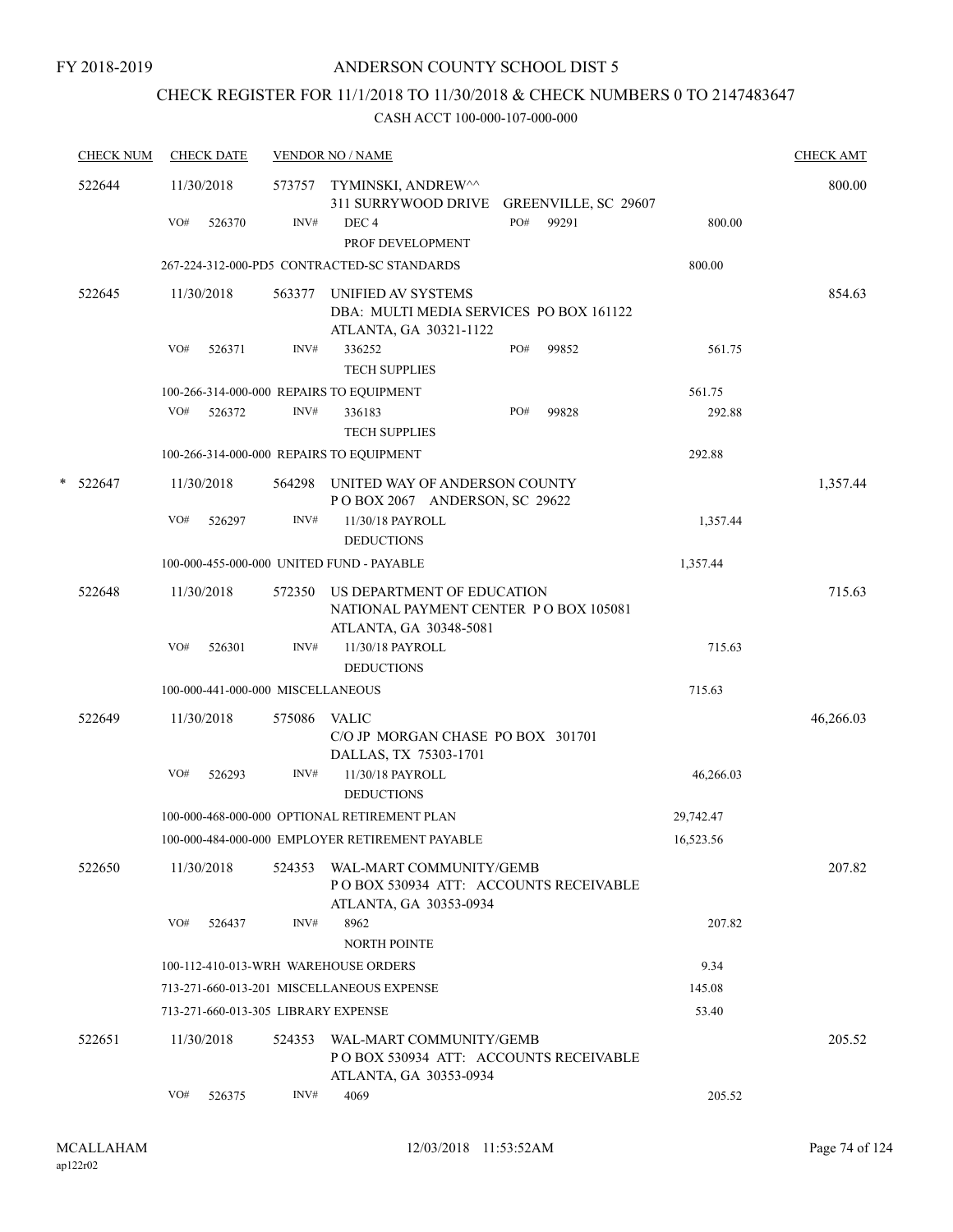FY 2018-2019

# ANDERSON COUNTY SCHOOL DIST 5

## CHECK REGISTER FOR 11/1/2018 TO 11/30/2018 & CHECK NUMBERS 0 TO 2147483647

### CASH ACCT 100-000-107-000-000

| CHECK NUM | CHECK DATE | VENDOR NO / NAME | | | CHECK AMT |
|---|---|---|---|---|---|
| 522644 | 11/30/2018 | 573757 TYMINSKI, ANDREW^^ 311 SURRYWOOD DRIVE GREENVILLE, SC 29607 | | | 800.00 |
| | VO# 526370 | INV# DEC 4 PROF DEVELOPMENT | PO# 99291 | 800.00 | |
| | 267-224-312-000-PD5 CONTRACTED-SC STANDARDS | | | 800.00 | |
| 522645 | 11/30/2018 | 563377 UNIFIED AV SYSTEMS DBA: MULTI MEDIA SERVICES PO BOX 161122 ATLANTA, GA 30321-1122 | | | 854.63 |
| | VO# 526371 | INV# 336252 TECH SUPPLIES | PO# 99852 | 561.75 | |
| | 100-266-314-000-000 REPAIRS TO EQUIPMENT | | | 561.75 | |
| | VO# 526372 | INV# 336183 TECH SUPPLIES | PO# 99828 | 292.88 | |
| | 100-266-314-000-000 REPAIRS TO EQUIPMENT | | | 292.88 | |
| * 522647 | 11/30/2018 | 564298 UNITED WAY OF ANDERSON COUNTY P O BOX 2067 ANDERSON, SC 29622 | | | 1,357.44 |
| | VO# 526297 | INV# 11/30/18 PAYROLL DEDUCTIONS | | 1,357.44 | |
| | 100-000-455-000-000 UNITED FUND - PAYABLE | | | 1,357.44 | |
| 522648 | 11/30/2018 | 572350 US DEPARTMENT OF EDUCATION NATIONAL PAYMENT CENTER P O BOX 105081 ATLANTA, GA 30348-5081 | | | 715.63 |
| | VO# 526301 | INV# 11/30/18 PAYROLL DEDUCTIONS | | 715.63 | |
| | 100-000-441-000-000 MISCELLANEOUS | | | 715.63 | |
| 522649 | 11/30/2018 | 575086 VALIC C/O JP MORGAN CHASE PO BOX 301701 DALLAS, TX 75303-1701 | | | 46,266.03 |
| | VO# 526293 | INV# 11/30/18 PAYROLL DEDUCTIONS | | 46,266.03 | |
| | 100-000-468-000-000 OPTIONAL RETIREMENT PLAN | | | 29,742.47 | |
| | 100-000-484-000-000 EMPLOYER RETIREMENT PAYABLE | | | 16,523.56 | |
| 522650 | 11/30/2018 | 524353 WAL-MART COMMUNITY/GEMB P O BOX 530934 ATT: ACCOUNTS RECEIVABLE ATLANTA, GA 30353-0934 | | | 207.82 |
| | VO# 526437 | INV# 8962 NORTH POINTE | | 207.82 | |
| | 100-112-410-013-WRH WAREHOUSE ORDERS | | | 9.34 | |
| | 713-271-660-013-201 MISCELLANEOUS EXPENSE | | | 145.08 | |
| | 713-271-660-013-305 LIBRARY EXPENSE | | | 53.40 | |
| 522651 | 11/30/2018 | 524353 WAL-MART COMMUNITY/GEMB P O BOX 530934 ATT: ACCOUNTS RECEIVABLE ATLANTA, GA 30353-0934 | | | 205.52 |
| | VO# 526375 | INV# 4069 | | 205.52 | |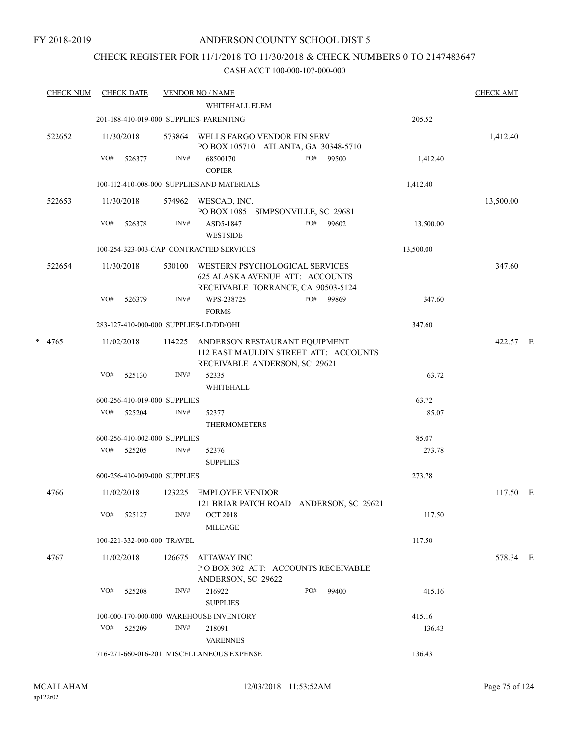FY 2018-2019

# ANDERSON COUNTY SCHOOL DIST 5

## CHECK REGISTER FOR 11/1/2018 TO 11/30/2018 & CHECK NUMBERS 0 TO 2147483647

CASH ACCT 100-000-107-000-000

| CHECK NUM | CHECK DATE | VENDOR NO / NAME | | CHECK AMT |
|---|---|---|---|---|
| | | WHITEHALL ELEM | | |
| | 201-188-410-019-000 SUPPLIES- PARENTING | | 205.52 | |
| 522652 | 11/30/2018 | 573864 WELLS FARGO VENDOR FIN SERV PO BOX 105710 ATLANTA, GA 30348-5710 | | 1,412.40 |
| | VO# 526377 | INV# 68500170 PO# 99500 COPIER | 1,412.40 | |
| | 100-112-410-008-000 SUPPLIES AND MATERIALS | | 1,412.40 | |
| 522653 | 11/30/2018 | 574962 WESCAD, INC. PO BOX 1085 SIMPSONVILLE, SC 29681 | | 13,500.00 |
| | VO# 526378 | INV# ASD5-1847 PO# 99602 WESTSIDE | 13,500.00 | |
| | 100-254-323-003-CAP CONTRACTED SERVICES | | 13,500.00 | |
| 522654 | 11/30/2018 | 530100 WESTERN PSYCHOLOGICAL SERVICES 625 ALASKA AVENUE ATT: ACCOUNTS RECEIVABLE TORRANCE, CA 90503-5124 | | 347.60 |
| | VO# 526379 | INV# WPS-238725 PO# 99869 FORMS | 347.60 | |
| | 283-127-410-000-000 SUPPLIES-LD/DD/OHI | | 347.60 | |
| * 4765 | 11/02/2018 | 114225 ANDERSON RESTAURANT EQUIPMENT 112 EAST MAULDIN STREET ATT: ACCOUNTS RECEIVABLE ANDERSON, SC 29621 | | 422.57 E |
| | VO# 525130 | INV# 52335 WHITEHALL | 63.72 | |
| | 600-256-410-019-000 SUPPLIES | | 63.72 | |
| | VO# 525204 | INV# 52377 THERMOMETERS | 85.07 | |
| | 600-256-410-002-000 SUPPLIES | | 85.07 | |
| | VO# 525205 | INV# 52376 SUPPLIES | 273.78 | |
| | 600-256-410-009-000 SUPPLIES | | 273.78 | |
| 4766 | 11/02/2018 | 123225 EMPLOYEE VENDOR 121 BRIAR PATCH ROAD ANDERSON, SC 29621 | | 117.50 E |
| | VO# 525127 | INV# OCT 2018 MILEAGE | 117.50 | |
| | 100-221-332-000-000 TRAVEL | | 117.50 | |
| 4767 | 11/02/2018 | 126675 ATTAWAY INC P O BOX 302 ATT: ACCOUNTS RECEIVABLE ANDERSON, SC 29622 | | 578.34 E |
| | VO# 525208 | INV# 216922 PO# 99400 SUPPLIES | 415.16 | |
| | 100-000-170-000-000 WAREHOUSE INVENTORY | | 415.16 | |
| | VO# 525209 | INV# 218091 VARENNES | 136.43 | |
| | 716-271-660-016-201 MISCELLANEOUS EXPENSE | | 136.43 | |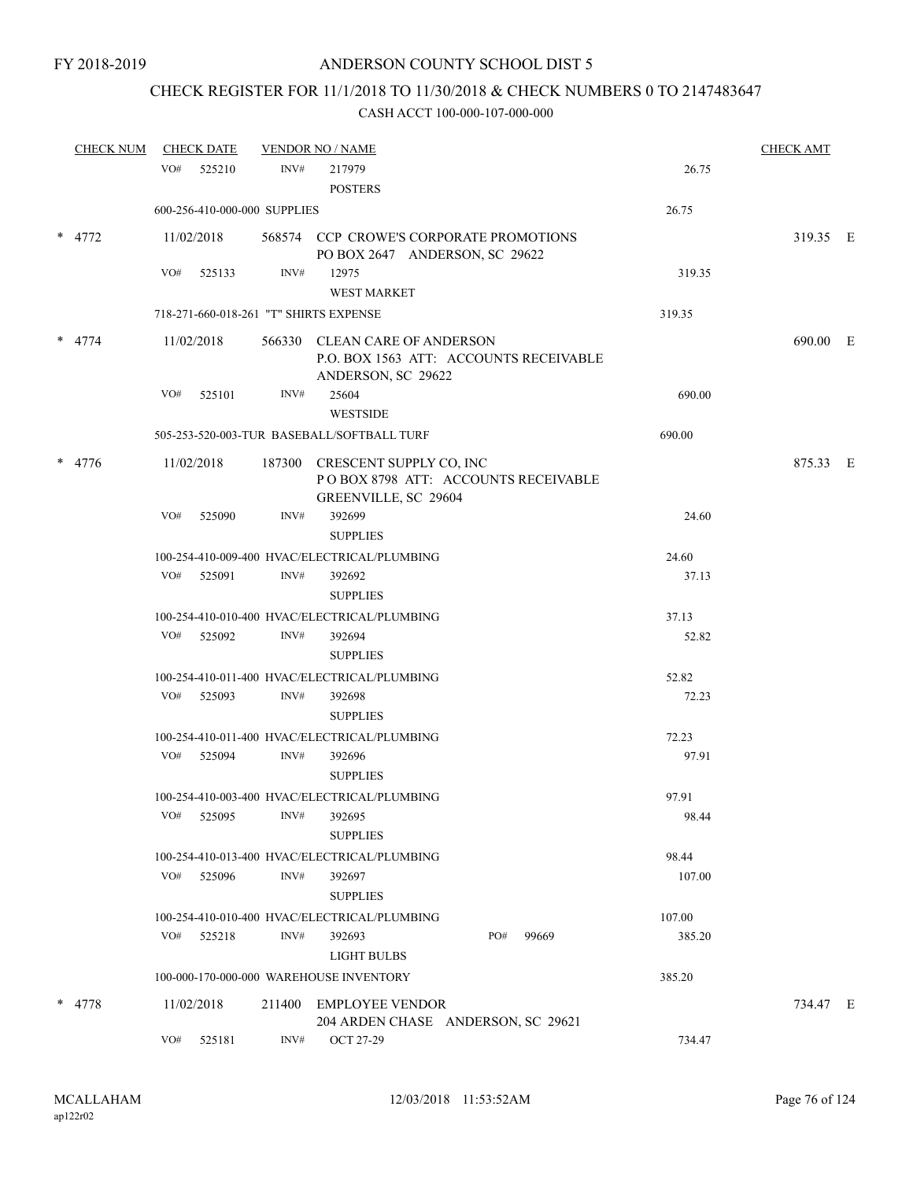FY 2018-2019

# ANDERSON COUNTY SCHOOL DIST 5

## CHECK REGISTER FOR 11/1/2018 TO 11/30/2018 & CHECK NUMBERS 0 TO 2147483647

### CASH ACCT 100-000-107-000-000

| CHECK NUM | CHECK DATE | VENDOR NO / NAME | | CHECK AMT |
|---|---|---|---|---|
| | VO# 525210 | INV# 217979 POSTERS | 26.75 | |
| | 600-256-410-000-000 SUPPLIES | | 26.75 | |
| * 4772 | 11/02/2018 | 568574 CCP CROWE'S CORPORATE PROMOTIONS PO BOX 2647 ANDERSON, SC 29622 | | 319.35 E |
| | VO# 525133 | INV# 12975 WEST MARKET | 319.35 | |
| | 718-271-660-018-261 "T" SHIRTS EXPENSE | | 319.35 | |
| * 4774 | 11/02/2018 | 566330 CLEAN CARE OF ANDERSON P.O. BOX 1563 ATT: ACCOUNTS RECEIVABLE ANDERSON, SC 29622 | | 690.00 E |
| | VO# 525101 | INV# 25604 WESTSIDE | 690.00 | |
| | 505-253-520-003-TUR BASEBALL/SOFTBALL TURF | | 690.00 | |
| * 4776 | 11/02/2018 | 187300 CRESCENT SUPPLY CO, INC P O BOX 8798 ATT: ACCOUNTS RECEIVABLE GREENVILLE, SC 29604 | | 875.33 E |
| | VO# 525090 | INV# 392699 SUPPLIES | 24.60 | |
| | 100-254-410-009-400 HVAC/ELECTRICAL/PLUMBING | | 24.60 | |
| | VO# 525091 | INV# 392692 SUPPLIES | 37.13 | |
| | 100-254-410-010-400 HVAC/ELECTRICAL/PLUMBING | | 37.13 | |
| | VO# 525092 | INV# 392694 SUPPLIES | 52.82 | |
| | 100-254-410-011-400 HVAC/ELECTRICAL/PLUMBING | | 52.82 | |
| | VO# 525093 | INV# 392698 SUPPLIES | 72.23 | |
| | 100-254-410-011-400 HVAC/ELECTRICAL/PLUMBING | | 72.23 | |
| | VO# 525094 | INV# 392696 SUPPLIES | 97.91 | |
| | 100-254-410-003-400 HVAC/ELECTRICAL/PLUMBING | | 97.91 | |
| | VO# 525095 | INV# 392695 SUPPLIES | 98.44 | |
| | 100-254-410-013-400 HVAC/ELECTRICAL/PLUMBING | | 98.44 | |
| | VO# 525096 | INV# 392697 SUPPLIES | 107.00 | |
| | 100-254-410-010-400 HVAC/ELECTRICAL/PLUMBING | | 107.00 | |
| | VO# 525218 | INV# 392693 PO# 99669 LIGHT BULBS | 385.20 | |
| | 100-000-170-000-000 WAREHOUSE INVENTORY | | 385.20 | |
| * 4778 | 11/02/2018 | 211400 EMPLOYEE VENDOR 204 ARDEN CHASE ANDERSON, SC 29621 | | 734.47 E |
| | VO# 525181 | INV# OCT 27-29 | 734.47 | |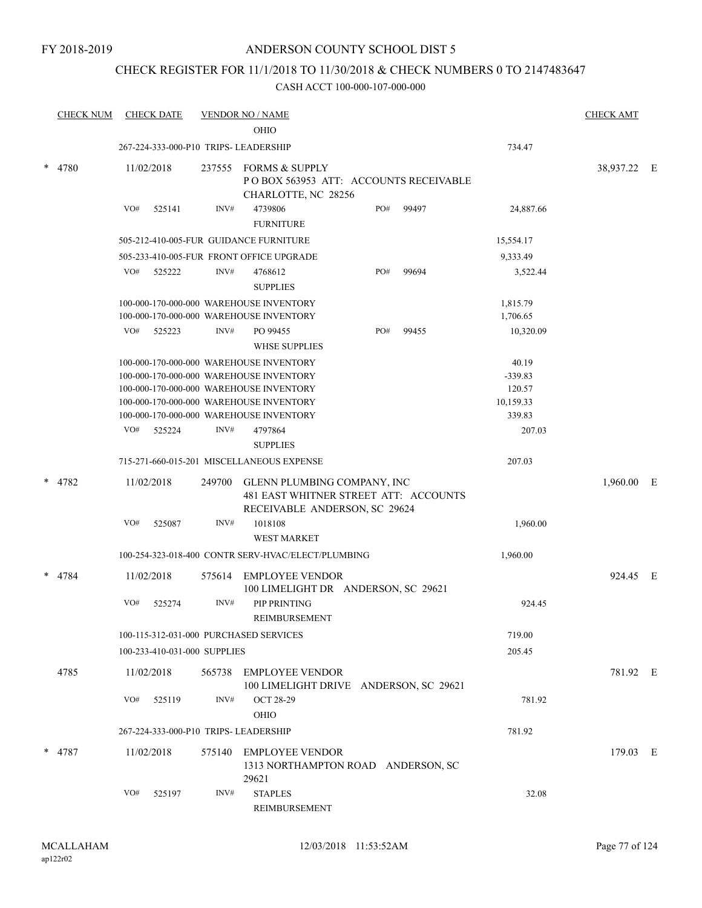FY 2018-2019

# ANDERSON COUNTY SCHOOL DIST 5

## CHECK REGISTER FOR 11/1/2018 TO 11/30/2018 & CHECK NUMBERS 0 TO 2147483647

CASH ACCT 100-000-107-000-000

| CHECK NUM | CHECK DATE | VENDOR NO / NAME | | CHECK AMT |
|---|---|---|---|---|
| | | OHIO | | |
| | 267-224-333-000-P10 TRIPS- LEADERSHIP | | 734.47 | |
| * 4780 | 11/02/2018 | 237555 FORMS & SUPPLY<br>P O BOX 563953 ATT: ACCOUNTS RECEIVABLE<br>CHARLOTTE, NC 28256 | | 38,937.22 E |
| | VO# 525141 | INV# 4739806 PO# 99497<br>FURNITURE | 24,887.66 | |
| | 505-212-410-005-FUR GUIDANCE FURNITURE | | 15,554.17 | |
| | 505-233-410-005-FUR FRONT OFFICE UPGRADE | | 9,333.49 | |
| | VO# 525222 | INV# 4768612 PO# 99694<br>SUPPLIES | 3,522.44 | |
| | 100-000-170-000-000 WAREHOUSE INVENTORY | | 1,815.79 | |
| | 100-000-170-000-000 WAREHOUSE INVENTORY | | 1,706.65 | |
| | VO# 525223 | INV# PO 99455 PO# 99455<br>WHSE SUPPLIES | 10,320.09 | |
| | 100-000-170-000-000 WAREHOUSE INVENTORY | | 40.19 | |
| | 100-000-170-000-000 WAREHOUSE INVENTORY | | -339.83 | |
| | 100-000-170-000-000 WAREHOUSE INVENTORY | | 120.57 | |
| | 100-000-170-000-000 WAREHOUSE INVENTORY | | 10,159.33 | |
| | 100-000-170-000-000 WAREHOUSE INVENTORY | | 339.83 | |
| | VO# 525224 | INV# 4797864<br>SUPPLIES | 207.03 | |
| | 715-271-660-015-201 MISCELLANEOUS EXPENSE | | 207.03 | |
| * 4782 | 11/02/2018 | 249700 GLENN PLUMBING COMPANY, INC<br>481 EAST WHITNER STREET ATT: ACCOUNTS<br>RECEIVABLE ANDERSON, SC 29624 | | 1,960.00 E |
| | VO# 525087 | INV# 1018108<br>WEST MARKET | 1,960.00 | |
| | 100-254-323-018-400 CONTR SERV-HVAC/ELECT/PLUMBING | | 1,960.00 | |
| * 4784 | 11/02/2018 | 575614 EMPLOYEE VENDOR<br>100 LIMELIGHT DR ANDERSON, SC 29621 | | 924.45 E |
| | VO# 525274 | INV# PIP PRINTING<br>REIMBURSEMENT | 924.45 | |
| | 100-115-312-031-000 PURCHASED SERVICES | | 719.00 | |
| | 100-233-410-031-000 SUPPLIES | | 205.45 | |
| 4785 | 11/02/2018 | 565738 EMPLOYEE VENDOR<br>100 LIMELIGHT DRIVE ANDERSON, SC 29621 | | 781.92 E |
| | VO# 525119 | INV# OCT 28-29<br>OHIO | 781.92 | |
| | 267-224-333-000-P10 TRIPS- LEADERSHIP | | 781.92 | |
| * 4787 | 11/02/2018 | 575140 EMPLOYEE VENDOR<br>1313 NORTHAMPTON ROAD ANDERSON, SC<br>29621 | | 179.03 E |
| | VO# 525197 | INV# STAPLES<br>REIMBURSEMENT | 32.08 | |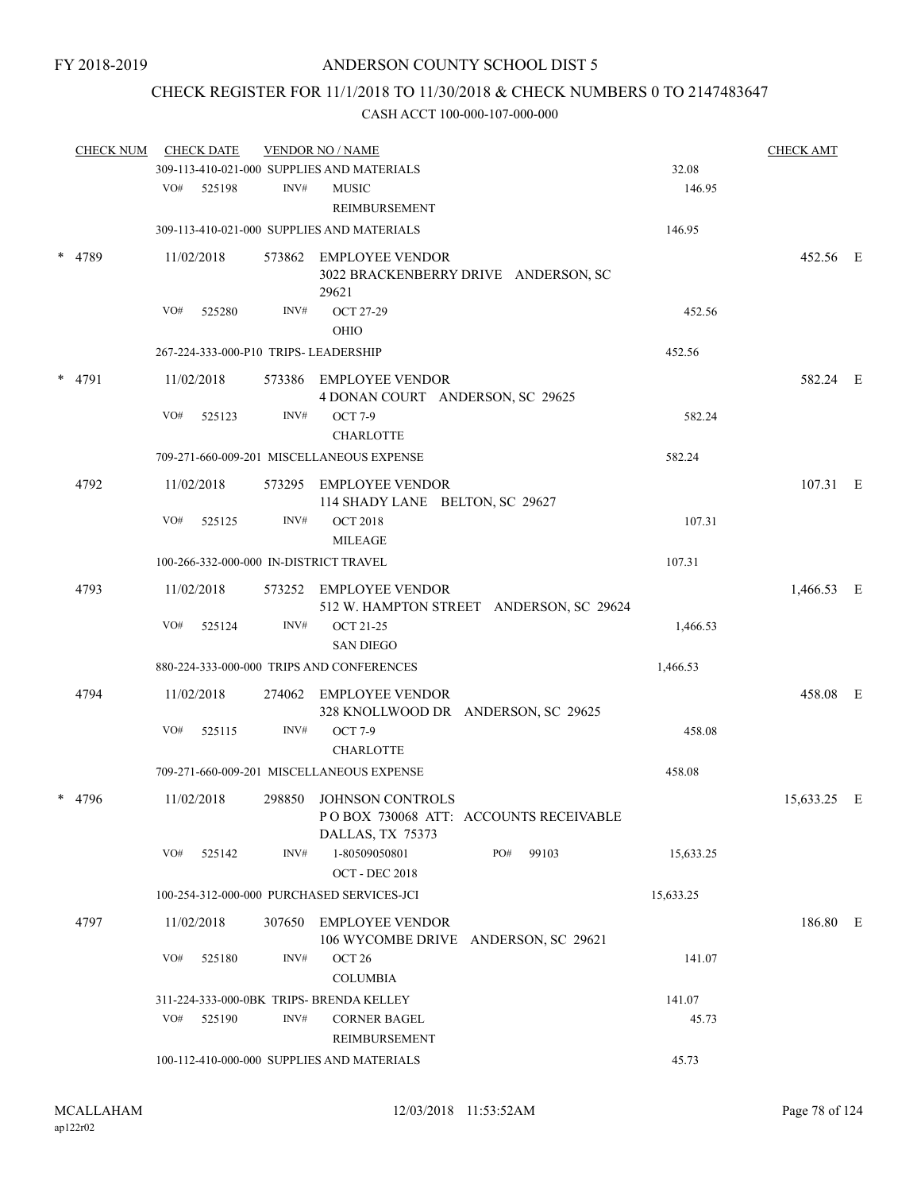FY 2018-2019

# ANDERSON COUNTY SCHOOL DIST 5

## CHECK REGISTER FOR 11/1/2018 TO 11/30/2018 & CHECK NUMBERS 0 TO 2147483647

### CASH ACCT 100-000-107-000-000

| CHECK NUM | CHECK DATE | VENDOR NO / NAME | | CHECK AMT | |
|---|---|---|---|---|---|
| | 309-113-410-021-000 SUPPLIES AND MATERIALS | | 32.08 | | |
| | VO# 525198 | INV# MUSIC REIMBURSEMENT | 146.95 | | |
| | 309-113-410-021-000 SUPPLIES AND MATERIALS | | 146.95 | | |
| * 4789 | 11/02/2018 | 573862 EMPLOYEE VENDOR 3022 BRACKENBERRY DRIVE ANDERSON, SC 29621 | | 452.56 | E |
| | VO# 525280 | INV# OCT 27-29 OHIO | 452.56 | | |
| | 267-224-333-000-P10 TRIPS- LEADERSHIP | | 452.56 | | |
| * 4791 | 11/02/2018 | 573386 EMPLOYEE VENDOR 4 DONAN COURT ANDERSON, SC 29625 | | 582.24 | E |
| | VO# 525123 | INV# OCT 7-9 CHARLOTTE | 582.24 | | |
| | 709-271-660-009-201 MISCELLANEOUS EXPENSE | | 582.24 | | |
| 4792 | 11/02/2018 | 573295 EMPLOYEE VENDOR 114 SHADY LANE BELTON, SC 29627 | | 107.31 | E |
| | VO# 525125 | INV# OCT 2018 MILEAGE | 107.31 | | |
| | 100-266-332-000-000 IN-DISTRICT TRAVEL | | 107.31 | | |
| 4793 | 11/02/2018 | 573252 EMPLOYEE VENDOR 512 W. HAMPTON STREET ANDERSON, SC 29624 | | 1,466.53 | E |
| | VO# 525124 | INV# OCT 21-25 SAN DIEGO | 1,466.53 | | |
| | 880-224-333-000-000 TRIPS AND CONFERENCES | | 1,466.53 | | |
| 4794 | 11/02/2018 | 274062 EMPLOYEE VENDOR 328 KNOLLWOOD DR ANDERSON, SC 29625 | | 458.08 | E |
| | VO# 525115 | INV# OCT 7-9 CHARLOTTE | 458.08 | | |
| | 709-271-660-009-201 MISCELLANEOUS EXPENSE | | 458.08 | | |
| * 4796 | 11/02/2018 | 298850 JOHNSON CONTROLS P O BOX 730068 ATT: ACCOUNTS RECEIVABLE DALLAS, TX 75373 | | 15,633.25 | E |
| | VO# 525142 | INV# 1-80509050801 OCT - DEC 2018 PO# 99103 | 15,633.25 | | |
| | 100-254-312-000-000 PURCHASED SERVICES-JCI | | 15,633.25 | | |
| 4797 | 11/02/2018 | 307650 EMPLOYEE VENDOR 106 WYCOMBE DRIVE ANDERSON, SC 29621 | | 186.80 | E |
| | VO# 525180 | INV# OCT 26 COLUMBIA | 141.07 | | |
| | 311-224-333-000-0BK TRIPS- BRENDA KELLEY | | 141.07 | | |
| | VO# 525190 | INV# CORNER BAGEL REIMBURSEMENT | 45.73 | | |
| | 100-112-410-000-000 SUPPLIES AND MATERIALS | | 45.73 | | |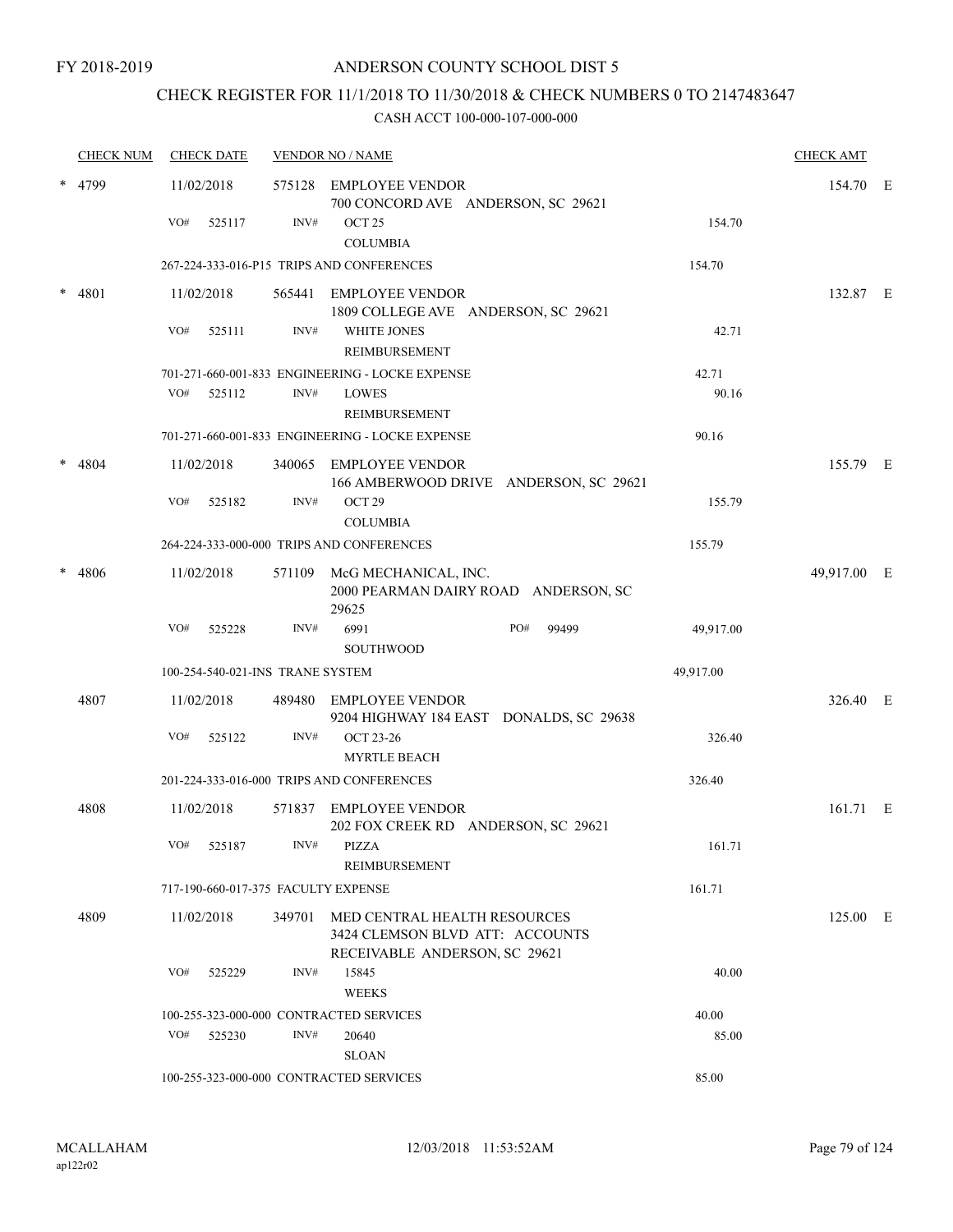FY 2018-2019

# ANDERSON COUNTY SCHOOL DIST 5

## CHECK REGISTER FOR 11/1/2018 TO 11/30/2018 & CHECK NUMBERS 0 TO 2147483647

### CASH ACCT 100-000-107-000-000

| CHECK NUM | CHECK DATE | VENDOR NO / NAME | | CHECK AMT |
|---|---|---|---|---|
| * 4799 | 11/02/2018 | 575128 EMPLOYEE VENDOR<br>700 CONCORD AVE ANDERSON, SC 29621 | | 154.70 E |
| | VO# 525117 | INV# OCT 25<br>COLUMBIA | 154.70 | |
| | 267-224-333-016-P15 TRIPS AND CONFERENCES | | 154.70 | |
| * 4801 | 11/02/2018 | 565441 EMPLOYEE VENDOR<br>1809 COLLEGE AVE ANDERSON, SC 29621 | | 132.87 E |
| | VO# 525111 | INV# WHITE JONES<br>REIMBURSEMENT | 42.71 | |
| | 701-271-660-001-833 ENGINEERING - LOCKE EXPENSE | | 42.71 | |
| | VO# 525112 | INV# LOWES<br>REIMBURSEMENT | 90.16 | |
| | 701-271-660-001-833 ENGINEERING - LOCKE EXPENSE | | 90.16 | |
| * 4804 | 11/02/2018 | 340065 EMPLOYEE VENDOR<br>166 AMBERWOOD DRIVE ANDERSON, SC 29621 | | 155.79 E |
| | VO# 525182 | INV# OCT 29<br>COLUMBIA | 155.79 | |
| | 264-224-333-000-000 TRIPS AND CONFERENCES | | 155.79 | |
| * 4806 | 11/02/2018 | 571109 McG MECHANICAL, INC.<br>2000 PEARMAN DAIRY ROAD ANDERSON, SC 29625 | | 49,917.00 E |
| | VO# 525228 | INV# 6991 PO# 99499<br>SOUTHWOOD | 49,917.00 | |
| | 100-254-540-021-INS TRANE SYSTEM | | 49,917.00 | |
| 4807 | 11/02/2018 | 489480 EMPLOYEE VENDOR<br>9204 HIGHWAY 184 EAST DONALDS, SC 29638 | | 326.40 E |
| | VO# 525122 | INV# OCT 23-26<br>MYRTLE BEACH | 326.40 | |
| | 201-224-333-016-000 TRIPS AND CONFERENCES | | 326.40 | |
| 4808 | 11/02/2018 | 571837 EMPLOYEE VENDOR<br>202 FOX CREEK RD ANDERSON, SC 29621 | | 161.71 E |
| | VO# 525187 | INV# PIZZA<br>REIMBURSEMENT | 161.71 | |
| | 717-190-660-017-375 FACULTY EXPENSE | | 161.71 | |
| 4809 | 11/02/2018 | 349701 MED CENTRAL HEALTH RESOURCES<br>3424 CLEMSON BLVD ATT: ACCOUNTS RECEIVABLE ANDERSON, SC 29621 | | 125.00 E |
| | VO# 525229 | INV# 15845<br>WEEKS | 40.00 | |
| | 100-255-323-000-000 CONTRACTED SERVICES | | 40.00 | |
| | VO# 525230 | INV# 20640<br>SLOAN | 85.00 | |
| | 100-255-323-000-000 CONTRACTED SERVICES | | 85.00 | |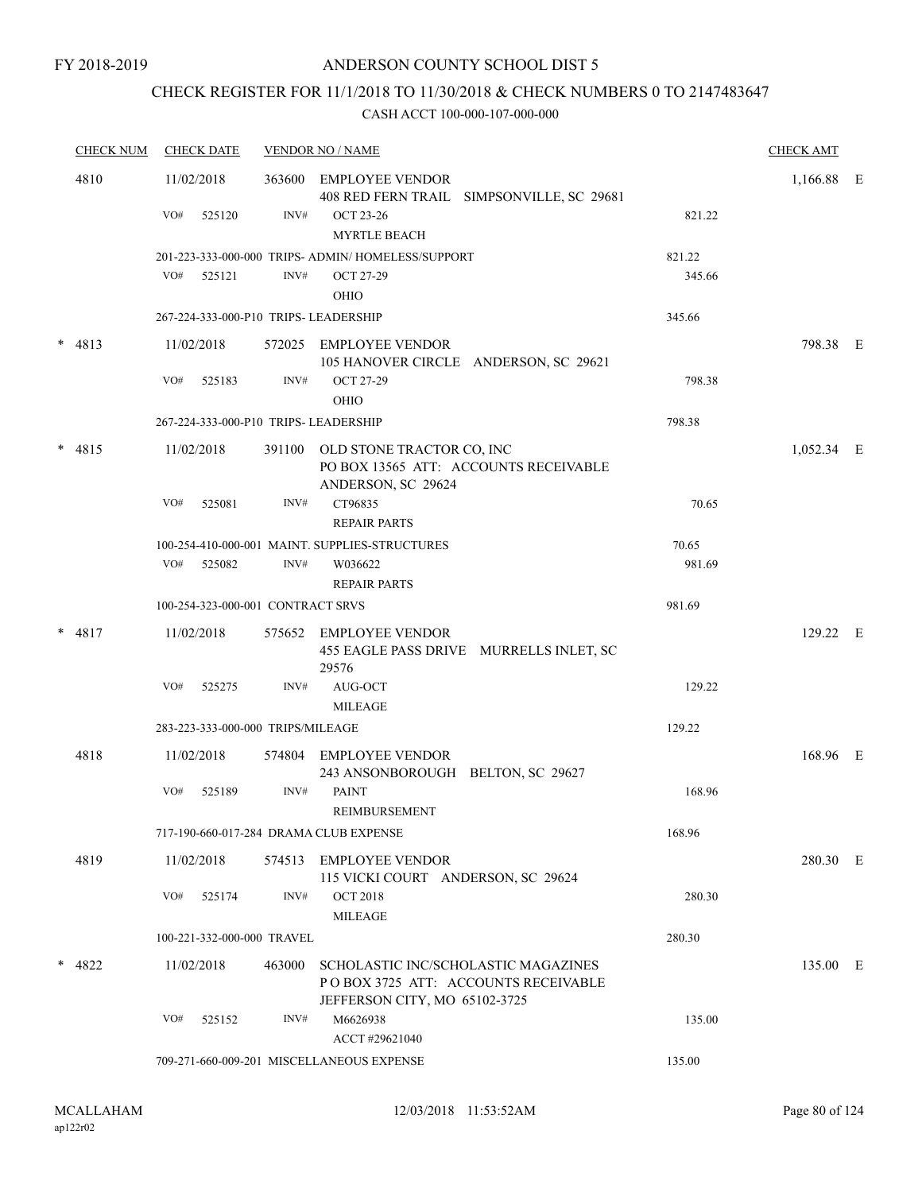FY 2018-2019

# ANDERSON COUNTY SCHOOL DIST 5

## CHECK REGISTER FOR 11/1/2018 TO 11/30/2018 & CHECK NUMBERS 0 TO 2147483647

CASH ACCT 100-000-107-000-000

| CHECK NUM | CHECK DATE | VENDOR NO / NAME | | CHECK AMT | |
|---|---|---|---|---|---|
| 4810 | 11/02/2018 | 363600 EMPLOYEE VENDOR<br>408 RED FERN TRAIL SIMPSONVILLE, SC 29681 | | 1,166.88 | E |
| | VO# 525120 | INV# OCT 23-26<br>MYRTLE BEACH | 821.22 | | |
| | | 201-223-333-000-000 TRIPS- ADMIN/ HOMELESS/SUPPORT | 821.22 | | |
| | VO# 525121 | INV# OCT 27-29<br>OHIO | 345.66 | | |
| | | 267-224-333-000-P10 TRIPS- LEADERSHIP | 345.66 | | |
| * 4813 | 11/02/2018 | 572025 EMPLOYEE VENDOR<br>105 HANOVER CIRCLE ANDERSON, SC 29621 | | 798.38 | E |
| | VO# 525183 | INV# OCT 27-29<br>OHIO | 798.38 | | |
| | | 267-224-333-000-P10 TRIPS- LEADERSHIP | 798.38 | | |
| * 4815 | 11/02/2018 | 391100 OLD STONE TRACTOR CO, INC<br>PO BOX 13565 ATT: ACCOUNTS RECEIVABLE<br>ANDERSON, SC 29624 | | 1,052.34 | E |
| | VO# 525081 | INV# CT96835<br>REPAIR PARTS | 70.65 | | |
| | | 100-254-410-000-001 MAINT. SUPPLIES-STRUCTURES | 70.65 | | |
| | VO# 525082 | INV# W036622<br>REPAIR PARTS | 981.69 | | |
| | | 100-254-323-000-001 CONTRACT SRVS | 981.69 | | |
| * 4817 | 11/02/2018 | 575652 EMPLOYEE VENDOR<br>455 EAGLE PASS DRIVE MURRELLS INLET, SC 29576 | | 129.22 | E |
| | VO# 525275 | INV# AUG-OCT<br>MILEAGE | 129.22 | | |
| | | 283-223-333-000-000 TRIPS/MILEAGE | 129.22 | | |
| 4818 | 11/02/2018 | 574804 EMPLOYEE VENDOR<br>243 ANSONBOROUGH BELTON, SC 29627 | | 168.96 | E |
| | VO# 525189 | INV# PAINT<br>REIMBURSEMENT | 168.96 | | |
| | | 717-190-660-017-284 DRAMA CLUB EXPENSE | 168.96 | | |
| 4819 | 11/02/2018 | 574513 EMPLOYEE VENDOR<br>115 VICKI COURT ANDERSON, SC 29624 | | 280.30 | E |
| | VO# 525174 | INV# OCT 2018<br>MILEAGE | 280.30 | | |
| | | 100-221-332-000-000 TRAVEL | 280.30 | | |
| * 4822 | 11/02/2018 | 463000 SCHOLASTIC INC/SCHOLASTIC MAGAZINES<br>P O BOX 3725 ATT: ACCOUNTS RECEIVABLE<br>JEFFERSON CITY, MO 65102-3725 | | 135.00 | E |
| | VO# 525152 | INV# M6626938<br>ACCT #29621040 | 135.00 | | |
| | | 709-271-660-009-201 MISCELLANEOUS EXPENSE | 135.00 | | |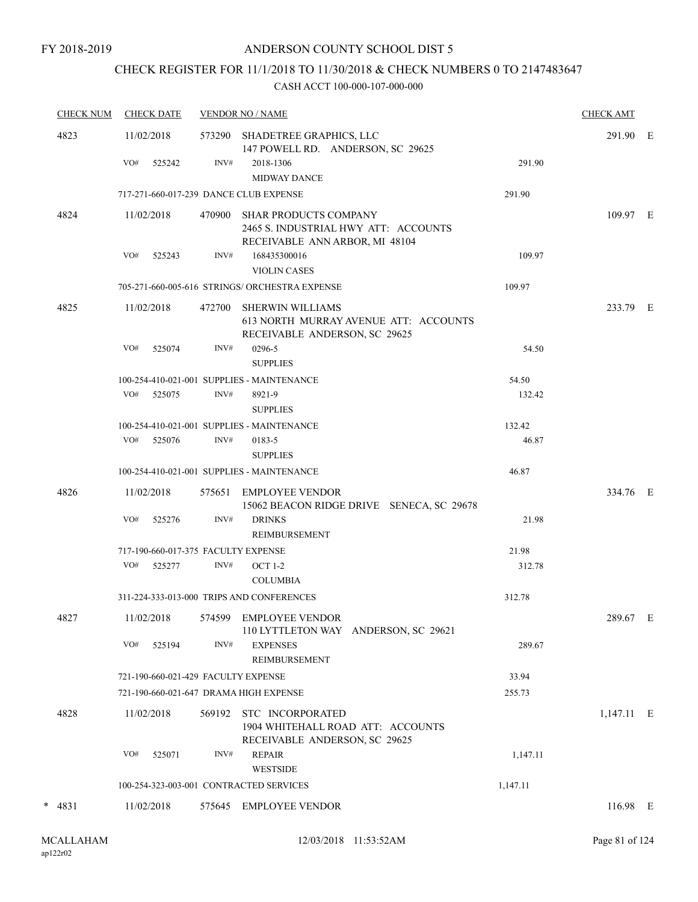FY 2018-2019

# ANDERSON COUNTY SCHOOL DIST 5

## CHECK REGISTER FOR 11/1/2018 TO 11/30/2018 & CHECK NUMBERS 0 TO 2147483647

### CASH ACCT 100-000-107-000-000

| CHECK NUM | CHECK DATE | VENDOR NO / NAME | | CHECK AMT | |
|---|---|---|---|---|---|
| 4823 | 11/02/2018 | 573290 SHADETREE GRAPHICS, LLC<br>147 POWELL RD. ANDERSON, SC 29625 | | 291.90 | E |
| | VO# 525242 | INV# 2018-1306<br>MIDWAY DANCE | 291.90 | | |
| | 717-271-660-017-239 DANCE CLUB EXPENSE | | 291.90 | | |
| 4824 | 11/02/2018 | 470900 SHAR PRODUCTS COMPANY<br>2465 S. INDUSTRIAL HWY ATT: ACCOUNTS RECEIVABLE ANN ARBOR, MI 48104 | | 109.97 | E |
| | VO# 525243 | INV# 168435300016<br>VIOLIN CASES | 109.97 | | |
| | 705-271-660-005-616 STRINGS/ ORCHESTRA EXPENSE | | 109.97 | | |
| 4825 | 11/02/2018 | 472700 SHERWIN WILLIAMS<br>613 NORTH MURRAY AVENUE ATT: ACCOUNTS RECEIVABLE ANDERSON, SC 29625 | | 233.79 | E |
| | VO# 525074 | INV# 0296-5<br>SUPPLIES | 54.50 | | |
| | 100-254-410-021-001 SUPPLIES - MAINTENANCE | | 54.50 | | |
| | VO# 525075 | INV# 8921-9<br>SUPPLIES | 132.42 | | |
| | 100-254-410-021-001 SUPPLIES - MAINTENANCE | | 132.42 | | |
| | VO# 525076 | INV# 0183-5<br>SUPPLIES | 46.87 | | |
| | 100-254-410-021-001 SUPPLIES - MAINTENANCE | | 46.87 | | |
| 4826 | 11/02/2018 | 575651 EMPLOYEE VENDOR<br>15062 BEACON RIDGE DRIVE SENECA, SC 29678 | | 334.76 | E |
| | VO# 525276 | INV# DRINKS<br>REIMBURSEMENT | 21.98 | | |
| | 717-190-660-017-375 FACULTY EXPENSE | | 21.98 | | |
| | VO# 525277 | INV# OCT 1-2<br>COLUMBIA | 312.78 | | |
| | 311-224-333-013-000 TRIPS AND CONFERENCES | | 312.78 | | |
| 4827 | 11/02/2018 | 574599 EMPLOYEE VENDOR<br>110 LYTTLETON WAY ANDERSON, SC 29621 | | 289.67 | E |
| | VO# 525194 | INV# EXPENSES<br>REIMBURSEMENT | 289.67 | | |
| | 721-190-660-021-429 FACULTY EXPENSE | | 33.94 | | |
| | 721-190-660-021-647 DRAMA HIGH EXPENSE | | 255.73 | | |
| 4828 | 11/02/2018 | 569192 STC INCORPORATED<br>1904 WHITEHALL ROAD ATT: ACCOUNTS RECEIVABLE ANDERSON, SC 29625 | | 1,147.11 | E |
| | VO# 525071 | INV# REPAIR<br>WESTSIDE | 1,147.11 | | |
| | 100-254-323-003-001 CONTRACTED SERVICES | | 1,147.11 | | |
| * 4831 | 11/02/2018 | 575645 EMPLOYEE VENDOR | | 116.98 | E |

MCALLAHAM
ap122r02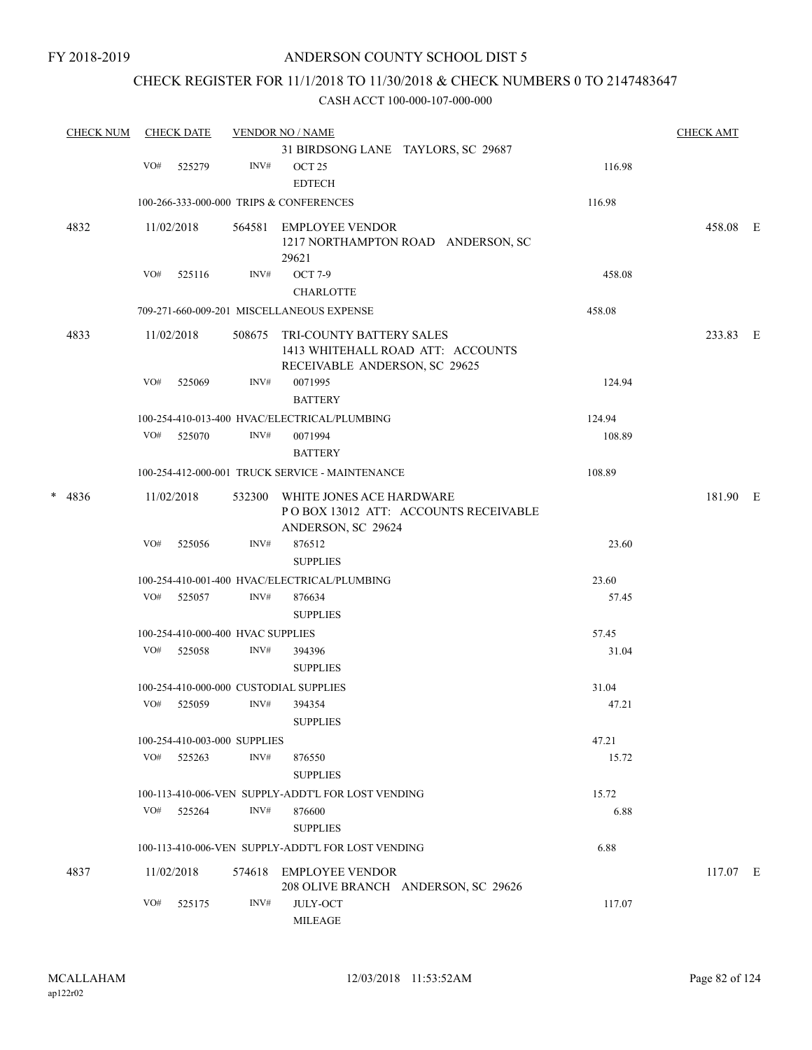FY 2018-2019

# ANDERSON COUNTY SCHOOL DIST 5

## CHECK REGISTER FOR 11/1/2018 TO 11/30/2018 & CHECK NUMBERS 0 TO 2147483647

### CASH ACCT 100-000-107-000-000

| CHECK NUM | CHECK DATE | VENDOR NO / NAME | | CHECK AMT |
|---|---|---|---|---|
| | | 31 BIRDSONG LANE TAYLORS, SC 29687 | | |
| | VO# 525279 | INV# OCT 25 EDTECH | 116.98 | |
| | | 100-266-333-000-000 TRIPS & CONFERENCES | 116.98 | |
| 4832 | 11/02/2018 | 564581 EMPLOYEE VENDOR 1217 NORTHAMPTON ROAD ANDERSON, SC 29621 | | 458.08 E |
| | VO# 525116 | INV# OCT 7-9 CHARLOTTE | 458.08 | |
| | | 709-271-660-009-201 MISCELLANEOUS EXPENSE | 458.08 | |
| 4833 | 11/02/2018 | 508675 TRI-COUNTY BATTERY SALES 1413 WHITEHALL ROAD ATT: ACCOUNTS RECEIVABLE ANDERSON, SC 29625 | | 233.83 E |
| | VO# 525069 | INV# 0071995 BATTERY | 124.94 | |
| | | 100-254-410-013-400 HVAC/ELECTRICAL/PLUMBING | 124.94 | |
| | VO# 525070 | INV# 0071994 BATTERY | 108.89 | |
| | | 100-254-412-000-001 TRUCK SERVICE - MAINTENANCE | 108.89 | |
| * 4836 | 11/02/2018 | 532300 WHITE JONES ACE HARDWARE P O BOX 13012 ATT: ACCOUNTS RECEIVABLE ANDERSON, SC 29624 | | 181.90 E |
| | VO# 525056 | INV# 876512 SUPPLIES | 23.60 | |
| | | 100-254-410-001-400 HVAC/ELECTRICAL/PLUMBING | 23.60 | |
| | VO# 525057 | INV# 876634 SUPPLIES | 57.45 | |
| | | 100-254-410-000-400 HVAC SUPPLIES | 57.45 | |
| | VO# 525058 | INV# 394396 SUPPLIES | 31.04 | |
| | | 100-254-410-000-000 CUSTODIAL SUPPLIES | 31.04 | |
| | VO# 525059 | INV# 394354 SUPPLIES | 47.21 | |
| | | 100-254-410-003-000 SUPPLIES | 47.21 | |
| | VO# 525263 | INV# 876550 SUPPLIES | 15.72 | |
| | | 100-113-410-006-VEN SUPPLY-ADDT'L FOR LOST VENDING | 15.72 | |
| | VO# 525264 | INV# 876600 SUPPLIES | 6.88 | |
| | | 100-113-410-006-VEN SUPPLY-ADDT'L FOR LOST VENDING | 6.88 | |
| 4837 | 11/02/2018 | 574618 EMPLOYEE VENDOR 208 OLIVE BRANCH ANDERSON, SC 29626 | | 117.07 E |
| | VO# 525175 | INV# JULY-OCT MILEAGE | 117.07 | |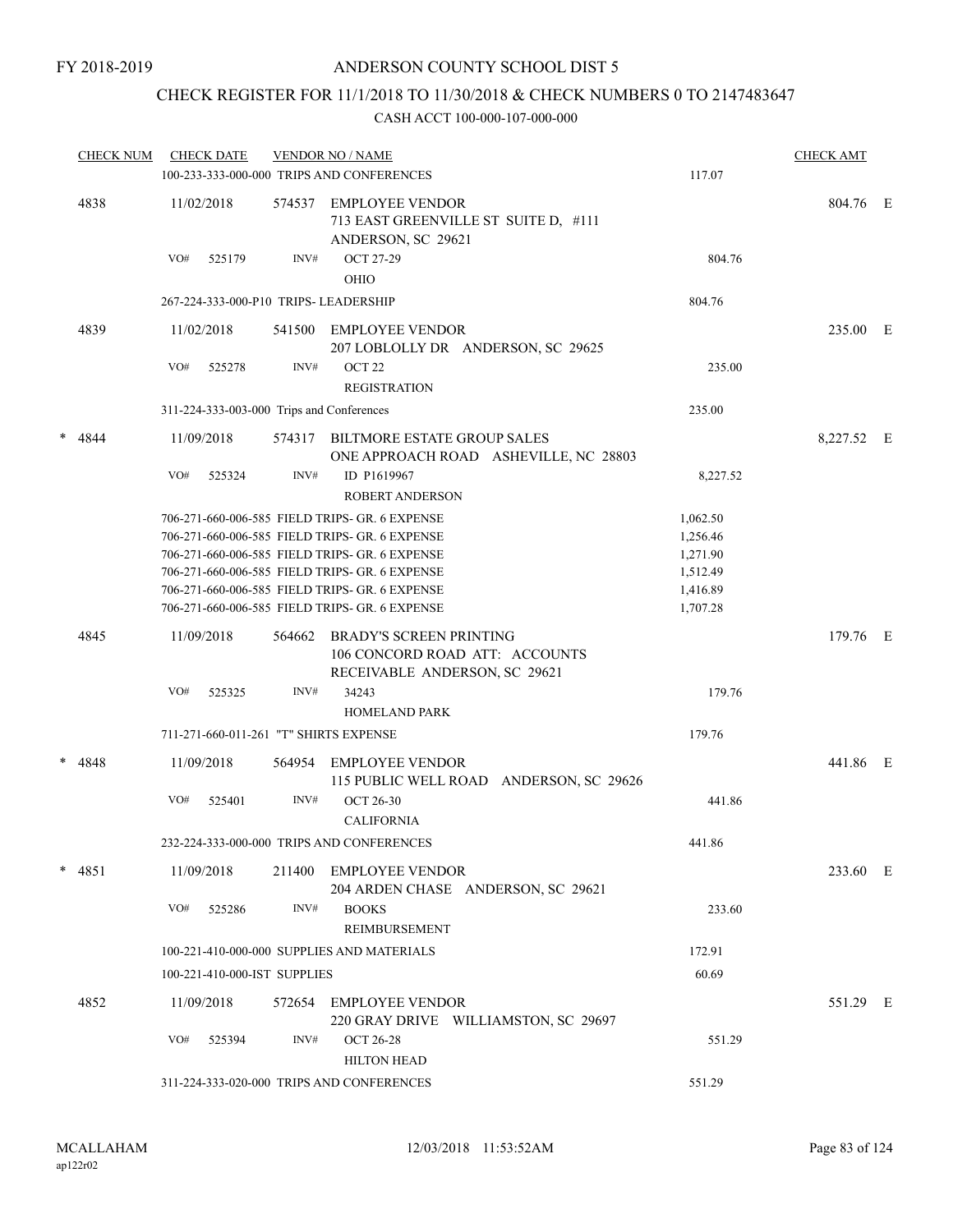FY 2018-2019

# ANDERSON COUNTY SCHOOL DIST 5

## CHECK REGISTER FOR 11/1/2018 TO 11/30/2018 & CHECK NUMBERS 0 TO 2147483647

### CASH ACCT 100-000-107-000-000

| CHECK NUM | CHECK DATE | VENDOR NO / NAME | | CHECK AMT | |
|---|---|---|---|---|---|
| | | 100-233-333-000-000 TRIPS AND CONFERENCES | 117.07 | | |
| 4838 | 11/02/2018 | 574537 EMPLOYEE VENDOR<br>713 EAST GREENVILLE ST SUITE D, #111<br>ANDERSON, SC 29621 | | 804.76 | E |
| | VO# 525179 | INV# OCT 27-29<br>OHIO | 804.76 | | |
| | | 267-224-333-000-P10 TRIPS- LEADERSHIP | 804.76 | | |
| 4839 | 11/02/2018 | 541500 EMPLOYEE VENDOR<br>207 LOBLOLLY DR ANDERSON, SC 29625 | | 235.00 | E |
| | VO# 525278 | INV# OCT 22<br>REGISTRATION | 235.00 | | |
| | | 311-224-333-003-000 Trips and Conferences | 235.00 | | |
| * 4844 | 11/09/2018 | 574317 BILTMORE ESTATE GROUP SALES<br>ONE APPROACH ROAD ASHEVILLE, NC 28803 | | 8,227.52 | E |
| | VO# 525324 | INV# ID P1619967<br>ROBERT ANDERSON | 8,227.52 | | |
| | | 706-271-660-006-585 FIELD TRIPS- GR. 6 EXPENSE | 1,062.50 | | |
| | | 706-271-660-006-585 FIELD TRIPS- GR. 6 EXPENSE | 1,256.46 | | |
| | | 706-271-660-006-585 FIELD TRIPS- GR. 6 EXPENSE | 1,271.90 | | |
| | | 706-271-660-006-585 FIELD TRIPS- GR. 6 EXPENSE | 1,512.49 | | |
| | | 706-271-660-006-585 FIELD TRIPS- GR. 6 EXPENSE | 1,416.89 | | |
| | | 706-271-660-006-585 FIELD TRIPS- GR. 6 EXPENSE | 1,707.28 | | |
| 4845 | 11/09/2018 | 564662 BRADY'S SCREEN PRINTING<br>106 CONCORD ROAD ATT: ACCOUNTS<br>RECEIVABLE ANDERSON, SC 29621 | | 179.76 | E |
| | VO# 525325 | INV# 34243<br>HOMELAND PARK | 179.76 | | |
| | | 711-271-660-011-261 "T" SHIRTS EXPENSE | 179.76 | | |
| * 4848 | 11/09/2018 | 564954 EMPLOYEE VENDOR<br>115 PUBLIC WELL ROAD ANDERSON, SC 29626 | | 441.86 | E |
| | VO# 525401 | INV# OCT 26-30<br>CALIFORNIA | 441.86 | | |
| | | 232-224-333-000-000 TRIPS AND CONFERENCES | 441.86 | | |
| * 4851 | 11/09/2018 | 211400 EMPLOYEE VENDOR<br>204 ARDEN CHASE ANDERSON, SC 29621 | | 233.60 | E |
| | VO# 525286 | INV# BOOKS<br>REIMBURSEMENT | 233.60 | | |
| | | 100-221-410-000-000 SUPPLIES AND MATERIALS | 172.91 | | |
| | | 100-221-410-000-IST SUPPLIES | 60.69 | | |
| 4852 | 11/09/2018 | 572654 EMPLOYEE VENDOR<br>220 GRAY DRIVE WILLIAMSTON, SC 29697 | | 551.29 | E |
| | VO# 525394 | INV# OCT 26-28<br>HILTON HEAD | 551.29 | | |
| | | 311-224-333-020-000 TRIPS AND CONFERENCES | 551.29 | | |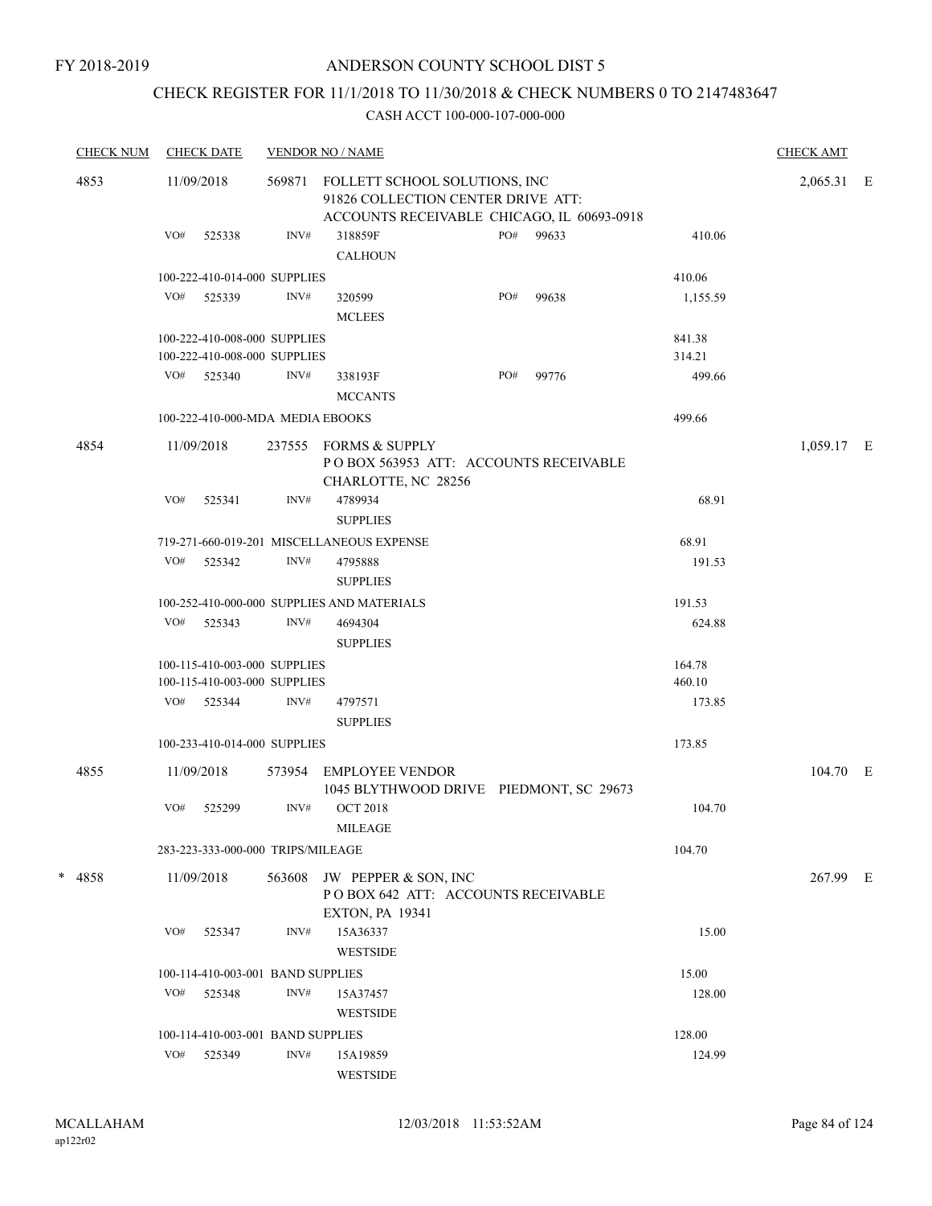FY 2018-2019

# ANDERSON COUNTY SCHOOL DIST 5

## CHECK REGISTER FOR 11/1/2018 TO 11/30/2018 & CHECK NUMBERS 0 TO 2147483647

### CASH ACCT 100-000-107-000-000

| CHECK NUM | CHECK DATE | VENDOR NO / NAME | | | CHECK AMT |
|---|---|---|---|---|---|
| 4853 | 11/09/2018 | 569871 FOLLETT SCHOOL SOLUTIONS, INC 91826 COLLECTION CENTER DRIVE ATT: ACCOUNTS RECEIVABLE CHICAGO, IL 60693-0918 | | | 2,065.31 E |
| | VO# 525338 | INV# 318859F CALHOUN | PO# 99633 | 410.06 | |
| | 100-222-410-014-000 SUPPLIES | | | 410.06 | |
| | VO# 525339 | INV# 320599 MCLEES | PO# 99638 | 1,155.59 | |
| | 100-222-410-008-000 SUPPLIES | | | 841.38 | |
| | 100-222-410-008-000 SUPPLIES | | | 314.21 | |
| | VO# 525340 | INV# 338193F MCCANTS | PO# 99776 | 499.66 | |
| | 100-222-410-000-MDA MEDIA EBOOKS | | | 499.66 | |
| 4854 | 11/09/2018 | 237555 FORMS & SUPPLY P O BOX 563953 ATT: ACCOUNTS RECEIVABLE CHARLOTTE, NC 28256 | | | 1,059.17 E |
| | VO# 525341 | INV# 4789934 SUPPLIES | | 68.91 | |
| | 719-271-660-019-201 MISCELLANEOUS EXPENSE | | | 68.91 | |
| | VO# 525342 | INV# 4795888 SUPPLIES | | 191.53 | |
| | 100-252-410-000-000 SUPPLIES AND MATERIALS | | | 191.53 | |
| | VO# 525343 | INV# 4694304 SUPPLIES | | 624.88 | |
| | 100-115-410-003-000 SUPPLIES | | | 164.78 | |
| | 100-115-410-003-000 SUPPLIES | | | 460.10 | |
| | VO# 525344 | INV# 4797571 SUPPLIES | | 173.85 | |
| | 100-233-410-014-000 SUPPLIES | | | 173.85 | |
| 4855 | 11/09/2018 | 573954 EMPLOYEE VENDOR 1045 BLYTHWOOD DRIVE PIEDMONT, SC 29673 | | | 104.70 E |
| | VO# 525299 | INV# OCT 2018 MILEAGE | | 104.70 | |
| | 283-223-333-000-000 TRIPS/MILEAGE | | | 104.70 | |
| * 4858 | 11/09/2018 | 563608 JW PEPPER & SON, INC P O BOX 642 ATT: ACCOUNTS RECEIVABLE EXTON, PA 19341 | | | 267.99 E |
| | VO# 525347 | INV# 15A36337 WESTSIDE | | 15.00 | |
| | 100-114-410-003-001 BAND SUPPLIES | | | 15.00 | |
| | VO# 525348 | INV# 15A37457 WESTSIDE | | 128.00 | |
| | 100-114-410-003-001 BAND SUPPLIES | | | 128.00 | |
| | VO# 525349 | INV# 15A19859 WESTSIDE | | 124.99 | |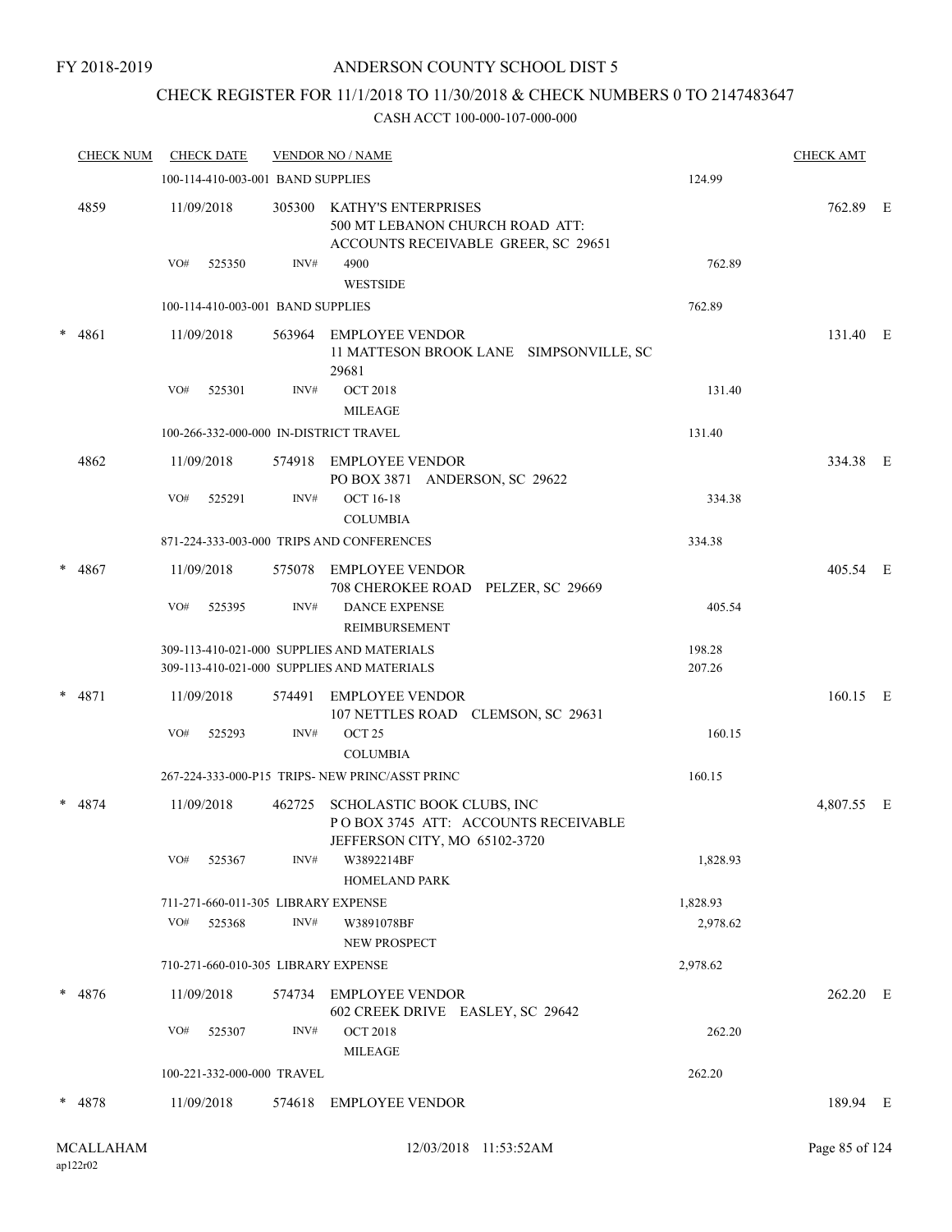FY 2018-2019

# ANDERSON COUNTY SCHOOL DIST 5

## CHECK REGISTER FOR 11/1/2018 TO 11/30/2018 & CHECK NUMBERS 0 TO 2147483647

CASH ACCT 100-000-107-000-000

| CHECK NUM | CHECK DATE | VENDOR NO / NAME | | CHECK AMT | |
|---|---|---|---|---|---|
| | 100-114-410-003-001 BAND SUPPLIES | | 124.99 | | |
| 4859 | 11/09/2018 | 305300 KATHY'S ENTERPRISES 500 MT LEBANON CHURCH ROAD ATT: ACCOUNTS RECEIVABLE GREER, SC 29651 | | 762.89 | E |
| | VO# 525350 | INV# 4900 WESTSIDE | 762.89 | | |
| | 100-114-410-003-001 BAND SUPPLIES | | 762.89 | | |
| * 4861 | 11/09/2018 | 563964 EMPLOYEE VENDOR 11 MATTESON BROOK LANE SIMPSONVILLE, SC 29681 | | 131.40 | E |
| | VO# 525301 | INV# OCT 2018 MILEAGE | 131.40 | | |
| | 100-266-332-000-000 IN-DISTRICT TRAVEL | | 131.40 | | |
| 4862 | 11/09/2018 | 574918 EMPLOYEE VENDOR PO BOX 3871 ANDERSON, SC 29622 | | 334.38 | E |
| | VO# 525291 | INV# OCT 16-18 COLUMBIA | 334.38 | | |
| | 871-224-333-003-000 TRIPS AND CONFERENCES | | 334.38 | | |
| * 4867 | 11/09/2018 | 575078 EMPLOYEE VENDOR 708 CHEROKEE ROAD PELZER, SC 29669 | | 405.54 | E |
| | VO# 525395 | INV# DANCE EXPENSE REIMBURSEMENT | 405.54 | | |
| | 309-113-410-021-000 SUPPLIES AND MATERIALS | | 198.28 | | |
| | 309-113-410-021-000 SUPPLIES AND MATERIALS | | 207.26 | | |
| * 4871 | 11/09/2018 | 574491 EMPLOYEE VENDOR 107 NETTLES ROAD CLEMSON, SC 29631 | | 160.15 | E |
| | VO# 525293 | INV# OCT 25 COLUMBIA | 160.15 | | |
| | 267-224-333-000-P15 TRIPS- NEW PRINC/ASST PRINC | | 160.15 | | |
| * 4874 | 11/09/2018 | 462725 SCHOLASTIC BOOK CLUBS, INC P O BOX 3745 ATT: ACCOUNTS RECEIVABLE JEFFERSON CITY, MO 65102-3720 | | 4,807.55 | E |
| | VO# 525367 | INV# W3892214BF HOMELAND PARK | 1,828.93 | | |
| | 711-271-660-011-305 LIBRARY EXPENSE | | 1,828.93 | | |
| | VO# 525368 | INV# W3891078BF NEW PROSPECT | 2,978.62 | | |
| | 710-271-660-010-305 LIBRARY EXPENSE | | 2,978.62 | | |
| * 4876 | 11/09/2018 | 574734 EMPLOYEE VENDOR 602 CREEK DRIVE EASLEY, SC 29642 | | 262.20 | E |
| | VO# 525307 | INV# OCT 2018 MILEAGE | 262.20 | | |
| | 100-221-332-000-000 TRAVEL | | 262.20 | | |
| * 4878 | 11/09/2018 | 574618 EMPLOYEE VENDOR | | 189.94 | E |

MCALLAHAM
ap122r02

12/03/2018 11:53:52AM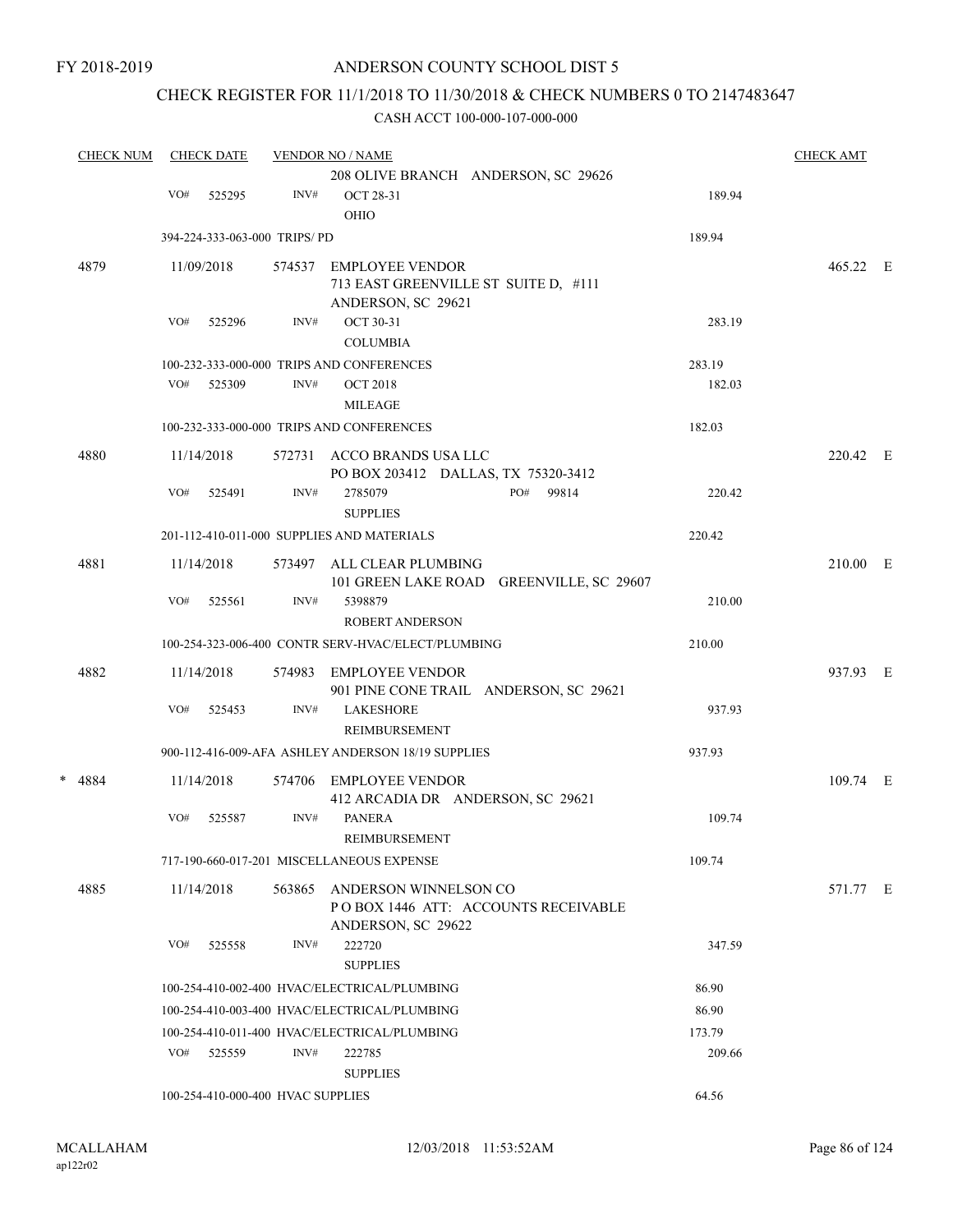FY 2018-2019

# ANDERSON COUNTY SCHOOL DIST 5

## CHECK REGISTER FOR 11/1/2018 TO 11/30/2018 & CHECK NUMBERS 0 TO 2147483647

CASH ACCT 100-000-107-000-000

| CHECK NUM | CHECK DATE | VENDOR NO / NAME | | CHECK AMT |
|---|---|---|---|---|
| | | 208 OLIVE BRANCH ANDERSON, SC 29626 | | |
| | VO# 525295 | INV# OCT 28-31<br>OHIO | 189.94 | |
| | 394-224-333-063-000 TRIPS/ PD | | 189.94 | |
| 4879 | 11/09/2018 | 574537 EMPLOYEE VENDOR<br>713 EAST GREENVILLE ST SUITE D, #111<br>ANDERSON, SC 29621 | | 465.22 E |
| | VO# 525296 | INV# OCT 30-31<br>COLUMBIA | 283.19 | |
| | 100-232-333-000-000 TRIPS AND CONFERENCES | | 283.19 | |
| | VO# 525309 | INV# OCT 2018<br>MILEAGE | 182.03 | |
| | 100-232-333-000-000 TRIPS AND CONFERENCES | | 182.03 | |
| 4880 | 11/14/2018 | 572731 ACCO BRANDS USA LLC<br>PO BOX 203412 DALLAS, TX 75320-3412 | | 220.42 E |
| | VO# 525491 | INV# 2785079 PO# 99814<br>SUPPLIES | 220.42 | |
| | 201-112-410-011-000 SUPPLIES AND MATERIALS | | 220.42 | |
| 4881 | 11/14/2018 | 573497 ALL CLEAR PLUMBING<br>101 GREEN LAKE ROAD GREENVILLE, SC 29607 | | 210.00 E |
| | VO# 525561 | INV# 5398879<br>ROBERT ANDERSON | 210.00 | |
| | 100-254-323-006-400 CONTR SERV-HVAC/ELECT/PLUMBING | | 210.00 | |
| 4882 | 11/14/2018 | 574983 EMPLOYEE VENDOR<br>901 PINE CONE TRAIL ANDERSON, SC 29621 | | 937.93 E |
| | VO# 525453 | INV# LAKESHORE<br>REIMBURSEMENT | 937.93 | |
| | 900-112-416-009-AFA ASHLEY ANDERSON 18/19 SUPPLIES | | 937.93 | |
| * 4884 | 11/14/2018 | 574706 EMPLOYEE VENDOR<br>412 ARCADIA DR ANDERSON, SC 29621 | | 109.74 E |
| | VO# 525587 | INV# PANERA<br>REIMBURSEMENT | 109.74 | |
| | 717-190-660-017-201 MISCELLANEOUS EXPENSE | | 109.74 | |
| 4885 | 11/14/2018 | 563865 ANDERSON WINNELSON CO<br>P O BOX 1446 ATT: ACCOUNTS RECEIVABLE<br>ANDERSON, SC 29622 | | 571.77 E |
| | VO# 525558 | INV# 222720<br>SUPPLIES | 347.59 | |
| | 100-254-410-002-400 HVAC/ELECTRICAL/PLUMBING | | 86.90 | |
| | 100-254-410-003-400 HVAC/ELECTRICAL/PLUMBING | | 86.90 | |
| | 100-254-410-011-400 HVAC/ELECTRICAL/PLUMBING | | 173.79 | |
| | VO# 525559 | INV# 222785<br>SUPPLIES | 209.66 | |
| | 100-254-410-000-400 HVAC SUPPLIES | | 64.56 | |

MCALLAHAM
ap122r02

12/03/2018 11:53:52AM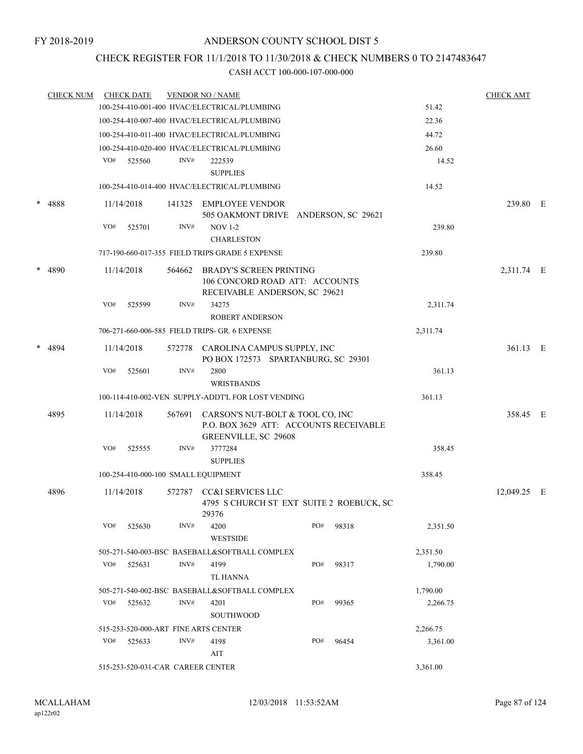FY 2018-2019

# ANDERSON COUNTY SCHOOL DIST 5

## CHECK REGISTER FOR 11/1/2018 TO 11/30/2018 & CHECK NUMBERS 0 TO 2147483647

CASH ACCT 100-000-107-000-000

| CHECK NUM | CHECK DATE | VENDOR NO / NAME | | CHECK AMT | |
|---|---|---|---|---|---|
| | | 100-254-410-001-400 HVAC/ELECTRICAL/PLUMBING | 51.42 | | |
| | | 100-254-410-007-400 HVAC/ELECTRICAL/PLUMBING | 22.36 | | |
| | | 100-254-410-011-400 HVAC/ELECTRICAL/PLUMBING | 44.72 | | |
| | | 100-254-410-020-400 HVAC/ELECTRICAL/PLUMBING | 26.60 | | |
| | VO# 525560 | INV# 222539 SUPPLIES | 14.52 | | |
| | | 100-254-410-014-400 HVAC/ELECTRICAL/PLUMBING | 14.52 | | |
| * 4888 | 11/14/2018 | 141325 EMPLOYEE VENDOR 505 OAKMONT DRIVE ANDERSON, SC 29621 | | 239.80 | E |
| | VO# 525701 | INV# NOV 1-2 CHARLESTON | 239.80 | | |
| | | 717-190-660-017-355 FIELD TRIPS GRADE 5 EXPENSE | 239.80 | | |
| * 4890 | 11/14/2018 | 564662 BRADY'S SCREEN PRINTING 106 CONCORD ROAD ATT: ACCOUNTS RECEIVABLE ANDERSON, SC 29621 | | 2,311.74 | E |
| | VO# 525599 | INV# 34275 ROBERT ANDERSON | 2,311.74 | | |
| | | 706-271-660-006-585 FIELD TRIPS- GR. 6 EXPENSE | 2,311.74 | | |
| * 4894 | 11/14/2018 | 572778 CAROLINA CAMPUS SUPPLY, INC PO BOX 172573 SPARTANBURG, SC 29301 | | 361.13 | E |
| | VO# 525601 | INV# 2800 WRISTBANDS | 361.13 | | |
| | | 100-114-410-002-VEN SUPPLY-ADDT'L FOR LOST VENDING | 361.13 | | |
| 4895 | 11/14/2018 | 567691 CARSON'S NUT-BOLT & TOOL CO, INC P.O. BOX 3629 ATT: ACCOUNTS RECEIVABLE GREENVILLE, SC 29608 | | 358.45 | E |
| | VO# 525555 | INV# 3777284 SUPPLIES | 358.45 | | |
| | | 100-254-410-000-100 SMALL EQUIPMENT | 358.45 | | |
| 4896 | 11/14/2018 | 572787 CC&I SERVICES LLC 4795 S CHURCH ST EXT SUITE 2 ROEBUCK, SC 29376 | | 12,049.25 | E |
| | VO# 525630 | INV# 4200 WESTSIDE PO# 98318 | 2,351.50 | | |
| | | 505-271-540-003-BSC BASEBALL&SOFTBALL COMPLEX | 2,351.50 | | |
| | VO# 525631 | INV# 4199 TL HANNA PO# 98317 | 1,790.00 | | |
| | | 505-271-540-002-BSC BASEBALL&SOFTBALL COMPLEX | 1,790.00 | | |
| | VO# 525632 | INV# 4201 SOUTHWOOD PO# 99365 | 2,266.75 | | |
| | | 515-253-520-000-ART FINE ARTS CENTER | 2,266.75 | | |
| | VO# 525633 | INV# 4198 AIT PO# 96454 | 3,361.00 | | |
| | | 515-253-520-031-CAR CAREER CENTER | 3,361.00 | | |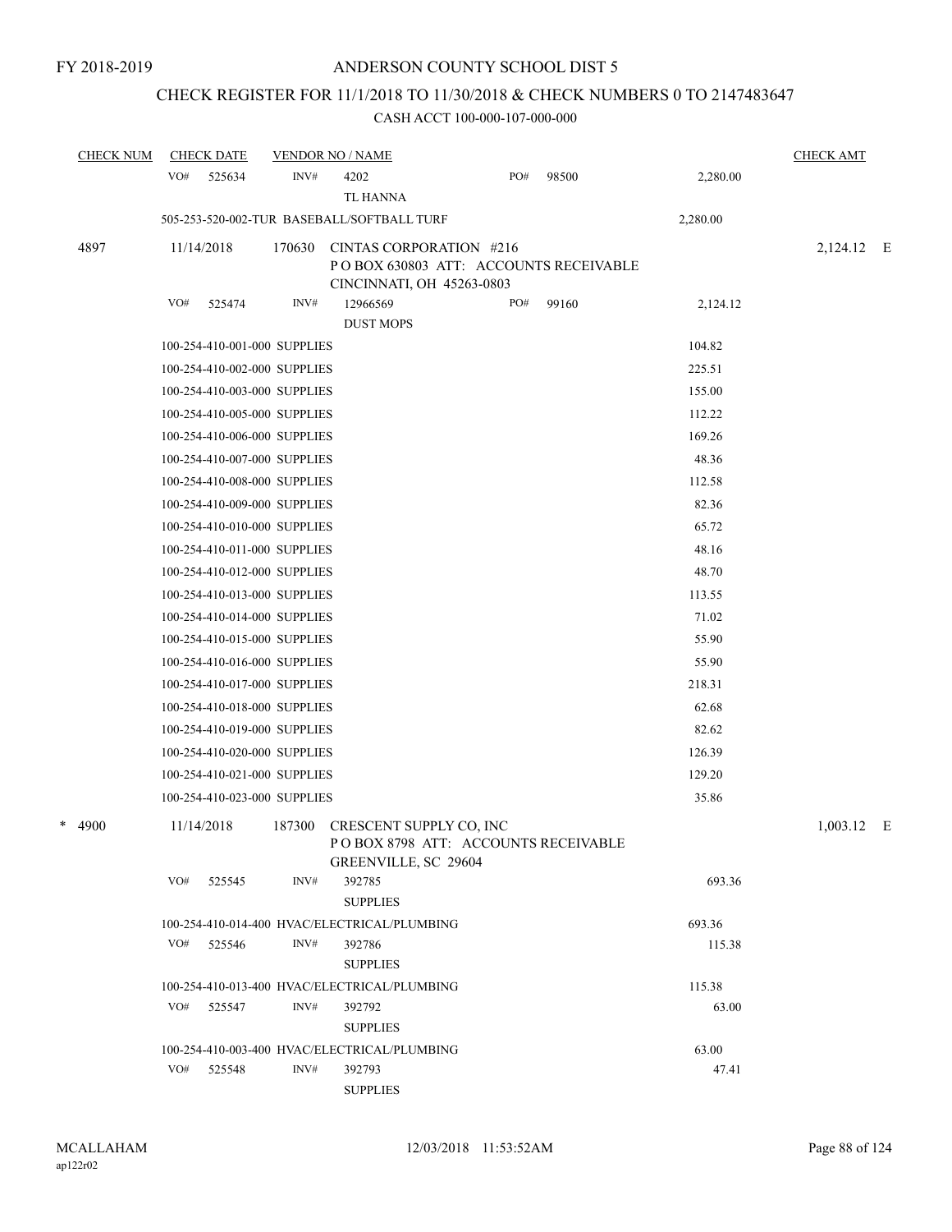FY 2018-2019

# ANDERSON COUNTY SCHOOL DIST 5

## CHECK REGISTER FOR 11/1/2018 TO 11/30/2018 & CHECK NUMBERS 0 TO 2147483647

CASH ACCT 100-000-107-000-000

| CHECK NUM | CHECK DATE | VENDOR NO / NAME | | | CHECK AMT |
|---|---|---|---|---|---|
| | VO# 525634 | INV# 4202<br>TL HANNA | PO# 98500 | 2,280.00 | |
| | 505-253-520-002-TUR BASEBALL/SOFTBALL TURF | | | 2,280.00 | |
| 4897 | 11/14/2018 | 170630 CINTAS CORPORATION #216<br>P O BOX 630803 ATT: ACCOUNTS RECEIVABLE<br>CINCINNATI, OH 45263-0803 | | | 2,124.12 E |
| | VO# 525474 | INV# 12966569<br>DUST MOPS | PO# 99160 | 2,124.12 | |
| | 100-254-410-001-000 SUPPLIES | | | 104.82 | |
| | 100-254-410-002-000 SUPPLIES | | | 225.51 | |
| | 100-254-410-003-000 SUPPLIES | | | 155.00 | |
| | 100-254-410-005-000 SUPPLIES | | | 112.22 | |
| | 100-254-410-006-000 SUPPLIES | | | 169.26 | |
| | 100-254-410-007-000 SUPPLIES | | | 48.36 | |
| | 100-254-410-008-000 SUPPLIES | | | 112.58 | |
| | 100-254-410-009-000 SUPPLIES | | | 82.36 | |
| | 100-254-410-010-000 SUPPLIES | | | 65.72 | |
| | 100-254-410-011-000 SUPPLIES | | | 48.16 | |
| | 100-254-410-012-000 SUPPLIES | | | 48.70 | |
| | 100-254-410-013-000 SUPPLIES | | | 113.55 | |
| | 100-254-410-014-000 SUPPLIES | | | 71.02 | |
| | 100-254-410-015-000 SUPPLIES | | | 55.90 | |
| | 100-254-410-016-000 SUPPLIES | | | 55.90 | |
| | 100-254-410-017-000 SUPPLIES | | | 218.31 | |
| | 100-254-410-018-000 SUPPLIES | | | 62.68 | |
| | 100-254-410-019-000 SUPPLIES | | | 82.62 | |
| | 100-254-410-020-000 SUPPLIES | | | 126.39 | |
| | 100-254-410-021-000 SUPPLIES | | | 129.20 | |
| | 100-254-410-023-000 SUPPLIES | | | 35.86 | |
| * 4900 | 11/14/2018 | 187300 CRESCENT SUPPLY CO, INC<br>P O BOX 8798 ATT: ACCOUNTS RECEIVABLE<br>GREENVILLE, SC 29604 | | | 1,003.12 E |
| | VO# 525545 | INV# 392785<br>SUPPLIES | | 693.36 | |
| | 100-254-410-014-400 HVAC/ELECTRICAL/PLUMBING | | | 693.36 | |
| | VO# 525546 | INV# 392786<br>SUPPLIES | | 115.38 | |
| | 100-254-410-013-400 HVAC/ELECTRICAL/PLUMBING | | | 115.38 | |
| | VO# 525547 | INV# 392792<br>SUPPLIES | | 63.00 | |
| | 100-254-410-003-400 HVAC/ELECTRICAL/PLUMBING | | | 63.00 | |
| | VO# 525548 | INV# 392793<br>SUPPLIES | | 47.41 | |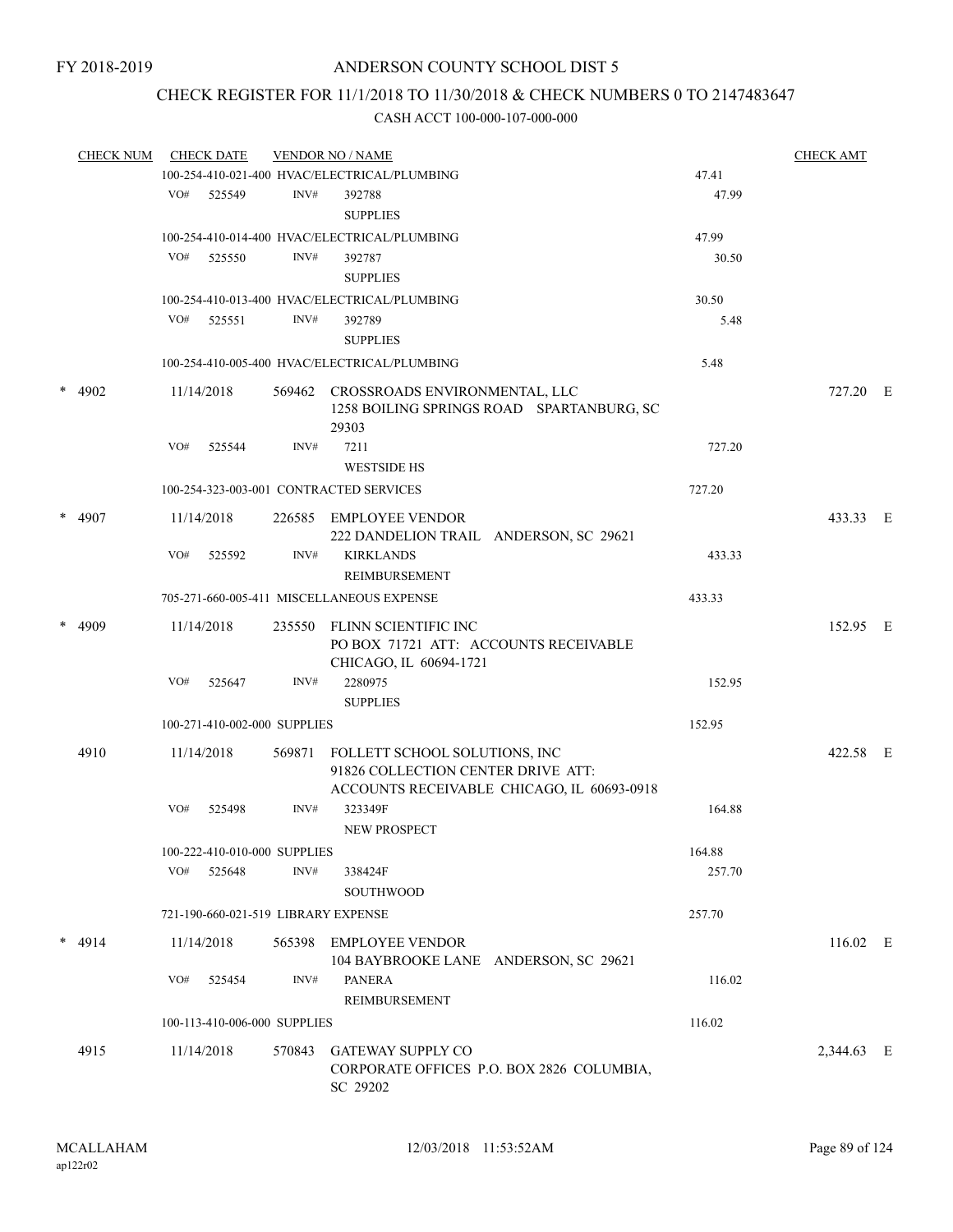FY 2018-2019

ANDERSON COUNTY SCHOOL DIST 5

CHECK REGISTER FOR 11/1/2018 TO 11/30/2018 & CHECK NUMBERS 0 TO 2147483647

CASH ACCT 100-000-107-000-000

| CHECK NUM | CHECK DATE | VENDOR NO / NAME | | CHECK AMT |
|---|---|---|---|---|
| | 100-254-410-021-400 HVAC/ELECTRICAL/PLUMBING | | 47.41 | |
| | VO# 525549 | INV# 392788 SUPPLIES | 47.99 | |
| | 100-254-410-014-400 HVAC/ELECTRICAL/PLUMBING | | 47.99 | |
| | VO# 525550 | INV# 392787 SUPPLIES | 30.50 | |
| | 100-254-410-013-400 HVAC/ELECTRICAL/PLUMBING | | 30.50 | |
| | VO# 525551 | INV# 392789 SUPPLIES | 5.48 | |
| | 100-254-410-005-400 HVAC/ELECTRICAL/PLUMBING | | 5.48 | |
| * 4902 | 11/14/2018 | 569462 CROSSROADS ENVIRONMENTAL, LLC 1258 BOILING SPRINGS ROAD SPARTANBURG, SC 29303 | | 727.20 E |
| | VO# 525544 | INV# 7211 WESTSIDE HS | 727.20 | |
| | 100-254-323-003-001 CONTRACTED SERVICES | | 727.20 | |
| * 4907 | 11/14/2018 | 226585 EMPLOYEE VENDOR 222 DANDELION TRAIL ANDERSON, SC 29621 | | 433.33 E |
| | VO# 525592 | INV# KIRKLANDS REIMBURSEMENT | 433.33 | |
| | 705-271-660-005-411 MISCELLANEOUS EXPENSE | | 433.33 | |
| * 4909 | 11/14/2018 | 235550 FLINN SCIENTIFIC INC PO BOX 71721 ATT: ACCOUNTS RECEIVABLE CHICAGO, IL 60694-1721 | | 152.95 E |
| | VO# 525647 | INV# 2280975 SUPPLIES | 152.95 | |
| | 100-271-410-002-000 SUPPLIES | | 152.95 | |
| 4910 | 11/14/2018 | 569871 FOLLETT SCHOOL SOLUTIONS, INC 91826 COLLECTION CENTER DRIVE ATT: ACCOUNTS RECEIVABLE CHICAGO, IL 60693-0918 | | 422.58 E |
| | VO# 525498 | INV# 323349F NEW PROSPECT | 164.88 | |
| | 100-222-410-010-000 SUPPLIES | | 164.88 | |
| | VO# 525648 | INV# 338424F SOUTHWOOD | 257.70 | |
| | 721-190-660-021-519 LIBRARY EXPENSE | | 257.70 | |
| * 4914 | 11/14/2018 | 565398 EMPLOYEE VENDOR 104 BAYBROOKE LANE ANDERSON, SC 29621 | | 116.02 E |
| | VO# 525454 | INV# PANERA REIMBURSEMENT | 116.02 | |
| | 100-113-410-006-000 SUPPLIES | | 116.02 | |
| 4915 | 11/14/2018 | 570843 GATEWAY SUPPLY CO CORPORATE OFFICES P.O. BOX 2826 COLUMBIA, SC 29202 | | 2,344.63 E |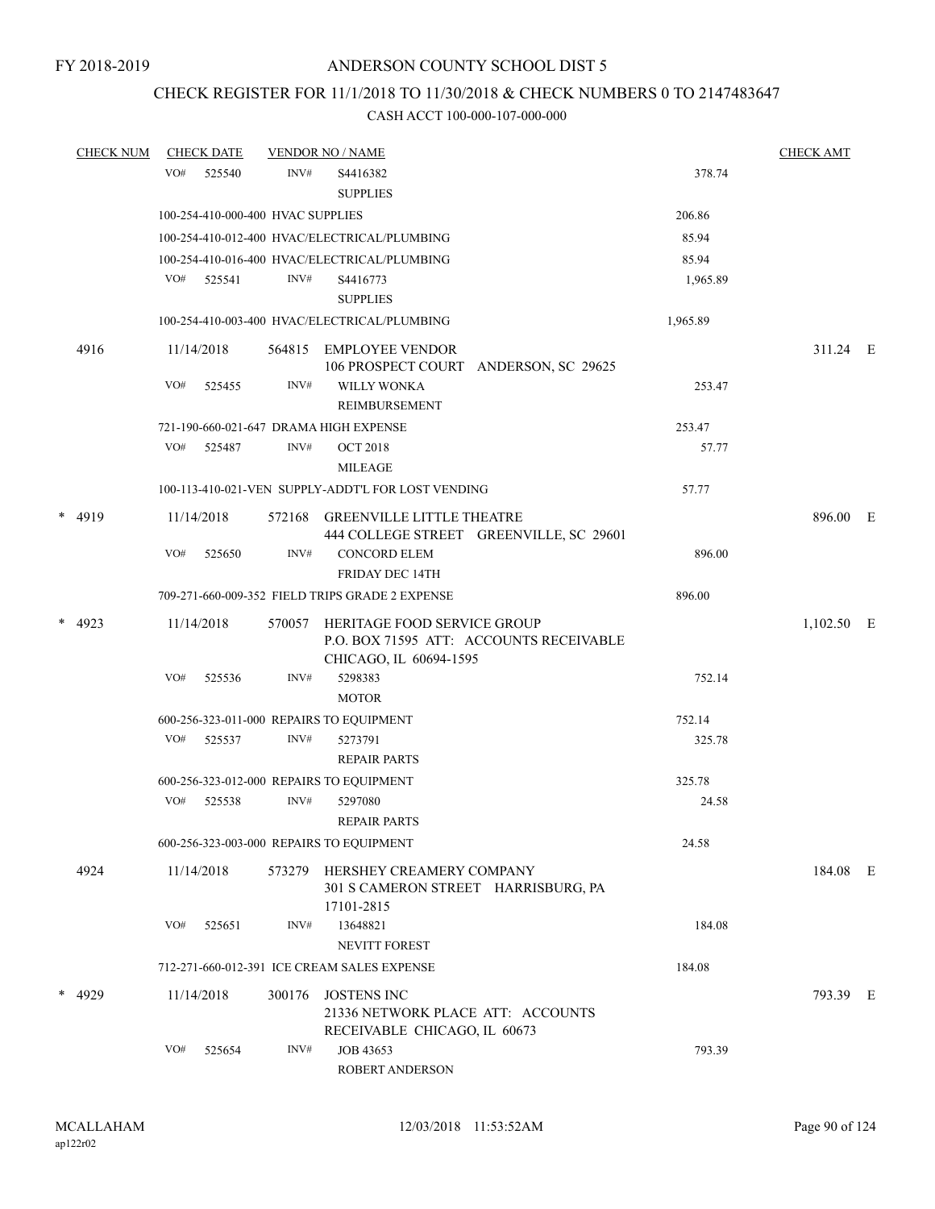FY 2018-2019

# ANDERSON COUNTY SCHOOL DIST 5

## CHECK REGISTER FOR 11/1/2018 TO 11/30/2018 & CHECK NUMBERS 0 TO 2147483647

### CASH ACCT 100-000-107-000-000

| CHECK NUM | CHECK DATE | VENDOR NO / NAME | | CHECK AMT |
|---|---|---|---|---|
| | VO# 525540 | INV# S4416382 SUPPLIES | 378.74 | |
| | 100-254-410-000-400 HVAC SUPPLIES | | 206.86 | |
| | 100-254-410-012-400 HVAC/ELECTRICAL/PLUMBING | | 85.94 | |
| | 100-254-410-016-400 HVAC/ELECTRICAL/PLUMBING | | 85.94 | |
| | VO# 525541 | INV# S4416773 SUPPLIES | 1,965.89 | |
| | 100-254-410-003-400 HVAC/ELECTRICAL/PLUMBING | | 1,965.89 | |
| 4916 | 11/14/2018 | 564815 EMPLOYEE VENDOR 106 PROSPECT COURT ANDERSON, SC 29625 | | 311.24 E |
| | VO# 525455 | INV# WILLY WONKA REIMBURSEMENT | 253.47 | |
| | 721-190-660-021-647 DRAMA HIGH EXPENSE | | 253.47 | |
| | VO# 525487 | INV# OCT 2018 MILEAGE | 57.77 | |
| | 100-113-410-021-VEN SUPPLY-ADDT'L FOR LOST VENDING | | 57.77 | |
| * 4919 | 11/14/2018 | 572168 GREENVILLE LITTLE THEATRE 444 COLLEGE STREET GREENVILLE, SC 29601 | | 896.00 E |
| | VO# 525650 | INV# CONCORD ELEM FRIDAY DEC 14TH | 896.00 | |
| | 709-271-660-009-352 FIELD TRIPS GRADE 2 EXPENSE | | 896.00 | |
| * 4923 | 11/14/2018 | 570057 HERITAGE FOOD SERVICE GROUP P.O. BOX 71595 ATT: ACCOUNTS RECEIVABLE CHICAGO, IL 60694-1595 | | 1,102.50 E |
| | VO# 525536 | INV# 5298383 MOTOR | 752.14 | |
| | 600-256-323-011-000 REPAIRS TO EQUIPMENT | | 752.14 | |
| | VO# 525537 | INV# 5273791 REPAIR PARTS | 325.78 | |
| | 600-256-323-012-000 REPAIRS TO EQUIPMENT | | 325.78 | |
| | VO# 525538 | INV# 5297080 REPAIR PARTS | 24.58 | |
| | 600-256-323-003-000 REPAIRS TO EQUIPMENT | | 24.58 | |
| 4924 | 11/14/2018 | 573279 HERSHEY CREAMERY COMPANY 301 S CAMERON STREET HARRISBURG, PA 17101-2815 | | 184.08 E |
| | VO# 525651 | INV# 13648821 NEVITT FOREST | 184.08 | |
| | 712-271-660-012-391 ICE CREAM SALES EXPENSE | | 184.08 | |
| * 4929 | 11/14/2018 | 300176 JOSTENS INC 21336 NETWORK PLACE ATT: ACCOUNTS RECEIVABLE CHICAGO, IL 60673 | | 793.39 E |
| | VO# 525654 | INV# JOB 43653 ROBERT ANDERSON | 793.39 | |

MCALLAHAM ap122r02 12/03/2018 11:53:52AM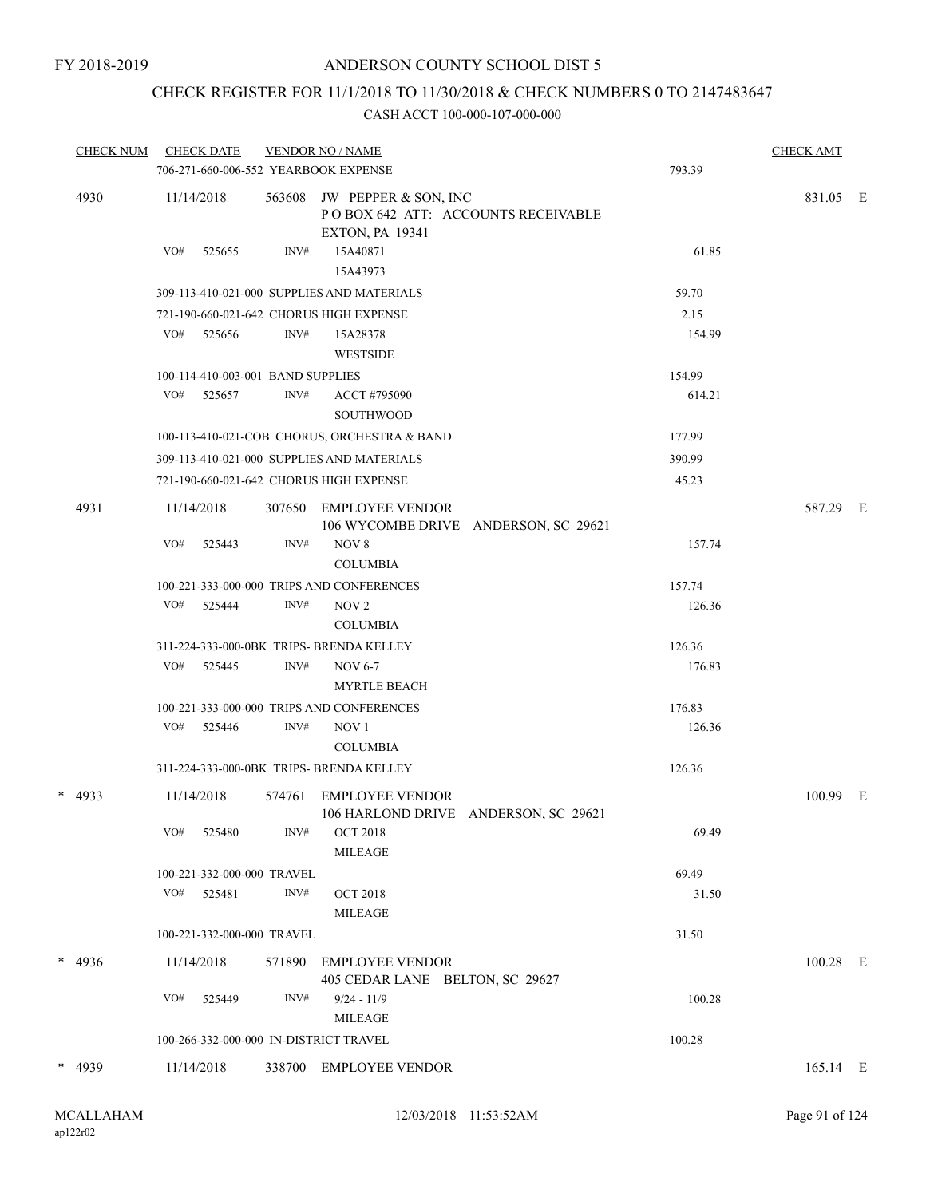FY 2018-2019

# ANDERSON COUNTY SCHOOL DIST 5

## CHECK REGISTER FOR 11/1/2018 TO 11/30/2018 & CHECK NUMBERS 0 TO 2147483647

### CASH ACCT 100-000-107-000-000

| CHECK NUM | CHECK DATE | VENDOR NO / NAME | | CHECK AMT |
|---|---|---|---|---|
| | 706-271-660-006-552 YEARBOOK EXPENSE | | 793.39 | |
| 4930 | 11/14/2018 | 563608 JW PEPPER & SON, INC<br>P O BOX 642 ATT: ACCOUNTS RECEIVABLE<br>EXTON, PA 19341 | | 831.05 E |
| | VO# 525655 | INV# 15A40871<br>15A43973 | 61.85 | |
| | 309-113-410-021-000 SUPPLIES AND MATERIALS | | 59.70 | |
| | 721-190-660-021-642 CHORUS HIGH EXPENSE | | 2.15 | |
| | VO# 525656 | INV# 15A28378<br>WESTSIDE | 154.99 | |
| | 100-114-410-003-001 BAND SUPPLIES | | 154.99 | |
| | VO# 525657 | INV# ACCT #795090<br>SOUTHWOOD | 614.21 | |
| | 100-113-410-021-COB CHORUS, ORCHESTRA & BAND | | 177.99 | |
| | 309-113-410-021-000 SUPPLIES AND MATERIALS | | 390.99 | |
| | 721-190-660-021-642 CHORUS HIGH EXPENSE | | 45.23 | |
| 4931 | 11/14/2018 | 307650 EMPLOYEE VENDOR<br>106 WYCOMBE DRIVE ANDERSON, SC 29621 | | 587.29 E |
| | VO# 525443 | INV# NOV 8<br>COLUMBIA | 157.74 | |
| | 100-221-333-000-000 TRIPS AND CONFERENCES | | 157.74 | |
| | VO# 525444 | INV# NOV 2<br>COLUMBIA | 126.36 | |
| | 311-224-333-000-0BK TRIPS- BRENDA KELLEY | | 126.36 | |
| | VO# 525445 | INV# NOV 6-7<br>MYRTLE BEACH | 176.83 | |
| | 100-221-333-000-000 TRIPS AND CONFERENCES | | 176.83 | |
| | VO# 525446 | INV# NOV 1<br>COLUMBIA | 126.36 | |
| | 311-224-333-000-0BK TRIPS- BRENDA KELLEY | | 126.36 | |
| * 4933 | 11/14/2018 | 574761 EMPLOYEE VENDOR<br>106 HARLOND DRIVE ANDERSON, SC 29621 | | 100.99 E |
| | VO# 525480 | INV# OCT 2018<br>MILEAGE | 69.49 | |
| | 100-221-332-000-000 TRAVEL | | 69.49 | |
| | VO# 525481 | INV# OCT 2018<br>MILEAGE | 31.50 | |
| | 100-221-332-000-000 TRAVEL | | 31.50 | |
| * 4936 | 11/14/2018 | 571890 EMPLOYEE VENDOR<br>405 CEDAR LANE BELTON, SC 29627 | | 100.28 E |
| | VO# 525449 | INV# 9/24 - 11/9<br>MILEAGE | 100.28 | |
| | 100-266-332-000-000 IN-DISTRICT TRAVEL | | 100.28 | |
| * 4939 | 11/14/2018 | 338700 EMPLOYEE VENDOR | | 165.14 E |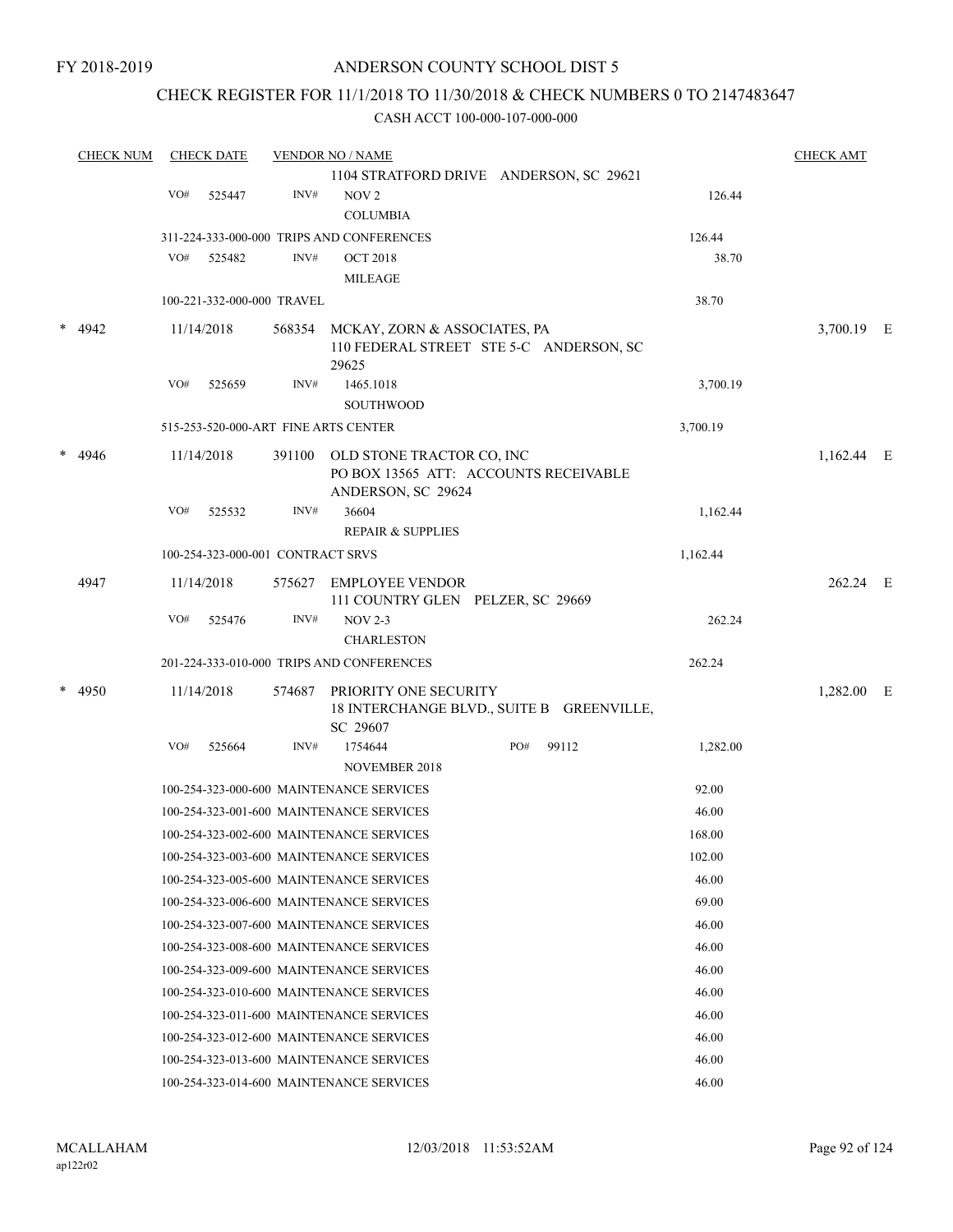FY 2018-2019

# ANDERSON COUNTY SCHOOL DIST 5

## CHECK REGISTER FOR 11/1/2018 TO 11/30/2018 & CHECK NUMBERS 0 TO 2147483647

### CASH ACCT 100-000-107-000-000

| CHECK NUM | CHECK DATE | VENDOR NO / NAME | | CHECK AMT |
|---|---|---|---|---|
| | | 1104 STRATFORD DRIVE ANDERSON, SC 29621 | | |
| | VO# 525447 | INV# NOV 2 COLUMBIA | 126.44 | |
| | 311-224-333-000-000 TRIPS AND CONFERENCES | | 126.44 | |
| | VO# 525482 | INV# OCT 2018 MILEAGE | 38.70 | |
| | 100-221-332-000-000 TRAVEL | | 38.70 | |
| * 4942 | 11/14/2018 | 568354 MCKAY, ZORN & ASSOCIATES, PA 110 FEDERAL STREET STE 5-C ANDERSON, SC 29625 | | 3,700.19 E |
| | VO# 525659 | INV# 1465.1018 SOUTHWOOD | 3,700.19 | |
| | 515-253-520-000-ART FINE ARTS CENTER | | 3,700.19 | |
| * 4946 | 11/14/2018 | 391100 OLD STONE TRACTOR CO, INC PO BOX 13565 ATT: ACCOUNTS RECEIVABLE ANDERSON, SC 29624 | | 1,162.44 E |
| | VO# 525532 | INV# 36604 REPAIR & SUPPLIES | 1,162.44 | |
| | 100-254-323-000-001 CONTRACT SRVS | | 1,162.44 | |
| 4947 | 11/14/2018 | 575627 EMPLOYEE VENDOR 111 COUNTRY GLEN PELZER, SC 29669 | | 262.24 E |
| | VO# 525476 | INV# NOV 2-3 CHARLESTON | 262.24 | |
| | 201-224-333-010-000 TRIPS AND CONFERENCES | | 262.24 | |
| * 4950 | 11/14/2018 | 574687 PRIORITY ONE SECURITY 18 INTERCHANGE BLVD., SUITE B GREENVILLE, SC 29607 | | 1,282.00 E |
| | VO# 525664 | INV# 1754644 NOVEMBER 2018 PO# 99112 | 1,282.00 | |
| | 100-254-323-000-600 MAINTENANCE SERVICES | | 92.00 | |
| | 100-254-323-001-600 MAINTENANCE SERVICES | | 46.00 | |
| | 100-254-323-002-600 MAINTENANCE SERVICES | | 168.00 | |
| | 100-254-323-003-600 MAINTENANCE SERVICES | | 102.00 | |
| | 100-254-323-005-600 MAINTENANCE SERVICES | | 46.00 | |
| | 100-254-323-006-600 MAINTENANCE SERVICES | | 69.00 | |
| | 100-254-323-007-600 MAINTENANCE SERVICES | | 46.00 | |
| | 100-254-323-008-600 MAINTENANCE SERVICES | | 46.00 | |
| | 100-254-323-009-600 MAINTENANCE SERVICES | | 46.00 | |
| | 100-254-323-010-600 MAINTENANCE SERVICES | | 46.00 | |
| | 100-254-323-011-600 MAINTENANCE SERVICES | | 46.00 | |
| | 100-254-323-012-600 MAINTENANCE SERVICES | | 46.00 | |
| | 100-254-323-013-600 MAINTENANCE SERVICES | | 46.00 | |
| | 100-254-323-014-600 MAINTENANCE SERVICES | | 46.00 | |

MCALLAHAM
ap122r02

12/03/2018 11:53:52AM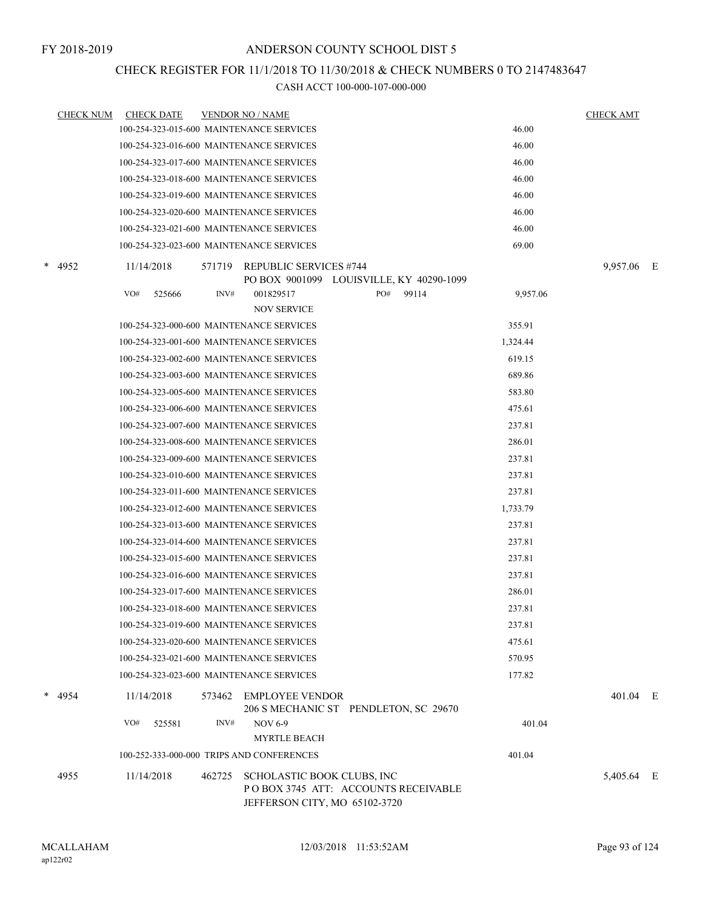FY 2018-2019

ANDERSON COUNTY SCHOOL DIST 5

CHECK REGISTER FOR 11/1/2018 TO 11/30/2018 & CHECK NUMBERS 0 TO 2147483647

CASH ACCT 100-000-107-000-000

| CHECK NUM | CHECK DATE | VENDOR NO / NAME | | CHECK AMT |
|---|---|---|---|---|
| | | 100-254-323-015-600 MAINTENANCE SERVICES | 46.00 | |
| | | 100-254-323-016-600 MAINTENANCE SERVICES | 46.00 | |
| | | 100-254-323-017-600 MAINTENANCE SERVICES | 46.00 | |
| | | 100-254-323-018-600 MAINTENANCE SERVICES | 46.00 | |
| | | 100-254-323-019-600 MAINTENANCE SERVICES | 46.00 | |
| | | 100-254-323-020-600 MAINTENANCE SERVICES | 46.00 | |
| | | 100-254-323-021-600 MAINTENANCE SERVICES | 46.00 | |
| | | 100-254-323-023-600 MAINTENANCE SERVICES | 69.00 | |
| * 4952 | 11/14/2018 | 571719 REPUBLIC SERVICES #744<br>PO BOX 9001099 LOUISVILLE, KY 40290-1099 | | 9,957.06 E |
| | VO# 525666 | INV# 001829517 PO# 99114<br>NOV SERVICE | 9,957.06 | |
| | | 100-254-323-000-600 MAINTENANCE SERVICES | 355.91 | |
| | | 100-254-323-001-600 MAINTENANCE SERVICES | 1,324.44 | |
| | | 100-254-323-002-600 MAINTENANCE SERVICES | 619.15 | |
| | | 100-254-323-003-600 MAINTENANCE SERVICES | 689.86 | |
| | | 100-254-323-005-600 MAINTENANCE SERVICES | 583.80 | |
| | | 100-254-323-006-600 MAINTENANCE SERVICES | 475.61 | |
| | | 100-254-323-007-600 MAINTENANCE SERVICES | 237.81 | |
| | | 100-254-323-008-600 MAINTENANCE SERVICES | 286.01 | |
| | | 100-254-323-009-600 MAINTENANCE SERVICES | 237.81 | |
| | | 100-254-323-010-600 MAINTENANCE SERVICES | 237.81 | |
| | | 100-254-323-011-600 MAINTENANCE SERVICES | 237.81 | |
| | | 100-254-323-012-600 MAINTENANCE SERVICES | 1,733.79 | |
| | | 100-254-323-013-600 MAINTENANCE SERVICES | 237.81 | |
| | | 100-254-323-014-600 MAINTENANCE SERVICES | 237.81 | |
| | | 100-254-323-015-600 MAINTENANCE SERVICES | 237.81 | |
| | | 100-254-323-016-600 MAINTENANCE SERVICES | 237.81 | |
| | | 100-254-323-017-600 MAINTENANCE SERVICES | 286.01 | |
| | | 100-254-323-018-600 MAINTENANCE SERVICES | 237.81 | |
| | | 100-254-323-019-600 MAINTENANCE SERVICES | 237.81 | |
| | | 100-254-323-020-600 MAINTENANCE SERVICES | 475.61 | |
| | | 100-254-323-021-600 MAINTENANCE SERVICES | 570.95 | |
| | | 100-254-323-023-600 MAINTENANCE SERVICES | 177.82 | |
| * 4954 | 11/14/2018 | 573462 EMPLOYEE VENDOR<br>206 S MECHANIC ST PENDLETON, SC 29670 | | 401.04 E |
| | VO# 525581 | INV# NOV 6-9<br>MYRTLE BEACH | 401.04 | |
| | | 100-252-333-000-000 TRIPS AND CONFERENCES | 401.04 | |
| 4955 | 11/14/2018 | 462725 SCHOLASTIC BOOK CLUBS, INC<br>P O BOX 3745 ATT: ACCOUNTS RECEIVABLE<br>JEFFERSON CITY, MO 65102-3720 | | 5,405.64 E |

MCALLAHAM
ap122r02

12/03/2018 11:53:52AM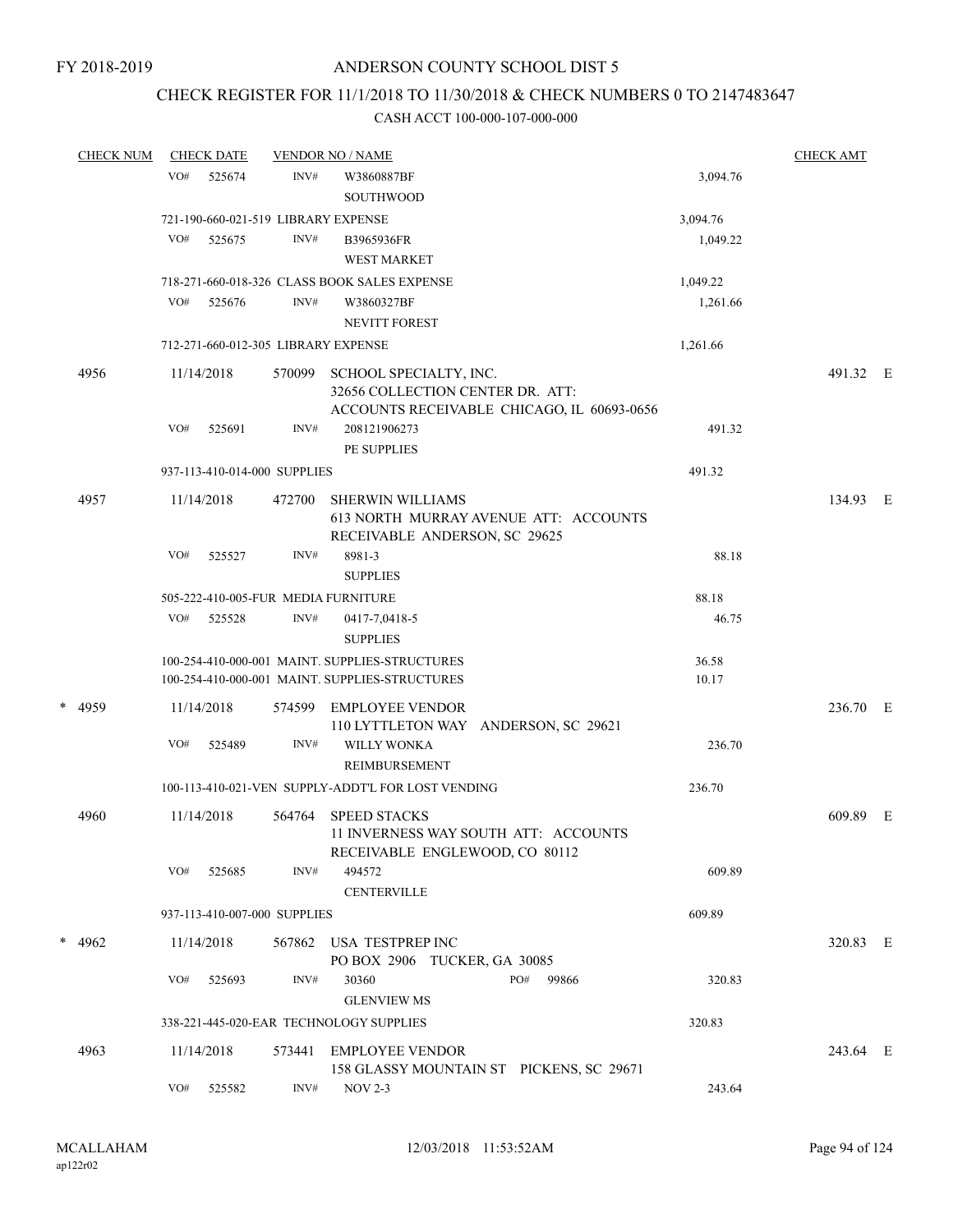FY 2018-2019

# ANDERSON COUNTY SCHOOL DIST 5

## CHECK REGISTER FOR 11/1/2018 TO 11/30/2018 & CHECK NUMBERS 0 TO 2147483647

### CASH ACCT 100-000-107-000-000

| CHECK NUM | CHECK DATE | VENDOR NO / NAME | | CHECK AMT |
|---|---|---|---|---|
| | VO# 525674 | INV# W3860887BF SOUTHWOOD | 3,094.76 | |
| | 721-190-660-021-519 LIBRARY EXPENSE | | 3,094.76 | |
| | VO# 525675 | INV# B3965936FR WEST MARKET | 1,049.22 | |
| | 718-271-660-018-326 CLASS BOOK SALES EXPENSE | | 1,049.22 | |
| | VO# 525676 | INV# W3860327BF NEVITT FOREST | 1,261.66 | |
| | 712-271-660-012-305 LIBRARY EXPENSE | | 1,261.66 | |
| 4956 | 11/14/2018 | 570099 SCHOOL SPECIALTY, INC. 32656 COLLECTION CENTER DR. ATT: ACCOUNTS RECEIVABLE CHICAGO, IL 60693-0656 | | 491.32 E |
| | VO# 525691 | INV# 208121906273 PE SUPPLIES | 491.32 | |
| | 937-113-410-014-000 SUPPLIES | | 491.32 | |
| 4957 | 11/14/2018 | 472700 SHERWIN WILLIAMS 613 NORTH MURRAY AVENUE ATT: ACCOUNTS RECEIVABLE ANDERSON, SC 29625 | | 134.93 E |
| | VO# 525527 | INV# 8981-3 SUPPLIES | 88.18 | |
| | 505-222-410-005-FUR MEDIA FURNITURE | | 88.18 | |
| | VO# 525528 | INV# 0417-7,0418-5 SUPPLIES | 46.75 | |
| | 100-254-410-000-001 MAINT. SUPPLIES-STRUCTURES | | 36.58 | |
| | 100-254-410-000-001 MAINT. SUPPLIES-STRUCTURES | | 10.17 | |
| * 4959 | 11/14/2018 | 574599 EMPLOYEE VENDOR 110 LYTTLETON WAY ANDERSON, SC 29621 | | 236.70 E |
| | VO# 525489 | INV# WILLY WONKA REIMBURSEMENT | 236.70 | |
| | 100-113-410-021-VEN SUPPLY-ADDT'L FOR LOST VENDING | | 236.70 | |
| 4960 | 11/14/2018 | 564764 SPEED STACKS 11 INVERNESS WAY SOUTH ATT: ACCOUNTS RECEIVABLE ENGLEWOOD, CO 80112 | | 609.89 E |
| | VO# 525685 | INV# 494572 CENTERVILLE | 609.89 | |
| | 937-113-410-007-000 SUPPLIES | | 609.89 | |
| * 4962 | 11/14/2018 | 567862 USA TESTPREP INC PO BOX 2906 TUCKER, GA 30085 | | 320.83 E |
| | VO# 525693 | INV# 30360 PO# 99866 GLENVIEW MS | 320.83 | |
| | 338-221-445-020-EAR TECHNOLOGY SUPPLIES | | 320.83 | |
| 4963 | 11/14/2018 | 573441 EMPLOYEE VENDOR 158 GLASSY MOUNTAIN ST PICKENS, SC 29671 | | 243.64 E |
| | VO# 525582 | INV# NOV 2-3 | 243.64 | |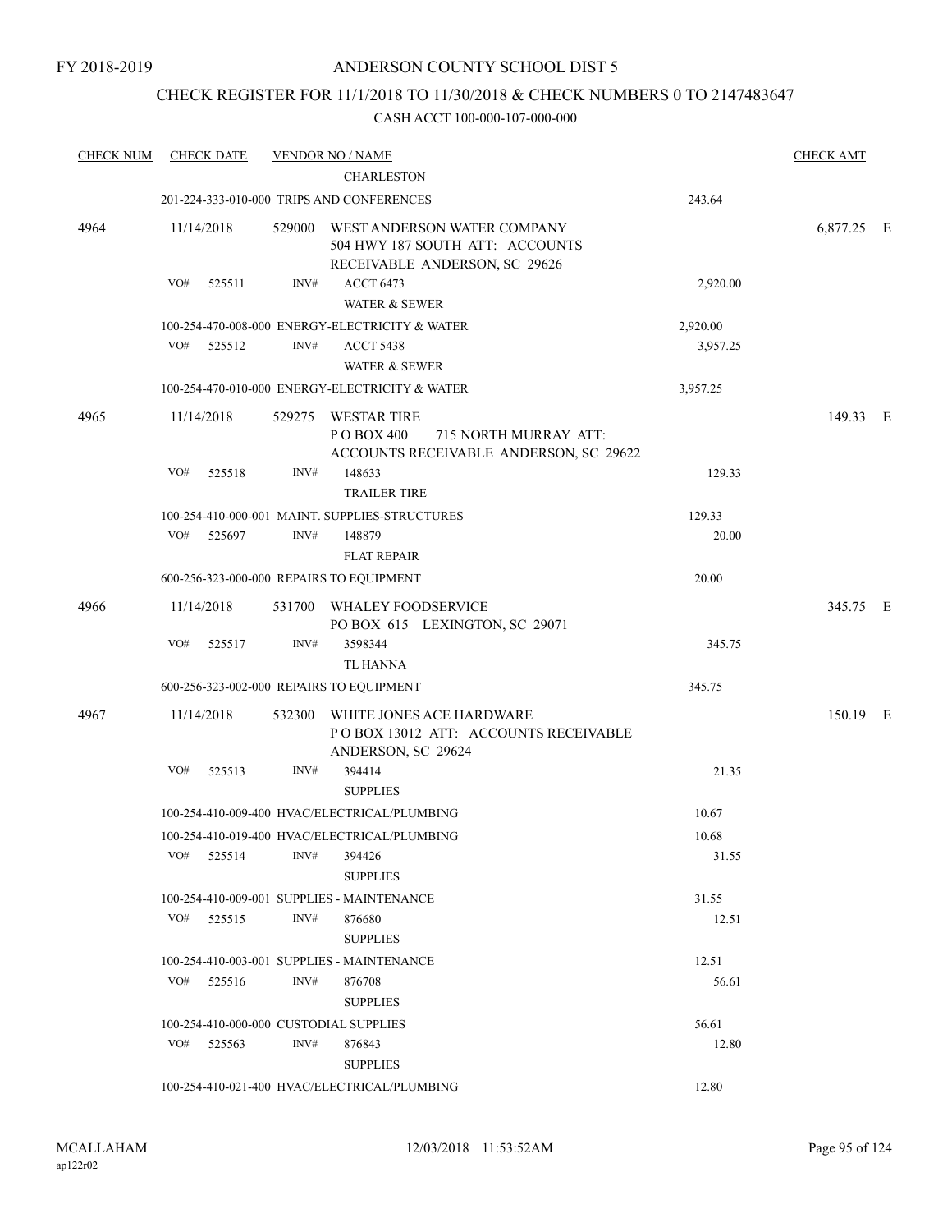FY 2018-2019

# ANDERSON COUNTY SCHOOL DIST 5

## CHECK REGISTER FOR 11/1/2018 TO 11/30/2018 & CHECK NUMBERS 0 TO 2147483647

CASH ACCT 100-000-107-000-000

| CHECK NUM | CHECK DATE | VENDOR NO / NAME | | CHECK AMT |
|---|---|---|---|---|
| | | CHARLESTON | | |
| | | 201-224-333-010-000 TRIPS AND CONFERENCES | 243.64 | |
| 4964 | 11/14/2018 | 529000 WEST ANDERSON WATER COMPANY 504 HWY 187 SOUTH ATT: ACCOUNTS RECEIVABLE ANDERSON, SC 29626 | | 6,877.25 E |
| | VO# 525511 | INV# ACCT 6473 WATER & SEWER | 2,920.00 | |
| | | 100-254-470-008-000 ENERGY-ELECTRICITY & WATER | 2,920.00 | |
| | VO# 525512 | INV# ACCT 5438 WATER & SEWER | 3,957.25 | |
| | | 100-254-470-010-000 ENERGY-ELECTRICITY & WATER | 3,957.25 | |
| 4965 | 11/14/2018 | 529275 WESTAR TIRE P O BOX 400 715 NORTH MURRAY ATT: ACCOUNTS RECEIVABLE ANDERSON, SC 29622 | | 149.33 E |
| | VO# 525518 | INV# 148633 TRAILER TIRE | 129.33 | |
| | | 100-254-410-000-001 MAINT. SUPPLIES-STRUCTURES | 129.33 | |
| | VO# 525697 | INV# 148879 FLAT REPAIR | 20.00 | |
| | | 600-256-323-000-000 REPAIRS TO EQUIPMENT | 20.00 | |
| 4966 | 11/14/2018 | 531700 WHALEY FOODSERVICE PO BOX 615 LEXINGTON, SC 29071 | | 345.75 E |
| | VO# 525517 | INV# 3598344 TL HANNA | 345.75 | |
| | | 600-256-323-002-000 REPAIRS TO EQUIPMENT | 345.75 | |
| 4967 | 11/14/2018 | 532300 WHITE JONES ACE HARDWARE P O BOX 13012 ATT: ACCOUNTS RECEIVABLE ANDERSON, SC 29624 | | 150.19 E |
| | VO# 525513 | INV# 394414 SUPPLIES | 21.35 | |
| | | 100-254-410-009-400 HVAC/ELECTRICAL/PLUMBING | 10.67 | |
| | | 100-254-410-019-400 HVAC/ELECTRICAL/PLUMBING | 10.68 | |
| | VO# 525514 | INV# 394426 SUPPLIES | 31.55 | |
| | | 100-254-410-009-001 SUPPLIES - MAINTENANCE | 31.55 | |
| | VO# 525515 | INV# 876680 SUPPLIES | 12.51 | |
| | | 100-254-410-003-001 SUPPLIES - MAINTENANCE | 12.51 | |
| | VO# 525516 | INV# 876708 SUPPLIES | 56.61 | |
| | | 100-254-410-000-000 CUSTODIAL SUPPLIES | 56.61 | |
| | VO# 525563 | INV# 876843 SUPPLIES | 12.80 | |
| | | 100-254-410-021-400 HVAC/ELECTRICAL/PLUMBING | 12.80 | |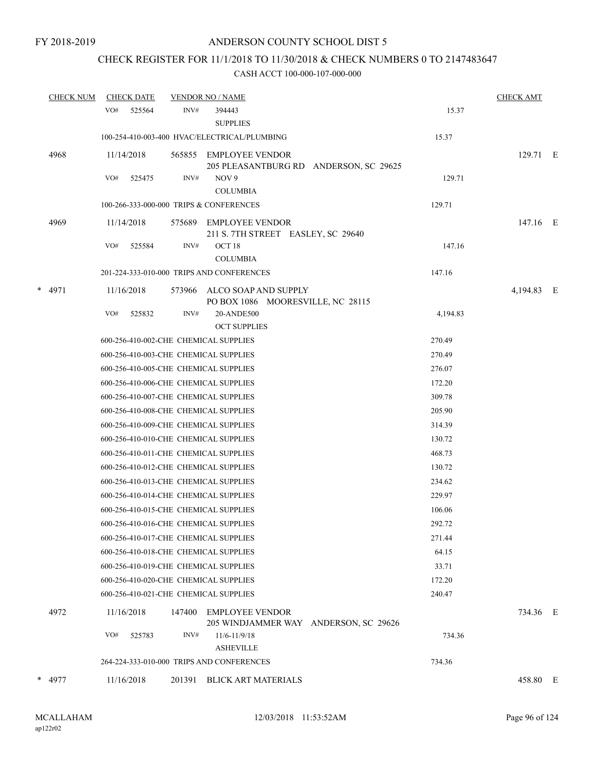FY 2018-2019

# ANDERSON COUNTY SCHOOL DIST 5

## CHECK REGISTER FOR 11/1/2018 TO 11/30/2018 & CHECK NUMBERS 0 TO 2147483647

### CASH ACCT 100-000-107-000-000

| CHECK NUM | CHECK DATE | VENDOR NO / NAME | | CHECK AMT | |
|---|---|---|---|---|---|
| | VO# 525564 | INV# 394443 SUPPLIES | 15.37 | | |
| | 100-254-410-003-400 HVAC/ELECTRICAL/PLUMBING | | 15.37 | | |
| 4968 | 11/14/2018 | 565855 EMPLOYEE VENDOR 205 PLEASANTBURG RD ANDERSON, SC 29625 | | 129.71 | E |
| | VO# 525475 | INV# NOV 9 COLUMBIA | 129.71 | | |
| | 100-266-333-000-000 TRIPS & CONFERENCES | | 129.71 | | |
| 4969 | 11/14/2018 | 575689 EMPLOYEE VENDOR 211 S. 7TH STREET EASLEY, SC 29640 | | 147.16 | E |
| | VO# 525584 | INV# OCT 18 COLUMBIA | 147.16 | | |
| | 201-224-333-010-000 TRIPS AND CONFERENCES | | 147.16 | | |
| * 4971 | 11/16/2018 | 573966 ALCO SOAP AND SUPPLY PO BOX 1086 MOORESVILLE, NC 28115 | | 4,194.83 | E |
| | VO# 525832 | INV# 20-ANDE500 OCT SUPPLIES | 4,194.83 | | |
| | 600-256-410-002-CHE CHEMICAL SUPPLIES | | 270.49 | | |
| | 600-256-410-003-CHE CHEMICAL SUPPLIES | | 270.49 | | |
| | 600-256-410-005-CHE CHEMICAL SUPPLIES | | 276.07 | | |
| | 600-256-410-006-CHE CHEMICAL SUPPLIES | | 172.20 | | |
| | 600-256-410-007-CHE CHEMICAL SUPPLIES | | 309.78 | | |
| | 600-256-410-008-CHE CHEMICAL SUPPLIES | | 205.90 | | |
| | 600-256-410-009-CHE CHEMICAL SUPPLIES | | 314.39 | | |
| | 600-256-410-010-CHE CHEMICAL SUPPLIES | | 130.72 | | |
| | 600-256-410-011-CHE CHEMICAL SUPPLIES | | 468.73 | | |
| | 600-256-410-012-CHE CHEMICAL SUPPLIES | | 130.72 | | |
| | 600-256-410-013-CHE CHEMICAL SUPPLIES | | 234.62 | | |
| | 600-256-410-014-CHE CHEMICAL SUPPLIES | | 229.97 | | |
| | 600-256-410-015-CHE CHEMICAL SUPPLIES | | 106.06 | | |
| | 600-256-410-016-CHE CHEMICAL SUPPLIES | | 292.72 | | |
| | 600-256-410-017-CHE CHEMICAL SUPPLIES | | 271.44 | | |
| | 600-256-410-018-CHE CHEMICAL SUPPLIES | | 64.15 | | |
| | 600-256-410-019-CHE CHEMICAL SUPPLIES | | 33.71 | | |
| | 600-256-410-020-CHE CHEMICAL SUPPLIES | | 172.20 | | |
| | 600-256-410-021-CHE CHEMICAL SUPPLIES | | 240.47 | | |
| 4972 | 11/16/2018 | 147400 EMPLOYEE VENDOR 205 WINDJAMMER WAY ANDERSON, SC 29626 | | 734.36 | E |
| | VO# 525783 | INV# 11/6-11/9/18 ASHEVILLE | 734.36 | | |
| | 264-224-333-010-000 TRIPS AND CONFERENCES | | 734.36 | | |
| * 4977 | 11/16/2018 | 201391 BLICK ART MATERIALS | | 458.80 | E |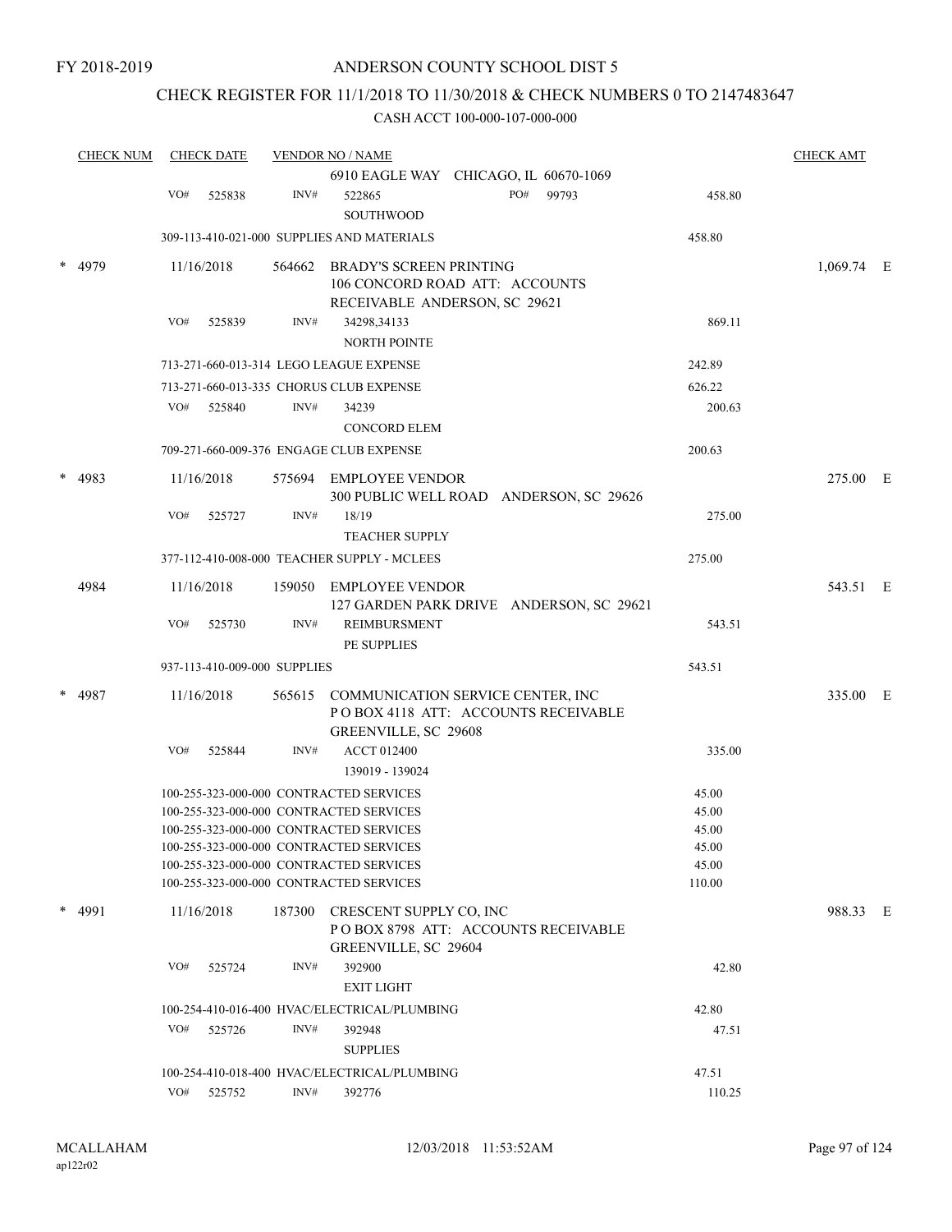FY 2018-2019

# ANDERSON COUNTY SCHOOL DIST 5

## CHECK REGISTER FOR 11/1/2018 TO 11/30/2018 & CHECK NUMBERS 0 TO 2147483647

CASH ACCT 100-000-107-000-000

| CHECK NUM | CHECK DATE | VENDOR NO / NAME | | CHECK AMT |
|---|---|---|---|---|
| | | 6910 EAGLE WAY CHICAGO, IL 60670-1069 | | |
| | VO# 525838 | INV# 522865 PO# 99793<br>SOUTHWOOD | 458.80 | |
| | | 309-113-410-021-000 SUPPLIES AND MATERIALS | 458.80 | |
| * 4979 | 11/16/2018 | 564662 BRADY'S SCREEN PRINTING<br>106 CONCORD ROAD ATT: ACCOUNTS RECEIVABLE ANDERSON, SC 29621 | | 1,069.74 E |
| | VO# 525839 | INV# 34298,34133<br>NORTH POINTE | 869.11 | |
| | | 713-271-660-013-314 LEGO LEAGUE EXPENSE | 242.89 | |
| | | 713-271-660-013-335 CHORUS CLUB EXPENSE | 626.22 | |
| | VO# 525840 | INV# 34239<br>CONCORD ELEM | 200.63 | |
| | | 709-271-660-009-376 ENGAGE CLUB EXPENSE | 200.63 | |
| * 4983 | 11/16/2018 | 575694 EMPLOYEE VENDOR<br>300 PUBLIC WELL ROAD ANDERSON, SC 29626 | | 275.00 E |
| | VO# 525727 | INV# 18/19<br>TEACHER SUPPLY | 275.00 | |
| | | 377-112-410-008-000 TEACHER SUPPLY - MCLEES | 275.00 | |
| 4984 | 11/16/2018 | 159050 EMPLOYEE VENDOR<br>127 GARDEN PARK DRIVE ANDERSON, SC 29621 | | 543.51 E |
| | VO# 525730 | INV# REIMBURSMENT<br>PE SUPPLIES | 543.51 | |
| | | 937-113-410-009-000 SUPPLIES | 543.51 | |
| * 4987 | 11/16/2018 | 565615 COMMUNICATION SERVICE CENTER, INC<br>P O BOX 4118 ATT: ACCOUNTS RECEIVABLE GREENVILLE, SC 29608 | | 335.00 E |
| | VO# 525844 | INV# ACCT 012400<br>139019 - 139024 | 335.00 | |
| | | 100-255-323-000-000 CONTRACTED SERVICES | 45.00 | |
| | | 100-255-323-000-000 CONTRACTED SERVICES | 45.00 | |
| | | 100-255-323-000-000 CONTRACTED SERVICES | 45.00 | |
| | | 100-255-323-000-000 CONTRACTED SERVICES | 45.00 | |
| | | 100-255-323-000-000 CONTRACTED SERVICES | 45.00 | |
| | | 100-255-323-000-000 CONTRACTED SERVICES | 110.00 | |
| * 4991 | 11/16/2018 | 187300 CRESCENT SUPPLY CO, INC<br>P O BOX 8798 ATT: ACCOUNTS RECEIVABLE GREENVILLE, SC 29604 | | 988.33 E |
| | VO# 525724 | INV# 392900<br>EXIT LIGHT | 42.80 | |
| | | 100-254-410-016-400 HVAC/ELECTRICAL/PLUMBING | 42.80 | |
| | VO# 525726 | INV# 392948<br>SUPPLIES | 47.51 | |
| | | 100-254-410-018-400 HVAC/ELECTRICAL/PLUMBING | 47.51 | |
| | VO# 525752 | INV# 392776 | 110.25 | |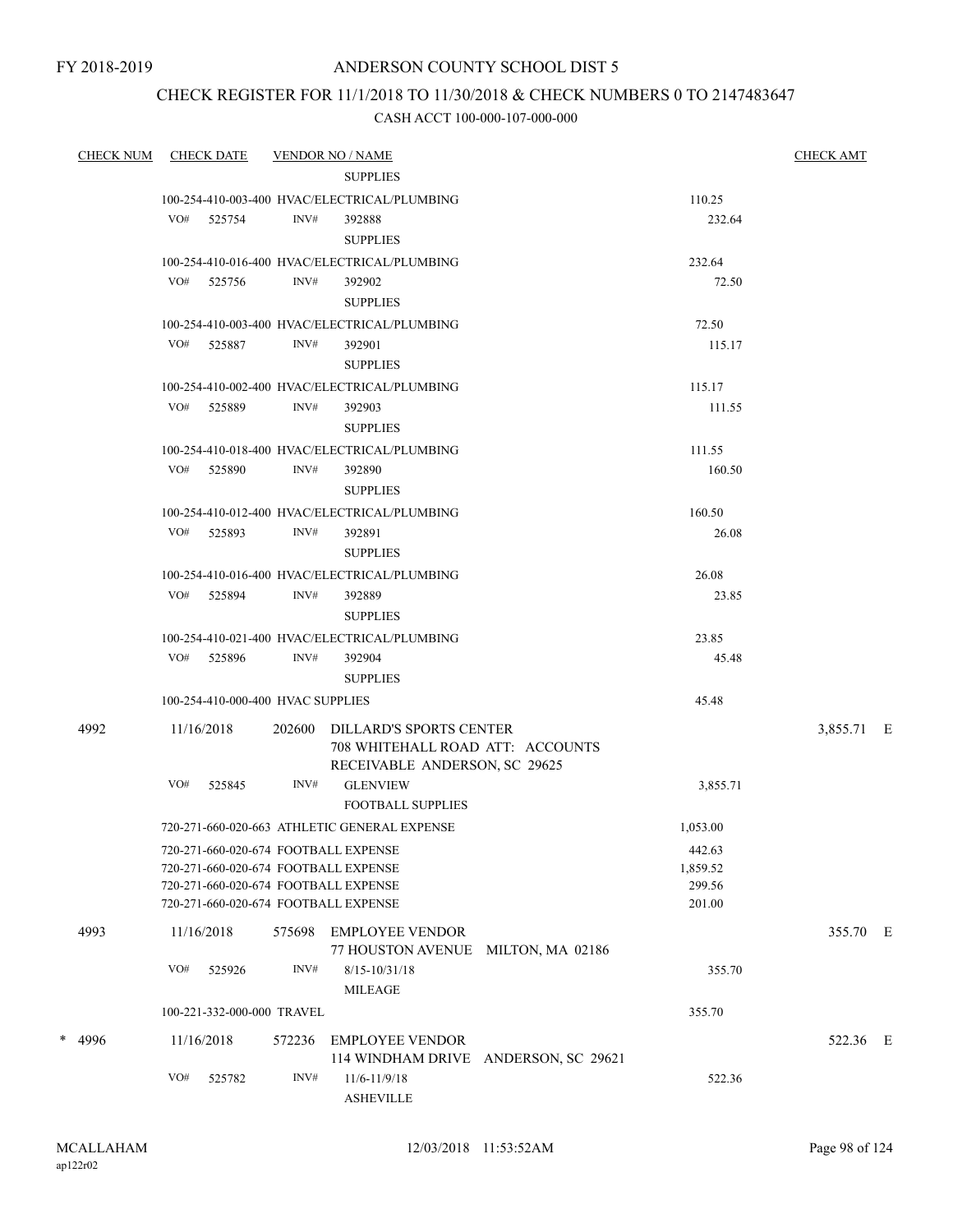FY 2018-2019

# ANDERSON COUNTY SCHOOL DIST 5

## CHECK REGISTER FOR 11/1/2018 TO 11/30/2018 & CHECK NUMBERS 0 TO 2147483647

### CASH ACCT 100-000-107-000-000

| CHECK NUM | CHECK DATE | VENDOR NO / NAME | | CHECK AMT |
|---|---|---|---|---|
| | | SUPPLIES | | |
| | | 100-254-410-003-400 HVAC/ELECTRICAL/PLUMBING | 110.25 | |
| | VO# 525754 | INV# 392888 SUPPLIES | 232.64 | |
| | | 100-254-410-016-400 HVAC/ELECTRICAL/PLUMBING | 232.64 | |
| | VO# 525756 | INV# 392902 SUPPLIES | 72.50 | |
| | | 100-254-410-003-400 HVAC/ELECTRICAL/PLUMBING | 72.50 | |
| | VO# 525887 | INV# 392901 SUPPLIES | 115.17 | |
| | | 100-254-410-002-400 HVAC/ELECTRICAL/PLUMBING | 115.17 | |
| | VO# 525889 | INV# 392903 SUPPLIES | 111.55 | |
| | | 100-254-410-018-400 HVAC/ELECTRICAL/PLUMBING | 111.55 | |
| | VO# 525890 | INV# 392890 SUPPLIES | 160.50 | |
| | | 100-254-410-012-400 HVAC/ELECTRICAL/PLUMBING | 160.50 | |
| | VO# 525893 | INV# 392891 SUPPLIES | 26.08 | |
| | | 100-254-410-016-400 HVAC/ELECTRICAL/PLUMBING | 26.08 | |
| | VO# 525894 | INV# 392889 SUPPLIES | 23.85 | |
| | | 100-254-410-021-400 HVAC/ELECTRICAL/PLUMBING | 23.85 | |
| | VO# 525896 | INV# 392904 SUPPLIES | 45.48 | |
| | | 100-254-410-000-400 HVAC SUPPLIES | 45.48 | |
| 4992 | 11/16/2018 | 202600 DILLARD'S SPORTS CENTER 708 WHITEHALL ROAD ATT: ACCOUNTS RECEIVABLE ANDERSON, SC 29625 | | 3,855.71 E |
| | VO# 525845 | INV# GLENVIEW FOOTBALL SUPPLIES | 3,855.71 | |
| | | 720-271-660-020-663 ATHLETIC GENERAL EXPENSE | 1,053.00 | |
| | | 720-271-660-020-674 FOOTBALL EXPENSE | 442.63 | |
| | | 720-271-660-020-674 FOOTBALL EXPENSE | 1,859.52 | |
| | | 720-271-660-020-674 FOOTBALL EXPENSE | 299.56 | |
| | | 720-271-660-020-674 FOOTBALL EXPENSE | 201.00 | |
| 4993 | 11/16/2018 | 575698 EMPLOYEE VENDOR 77 HOUSTON AVENUE MILTON, MA 02186 | | 355.70 E |
| | VO# 525926 | INV# 8/15-10/31/18 MILEAGE | 355.70 | |
| | | 100-221-332-000-000 TRAVEL | 355.70 | |
| * 4996 | 11/16/2018 | 572236 EMPLOYEE VENDOR 114 WINDHAM DRIVE ANDERSON, SC 29621 | | 522.36 E |
| | VO# 525782 | INV# 11/6-11/9/18 ASHEVILLE | 522.36 | |

MCALLAHAM
ap122r02

12/03/2018 11:53:52AM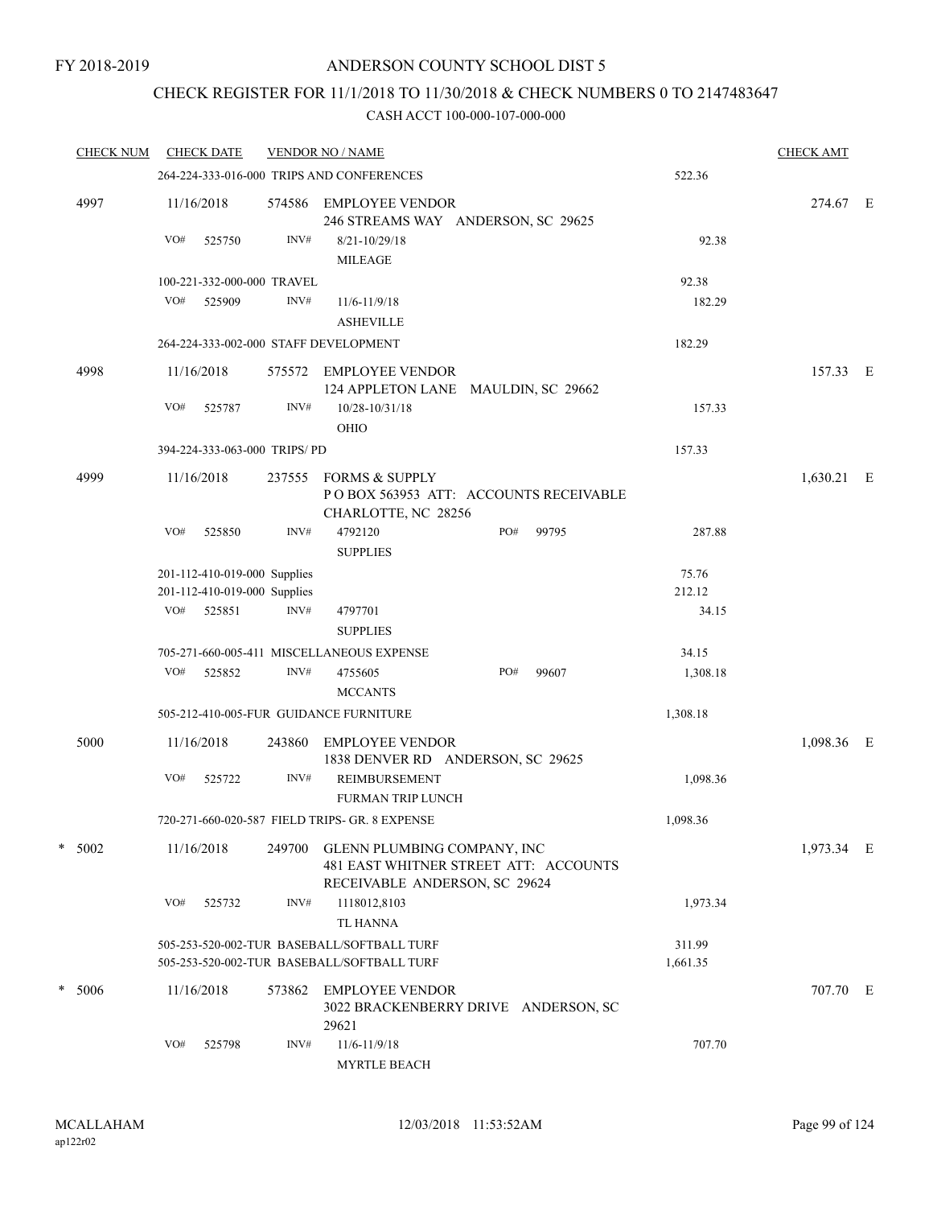FY 2018-2019

# ANDERSON COUNTY SCHOOL DIST 5

## CHECK REGISTER FOR 11/1/2018 TO 11/30/2018 & CHECK NUMBERS 0 TO 2147483647

### CASH ACCT 100-000-107-000-000

| CHECK NUM | CHECK DATE | VENDOR NO / NAME | | | CHECK AMT |
|---|---|---|---|---|---|
| | 264-224-333-016-000 TRIPS AND CONFERENCES | | | 522.36 | |
| 4997 | 11/16/2018 | 574586 EMPLOYEE VENDOR<br>246 STREAMS WAY ANDERSON, SC 29625 | | | 274.67 E |
| | VO# 525750 | INV# 8/21-10/29/18<br>MILEAGE | | 92.38 | |
| | 100-221-332-000-000 TRAVEL | | | 92.38 | |
| | VO# 525909 | INV# 11/6-11/9/18<br>ASHEVILLE | | 182.29 | |
| | 264-224-333-002-000 STAFF DEVELOPMENT | | | 182.29 | |
| 4998 | 11/16/2018 | 575572 EMPLOYEE VENDOR<br>124 APPLETON LANE MAULDIN, SC 29662 | | | 157.33 E |
| | VO# 525787 | INV# 10/28-10/31/18<br>OHIO | | 157.33 | |
| | 394-224-333-063-000 TRIPS/ PD | | | 157.33 | |
| 4999 | 11/16/2018 | 237555 FORMS & SUPPLY<br>P O BOX 563953 ATT: ACCOUNTS RECEIVABLE<br>CHARLOTTE, NC 28256 | | | 1,630.21 E |
| | VO# 525850 | INV# 4792120<br>SUPPLIES | PO# 99795 | 287.88 | |
| | 201-112-410-019-000 Supplies | | | 75.76 | |
| | 201-112-410-019-000 Supplies | | | 212.12 | |
| | VO# 525851 | INV# 4797701<br>SUPPLIES | | 34.15 | |
| | 705-271-660-005-411 MISCELLANEOUS EXPENSE | | | 34.15 | |
| | VO# 525852 | INV# 4755605<br>MCCANTS | PO# 99607 | 1,308.18 | |
| | 505-212-410-005-FUR GUIDANCE FURNITURE | | | 1,308.18 | |
| 5000 | 11/16/2018 | 243860 EMPLOYEE VENDOR<br>1838 DENVER RD ANDERSON, SC 29625 | | | 1,098.36 E |
| | VO# 525722 | INV# REIMBURSEMENT<br>FURMAN TRIP LUNCH | | 1,098.36 | |
| | 720-271-660-020-587 FIELD TRIPS- GR. 8 EXPENSE | | | 1,098.36 | |
| * 5002 | 11/16/2018 | 249700 GLENN PLUMBING COMPANY, INC<br>481 EAST WHITNER STREET ATT: ACCOUNTS<br>RECEIVABLE ANDERSON, SC 29624 | | | 1,973.34 E |
| | VO# 525732 | INV# 1118012,8103<br>TL HANNA | | 1,973.34 | |
| | 505-253-520-002-TUR BASEBALL/SOFTBALL TURF | | | 311.99 | |
| | 505-253-520-002-TUR BASEBALL/SOFTBALL TURF | | | 1,661.35 | |
| * 5006 | 11/16/2018 | 573862 EMPLOYEE VENDOR<br>3022 BRACKENBERRY DRIVE ANDERSON, SC<br>29621 | | | 707.70 E |
| | VO# 525798 | INV# 11/6-11/9/18<br>MYRTLE BEACH | | 707.70 | |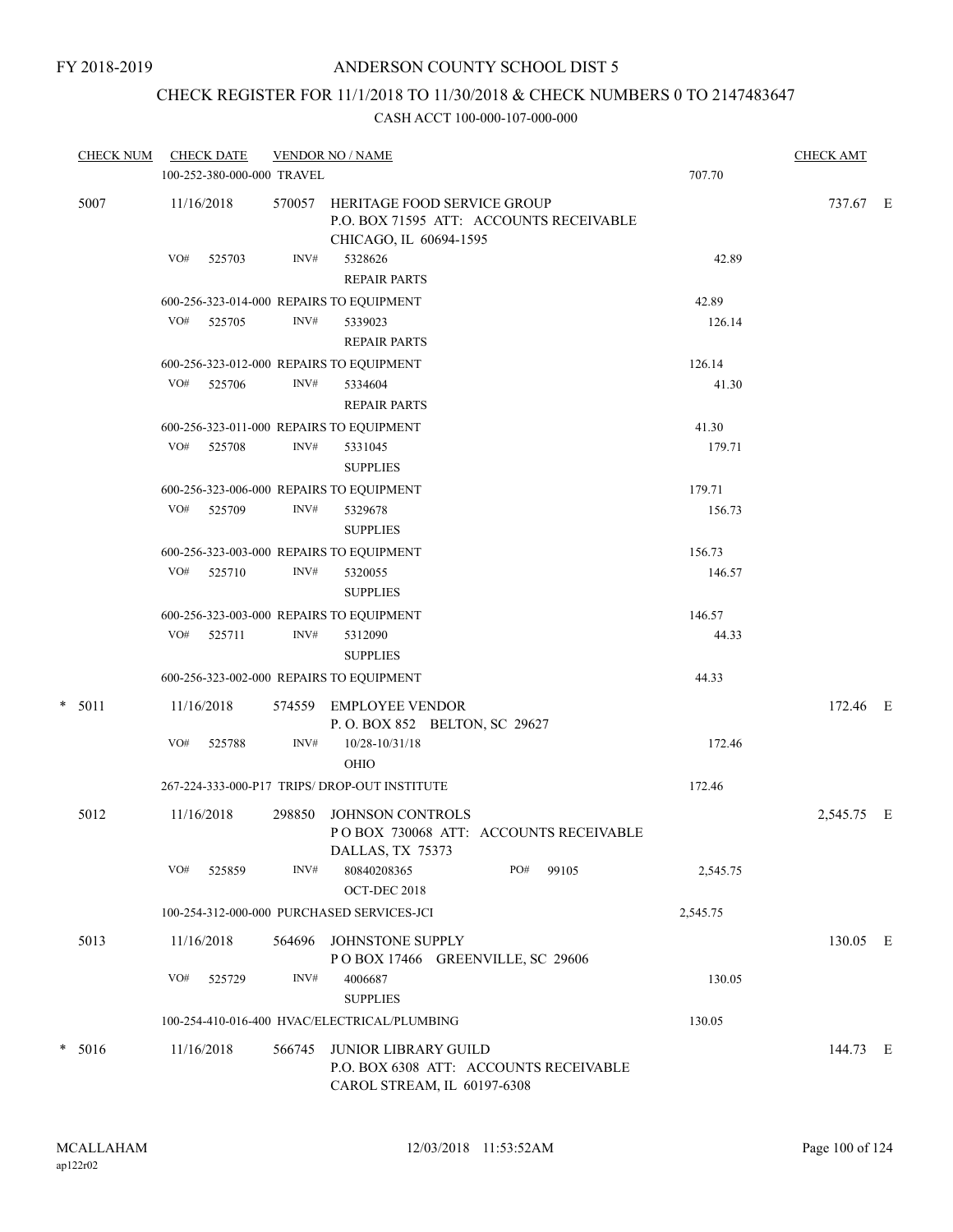FY 2018-2019

# ANDERSON COUNTY SCHOOL DIST 5

## CHECK REGISTER FOR 11/1/2018 TO 11/30/2018 & CHECK NUMBERS 0 TO 2147483647

CASH ACCT 100-000-107-000-000

| CHECK NUM | CHECK DATE | VENDOR NO / NAME | | CHECK AMT | |
|---|---|---|---|---|---|
| | 100-252-380-000-000 TRAVEL | | 707.70 | | |
| 5007 | 11/16/2018 | 570057 HERITAGE FOOD SERVICE GROUP<br>P.O. BOX 71595 ATT: ACCOUNTS RECEIVABLE<br>CHICAGO, IL 60694-1595 | | 737.67 | E |
| | VO# 525703 | INV# 5328626<br>REPAIR PARTS | 42.89 | | |
| | 600-256-323-014-000 REPAIRS TO EQUIPMENT | | 42.89 | | |
| | VO# 525705 | INV# 5339023<br>REPAIR PARTS | 126.14 | | |
| | 600-256-323-012-000 REPAIRS TO EQUIPMENT | | 126.14 | | |
| | VO# 525706 | INV# 5334604<br>REPAIR PARTS | 41.30 | | |
| | 600-256-323-011-000 REPAIRS TO EQUIPMENT | | 41.30 | | |
| | VO# 525708 | INV# 5331045<br>SUPPLIES | 179.71 | | |
| | 600-256-323-006-000 REPAIRS TO EQUIPMENT | | 179.71 | | |
| | VO# 525709 | INV# 5329678<br>SUPPLIES | 156.73 | | |
| | 600-256-323-003-000 REPAIRS TO EQUIPMENT | | 156.73 | | |
| | VO# 525710 | INV# 5320055<br>SUPPLIES | 146.57 | | |
| | 600-256-323-003-000 REPAIRS TO EQUIPMENT | | 146.57 | | |
| | VO# 525711 | INV# 5312090<br>SUPPLIES | 44.33 | | |
| | 600-256-323-002-000 REPAIRS TO EQUIPMENT | | 44.33 | | |
| * 5011 | 11/16/2018 | 574559 EMPLOYEE VENDOR<br>P. O. BOX 852 BELTON, SC 29627 | | 172.46 | E |
| | VO# 525788 | INV# 10/28-10/31/18<br>OHIO | 172.46 | | |
| | 267-224-333-000-P17 TRIPS/ DROP-OUT INSTITUTE | | 172.46 | | |
| 5012 | 11/16/2018 | 298850 JOHNSON CONTROLS<br>P O BOX 730068 ATT: ACCOUNTS RECEIVABLE<br>DALLAS, TX 75373 | | 2,545.75 | E |
| | VO# 525859 | INV# 80840208365 PO# 99105<br>OCT-DEC 2018 | 2,545.75 | | |
| | 100-254-312-000-000 PURCHASED SERVICES-JCI | | 2,545.75 | | |
| 5013 | 11/16/2018 | 564696 JOHNSTONE SUPPLY<br>P O BOX 17466 GREENVILLE, SC 29606 | | 130.05 | E |
| | VO# 525729 | INV# 4006687<br>SUPPLIES | 130.05 | | |
| | 100-254-410-016-400 HVAC/ELECTRICAL/PLUMBING | | 130.05 | | |
| * 5016 | 11/16/2018 | 566745 JUNIOR LIBRARY GUILD<br>P.O. BOX 6308 ATT: ACCOUNTS RECEIVABLE<br>CAROL STREAM, IL 60197-6308 | | 144.73 | E |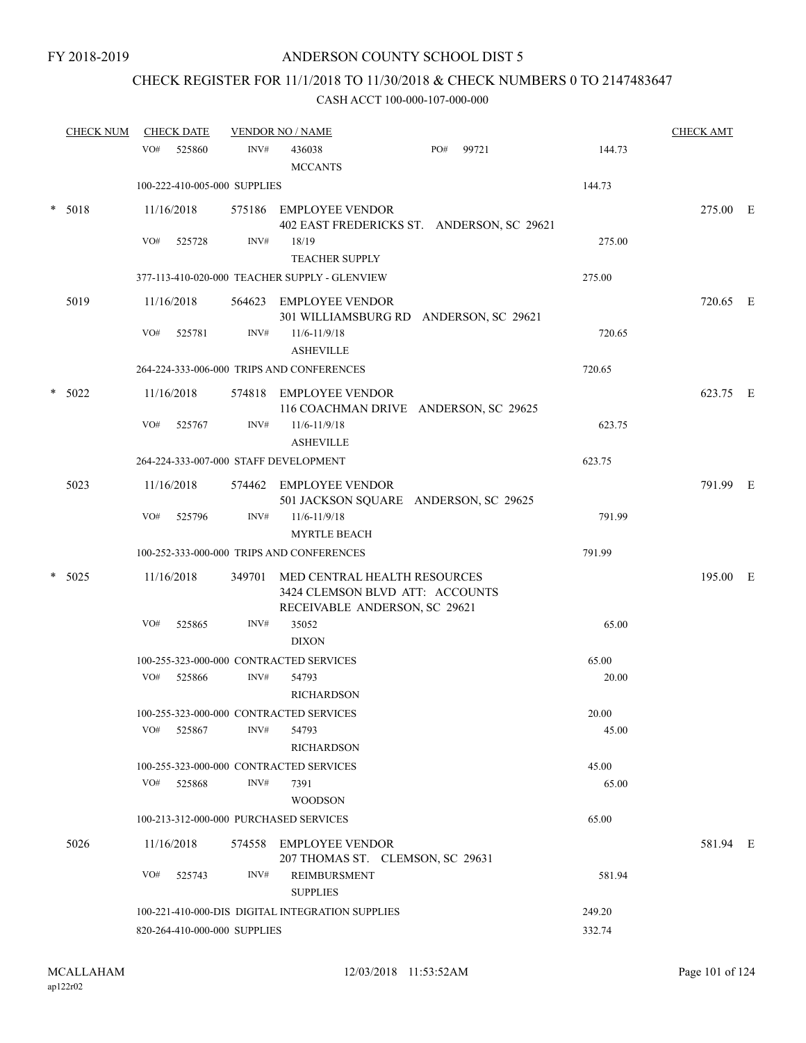FY 2018-2019

# ANDERSON COUNTY SCHOOL DIST 5

## CHECK REGISTER FOR 11/1/2018 TO 11/30/2018 & CHECK NUMBERS 0 TO 2147483647

CASH ACCT 100-000-107-000-000

| CHECK NUM | CHECK DATE | VENDOR NO / NAME | | CHECK AMT |
|---|---|---|---|---|
| | VO# 525860 | INV# 436038 MCCANTS PO# 99721 | 144.73 | |
| | 100-222-410-005-000 SUPPLIES | | 144.73 | |
| * 5018 | 11/16/2018 | 575186 EMPLOYEE VENDOR 402 EAST FREDERICKS ST. ANDERSON, SC 29621 | | 275.00 E |
| | VO# 525728 | INV# 18/19 TEACHER SUPPLY | 275.00 | |
| | 377-113-410-020-000 TEACHER SUPPLY - GLENVIEW | | 275.00 | |
| 5019 | 11/16/2018 | 564623 EMPLOYEE VENDOR 301 WILLIAMSBURG RD ANDERSON, SC 29621 | | 720.65 E |
| | VO# 525781 | INV# 11/6-11/9/18 ASHEVILLE | 720.65 | |
| | 264-224-333-006-000 TRIPS AND CONFERENCES | | 720.65 | |
| * 5022 | 11/16/2018 | 574818 EMPLOYEE VENDOR 116 COACHMAN DRIVE ANDERSON, SC 29625 | | 623.75 E |
| | VO# 525767 | INV# 11/6-11/9/18 ASHEVILLE | 623.75 | |
| | 264-224-333-007-000 STAFF DEVELOPMENT | | 623.75 | |
| 5023 | 11/16/2018 | 574462 EMPLOYEE VENDOR 501 JACKSON SQUARE ANDERSON, SC 29625 | | 791.99 E |
| | VO# 525796 | INV# 11/6-11/9/18 MYRTLE BEACH | 791.99 | |
| | 100-252-333-000-000 TRIPS AND CONFERENCES | | 791.99 | |
| * 5025 | 11/16/2018 | 349701 MED CENTRAL HEALTH RESOURCES 3424 CLEMSON BLVD ATT: ACCOUNTS RECEIVABLE ANDERSON, SC 29621 | | 195.00 E |
| | VO# 525865 | INV# 35052 DIXON | 65.00 | |
| | 100-255-323-000-000 CONTRACTED SERVICES | | 65.00 | |
| | VO# 525866 | INV# 54793 RICHARDSON | 20.00 | |
| | 100-255-323-000-000 CONTRACTED SERVICES | | 20.00 | |
| | VO# 525867 | INV# 54793 RICHARDSON | 45.00 | |
| | 100-255-323-000-000 CONTRACTED SERVICES | | 45.00 | |
| | VO# 525868 | INV# 7391 WOODSON | 65.00 | |
| | 100-213-312-000-000 PURCHASED SERVICES | | 65.00 | |
| 5026 | 11/16/2018 | 574558 EMPLOYEE VENDOR 207 THOMAS ST. CLEMSON, SC 29631 | | 581.94 E |
| | VO# 525743 | INV# REIMBURSMENT SUPPLIES | 581.94 | |
| | 100-221-410-000-DIS DIGITAL INTEGRATION SUPPLIES | | 249.20 | |
| | 820-264-410-000-000 SUPPLIES | | 332.74 | |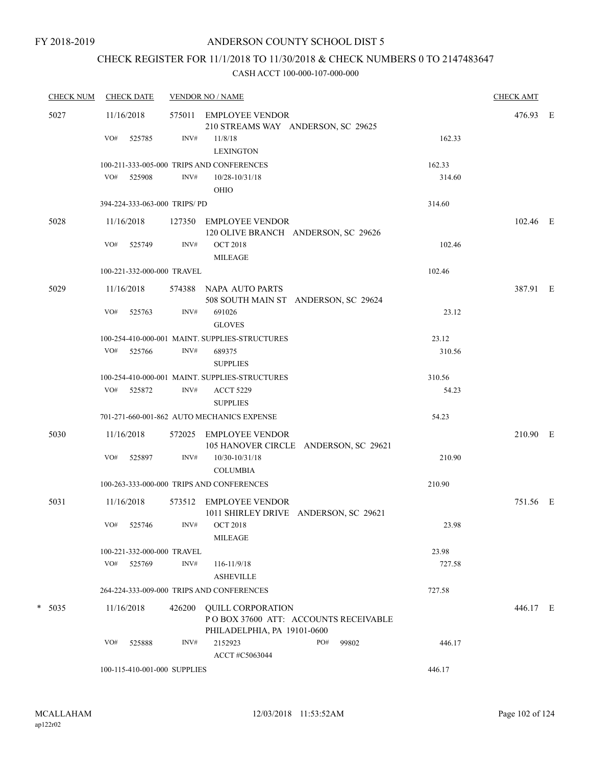FY 2018-2019

# ANDERSON COUNTY SCHOOL DIST 5

## CHECK REGISTER FOR 11/1/2018 TO 11/30/2018 & CHECK NUMBERS 0 TO 2147483647

### CASH ACCT 100-000-107-000-000

| CHECK NUM | CHECK DATE | VENDOR NO / NAME | | CHECK AMT | |
|---|---|---|---|---|---|
| 5027 | 11/16/2018 | 575011 EMPLOYEE VENDOR<br>210 STREAMS WAY ANDERSON, SC 29625 | | 476.93 | E |
| | VO# 525785 | INV# 11/8/18<br>LEXINGTON | 162.33 | | |
| | 100-211-333-005-000 TRIPS AND CONFERENCES | | 162.33 | | |
| | VO# 525908 | INV# 10/28-10/31/18<br>OHIO | 314.60 | | |
| | 394-224-333-063-000 TRIPS/ PD | | 314.60 | | |
| 5028 | 11/16/2018 | 127350 EMPLOYEE VENDOR<br>120 OLIVE BRANCH ANDERSON, SC 29626 | | 102.46 | E |
| | VO# 525749 | INV# OCT 2018<br>MILEAGE | 102.46 | | |
| | 100-221-332-000-000 TRAVEL | | 102.46 | | |
| 5029 | 11/16/2018 | 574388 NAPA AUTO PARTS<br>508 SOUTH MAIN ST ANDERSON, SC 29624 | | 387.91 | E |
| | VO# 525763 | INV# 691026<br>GLOVES | 23.12 | | |
| | 100-254-410-000-001 MAINT. SUPPLIES-STRUCTURES | | 23.12 | | |
| | VO# 525766 | INV# 689375<br>SUPPLIES | 310.56 | | |
| | 100-254-410-000-001 MAINT. SUPPLIES-STRUCTURES | | 310.56 | | |
| | VO# 525872 | INV# ACCT 5229<br>SUPPLIES | 54.23 | | |
| | 701-271-660-001-862 AUTO MECHANICS EXPENSE | | 54.23 | | |
| 5030 | 11/16/2018 | 572025 EMPLOYEE VENDOR<br>105 HANOVER CIRCLE ANDERSON, SC 29621 | | 210.90 | E |
| | VO# 525897 | INV# 10/30-10/31/18<br>COLUMBIA | 210.90 | | |
| | 100-263-333-000-000 TRIPS AND CONFERENCES | | 210.90 | | |
| 5031 | 11/16/2018 | 573512 EMPLOYEE VENDOR<br>1011 SHIRLEY DRIVE ANDERSON, SC 29621 | | 751.56 | E |
| | VO# 525746 | INV# OCT 2018<br>MILEAGE | 23.98 | | |
| | 100-221-332-000-000 TRAVEL | | 23.98 | | |
| | VO# 525769 | INV# 116-11/9/18<br>ASHEVILLE | 727.58 | | |
| | 264-224-333-009-000 TRIPS AND CONFERENCES | | 727.58 | | |
| * 5035 | 11/16/2018 | 426200 QUILL CORPORATION<br>P O BOX 37600 ATT: ACCOUNTS RECEIVABLE<br>PHILADELPHIA, PA 19101-0600 | | 446.17 | E |
| | VO# 525888 | INV# 2152923 PO# 99802<br>ACCT #C5063044 | 446.17 | | |
| | 100-115-410-001-000 SUPPLIES | | 446.17 | | |

MCALLAHAM
ap122r02

12/03/2018 11:53:52AM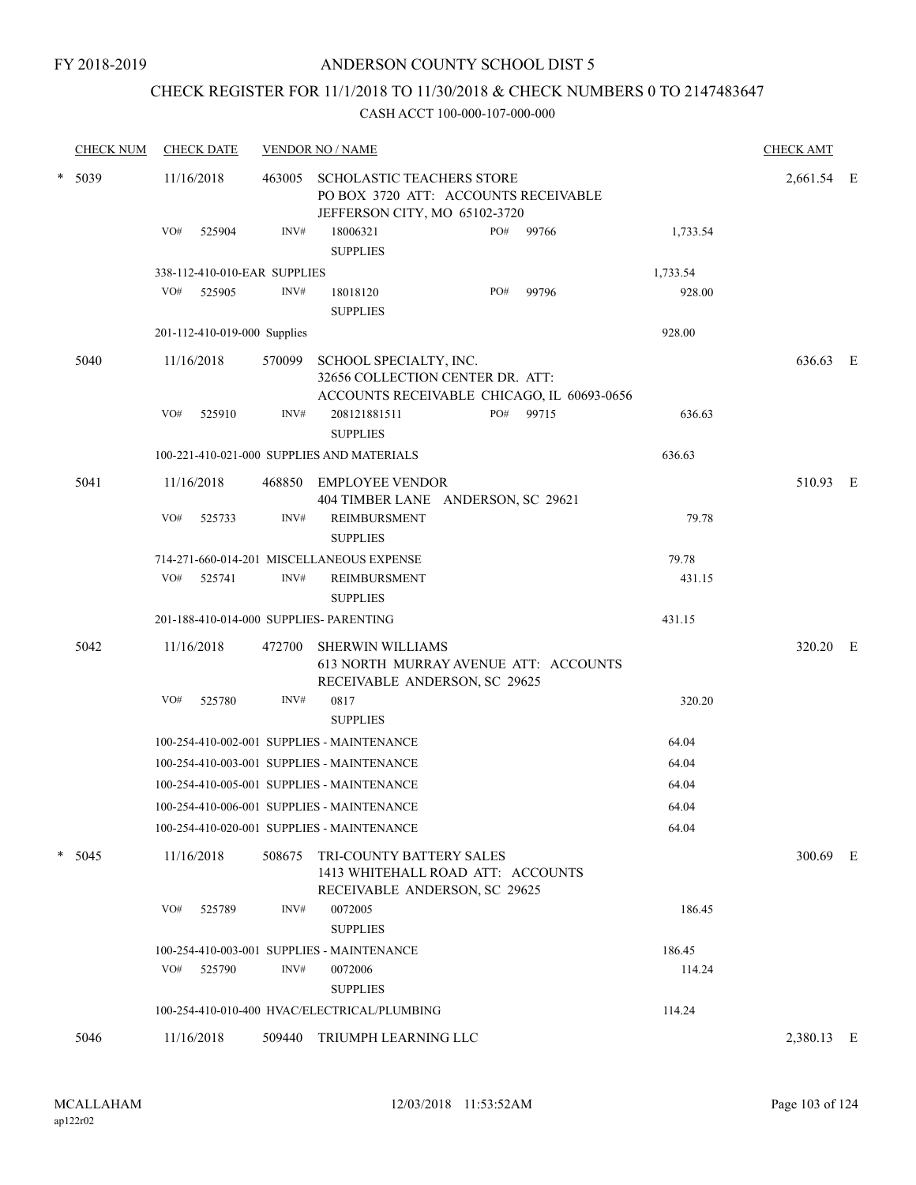FY 2018-2019

# ANDERSON COUNTY SCHOOL DIST 5

## CHECK REGISTER FOR 11/1/2018 TO 11/30/2018 & CHECK NUMBERS 0 TO 2147483647

CASH ACCT 100-000-107-000-000

| CHECK NUM | CHECK DATE | VENDOR NO / NAME | | | CHECK AMT | |
|---|---|---|---|---|---|---|
| * 5039 | 11/16/2018 | 463005 SCHOLASTIC TEACHERS STORE PO BOX 3720 ATT: ACCOUNTS RECEIVABLE JEFFERSON CITY, MO 65102-3720 | | | 2,661.54 | E |
| | VO# 525904 | INV# 18006321 SUPPLIES | PO# 99766 | 1,733.54 | | |
| | 338-112-410-010-EAR SUPPLIES | | | 1,733.54 | | |
| | VO# 525905 | INV# 18018120 SUPPLIES | PO# 99796 | 928.00 | | |
| | 201-112-410-019-000 Supplies | | | 928.00 | | |
| 5040 | 11/16/2018 | 570099 SCHOOL SPECIALTY, INC. 32656 COLLECTION CENTER DR. ATT: ACCOUNTS RECEIVABLE CHICAGO, IL 60693-0656 | | | 636.63 | E |
| | VO# 525910 | INV# 208121881511 SUPPLIES | PO# 99715 | 636.63 | | |
| | 100-221-410-021-000 SUPPLIES AND MATERIALS | | | 636.63 | | |
| 5041 | 11/16/2018 | 468850 EMPLOYEE VENDOR 404 TIMBER LANE ANDERSON, SC 29621 | | | 510.93 | E |
| | VO# 525733 | INV# REIMBURSMENT SUPPLIES | | 79.78 | | |
| | 714-271-660-014-201 MISCELLANEOUS EXPENSE | | | 79.78 | | |
| | VO# 525741 | INV# REIMBURSMENT SUPPLIES | | 431.15 | | |
| | 201-188-410-014-000 SUPPLIES- PARENTING | | | 431.15 | | |
| 5042 | 11/16/2018 | 472700 SHERWIN WILLIAMS 613 NORTH MURRAY AVENUE ATT: ACCOUNTS RECEIVABLE ANDERSON, SC 29625 | | | 320.20 | E |
| | VO# 525780 | INV# 0817 SUPPLIES | | 320.20 | | |
| | 100-254-410-002-001 SUPPLIES - MAINTENANCE | | | 64.04 | | |
| | 100-254-410-003-001 SUPPLIES - MAINTENANCE | | | 64.04 | | |
| | 100-254-410-005-001 SUPPLIES - MAINTENANCE | | | 64.04 | | |
| | 100-254-410-006-001 SUPPLIES - MAINTENANCE | | | 64.04 | | |
| | 100-254-410-020-001 SUPPLIES - MAINTENANCE | | | 64.04 | | |
| * 5045 | 11/16/2018 | 508675 TRI-COUNTY BATTERY SALES 1413 WHITEHALL ROAD ATT: ACCOUNTS RECEIVABLE ANDERSON, SC 29625 | | | 300.69 | E |
| | VO# 525789 | INV# 0072005 SUPPLIES | | 186.45 | | |
| | 100-254-410-003-001 SUPPLIES - MAINTENANCE | | | 186.45 | | |
| | VO# 525790 | INV# 0072006 SUPPLIES | | 114.24 | | |
| | 100-254-410-010-400 HVAC/ELECTRICAL/PLUMBING | | | 114.24 | | |
| 5046 | 11/16/2018 | 509440 TRIUMPH LEARNING LLC | | | 2,380.13 | E |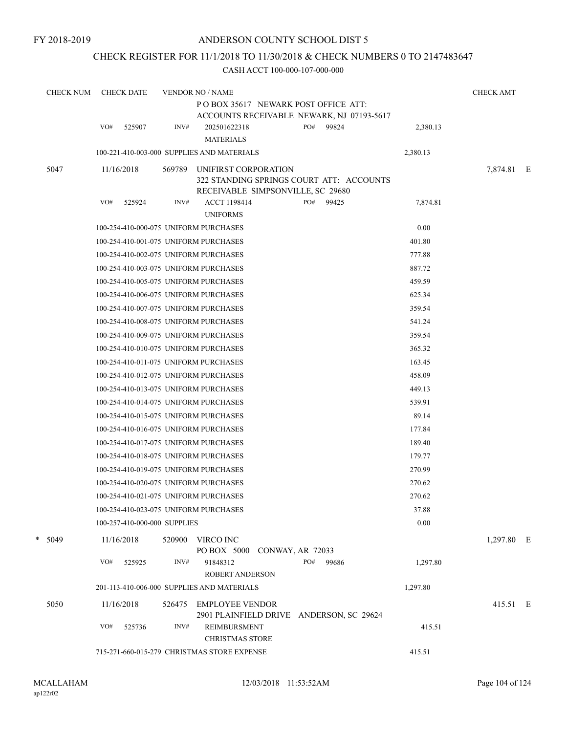FY 2018-2019

# ANDERSON COUNTY SCHOOL DIST 5

## CHECK REGISTER FOR 11/1/2018 TO 11/30/2018 & CHECK NUMBERS 0 TO 2147483647

CASH ACCT 100-000-107-000-000

| CHECK NUM | CHECK DATE | VENDOR NO / NAME | | | CHECK AMT |
|---|---|---|---|---|---|
| | | P O BOX 35617 NEWARK POST OFFICE ATT: ACCOUNTS RECEIVABLE NEWARK, NJ 07193-5617 | | | |
| | VO# 525907 | INV# 202501622318 MATERIALS | PO# 99824 | 2,380.13 | |
| | 100-221-410-003-000 SUPPLIES AND MATERIALS | | | 2,380.13 | |
| 5047 | 11/16/2018 | 569789 UNIFIRST CORPORATION 322 STANDING SPRINGS COURT ATT: ACCOUNTS RECEIVABLE SIMPSONVILLE, SC 29680 | | | 7,874.81 E |
| | VO# 525924 | INV# ACCT 1198414 UNIFORMS | PO# 99425 | 7,874.81 | |
| | 100-254-410-000-075 UNIFORM PURCHASES | | | 0.00 | |
| | 100-254-410-001-075 UNIFORM PURCHASES | | | 401.80 | |
| | 100-254-410-002-075 UNIFORM PURCHASES | | | 777.88 | |
| | 100-254-410-003-075 UNIFORM PURCHASES | | | 887.72 | |
| | 100-254-410-005-075 UNIFORM PURCHASES | | | 459.59 | |
| | 100-254-410-006-075 UNIFORM PURCHASES | | | 625.34 | |
| | 100-254-410-007-075 UNIFORM PURCHASES | | | 359.54 | |
| | 100-254-410-008-075 UNIFORM PURCHASES | | | 541.24 | |
| | 100-254-410-009-075 UNIFORM PURCHASES | | | 359.54 | |
| | 100-254-410-010-075 UNIFORM PURCHASES | | | 365.32 | |
| | 100-254-410-011-075 UNIFORM PURCHASES | | | 163.45 | |
| | 100-254-410-012-075 UNIFORM PURCHASES | | | 458.09 | |
| | 100-254-410-013-075 UNIFORM PURCHASES | | | 449.13 | |
| | 100-254-410-014-075 UNIFORM PURCHASES | | | 539.91 | |
| | 100-254-410-015-075 UNIFORM PURCHASES | | | 89.14 | |
| | 100-254-410-016-075 UNIFORM PURCHASES | | | 177.84 | |
| | 100-254-410-017-075 UNIFORM PURCHASES | | | 189.40 | |
| | 100-254-410-018-075 UNIFORM PURCHASES | | | 179.77 | |
| | 100-254-410-019-075 UNIFORM PURCHASES | | | 270.99 | |
| | 100-254-410-020-075 UNIFORM PURCHASES | | | 270.62 | |
| | 100-254-410-021-075 UNIFORM PURCHASES | | | 270.62 | |
| | 100-254-410-023-075 UNIFORM PURCHASES | | | 37.88 | |
| | 100-257-410-000-000 SUPPLIES | | | 0.00 | |
| * 5049 | 11/16/2018 | 520900 VIRCO INC PO BOX 5000 CONWAY, AR 72033 | | | 1,297.80 E |
| | VO# 525925 | INV# 91848312 ROBERT ANDERSON | PO# 99686 | 1,297.80 | |
| | 201-113-410-006-000 SUPPLIES AND MATERIALS | | | 1,297.80 | |
| 5050 | 11/16/2018 | 526475 EMPLOYEE VENDOR 2901 PLAINFIELD DRIVE ANDERSON, SC 29624 | | | 415.51 E |
| | VO# 525736 | INV# REIMBURSMENT CHRISTMAS STORE | | 415.51 | |
| | 715-271-660-015-279 CHRISTMAS STORE EXPENSE | | | 415.51 | |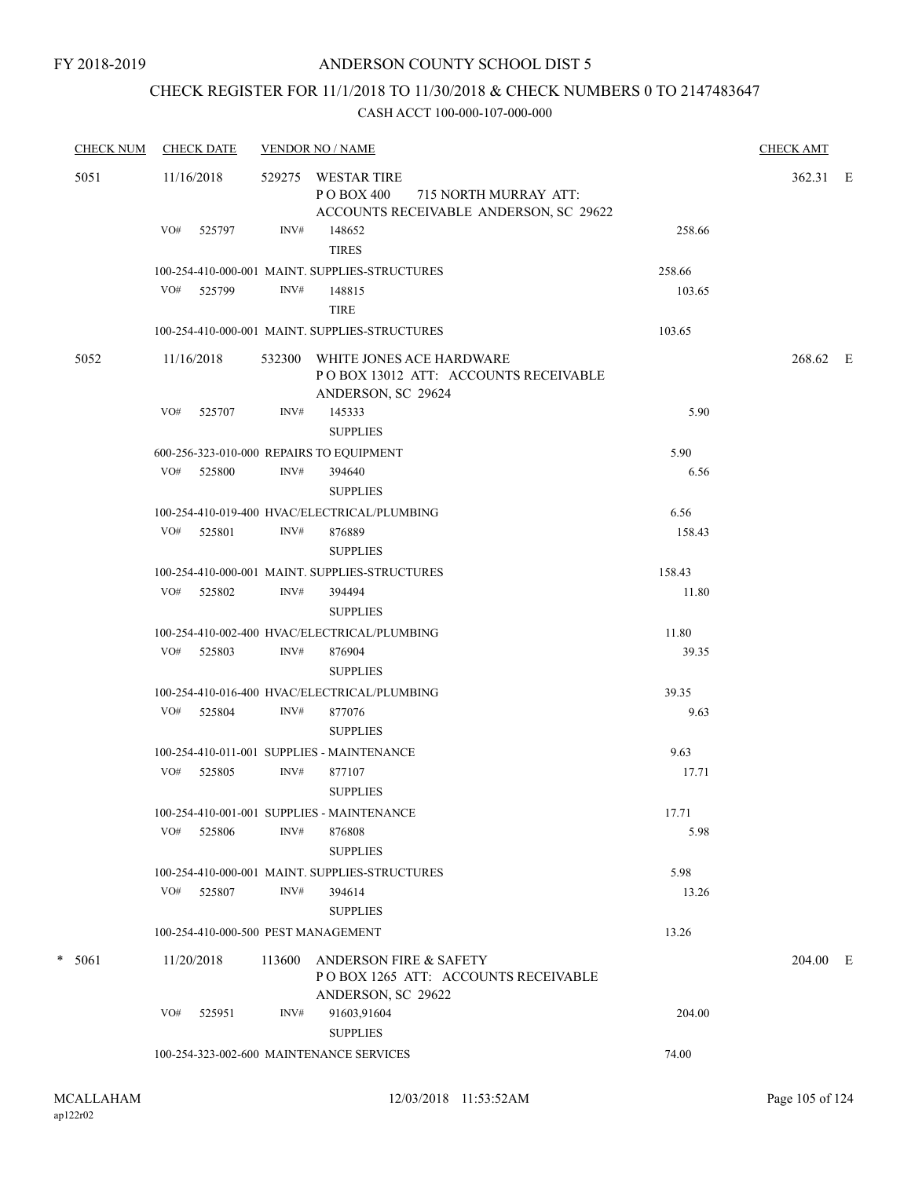FY 2018-2019

# ANDERSON COUNTY SCHOOL DIST 5

## CHECK REGISTER FOR 11/1/2018 TO 11/30/2018 & CHECK NUMBERS 0 TO 2147483647

### CASH ACCT 100-000-107-000-000

| CHECK NUM | CHECK DATE | VENDOR NO / NAME | | CHECK AMT |
|---|---|---|---|---|
| 5051 | 11/16/2018 | 529275 WESTAR TIRE P O BOX 400 715 NORTH MURRAY ATT: ACCOUNTS RECEIVABLE ANDERSON, SC 29622 | | 362.31 E |
| | VO# 525797 | INV# 148652 TIRES | 258.66 | |
| | | 100-254-410-000-001 MAINT. SUPPLIES-STRUCTURES | 258.66 | |
| | VO# 525799 | INV# 148815 TIRE | 103.65 | |
| | | 100-254-410-000-001 MAINT. SUPPLIES-STRUCTURES | 103.65 | |
| 5052 | 11/16/2018 | 532300 WHITE JONES ACE HARDWARE P O BOX 13012 ATT: ACCOUNTS RECEIVABLE ANDERSON, SC 29624 | | 268.62 E |
| | VO# 525707 | INV# 145333 SUPPLIES | 5.90 | |
| | | 600-256-323-010-000 REPAIRS TO EQUIPMENT | 5.90 | |
| | VO# 525800 | INV# 394640 SUPPLIES | 6.56 | |
| | | 100-254-410-019-400 HVAC/ELECTRICAL/PLUMBING | 6.56 | |
| | VO# 525801 | INV# 876889 SUPPLIES | 158.43 | |
| | | 100-254-410-000-001 MAINT. SUPPLIES-STRUCTURES | 158.43 | |
| | VO# 525802 | INV# 394494 SUPPLIES | 11.80 | |
| | | 100-254-410-002-400 HVAC/ELECTRICAL/PLUMBING | 11.80 | |
| | VO# 525803 | INV# 876904 SUPPLIES | 39.35 | |
| | | 100-254-410-016-400 HVAC/ELECTRICAL/PLUMBING | 39.35 | |
| | VO# 525804 | INV# 877076 SUPPLIES | 9.63 | |
| | | 100-254-410-011-001 SUPPLIES - MAINTENANCE | 9.63 | |
| | VO# 525805 | INV# 877107 SUPPLIES | 17.71 | |
| | | 100-254-410-001-001 SUPPLIES - MAINTENANCE | 17.71 | |
| | VO# 525806 | INV# 876808 SUPPLIES | 5.98 | |
| | | 100-254-410-000-001 MAINT. SUPPLIES-STRUCTURES | 5.98 | |
| | VO# 525807 | INV# 394614 SUPPLIES | 13.26 | |
| | | 100-254-410-000-500 PEST MANAGEMENT | 13.26 | |
| * 5061 | 11/20/2018 | 113600 ANDERSON FIRE & SAFETY P O BOX 1265 ATT: ACCOUNTS RECEIVABLE ANDERSON, SC 29622 | | 204.00 E |
| | VO# 525951 | INV# 91603,91604 SUPPLIES | 204.00 | |
| | | 100-254-323-002-600 MAINTENANCE SERVICES | 74.00 | |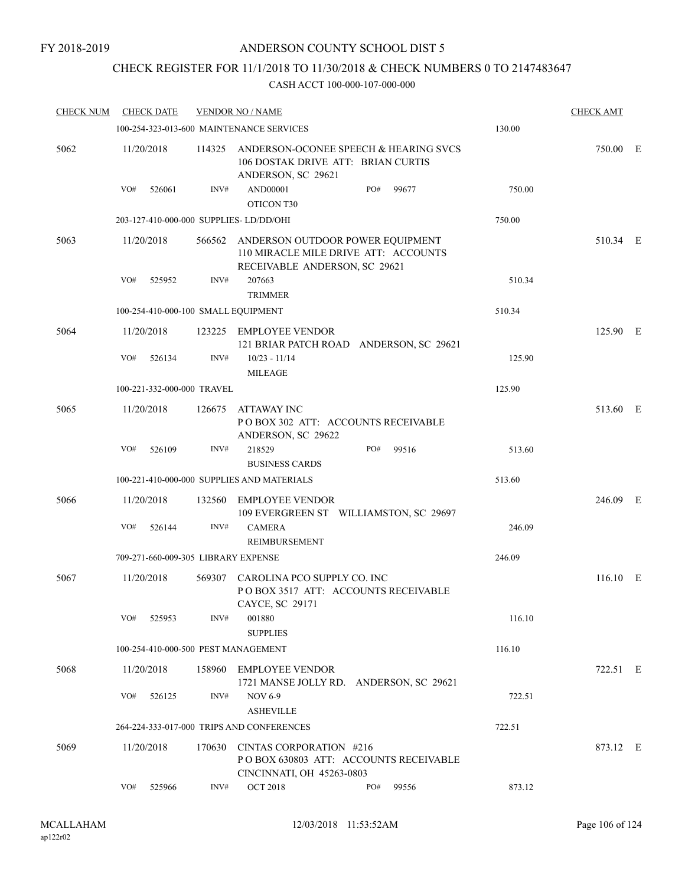FY 2018-2019

# ANDERSON COUNTY SCHOOL DIST 5

## CHECK REGISTER FOR 11/1/2018 TO 11/30/2018 & CHECK NUMBERS 0 TO 2147483647

CASH ACCT 100-000-107-000-000

| CHECK NUM | CHECK DATE | VENDOR NO / NAME | | CHECK AMT |
|---|---|---|---|---|
| | 100-254-323-013-600 MAINTENANCE SERVICES | | 130.00 | |
| 5062 | 11/20/2018 | 114325 ANDERSON-OCONEE SPEECH & HEARING SVCS 106 DOSTAK DRIVE ATT: BRIAN CURTIS ANDERSON, SC 29621 | | 750.00 E |
| | VO# 526061 | INV# AND00001 OTICON T30 PO# 99677 | 750.00 | |
| | 203-127-410-000-000 SUPPLIES- LD/DD/OHI | | 750.00 | |
| 5063 | 11/20/2018 | 566562 ANDERSON OUTDOOR POWER EQUIPMENT 110 MIRACLE MILE DRIVE ATT: ACCOUNTS RECEIVABLE ANDERSON, SC 29621 | | 510.34 E |
| | VO# 525952 | INV# 207663 TRIMMER | 510.34 | |
| | 100-254-410-000-100 SMALL EQUIPMENT | | 510.34 | |
| 5064 | 11/20/2018 | 123225 EMPLOYEE VENDOR 121 BRIAR PATCH ROAD ANDERSON, SC 29621 | | 125.90 E |
| | VO# 526134 | INV# 10/23 - 11/14 MILEAGE | 125.90 | |
| | 100-221-332-000-000 TRAVEL | | 125.90 | |
| 5065 | 11/20/2018 | 126675 ATTAWAY INC P O BOX 302 ATT: ACCOUNTS RECEIVABLE ANDERSON, SC 29622 | | 513.60 E |
| | VO# 526109 | INV# 218529 BUSINESS CARDS PO# 99516 | 513.60 | |
| | 100-221-410-000-000 SUPPLIES AND MATERIALS | | 513.60 | |
| 5066 | 11/20/2018 | 132560 EMPLOYEE VENDOR 109 EVERGREEN ST WILLIAMSTON, SC 29697 | | 246.09 E |
| | VO# 526144 | INV# CAMERA REIMBURSEMENT | 246.09 | |
| | 709-271-660-009-305 LIBRARY EXPENSE | | 246.09 | |
| 5067 | 11/20/2018 | 569307 CAROLINA PCO SUPPLY CO. INC P O BOX 3517 ATT: ACCOUNTS RECEIVABLE CAYCE, SC 29171 | | 116.10 E |
| | VO# 525953 | INV# 001880 SUPPLIES | 116.10 | |
| | 100-254-410-000-500 PEST MANAGEMENT | | 116.10 | |
| 5068 | 11/20/2018 | 158960 EMPLOYEE VENDOR 1721 MANSE JOLLY RD. ANDERSON, SC 29621 | | 722.51 E |
| | VO# 526125 | INV# NOV 6-9 ASHEVILLE | 722.51 | |
| | 264-224-333-017-000 TRIPS AND CONFERENCES | | 722.51 | |
| 5069 | 11/20/2018 | 170630 CINTAS CORPORATION #216 P O BOX 630803 ATT: ACCOUNTS RECEIVABLE CINCINNATI, OH 45263-0803 | | 873.12 E |
| | VO# 525966 | INV# OCT 2018 PO# 99556 | 873.12 | |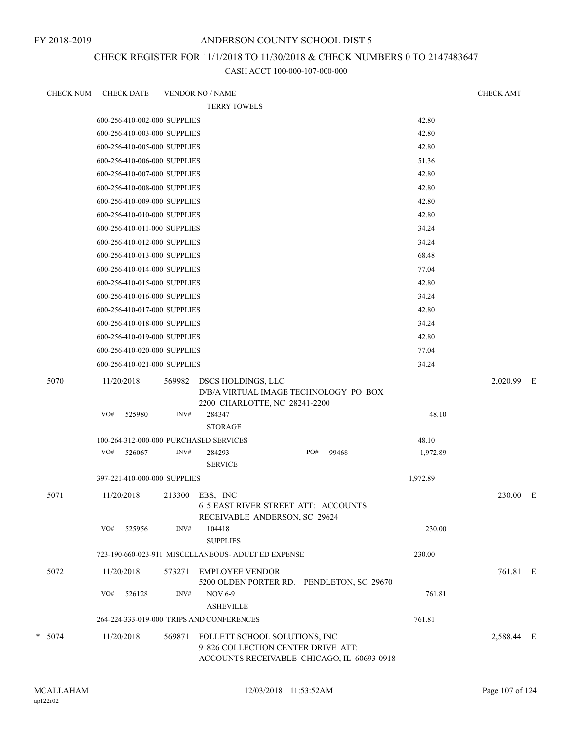FY 2018-2019

# ANDERSON COUNTY SCHOOL DIST 5

## CHECK REGISTER FOR 11/1/2018 TO 11/30/2018 & CHECK NUMBERS 0 TO 2147483647

CASH ACCT 100-000-107-000-000

| CHECK NUM | CHECK DATE | VENDOR NO / NAME | | CHECK AMT | |
|---|---|---|---|---|---|
| | | TERRY TOWELS | | | |
| | 600-256-410-002-000 SUPPLIES | | 42.80 | | |
| | 600-256-410-003-000 SUPPLIES | | 42.80 | | |
| | 600-256-410-005-000 SUPPLIES | | 42.80 | | |
| | 600-256-410-006-000 SUPPLIES | | 51.36 | | |
| | 600-256-410-007-000 SUPPLIES | | 42.80 | | |
| | 600-256-410-008-000 SUPPLIES | | 42.80 | | |
| | 600-256-410-009-000 SUPPLIES | | 42.80 | | |
| | 600-256-410-010-000 SUPPLIES | | 42.80 | | |
| | 600-256-410-011-000 SUPPLIES | | 34.24 | | |
| | 600-256-410-012-000 SUPPLIES | | 34.24 | | |
| | 600-256-410-013-000 SUPPLIES | | 68.48 | | |
| | 600-256-410-014-000 SUPPLIES | | 77.04 | | |
| | 600-256-410-015-000 SUPPLIES | | 42.80 | | |
| | 600-256-410-016-000 SUPPLIES | | 34.24 | | |
| | 600-256-410-017-000 SUPPLIES | | 42.80 | | |
| | 600-256-410-018-000 SUPPLIES | | 34.24 | | |
| | 600-256-410-019-000 SUPPLIES | | 42.80 | | |
| | 600-256-410-020-000 SUPPLIES | | 77.04 | | |
| | 600-256-410-021-000 SUPPLIES | | 34.24 | | |
| 5070 | 11/20/2018 | 569982 DSCS HOLDINGS, LLC<br>D/B/A VIRTUAL IMAGE TECHNOLOGY PO BOX 2200 CHARLOTTE, NC 28241-2200 | | 2,020.99 | E |
| | VO# 525980 | INV# 284347<br>STORAGE | 48.10 | | |
| | 100-264-312-000-000 PURCHASED SERVICES | | 48.10 | | |
| | VO# 526067 | INV# 284293 PO# 99468<br>SERVICE | 1,972.89 | | |
| | 397-221-410-000-000 SUPPLIES | | 1,972.89 | | |
| 5071 | 11/20/2018 | 213300 EBS, INC<br>615 EAST RIVER STREET ATT: ACCOUNTS RECEIVABLE ANDERSON, SC 29624 | | 230.00 | E |
| | VO# 525956 | INV# 104418<br>SUPPLIES | 230.00 | | |
| | 723-190-660-023-911 MISCELLANEOUS- ADULT ED EXPENSE | | 230.00 | | |
| 5072 | 11/20/2018 | 573271 EMPLOYEE VENDOR<br>5200 OLDEN PORTER RD. PENDLETON, SC 29670 | | 761.81 | E |
| | VO# 526128 | INV# NOV 6-9<br>ASHEVILLE | 761.81 | | |
| | 264-224-333-019-000 TRIPS AND CONFERENCES | | 761.81 | | |
| * 5074 | 11/20/2018 | 569871 FOLLETT SCHOOL SOLUTIONS, INC<br>91826 COLLECTION CENTER DRIVE ATT: ACCOUNTS RECEIVABLE CHICAGO, IL 60693-0918 | | 2,588.44 | E |

MCALLAHAM
ap122r02

12/03/2018 11:53:52AM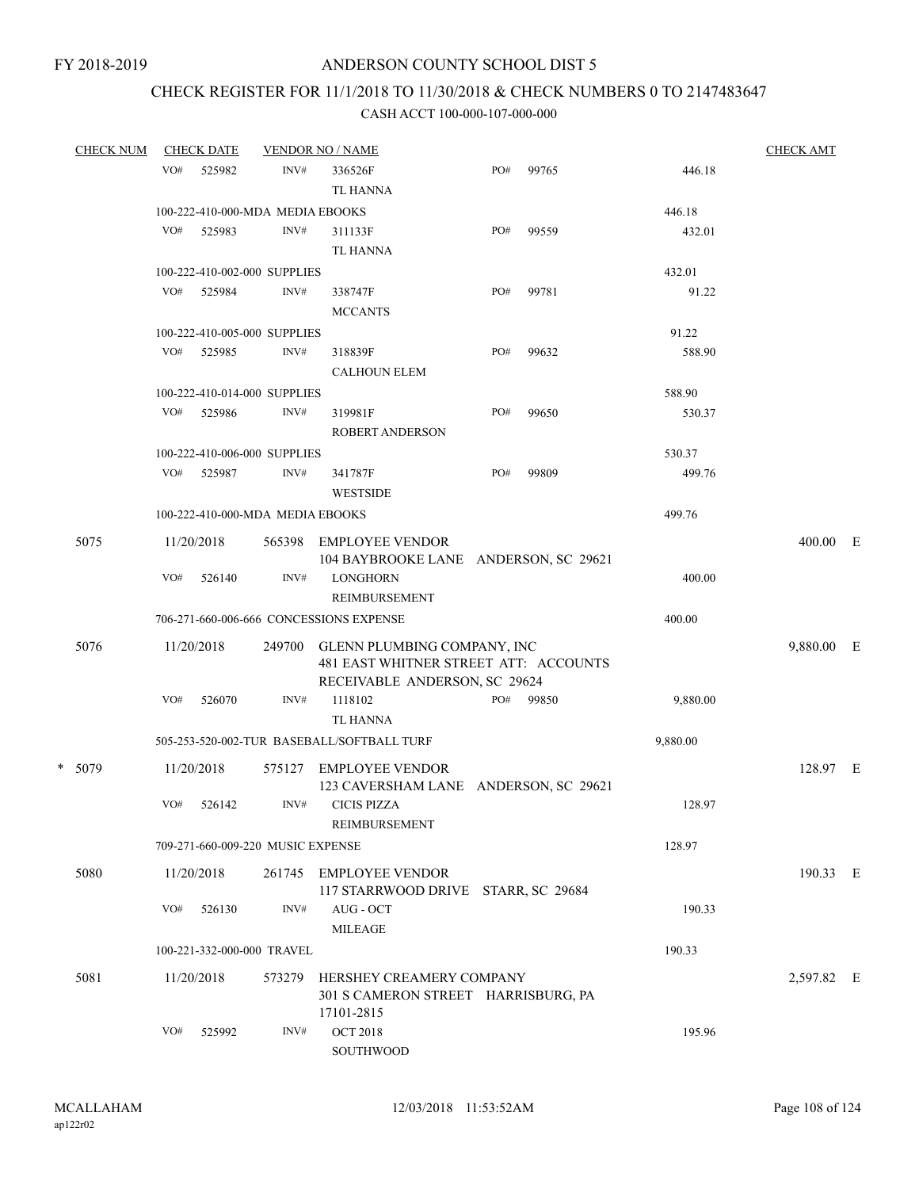FY 2018-2019

# ANDERSON COUNTY SCHOOL DIST 5

## CHECK REGISTER FOR 11/1/2018 TO 11/30/2018 & CHECK NUMBERS 0 TO 2147483647

### CASH ACCT 100-000-107-000-000

| CHECK NUM | CHECK DATE | VENDOR NO / NAME | | | CHECK AMT | |
|---|---|---|---|---|---|---|
| | VO# 525982 | INV# 336526F<br>TL HANNA | PO# 99765 | 446.18 | | |
| | 100-222-410-000-MDA MEDIA EBOOKS | | | 446.18 | | |
| | VO# 525983 | INV# 311133F<br>TL HANNA | PO# 99559 | 432.01 | | |
| | 100-222-410-002-000 SUPPLIES | | | 432.01 | | |
| | VO# 525984 | INV# 338747F<br>MCCANTS | PO# 99781 | 91.22 | | |
| | 100-222-410-005-000 SUPPLIES | | | 91.22 | | |
| | VO# 525985 | INV# 318839F<br>CALHOUN ELEM | PO# 99632 | 588.90 | | |
| | 100-222-410-014-000 SUPPLIES | | | 588.90 | | |
| | VO# 525986 | INV# 319981F<br>ROBERT ANDERSON | PO# 99650 | 530.37 | | |
| | 100-222-410-006-000 SUPPLIES | | | 530.37 | | |
| | VO# 525987 | INV# 341787F<br>WESTSIDE | PO# 99809 | 499.76 | | |
| | 100-222-410-000-MDA MEDIA EBOOKS | | | 499.76 | | |
| 5075 | 11/20/2018 | 565398 EMPLOYEE VENDOR<br>104 BAYBROOKE LANE ANDERSON, SC 29621 | | | 400.00 | E |
| | VO# 526140 | INV# LONGHORN<br>REIMBURSEMENT | | 400.00 | | |
| | 706-271-660-006-666 CONCESSIONS EXPENSE | | | 400.00 | | |
| 5076 | 11/20/2018 | 249700 GLENN PLUMBING COMPANY, INC<br>481 EAST WHITNER STREET ATT: ACCOUNTS RECEIVABLE ANDERSON, SC 29624 | | | 9,880.00 | E |
| | VO# 526070 | INV# 1118102<br>TL HANNA | PO# 99850 | 9,880.00 | | |
| | 505-253-520-002-TUR BASEBALL/SOFTBALL TURF | | | 9,880.00 | | |
| * 5079 | 11/20/2018 | 575127 EMPLOYEE VENDOR<br>123 CAVERSHAM LANE ANDERSON, SC 29621 | | | 128.97 | E |
| | VO# 526142 | INV# CICIS PIZZA<br>REIMBURSEMENT | | 128.97 | | |
| | 709-271-660-009-220 MUSIC EXPENSE | | | 128.97 | | |
| 5080 | 11/20/2018 | 261745 EMPLOYEE VENDOR<br>117 STARRWOOD DRIVE STARR, SC 29684 | | | 190.33 | E |
| | VO# 526130 | INV# AUG - OCT<br>MILEAGE | | 190.33 | | |
| | 100-221-332-000-000 TRAVEL | | | 190.33 | | |
| 5081 | 11/20/2018 | 573279 HERSHEY CREAMERY COMPANY<br>301 S CAMERON STREET HARRISBURG, PA 17101-2815 | | | 2,597.82 | E |
| | VO# 525992 | INV# OCT 2018<br>SOUTHWOOD | | 195.96 | | |

MCALLAHAM
ap122r02

12/03/2018 11:53:52AM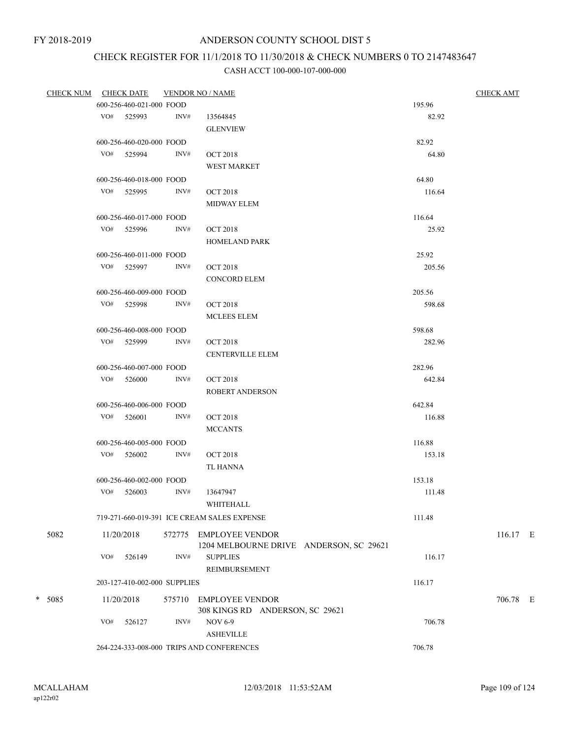FY 2018-2019

# ANDERSON COUNTY SCHOOL DIST 5

## CHECK REGISTER FOR 11/1/2018 TO 11/30/2018 & CHECK NUMBERS 0 TO 2147483647

### CASH ACCT 100-000-107-000-000

| CHECK NUM | CHECK DATE | VENDOR NO / NAME | | | CHECK AMT |
|---|---|---|---|---|---|
| | 600-256-460-021-000 FOOD | | | 195.96 | |
| | VO# 525993 | INV# | 13564845 GLENVIEW | 82.92 | |
| | 600-256-460-020-000 FOOD | | | 82.92 | |
| | VO# 525994 | INV# | OCT 2018 WEST MARKET | 64.80 | |
| | 600-256-460-018-000 FOOD | | | 64.80 | |
| | VO# 525995 | INV# | OCT 2018 MIDWAY ELEM | 116.64 | |
| | 600-256-460-017-000 FOOD | | | 116.64 | |
| | VO# 525996 | INV# | OCT 2018 HOMELAND PARK | 25.92 | |
| | 600-256-460-011-000 FOOD | | | 25.92 | |
| | VO# 525997 | INV# | OCT 2018 CONCORD ELEM | 205.56 | |
| | 600-256-460-009-000 FOOD | | | 205.56 | |
| | VO# 525998 | INV# | OCT 2018 MCLEES ELEM | 598.68 | |
| | 600-256-460-008-000 FOOD | | | 598.68 | |
| | VO# 525999 | INV# | OCT 2018 CENTERVILLE ELEM | 282.96 | |
| | 600-256-460-007-000 FOOD | | | 282.96 | |
| | VO# 526000 | INV# | OCT 2018 ROBERT ANDERSON | 642.84 | |
| | 600-256-460-006-000 FOOD | | | 642.84 | |
| | VO# 526001 | INV# | OCT 2018 MCCANTS | 116.88 | |
| | 600-256-460-005-000 FOOD | | | 116.88 | |
| | VO# 526002 | INV# | OCT 2018 TL HANNA | 153.18 | |
| | 600-256-460-002-000 FOOD | | | 153.18 | |
| | VO# 526003 | INV# | 13647947 WHITEHALL | 111.48 | |
| | 719-271-660-019-391 ICE CREAM SALES EXPENSE | | | 111.48 | |
| 5082 | 11/20/2018 | 572775 | EMPLOYEE VENDOR 1204 MELBOURNE DRIVE ANDERSON, SC 29621 | | 116.17 E |
| | VO# 526149 | INV# | SUPPLIES REIMBURSEMENT | 116.17 | |
| | 203-127-410-002-000 SUPPLIES | | | 116.17 | |
| * 5085 | 11/20/2018 | 575710 | EMPLOYEE VENDOR 308 KINGS RD ANDERSON, SC 29621 | | 706.78 E |
| | VO# 526127 | INV# | NOV 6-9 ASHEVILLE | 706.78 | |
| | 264-224-333-008-000 TRIPS AND CONFERENCES | | | 706.78 | |

MCALLAHAM
ap122r02

12/03/2018 11:53:52AM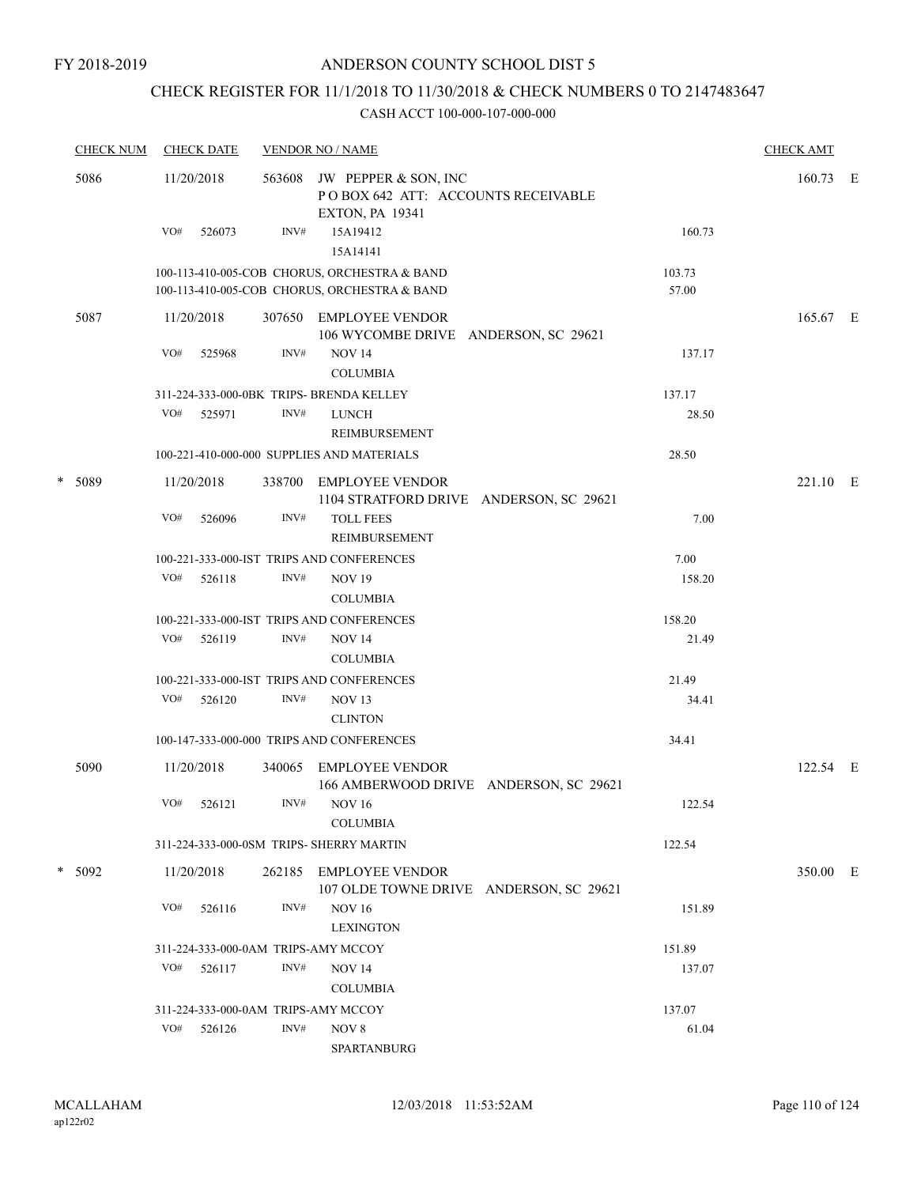FY 2018-2019

# ANDERSON COUNTY SCHOOL DIST 5

## CHECK REGISTER FOR 11/1/2018 TO 11/30/2018 & CHECK NUMBERS 0 TO 2147483647

CASH ACCT 100-000-107-000-000

| CHECK NUM | CHECK DATE | VENDOR NO / NAME | | CHECK AMT |
|---|---|---|---|---|
| 5086 | 11/20/2018 | 563608 JW PEPPER & SON, INC<br>P O BOX 642 ATT: ACCOUNTS RECEIVABLE<br>EXTON, PA 19341 | | 160.73 E |
| | VO# 526073 | INV# 15A19412<br>15A14141 | 160.73 | |
| | | 100-113-410-005-COB CHORUS, ORCHESTRA & BAND | 103.73 | |
| | | 100-113-410-005-COB CHORUS, ORCHESTRA & BAND | 57.00 | |
| 5087 | 11/20/2018 | 307650 EMPLOYEE VENDOR<br>106 WYCOMBE DRIVE ANDERSON, SC 29621 | | 165.67 E |
| | VO# 525968 | INV# NOV 14<br>COLUMBIA | 137.17 | |
| | | 311-224-333-000-0BK TRIPS- BRENDA KELLEY | 137.17 | |
| | VO# 525971 | INV# LUNCH<br>REIMBURSEMENT | 28.50 | |
| | | 100-221-410-000-000 SUPPLIES AND MATERIALS | 28.50 | |
| * 5089 | 11/20/2018 | 338700 EMPLOYEE VENDOR<br>1104 STRATFORD DRIVE ANDERSON, SC 29621 | | 221.10 E |
| | VO# 526096 | INV# TOLL FEES<br>REIMBURSEMENT | 7.00 | |
| | | 100-221-333-000-IST TRIPS AND CONFERENCES | 7.00 | |
| | VO# 526118 | INV# NOV 19<br>COLUMBIA | 158.20 | |
| | | 100-221-333-000-IST TRIPS AND CONFERENCES | 158.20 | |
| | VO# 526119 | INV# NOV 14<br>COLUMBIA | 21.49 | |
| | | 100-221-333-000-IST TRIPS AND CONFERENCES | 21.49 | |
| | VO# 526120 | INV# NOV 13<br>CLINTON | 34.41 | |
| | | 100-147-333-000-000 TRIPS AND CONFERENCES | 34.41 | |
| 5090 | 11/20/2018 | 340065 EMPLOYEE VENDOR<br>166 AMBERWOOD DRIVE ANDERSON, SC 29621 | | 122.54 E |
| | VO# 526121 | INV# NOV 16<br>COLUMBIA | 122.54 | |
| | | 311-224-333-000-0SM TRIPS- SHERRY MARTIN | 122.54 | |
| * 5092 | 11/20/2018 | 262185 EMPLOYEE VENDOR<br>107 OLDE TOWNE DRIVE ANDERSON, SC 29621 | | 350.00 E |
| | VO# 526116 | INV# NOV 16<br>LEXINGTON | 151.89 | |
| | | 311-224-333-000-0AM TRIPS-AMY MCCOY | 151.89 | |
| | VO# 526117 | INV# NOV 14<br>COLUMBIA | 137.07 | |
| | | 311-224-333-000-0AM TRIPS-AMY MCCOY | 137.07 | |
| | VO# 526126 | INV# NOV 8<br>SPARTANBURG | 61.04 | |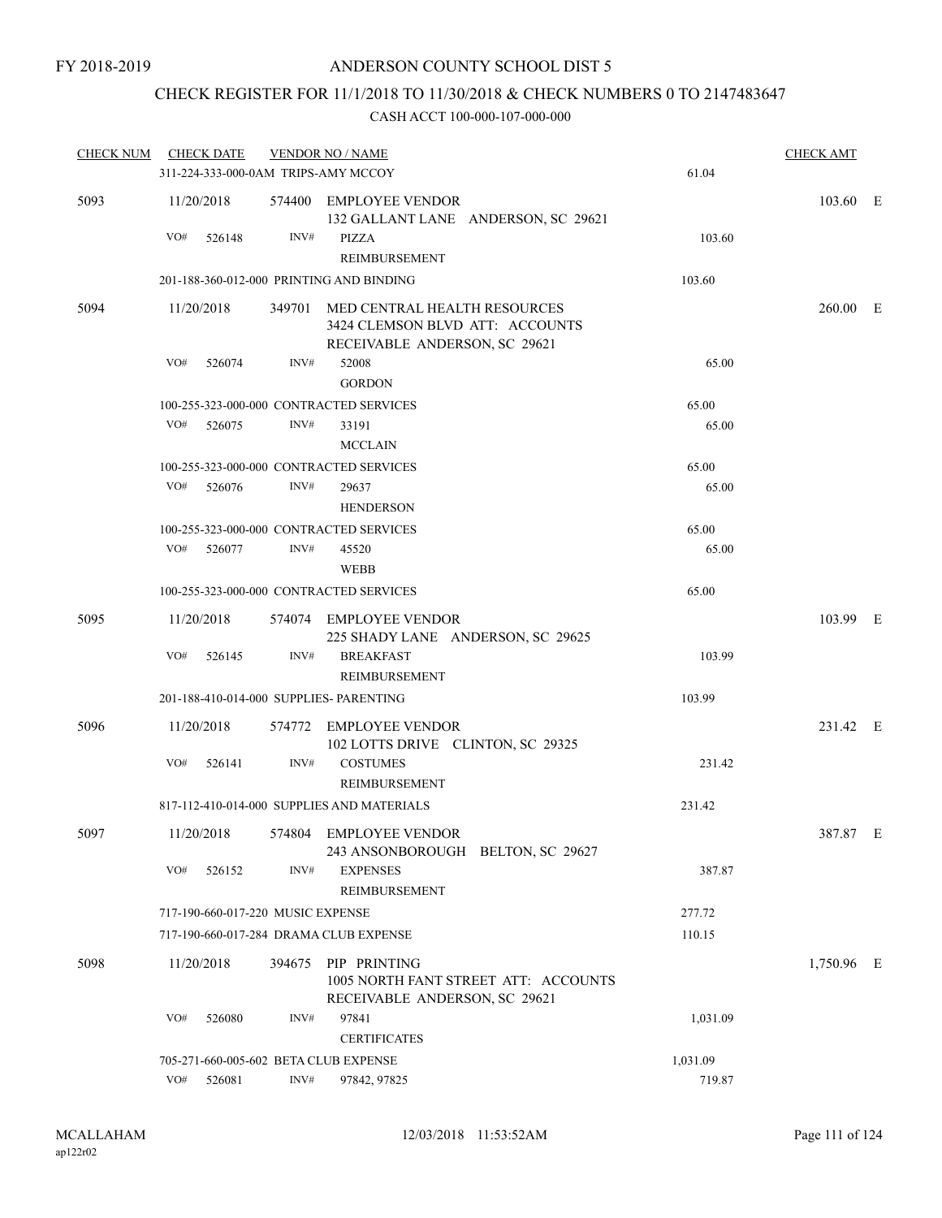FY 2018-2019

# ANDERSON COUNTY SCHOOL DIST 5

## CHECK REGISTER FOR 11/1/2018 TO 11/30/2018 & CHECK NUMBERS 0 TO 2147483647

### CASH ACCT 100-000-107-000-000

| CHECK NUM | CHECK DATE | VENDOR NO / NAME | | CHECK AMT |
|---|---|---|---|---|
| | 311-224-333-000-0AM TRIPS-AMY MCCOY | | 61.04 | |
| 5093 | 11/20/2018 | 574400 EMPLOYEE VENDOR<br>132 GALLANT LANE ANDERSON, SC 29621 | | 103.60 E |
| | VO# 526148 | INV# PIZZA<br>REIMBURSEMENT | 103.60 | |
| | 201-188-360-012-000 PRINTING AND BINDING | | 103.60 | |
| 5094 | 11/20/2018 | 349701 MED CENTRAL HEALTH RESOURCES<br>3424 CLEMSON BLVD ATT: ACCOUNTS<br>RECEIVABLE ANDERSON, SC 29621 | | 260.00 E |
| | VO# 526074 | INV# 52008<br>GORDON | 65.00 | |
| | 100-255-323-000-000 CONTRACTED SERVICES | | 65.00 | |
| | VO# 526075 | INV# 33191<br>MCCLAIN | 65.00 | |
| | 100-255-323-000-000 CONTRACTED SERVICES | | 65.00 | |
| | VO# 526076 | INV# 29637<br>HENDERSON | 65.00 | |
| | 100-255-323-000-000 CONTRACTED SERVICES | | 65.00 | |
| | VO# 526077 | INV# 45520<br>WEBB | 65.00 | |
| | 100-255-323-000-000 CONTRACTED SERVICES | | 65.00 | |
| 5095 | 11/20/2018 | 574074 EMPLOYEE VENDOR<br>225 SHADY LANE ANDERSON, SC 29625 | | 103.99 E |
| | VO# 526145 | INV# BREAKFAST<br>REIMBURSEMENT | 103.99 | |
| | 201-188-410-014-000 SUPPLIES- PARENTING | | 103.99 | |
| 5096 | 11/20/2018 | 574772 EMPLOYEE VENDOR<br>102 LOTTS DRIVE CLINTON, SC 29325 | | 231.42 E |
| | VO# 526141 | INV# COSTUMES<br>REIMBURSEMENT | 231.42 | |
| | 817-112-410-014-000 SUPPLIES AND MATERIALS | | 231.42 | |
| 5097 | 11/20/2018 | 574804 EMPLOYEE VENDOR<br>243 ANSONBOROUGH BELTON, SC 29627 | | 387.87 E |
| | VO# 526152 | INV# EXPENSES<br>REIMBURSEMENT | 387.87 | |
| | 717-190-660-017-220 MUSIC EXPENSE | | 277.72 | |
| | 717-190-660-017-284 DRAMA CLUB EXPENSE | | 110.15 | |
| 5098 | 11/20/2018 | 394675 PIP PRINTING<br>1005 NORTH FANT STREET ATT: ACCOUNTS<br>RECEIVABLE ANDERSON, SC 29621 | | 1,750.96 E |
| | VO# 526080 | INV# 97841<br>CERTIFICATES | 1,031.09 | |
| | 705-271-660-005-602 BETA CLUB EXPENSE | | 1,031.09 | |
| | VO# 526081 | INV# 97842, 97825 | 719.87 | |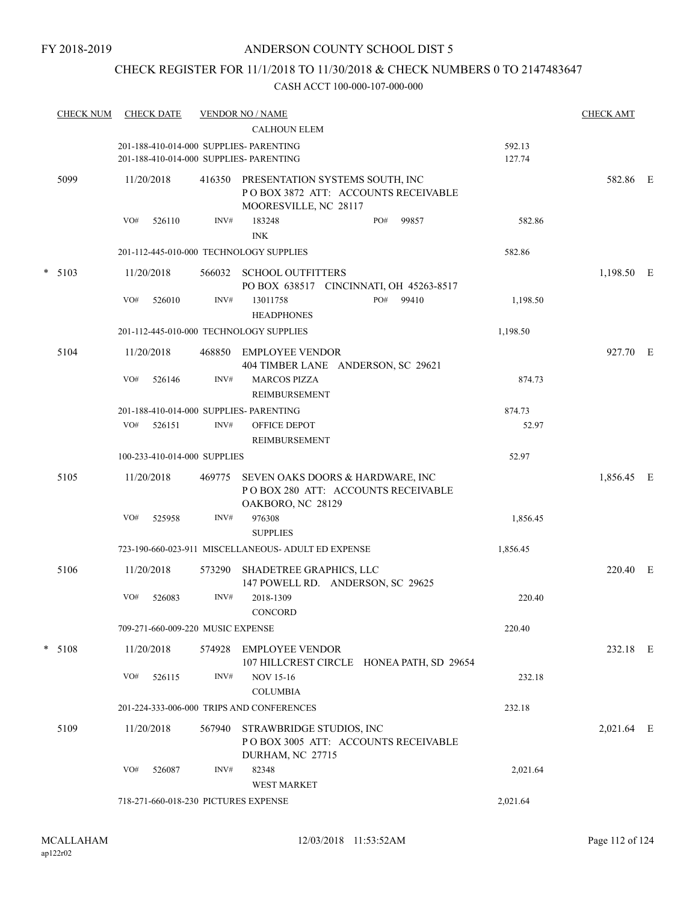FY 2018-2019

# ANDERSON COUNTY SCHOOL DIST 5

## CHECK REGISTER FOR 11/1/2018 TO 11/30/2018 & CHECK NUMBERS 0 TO 2147483647

CASH ACCT 100-000-107-000-000

| CHECK NUM | CHECK DATE | VENDOR NO / NAME | | CHECK AMT |
|---|---|---|---|---|
| | | CALHOUN ELEM | | |
| | | 201-188-410-014-000 SUPPLIES- PARENTING | 592.13 | |
| | | 201-188-410-014-000 SUPPLIES- PARENTING | 127.74 | |
| 5099 | 11/20/2018 | 416350 PRESENTATION SYSTEMS SOUTH, INC<br>P O BOX 3872 ATT: ACCOUNTS RECEIVABLE<br>MOORESVILLE, NC 28117 | | 582.86 E |
| | VO# 526110 | INV# 183248 PO# 99857<br>INK | 582.86 | |
| | | 201-112-445-010-000 TECHNOLOGY SUPPLIES | 582.86 | |
| * 5103 | 11/20/2018 | 566032 SCHOOL OUTFITTERS<br>PO BOX 638517 CINCINNATI, OH 45263-8517 | | 1,198.50 E |
| | VO# 526010 | INV# 13011758 PO# 99410<br>HEADPHONES | 1,198.50 | |
| | | 201-112-445-010-000 TECHNOLOGY SUPPLIES | 1,198.50 | |
| 5104 | 11/20/2018 | 468850 EMPLOYEE VENDOR<br>404 TIMBER LANE ANDERSON, SC 29621 | | 927.70 E |
| | VO# 526146 | INV# MARCOS PIZZA<br>REIMBURSEMENT | 874.73 | |
| | | 201-188-410-014-000 SUPPLIES- PARENTING | 874.73 | |
| | VO# 526151 | INV# OFFICE DEPOT<br>REIMBURSEMENT | 52.97 | |
| | | 100-233-410-014-000 SUPPLIES | 52.97 | |
| 5105 | 11/20/2018 | 469775 SEVEN OAKS DOORS & HARDWARE, INC<br>P O BOX 280 ATT: ACCOUNTS RECEIVABLE<br>OAKBORO, NC 28129 | | 1,856.45 E |
| | VO# 525958 | INV# 976308<br>SUPPLIES | 1,856.45 | |
| | | 723-190-660-023-911 MISCELLANEOUS- ADULT ED EXPENSE | 1,856.45 | |
| 5106 | 11/20/2018 | 573290 SHADETREE GRAPHICS, LLC<br>147 POWELL RD. ANDERSON, SC 29625 | | 220.40 E |
| | VO# 526083 | INV# 2018-1309<br>CONCORD | 220.40 | |
| | | 709-271-660-009-220 MUSIC EXPENSE | 220.40 | |
| * 5108 | 11/20/2018 | 574928 EMPLOYEE VENDOR<br>107 HILLCREST CIRCLE HONEA PATH, SD 29654 | | 232.18 E |
| | VO# 526115 | INV# NOV 15-16<br>COLUMBIA | 232.18 | |
| | | 201-224-333-006-000 TRIPS AND CONFERENCES | 232.18 | |
| 5109 | 11/20/2018 | 567940 STRAWBRIDGE STUDIOS, INC<br>P O BOX 3005 ATT: ACCOUNTS RECEIVABLE<br>DURHAM, NC 27715 | | 2,021.64 E |
| | VO# 526087 | INV# 82348<br>WEST MARKET | 2,021.64 | |
| | | 718-271-660-018-230 PICTURES EXPENSE | 2,021.64 | |

MCALLAHAM ap122r02 12/03/2018 11:53:52AM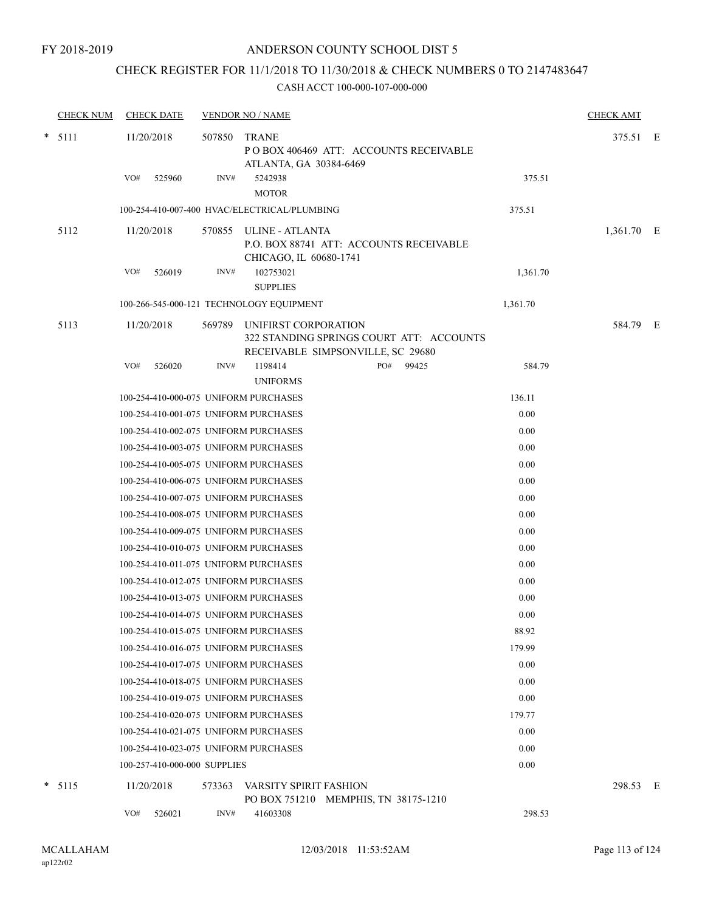FY 2018-2019

# ANDERSON COUNTY SCHOOL DIST 5

## CHECK REGISTER FOR 11/1/2018 TO 11/30/2018 & CHECK NUMBERS 0 TO 2147483647

CASH ACCT 100-000-107-000-000

| CHECK NUM | CHECK DATE | VENDOR NO / NAME | | CHECK AMT | |
|---|---|---|---|---|---|
| * 5111 | 11/20/2018 | 507850 TRANE<br>P O BOX 406469 ATT: ACCOUNTS RECEIVABLE<br>ATLANTA, GA 30384-6469 | | 375.51 | E |
| | VO# 525960 | INV# 5242938<br>MOTOR | 375.51 | | |
| | 100-254-410-007-400 HVAC/ELECTRICAL/PLUMBING | | 375.51 | | |
| 5112 | 11/20/2018 | 570855 ULINE - ATLANTA<br>P.O. BOX 88741 ATT: ACCOUNTS RECEIVABLE<br>CHICAGO, IL 60680-1741 | | 1,361.70 | E |
| | VO# 526019 | INV# 102753021<br>SUPPLIES | 1,361.70 | | |
| | 100-266-545-000-121 TECHNOLOGY EQUIPMENT | | 1,361.70 | | |
| 5113 | 11/20/2018 | 569789 UNIFIRST CORPORATION<br>322 STANDING SPRINGS COURT ATT: ACCOUNTS<br>RECEIVABLE SIMPSONVILLE, SC 29680 | | 584.79 | E |
| | VO# 526020 | INV# 1198414 PO# 99425<br>UNIFORMS | 584.79 | | |
| | 100-254-410-000-075 UNIFORM PURCHASES | | 136.11 | | |
| | 100-254-410-001-075 UNIFORM PURCHASES | | 0.00 | | |
| | 100-254-410-002-075 UNIFORM PURCHASES | | 0.00 | | |
| | 100-254-410-003-075 UNIFORM PURCHASES | | 0.00 | | |
| | 100-254-410-005-075 UNIFORM PURCHASES | | 0.00 | | |
| | 100-254-410-006-075 UNIFORM PURCHASES | | 0.00 | | |
| | 100-254-410-007-075 UNIFORM PURCHASES | | 0.00 | | |
| | 100-254-410-008-075 UNIFORM PURCHASES | | 0.00 | | |
| | 100-254-410-009-075 UNIFORM PURCHASES | | 0.00 | | |
| | 100-254-410-010-075 UNIFORM PURCHASES | | 0.00 | | |
| | 100-254-410-011-075 UNIFORM PURCHASES | | 0.00 | | |
| | 100-254-410-012-075 UNIFORM PURCHASES | | 0.00 | | |
| | 100-254-410-013-075 UNIFORM PURCHASES | | 0.00 | | |
| | 100-254-410-014-075 UNIFORM PURCHASES | | 0.00 | | |
| | 100-254-410-015-075 UNIFORM PURCHASES | | 88.92 | | |
| | 100-254-410-016-075 UNIFORM PURCHASES | | 179.99 | | |
| | 100-254-410-017-075 UNIFORM PURCHASES | | 0.00 | | |
| | 100-254-410-018-075 UNIFORM PURCHASES | | 0.00 | | |
| | 100-254-410-019-075 UNIFORM PURCHASES | | 0.00 | | |
| | 100-254-410-020-075 UNIFORM PURCHASES | | 179.77 | | |
| | 100-254-410-021-075 UNIFORM PURCHASES | | 0.00 | | |
| | 100-254-410-023-075 UNIFORM PURCHASES | | 0.00 | | |
| | 100-257-410-000-000 SUPPLIES | | 0.00 | | |
| * 5115 | 11/20/2018 | 573363 VARSITY SPIRIT FASHION<br>PO BOX 751210 MEMPHIS, TN 38175-1210 | | 298.53 | E |
| | VO# 526021 | INV# 41603308 | 298.53 | | |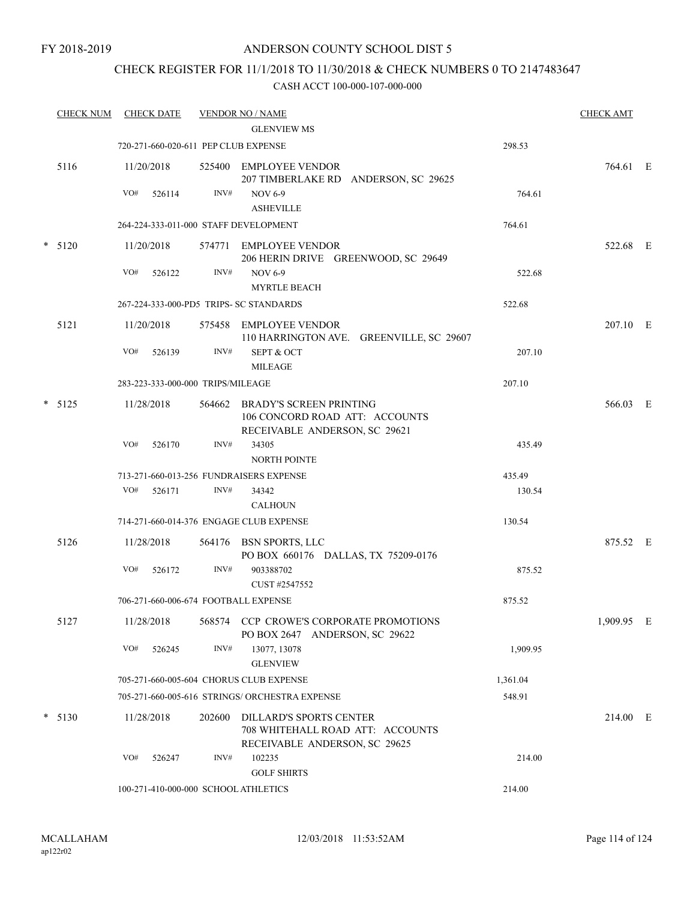FY 2018-2019

# ANDERSON COUNTY SCHOOL DIST 5

## CHECK REGISTER FOR 11/1/2018 TO 11/30/2018 & CHECK NUMBERS 0 TO 2147483647

### CASH ACCT 100-000-107-000-000

| CHECK NUM | CHECK DATE | VENDOR NO / NAME | | CHECK AMT | |
|---|---|---|---|---|---|
| | | GLENVIEW MS | | | |
| | | 720-271-660-020-611 PEP CLUB EXPENSE | 298.53 | | |
| 5116 | 11/20/2018 | 525400 EMPLOYEE VENDOR 207 TIMBERLAKE RD ANDERSON, SC 29625 | | 764.61 | E |
| | VO# 526114 | INV# NOV 6-9 ASHEVILLE | 764.61 | | |
| | | 264-224-333-011-000 STAFF DEVELOPMENT | 764.61 | | |
| * 5120 | 11/20/2018 | 574771 EMPLOYEE VENDOR 206 HERIN DRIVE GREENWOOD, SC 29649 | | 522.68 | E |
| | VO# 526122 | INV# NOV 6-9 MYRTLE BEACH | 522.68 | | |
| | | 267-224-333-000-PD5 TRIPS- SC STANDARDS | 522.68 | | |
| 5121 | 11/20/2018 | 575458 EMPLOYEE VENDOR 110 HARRINGTON AVE. GREENVILLE, SC 29607 | | 207.10 | E |
| | VO# 526139 | INV# SEPT & OCT MILEAGE | 207.10 | | |
| | | 283-223-333-000-000 TRIPS/MILEAGE | 207.10 | | |
| * 5125 | 11/28/2018 | 564662 BRADY'S SCREEN PRINTING 106 CONCORD ROAD ATT: ACCOUNTS RECEIVABLE ANDERSON, SC 29621 | | 566.03 | E |
| | VO# 526170 | INV# 34305 NORTH POINTE | 435.49 | | |
| | | 713-271-660-013-256 FUNDRAISERS EXPENSE | 435.49 | | |
| | VO# 526171 | INV# 34342 CALHOUN | 130.54 | | |
| | | 714-271-660-014-376 ENGAGE CLUB EXPENSE | 130.54 | | |
| 5126 | 11/28/2018 | 564176 BSN SPORTS, LLC PO BOX 660176 DALLAS, TX 75209-0176 | | 875.52 | E |
| | VO# 526172 | INV# 903388702 CUST #2547552 | 875.52 | | |
| | | 706-271-660-006-674 FOOTBALL EXPENSE | 875.52 | | |
| 5127 | 11/28/2018 | 568574 CCP CROWE'S CORPORATE PROMOTIONS PO BOX 2647 ANDERSON, SC 29622 | | 1,909.95 | E |
| | VO# 526245 | INV# 13077, 13078 GLENVIEW | 1,909.95 | | |
| | | 705-271-660-005-604 CHORUS CLUB EXPENSE | 1,361.04 | | |
| | | 705-271-660-005-616 STRINGS/ ORCHESTRA EXPENSE | 548.91 | | |
| * 5130 | 11/28/2018 | 202600 DILLARD'S SPORTS CENTER 708 WHITEHALL ROAD ATT: ACCOUNTS RECEIVABLE ANDERSON, SC 29625 | | 214.00 | E |
| | VO# 526247 | INV# 102235 GOLF SHIRTS | 214.00 | | |
| | | 100-271-410-000-000 SCHOOL ATHLETICS | 214.00 | | |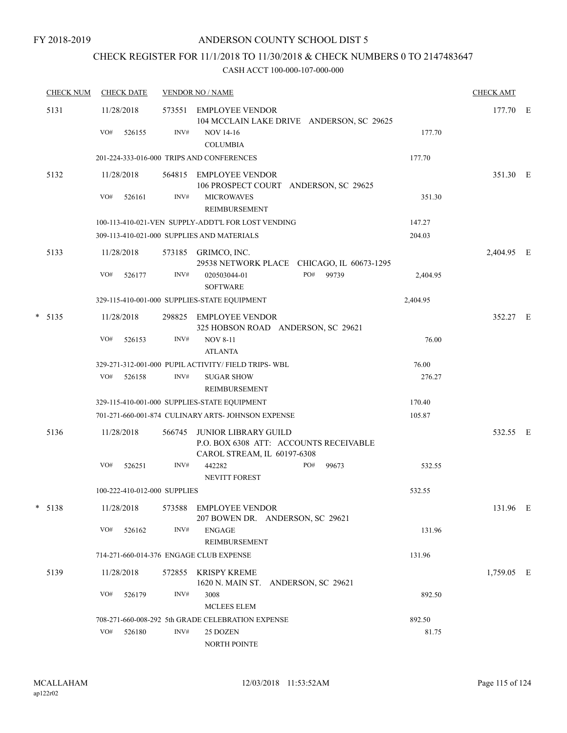FY 2018-2019

# ANDERSON COUNTY SCHOOL DIST 5

## CHECK REGISTER FOR 11/1/2018 TO 11/30/2018 & CHECK NUMBERS 0 TO 2147483647

### CASH ACCT 100-000-107-000-000

| CHECK NUM | CHECK DATE | VENDOR NO / NAME | | CHECK AMT |
|---|---|---|---|---|
| 5131 | 11/28/2018 | 573551 EMPLOYEE VENDOR<br>104 MCCLAIN LAKE DRIVE ANDERSON, SC 29625 | | 177.70 E |
| | VO# 526155 | INV# NOV 14-16<br>COLUMBIA | 177.70 | |
| | | 201-224-333-016-000 TRIPS AND CONFERENCES | 177.70 | |
| 5132 | 11/28/2018 | 564815 EMPLOYEE VENDOR<br>106 PROSPECT COURT ANDERSON, SC 29625 | | 351.30 E |
| | VO# 526161 | INV# MICROWAVES<br>REIMBURSEMENT | 351.30 | |
| | | 100-113-410-021-VEN SUPPLY-ADDT'L FOR LOST VENDING | 147.27 | |
| | | 309-113-410-021-000 SUPPLIES AND MATERIALS | 204.03 | |
| 5133 | 11/28/2018 | 573185 GRIMCO, INC.<br>29538 NETWORK PLACE CHICAGO, IL 60673-1295 | | 2,404.95 E |
| | VO# 526177 | INV# 020503044-01 PO# 99739<br>SOFTWARE | 2,404.95 | |
| | | 329-115-410-001-000 SUPPLIES-STATE EQUIPMENT | 2,404.95 | |
| * 5135 | 11/28/2018 | 298825 EMPLOYEE VENDOR<br>325 HOBSON ROAD ANDERSON, SC 29621 | | 352.27 E |
| | VO# 526153 | INV# NOV 8-11<br>ATLANTA | 76.00 | |
| | | 329-271-312-001-000 PUPIL ACTIVITY/ FIELD TRIPS- WBL | 76.00 | |
| | VO# 526158 | INV# SUGAR SHOW<br>REIMBURSEMENT | 276.27 | |
| | | 329-115-410-001-000 SUPPLIES-STATE EQUIPMENT | 170.40 | |
| | | 701-271-660-001-874 CULINARY ARTS- JOHNSON EXPENSE | 105.87 | |
| 5136 | 11/28/2018 | 566745 JUNIOR LIBRARY GUILD<br>P.O. BOX 6308 ATT: ACCOUNTS RECEIVABLE<br>CAROL STREAM, IL 60197-6308 | | 532.55 E |
| | VO# 526251 | INV# 442282 PO# 99673<br>NEVITT FOREST | 532.55 | |
| | | 100-222-410-012-000 SUPPLIES | 532.55 | |
| * 5138 | 11/28/2018 | 573588 EMPLOYEE VENDOR<br>207 BOWEN DR. ANDERSON, SC 29621 | | 131.96 E |
| | VO# 526162 | INV# ENGAGE<br>REIMBURSEMENT | 131.96 | |
| | | 714-271-660-014-376 ENGAGE CLUB EXPENSE | 131.96 | |
| 5139 | 11/28/2018 | 572855 KRISPY KREME<br>1620 N. MAIN ST. ANDERSON, SC 29621 | | 1,759.05 E |
| | VO# 526179 | INV# 3008<br>MCLEES ELEM | 892.50 | |
| | | 708-271-660-008-292 5th GRADE CELEBRATION EXPENSE | 892.50 | |
| | VO# 526180 | INV# 25 DOZEN<br>NORTH POINTE | 81.75 | |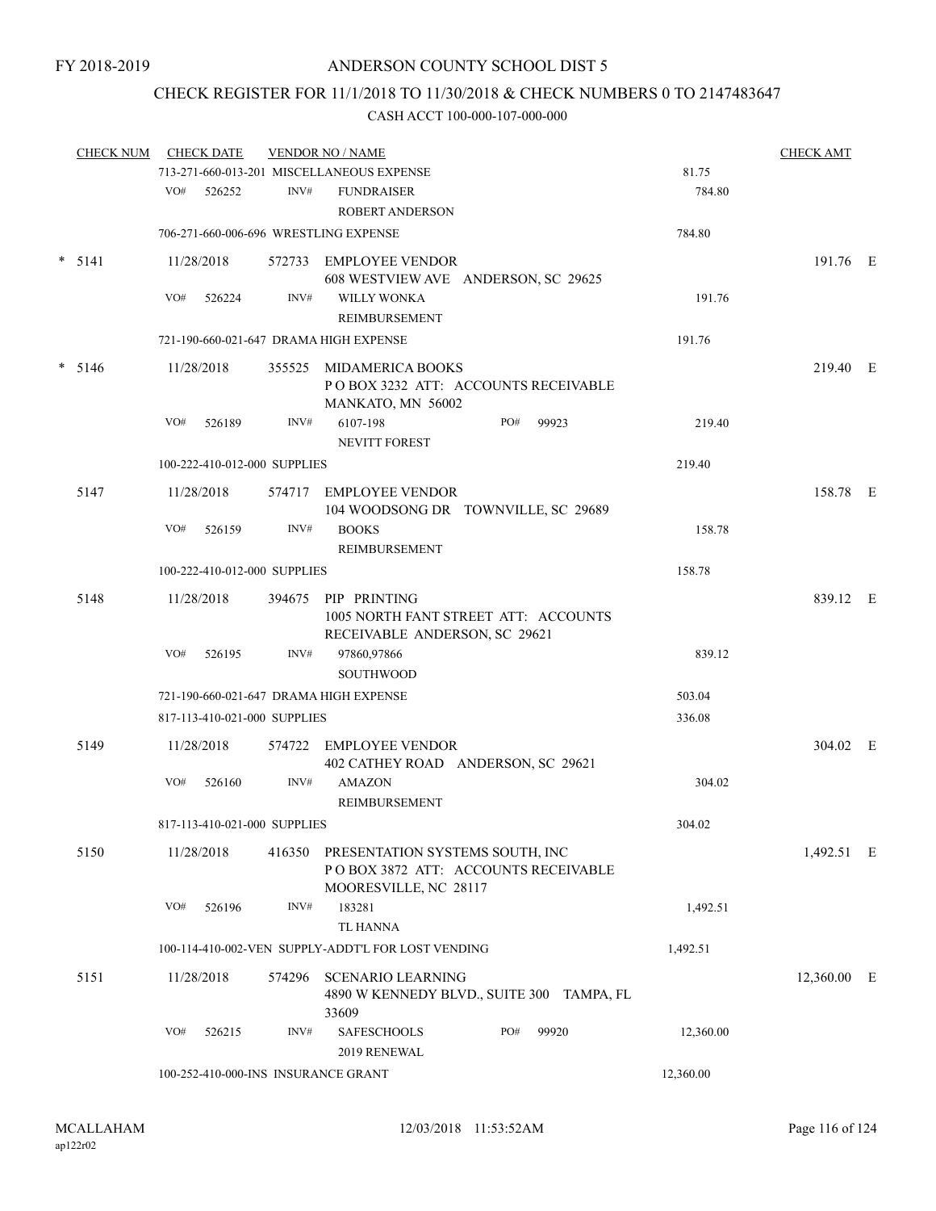FY 2018-2019

# ANDERSON COUNTY SCHOOL DIST 5

## CHECK REGISTER FOR 11/1/2018 TO 11/30/2018 & CHECK NUMBERS 0 TO 2147483647

CASH ACCT 100-000-107-000-000

| CHECK NUM | CHECK DATE | VENDOR NO / NAME | | CHECK AMT |
|---|---|---|---|---|
| | 713-271-660-013-201 MISCELLANEOUS EXPENSE | | 81.75 | |
| | VO# 526252 | INV# FUNDRAISER<br>ROBERT ANDERSON | 784.80 | |
| | 706-271-660-006-696 WRESTLING EXPENSE | | 784.80 | |
| * 5141 | 11/28/2018 | 572733 EMPLOYEE VENDOR<br>608 WESTVIEW AVE ANDERSON, SC 29625 | | 191.76 E |
| | VO# 526224 | INV# WILLY WONKA<br>REIMBURSEMENT | 191.76 | |
| | 721-190-660-021-647 DRAMA HIGH EXPENSE | | 191.76 | |
| * 5146 | 11/28/2018 | 355525 MIDAMERICA BOOKS<br>P O BOX 3232 ATT: ACCOUNTS RECEIVABLE<br>MANKATO, MN 56002 | | 219.40 E |
| | VO# 526189 | INV# 6107-198 PO# 99923<br>NEVITT FOREST | 219.40 | |
| | 100-222-410-012-000 SUPPLIES | | 219.40 | |
| 5147 | 11/28/2018 | 574717 EMPLOYEE VENDOR<br>104 WOODSONG DR TOWNVILLE, SC 29689 | | 158.78 E |
| | VO# 526159 | INV# BOOKS<br>REIMBURSEMENT | 158.78 | |
| | 100-222-410-012-000 SUPPLIES | | 158.78 | |
| 5148 | 11/28/2018 | 394675 PIP PRINTING<br>1005 NORTH FANT STREET ATT: ACCOUNTS<br>RECEIVABLE ANDERSON, SC 29621 | | 839.12 E |
| | VO# 526195 | INV# 97860,97866<br>SOUTHWOOD | 839.12 | |
| | 721-190-660-021-647 DRAMA HIGH EXPENSE | | 503.04 | |
| | 817-113-410-021-000 SUPPLIES | | 336.08 | |
| 5149 | 11/28/2018 | 574722 EMPLOYEE VENDOR<br>402 CATHEY ROAD ANDERSON, SC 29621 | | 304.02 E |
| | VO# 526160 | INV# AMAZON<br>REIMBURSEMENT | 304.02 | |
| | 817-113-410-021-000 SUPPLIES | | 304.02 | |
| 5150 | 11/28/2018 | 416350 PRESENTATION SYSTEMS SOUTH, INC<br>P O BOX 3872 ATT: ACCOUNTS RECEIVABLE<br>MOORESVILLE, NC 28117 | | 1,492.51 E |
| | VO# 526196 | INV# 183281<br>TL HANNA | 1,492.51 | |
| | 100-114-410-002-VEN SUPPLY-ADDT'L FOR LOST VENDING | | 1,492.51 | |
| 5151 | 11/28/2018 | 574296 SCENARIO LEARNING<br>4890 W KENNEDY BLVD., SUITE 300 TAMPA, FL<br>33609 | | 12,360.00 E |
| | VO# 526215 | INV# SAFESCHOOLS PO# 99920<br>2019 RENEWAL | 12,360.00 | |
| | 100-252-410-000-INS INSURANCE GRANT | | 12,360.00 | |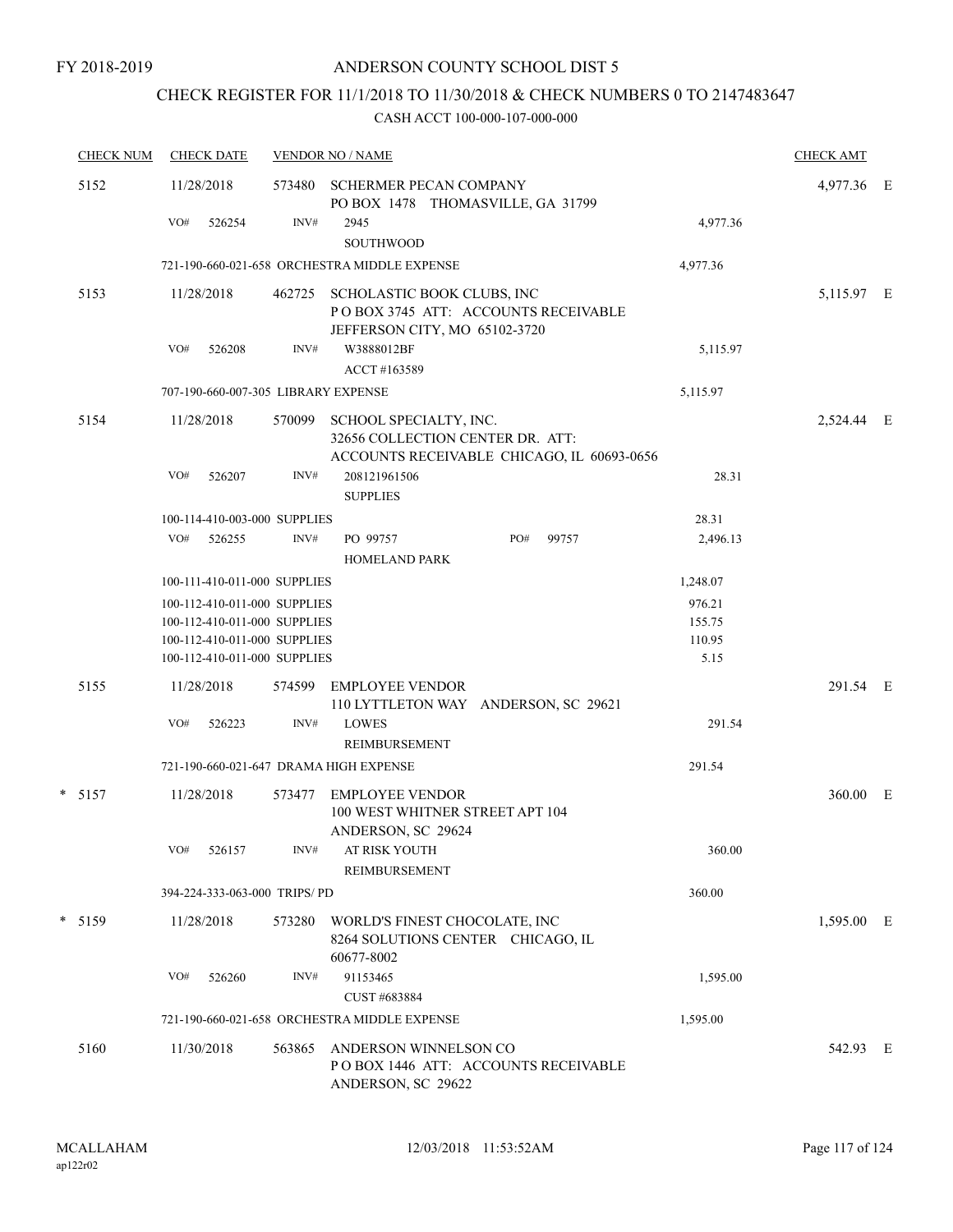FY 2018-2019

# ANDERSON COUNTY SCHOOL DIST 5

## CHECK REGISTER FOR 11/1/2018 TO 11/30/2018 & CHECK NUMBERS 0 TO 2147483647

CASH ACCT 100-000-107-000-000

| CHECK NUM | CHECK DATE | VENDOR NO / NAME | | CHECK AMT | |
|---|---|---|---|---|---|
| 5152 | 11/28/2018 | 573480 SCHERMER PECAN COMPANY<br>PO BOX 1478 THOMASVILLE, GA 31799 | | 4,977.36 | E |
| | VO# 526254 | INV# 2945<br>SOUTHWOOD | 4,977.36 | | |
| | 721-190-660-021-658 ORCHESTRA MIDDLE EXPENSE | | 4,977.36 | | |
| 5153 | 11/28/2018 | 462725 SCHOLASTIC BOOK CLUBS, INC<br>P O BOX 3745 ATT: ACCOUNTS RECEIVABLE<br>JEFFERSON CITY, MO 65102-3720 | | 5,115.97 | E |
| | VO# 526208 | INV# W3888012BF<br>ACCT #163589 | 5,115.97 | | |
| | 707-190-660-007-305 LIBRARY EXPENSE | | 5,115.97 | | |
| 5154 | 11/28/2018 | 570099 SCHOOL SPECIALTY, INC.<br>32656 COLLECTION CENTER DR. ATT:<br>ACCOUNTS RECEIVABLE CHICAGO, IL 60693-0656 | | 2,524.44 | E |
| | VO# 526207 | INV# 208121961506<br>SUPPLIES | 28.31 | | |
| | 100-114-410-003-000 SUPPLIES | | 28.31 | | |
| | VO# 526255 | INV# PO 99757 PO# 99757<br>HOMELAND PARK | 2,496.13 | | |
| | 100-111-410-011-000 SUPPLIES | | 1,248.07 | | |
| | 100-112-410-011-000 SUPPLIES | | 976.21 | | |
| | 100-112-410-011-000 SUPPLIES | | 155.75 | | |
| | 100-112-410-011-000 SUPPLIES | | 110.95 | | |
| | 100-112-410-011-000 SUPPLIES | | 5.15 | | |
| 5155 | 11/28/2018 | 574599 EMPLOYEE VENDOR<br>110 LYTTLETON WAY ANDERSON, SC 29621 | | 291.54 | E |
| | VO# 526223 | INV# LOWES<br>REIMBURSEMENT | 291.54 | | |
| | 721-190-660-021-647 DRAMA HIGH EXPENSE | | 291.54 | | |
| * 5157 | 11/28/2018 | 573477 EMPLOYEE VENDOR<br>100 WEST WHITNER STREET APT 104<br>ANDERSON, SC 29624 | | 360.00 | E |
| | VO# 526157 | INV# AT RISK YOUTH<br>REIMBURSEMENT | 360.00 | | |
| | 394-224-333-063-000 TRIPS/ PD | | 360.00 | | |
| * 5159 | 11/28/2018 | 573280 WORLD'S FINEST CHOCOLATE, INC<br>8264 SOLUTIONS CENTER CHICAGO, IL<br>60677-8002 | | 1,595.00 | E |
| | VO# 526260 | INV# 91153465<br>CUST #683884 | 1,595.00 | | |
| | 721-190-660-021-658 ORCHESTRA MIDDLE EXPENSE | | 1,595.00 | | |
| 5160 | 11/30/2018 | 563865 ANDERSON WINNELSON CO<br>P O BOX 1446 ATT: ACCOUNTS RECEIVABLE<br>ANDERSON, SC 29622 | | 542.93 | E |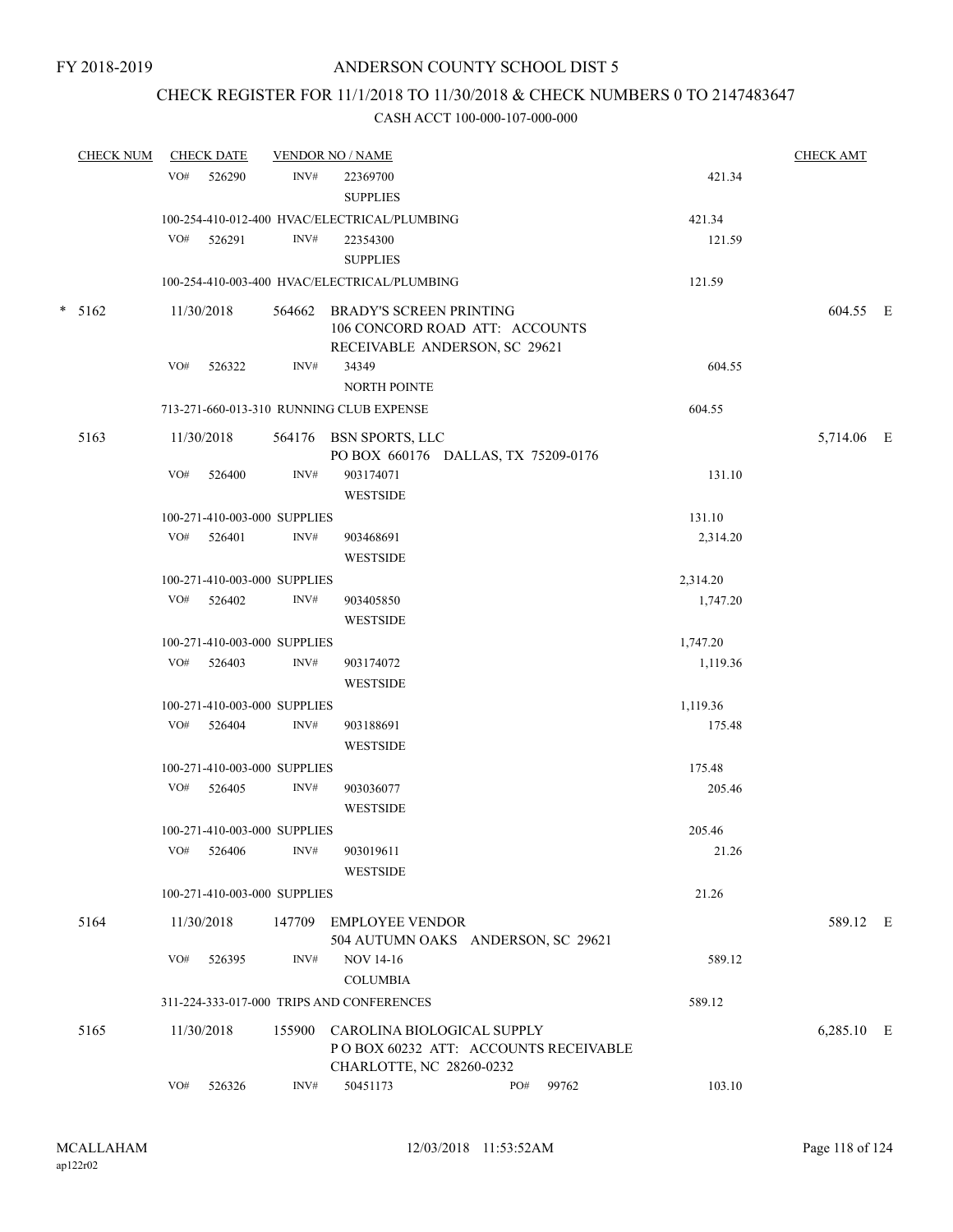FY 2018-2019

# ANDERSON COUNTY SCHOOL DIST 5

## CHECK REGISTER FOR 11/1/2018 TO 11/30/2018 & CHECK NUMBERS 0 TO 2147483647

CASH ACCT 100-000-107-000-000

| CHECK NUM | CHECK DATE | VENDOR NO / NAME | | CHECK AMT |
|---|---|---|---|---|
| | VO# 526290 | INV# 22369700 SUPPLIES | 421.34 | |
| | 100-254-410-012-400 HVAC/ELECTRICAL/PLUMBING | | 421.34 | |
| | VO# 526291 | INV# 22354300 SUPPLIES | 121.59 | |
| | 100-254-410-003-400 HVAC/ELECTRICAL/PLUMBING | | 121.59 | |
| * 5162 | 11/30/2018 | 564662 BRADY'S SCREEN PRINTING 106 CONCORD ROAD ATT: ACCOUNTS RECEIVABLE ANDERSON, SC 29621 | | 604.55 E |
| | VO# 526322 | INV# 34349 NORTH POINTE | 604.55 | |
| | 713-271-660-013-310 RUNNING CLUB EXPENSE | | 604.55 | |
| 5163 | 11/30/2018 | 564176 BSN SPORTS, LLC PO BOX 660176 DALLAS, TX 75209-0176 | | 5,714.06 E |
| | VO# 526400 | INV# 903174071 WESTSIDE | 131.10 | |
| | 100-271-410-003-000 SUPPLIES | | 131.10 | |
| | VO# 526401 | INV# 903468691 WESTSIDE | 2,314.20 | |
| | 100-271-410-003-000 SUPPLIES | | 2,314.20 | |
| | VO# 526402 | INV# 903405850 WESTSIDE | 1,747.20 | |
| | 100-271-410-003-000 SUPPLIES | | 1,747.20 | |
| | VO# 526403 | INV# 903174072 WESTSIDE | 1,119.36 | |
| | 100-271-410-003-000 SUPPLIES | | 1,119.36 | |
| | VO# 526404 | INV# 903188691 WESTSIDE | 175.48 | |
| | 100-271-410-003-000 SUPPLIES | | 175.48 | |
| | VO# 526405 | INV# 903036077 WESTSIDE | 205.46 | |
| | 100-271-410-003-000 SUPPLIES | | 205.46 | |
| | VO# 526406 | INV# 903019611 WESTSIDE | 21.26 | |
| | 100-271-410-003-000 SUPPLIES | | 21.26 | |
| 5164 | 11/30/2018 | 147709 EMPLOYEE VENDOR 504 AUTUMN OAKS ANDERSON, SC 29621 | | 589.12 E |
| | VO# 526395 | INV# NOV 14-16 COLUMBIA | 589.12 | |
| | 311-224-333-017-000 TRIPS AND CONFERENCES | | 589.12 | |
| 5165 | 11/30/2018 | 155900 CAROLINA BIOLOGICAL SUPPLY P O BOX 60232 ATT: ACCOUNTS RECEIVABLE CHARLOTTE, NC 28260-0232 | | 6,285.10 E |
| | VO# 526326 | INV# 50451173 PO# 99762 | 103.10 | |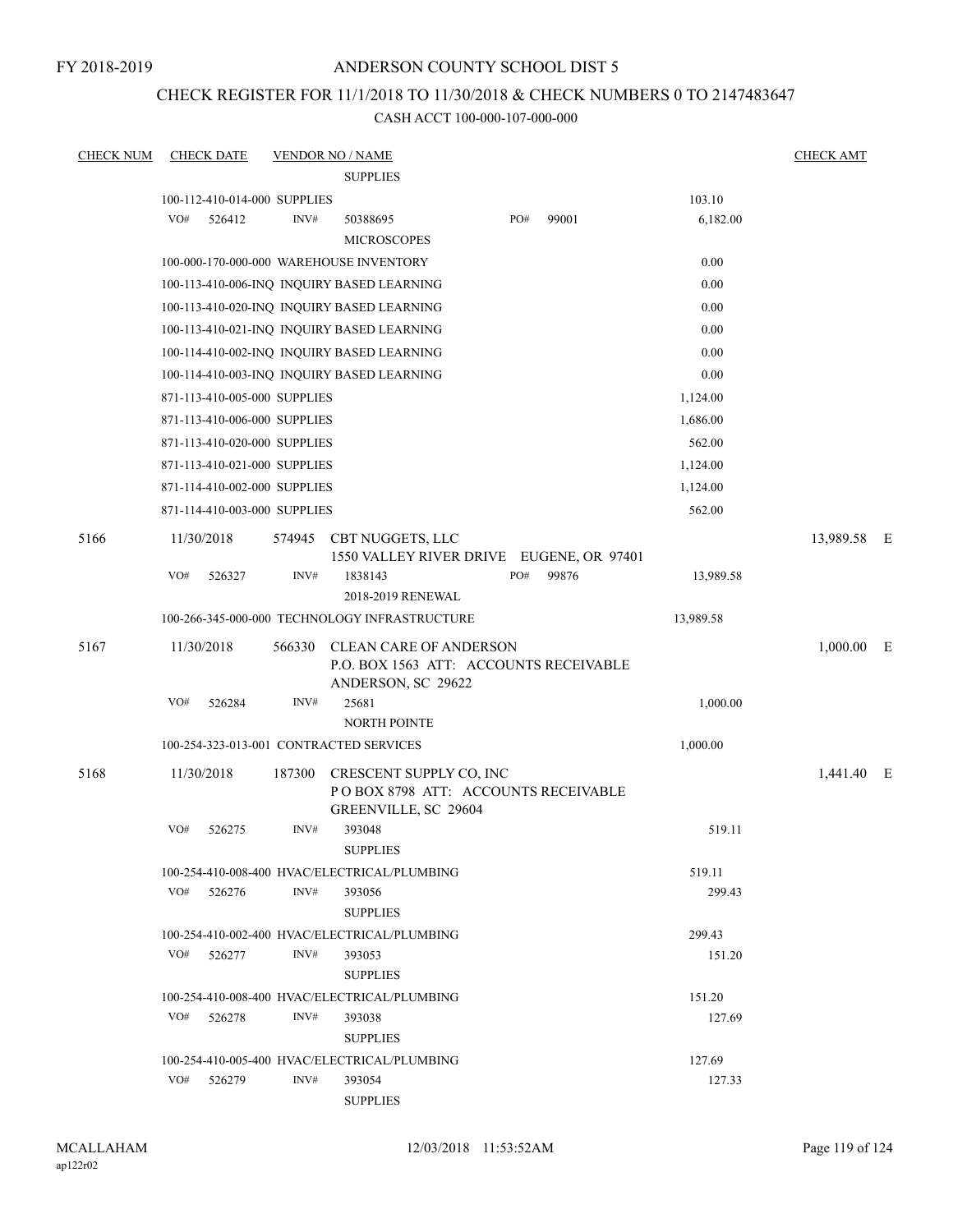FY 2018-2019

# ANDERSON COUNTY SCHOOL DIST 5

## CHECK REGISTER FOR 11/1/2018 TO 11/30/2018 & CHECK NUMBERS 0 TO 2147483647

### CASH ACCT 100-000-107-000-000

| CHECK NUM | CHECK DATE | VENDOR NO / NAME | | | CHECK AMT |
|---|---|---|---|---|---|
| | | SUPPLIES | | | |
| | 100-112-410-014-000 SUPPLIES | | | 103.10 | |
| | VO# 526412 | INV# 50388695 MICROSCOPES | PO# 99001 | 6,182.00 | |
| | 100-000-170-000-000 WAREHOUSE INVENTORY | | | 0.00 | |
| | 100-113-410-006-INQ INQUIRY BASED LEARNING | | | 0.00 | |
| | 100-113-410-020-INQ INQUIRY BASED LEARNING | | | 0.00 | |
| | 100-113-410-021-INQ INQUIRY BASED LEARNING | | | 0.00 | |
| | 100-114-410-002-INQ INQUIRY BASED LEARNING | | | 0.00 | |
| | 100-114-410-003-INQ INQUIRY BASED LEARNING | | | 0.00 | |
| | 871-113-410-005-000 SUPPLIES | | | 1,124.00 | |
| | 871-113-410-006-000 SUPPLIES | | | 1,686.00 | |
| | 871-113-410-020-000 SUPPLIES | | | 562.00 | |
| | 871-113-410-021-000 SUPPLIES | | | 1,124.00 | |
| | 871-114-410-002-000 SUPPLIES | | | 1,124.00 | |
| | 871-114-410-003-000 SUPPLIES | | | 562.00 | |
| 5166 | 11/30/2018 | 574945 CBT NUGGETS, LLC 1550 VALLEY RIVER DRIVE EUGENE, OR 97401 | | | 13,989.58 E |
| | VO# 526327 | INV# 1838143 2018-2019 RENEWAL | PO# 99876 | 13,989.58 | |
| | 100-266-345-000-000 TECHNOLOGY INFRASTRUCTURE | | | 13,989.58 | |
| 5167 | 11/30/2018 | 566330 CLEAN CARE OF ANDERSON P.O. BOX 1563 ATT: ACCOUNTS RECEIVABLE ANDERSON, SC 29622 | | | 1,000.00 E |
| | VO# 526284 | INV# 25681 NORTH POINTE | | 1,000.00 | |
| | 100-254-323-013-001 CONTRACTED SERVICES | | | 1,000.00 | |
| 5168 | 11/30/2018 | 187300 CRESCENT SUPPLY CO, INC P O BOX 8798 ATT: ACCOUNTS RECEIVABLE GREENVILLE, SC 29604 | | | 1,441.40 E |
| | VO# 526275 | INV# 393048 SUPPLIES | | 519.11 | |
| | 100-254-410-008-400 HVAC/ELECTRICAL/PLUMBING | | | 519.11 | |
| | VO# 526276 | INV# 393056 SUPPLIES | | 299.43 | |
| | 100-254-410-002-400 HVAC/ELECTRICAL/PLUMBING | | | 299.43 | |
| | VO# 526277 | INV# 393053 SUPPLIES | | 151.20 | |
| | 100-254-410-008-400 HVAC/ELECTRICAL/PLUMBING | | | 151.20 | |
| | VO# 526278 | INV# 393038 SUPPLIES | | 127.69 | |
| | 100-254-410-005-400 HVAC/ELECTRICAL/PLUMBING | | | 127.69 | |
| | VO# 526279 | INV# 393054 SUPPLIES | | 127.33 | |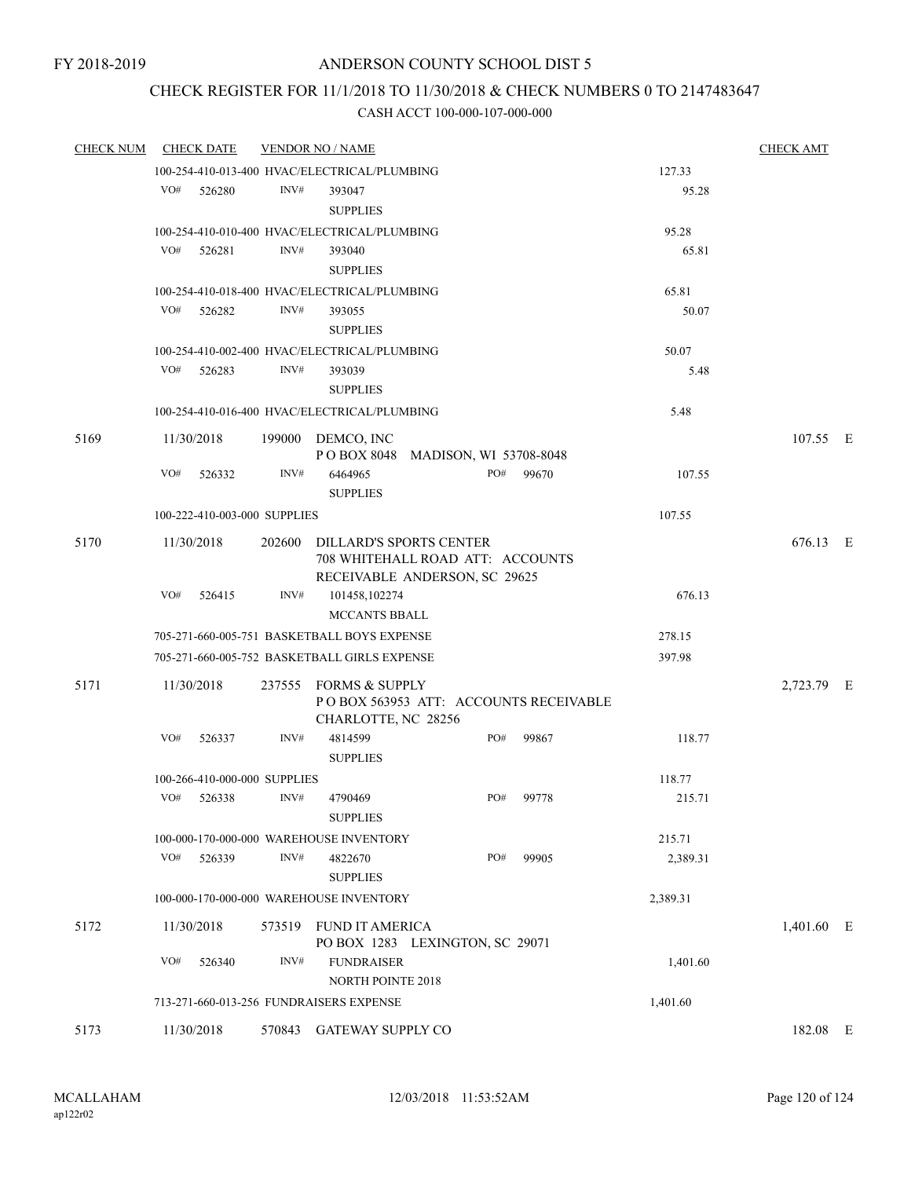FY 2018-2019

# ANDERSON COUNTY SCHOOL DIST 5

## CHECK REGISTER FOR 11/1/2018 TO 11/30/2018 & CHECK NUMBERS 0 TO 2147483647

### CASH ACCT 100-000-107-000-000

| CHECK NUM | CHECK DATE | VENDOR NO / NAME | | | CHECK AMT |
|---|---|---|---|---|---|
| | | 100-254-410-013-400 HVAC/ELECTRICAL/PLUMBING | | 127.33 | |
| | VO# 526280 | INV# 393047 SUPPLIES | | 95.28 | |
| | | 100-254-410-010-400 HVAC/ELECTRICAL/PLUMBING | | 95.28 | |
| | VO# 526281 | INV# 393040 SUPPLIES | | 65.81 | |
| | | 100-254-410-018-400 HVAC/ELECTRICAL/PLUMBING | | 65.81 | |
| | VO# 526282 | INV# 393055 SUPPLIES | | 50.07 | |
| | | 100-254-410-002-400 HVAC/ELECTRICAL/PLUMBING | | 50.07 | |
| | VO# 526283 | INV# 393039 SUPPLIES | | 5.48 | |
| | | 100-254-410-016-400 HVAC/ELECTRICAL/PLUMBING | | 5.48 | |
| 5169 | 11/30/2018 | 199000 DEMCO, INC P O BOX 8048 MADISON, WI 53708-8048 | | | 107.55 E |
| | VO# 526332 | INV# 6464965 SUPPLIES | PO# 99670 | 107.55 | |
| | | 100-222-410-003-000 SUPPLIES | | 107.55 | |
| 5170 | 11/30/2018 | 202600 DILLARD'S SPORTS CENTER 708 WHITEHALL ROAD ATT: ACCOUNTS RECEIVABLE ANDERSON, SC 29625 | | | 676.13 E |
| | VO# 526415 | INV# 101458,102274 MCCANTS BBALL | | 676.13 | |
| | | 705-271-660-005-751 BASKETBALL BOYS EXPENSE | | 278.15 | |
| | | 705-271-660-005-752 BASKETBALL GIRLS EXPENSE | | 397.98 | |
| 5171 | 11/30/2018 | 237555 FORMS & SUPPLY P O BOX 563953 ATT: ACCOUNTS RECEIVABLE CHARLOTTE, NC 28256 | | | 2,723.79 E |
| | VO# 526337 | INV# 4814599 SUPPLIES | PO# 99867 | 118.77 | |
| | | 100-266-410-000-000 SUPPLIES | | 118.77 | |
| | VO# 526338 | INV# 4790469 SUPPLIES | PO# 99778 | 215.71 | |
| | | 100-000-170-000-000 WAREHOUSE INVENTORY | | 215.71 | |
| | VO# 526339 | INV# 4822670 SUPPLIES | PO# 99905 | 2,389.31 | |
| | | 100-000-170-000-000 WAREHOUSE INVENTORY | | 2,389.31 | |
| 5172 | 11/30/2018 | 573519 FUND IT AMERICA PO BOX 1283 LEXINGTON, SC 29071 | | | 1,401.60 E |
| | VO# 526340 | INV# FUNDRAISER NORTH POINTE 2018 | | 1,401.60 | |
| | | 713-271-660-013-256 FUNDRAISERS EXPENSE | | 1,401.60 | |
| 5173 | 11/30/2018 | 570843 GATEWAY SUPPLY CO | | | 182.08 E |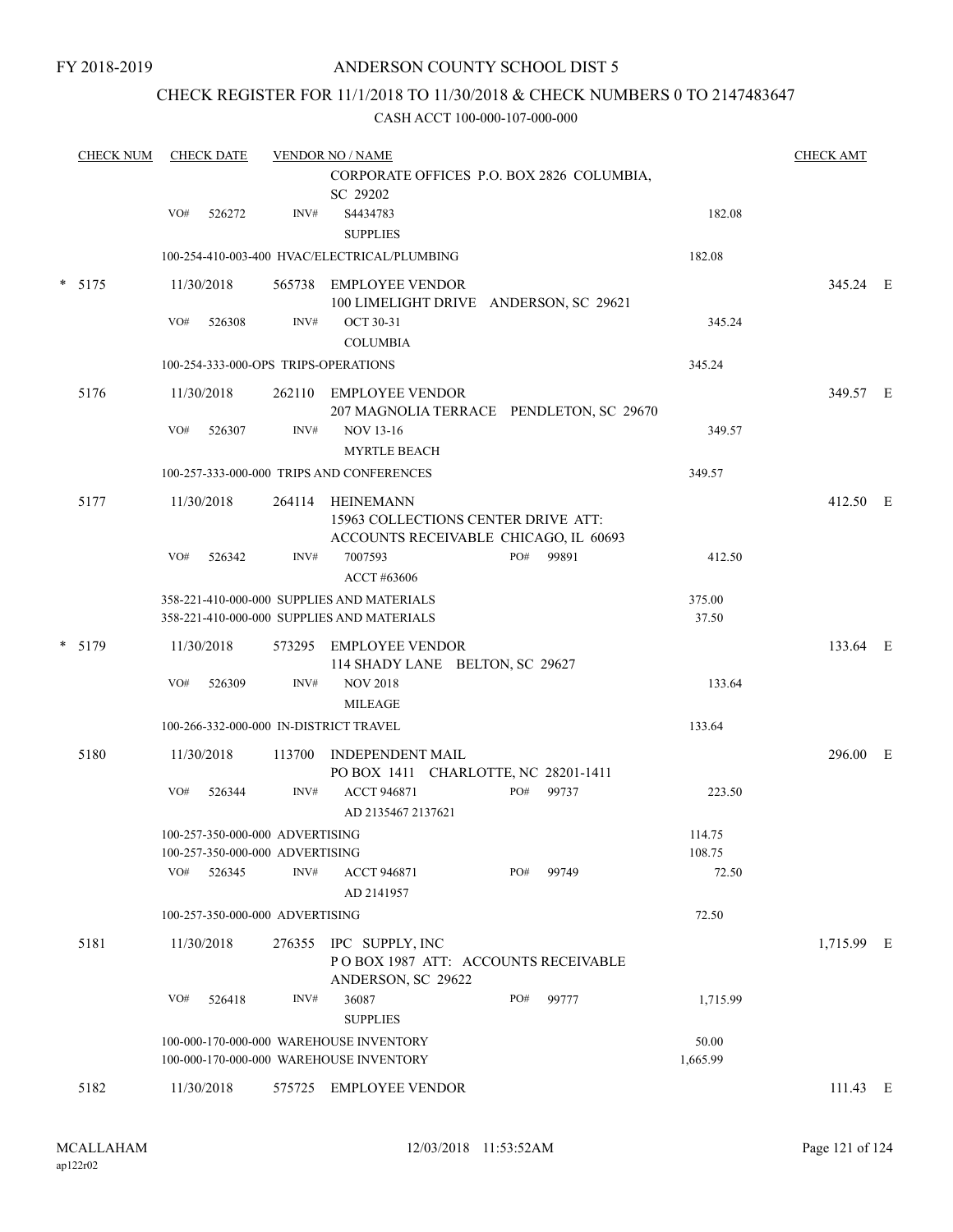FY 2018-2019

# ANDERSON COUNTY SCHOOL DIST 5

## CHECK REGISTER FOR 11/1/2018 TO 11/30/2018 & CHECK NUMBERS 0 TO 2147483647

### CASH ACCT 100-000-107-000-000

| CHECK NUM | CHECK DATE | VENDOR NO / NAME | | | CHECK AMT |
|---|---|---|---|---|---|
| | | CORPORATE OFFICES P.O. BOX 2826 COLUMBIA, SC 29202 | | | |
| | VO# 526272 | INV# S4434783 SUPPLIES | | 182.08 | |
| | | 100-254-410-003-400 HVAC/ELECTRICAL/PLUMBING | | 182.08 | |
| * 5175 | 11/30/2018 | 565738 EMPLOYEE VENDOR 100 LIMELIGHT DRIVE ANDERSON, SC 29621 | | | 345.24 E |
| | VO# 526308 | INV# OCT 30-31 COLUMBIA | | 345.24 | |
| | | 100-254-333-000-OPS TRIPS-OPERATIONS | | 345.24 | |
| 5176 | 11/30/2018 | 262110 EMPLOYEE VENDOR 207 MAGNOLIA TERRACE PENDLETON, SC 29670 | | | 349.57 E |
| | VO# 526307 | INV# NOV 13-16 MYRTLE BEACH | | 349.57 | |
| | | 100-257-333-000-000 TRIPS AND CONFERENCES | | 349.57 | |
| 5177 | 11/30/2018 | 264114 HEINEMANN 15963 COLLECTIONS CENTER DRIVE ATT: ACCOUNTS RECEIVABLE CHICAGO, IL 60693 | | | 412.50 E |
| | VO# 526342 | INV# 7007593 ACCT #63606 | PO# 99891 | 412.50 | |
| | | 358-221-410-000-000 SUPPLIES AND MATERIALS | | 375.00 | |
| | | 358-221-410-000-000 SUPPLIES AND MATERIALS | | 37.50 | |
| * 5179 | 11/30/2018 | 573295 EMPLOYEE VENDOR 114 SHADY LANE BELTON, SC 29627 | | | 133.64 E |
| | VO# 526309 | INV# NOV 2018 MILEAGE | | 133.64 | |
| | | 100-266-332-000-000 IN-DISTRICT TRAVEL | | 133.64 | |
| 5180 | 11/30/2018 | 113700 INDEPENDENT MAIL PO BOX 1411 CHARLOTTE, NC 28201-1411 | | | 296.00 E |
| | VO# 526344 | INV# ACCT 946871 AD 2135467 2137621 | PO# 99737 | 223.50 | |
| | | 100-257-350-000-000 ADVERTISING | | 114.75 | |
| | | 100-257-350-000-000 ADVERTISING | | 108.75 | |
| | VO# 526345 | INV# ACCT 946871 AD 2141957 | PO# 99749 | 72.50 | |
| | | 100-257-350-000-000 ADVERTISING | | 72.50 | |
| 5181 | 11/30/2018 | 276355 IPC SUPPLY, INC P O BOX 1987 ATT: ACCOUNTS RECEIVABLE ANDERSON, SC 29622 | | | 1,715.99 E |
| | VO# 526418 | INV# 36087 SUPPLIES | PO# 99777 | 1,715.99 | |
| | | 100-000-170-000-000 WAREHOUSE INVENTORY | | 50.00 | |
| | | 100-000-170-000-000 WAREHOUSE INVENTORY | | 1,665.99 | |
| 5182 | 11/30/2018 | 575725 EMPLOYEE VENDOR | | | 111.43 E |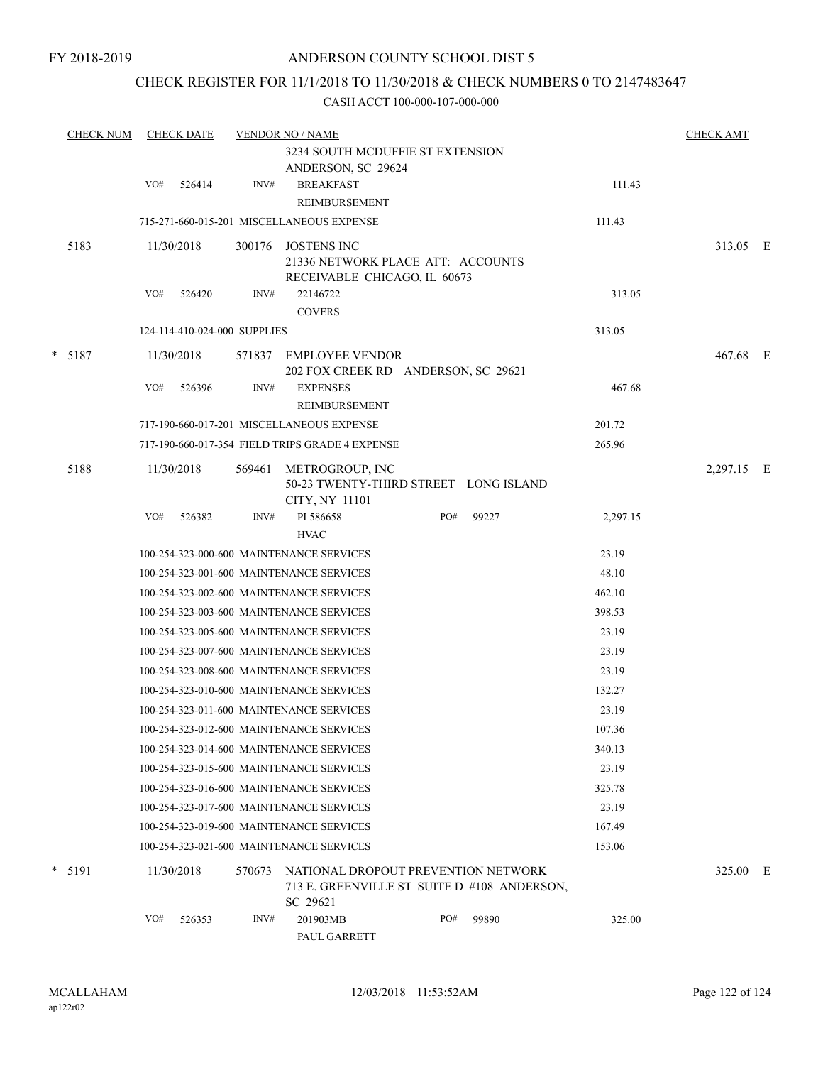FY 2018-2019

ANDERSON COUNTY SCHOOL DIST 5

CHECK REGISTER FOR 11/1/2018 TO 11/30/2018 & CHECK NUMBERS 0 TO 2147483647

CASH ACCT 100-000-107-000-000

| CHECK NUM | CHECK DATE | VENDOR NO / NAME | | CHECK AMT |
|---|---|---|---|---|
| | | 3234 SOUTH MCDUFFIE ST EXTENSION ANDERSON, SC 29624 | | |
| | VO# 526414 | INV# BREAKFAST REIMBURSEMENT | 111.43 | |
| | 715-271-660-015-201 MISCELLANEOUS EXPENSE | | 111.43 | |
| 5183 | 11/30/2018 | 300176 JOSTENS INC 21336 NETWORK PLACE ATT: ACCOUNTS RECEIVABLE CHICAGO, IL 60673 | | 313.05 E |
| | VO# 526420 | INV# 22146722 COVERS | 313.05 | |
| | 124-114-410-024-000 SUPPLIES | | 313.05 | |
| * 5187 | 11/30/2018 | 571837 EMPLOYEE VENDOR 202 FOX CREEK RD ANDERSON, SC 29621 | | 467.68 E |
| | VO# 526396 | INV# EXPENSES REIMBURSEMENT | 467.68 | |
| | 717-190-660-017-201 MISCELLANEOUS EXPENSE | | 201.72 | |
| | 717-190-660-017-354 FIELD TRIPS GRADE 4 EXPENSE | | 265.96 | |
| 5188 | 11/30/2018 | 569461 METROGROUP, INC 50-23 TWENTY-THIRD STREET LONG ISLAND CITY, NY 11101 | | 2,297.15 E |
| | VO# 526382 | INV# PI 586658 HVAC PO# 99227 | 2,297.15 | |
| | 100-254-323-000-600 MAINTENANCE SERVICES | | 23.19 | |
| | 100-254-323-001-600 MAINTENANCE SERVICES | | 48.10 | |
| | 100-254-323-002-600 MAINTENANCE SERVICES | | 462.10 | |
| | 100-254-323-003-600 MAINTENANCE SERVICES | | 398.53 | |
| | 100-254-323-005-600 MAINTENANCE SERVICES | | 23.19 | |
| | 100-254-323-007-600 MAINTENANCE SERVICES | | 23.19 | |
| | 100-254-323-008-600 MAINTENANCE SERVICES | | 23.19 | |
| | 100-254-323-010-600 MAINTENANCE SERVICES | | 132.27 | |
| | 100-254-323-011-600 MAINTENANCE SERVICES | | 23.19 | |
| | 100-254-323-012-600 MAINTENANCE SERVICES | | 107.36 | |
| | 100-254-323-014-600 MAINTENANCE SERVICES | | 340.13 | |
| | 100-254-323-015-600 MAINTENANCE SERVICES | | 23.19 | |
| | 100-254-323-016-600 MAINTENANCE SERVICES | | 325.78 | |
| | 100-254-323-017-600 MAINTENANCE SERVICES | | 23.19 | |
| | 100-254-323-019-600 MAINTENANCE SERVICES | | 167.49 | |
| | 100-254-323-021-600 MAINTENANCE SERVICES | | 153.06 | |
| * 5191 | 11/30/2018 | 570673 NATIONAL DROPOUT PREVENTION NETWORK 713 E. GREENVILLE ST SUITE D #108 ANDERSON, SC 29621 | | 325.00 E |
| | VO# 526353 | INV# 201903MB PAUL GARRETT PO# 99890 | 325.00 | |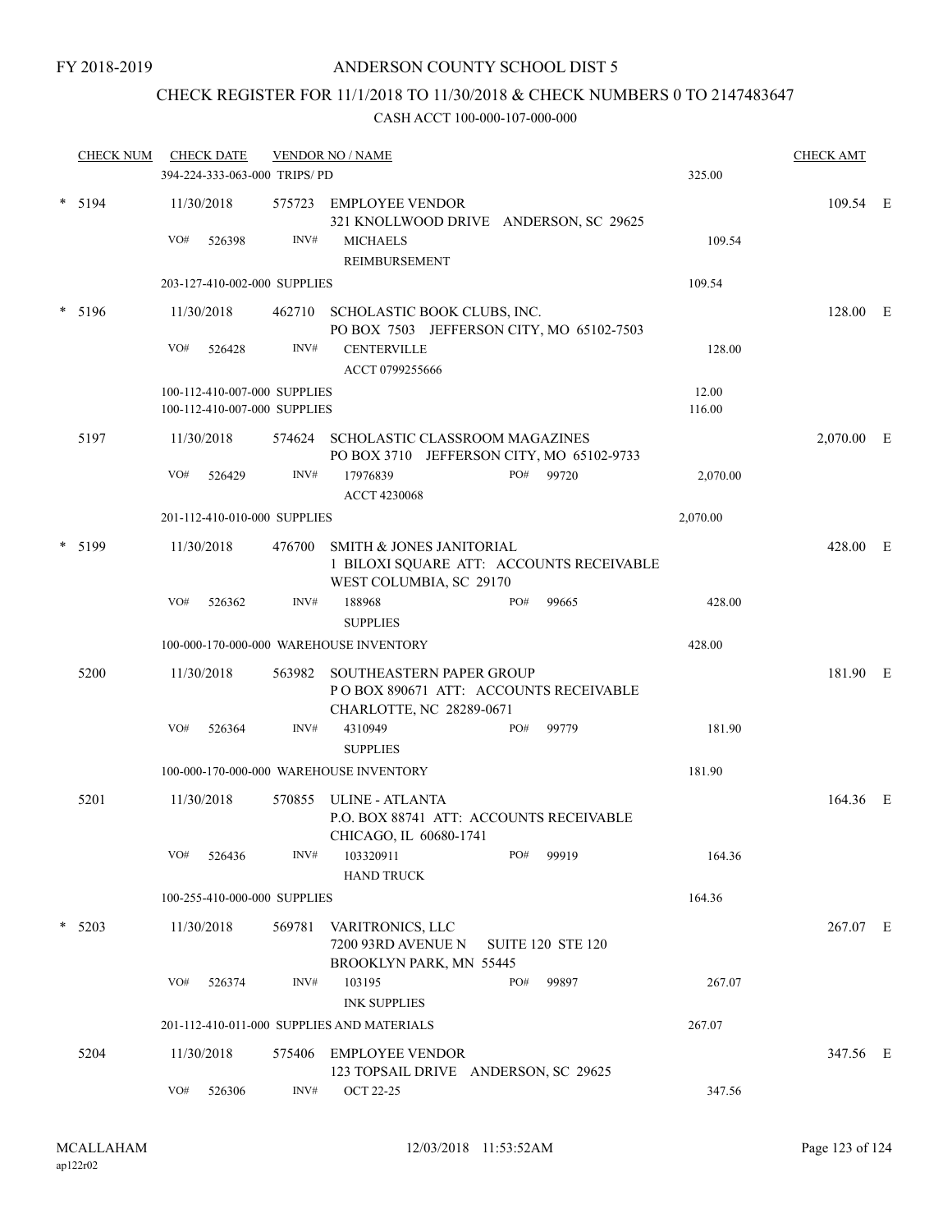FY 2018-2019

# ANDERSON COUNTY SCHOOL DIST 5

## CHECK REGISTER FOR 11/1/2018 TO 11/30/2018 & CHECK NUMBERS 0 TO 2147483647

### CASH ACCT 100-000-107-000-000

| CHECK NUM | CHECK DATE | VENDOR NO / NAME | | | CHECK AMT | |
|---|---|---|---|---|---|---|
| | 394-224-333-063-000 TRIPS/ PD | | | 325.00 | | |
| * 5194 | 11/30/2018 | 575723 | EMPLOYEE VENDOR<br>321 KNOLLWOOD DRIVE ANDERSON, SC 29625 | | 109.54 | E |
| | VO# 526398 | INV# | MICHAELS<br>REIMBURSEMENT | 109.54 | | |
| | 203-127-410-002-000 SUPPLIES | | | 109.54 | | |
| * 5196 | 11/30/2018 | 462710 | SCHOLASTIC BOOK CLUBS, INC.<br>PO BOX 7503 JEFFERSON CITY, MO 65102-7503 | | 128.00 | E |
| | VO# 526428 | INV# | CENTERVILLE<br>ACCT 0799255666 | 128.00 | | |
| | 100-112-410-007-000 SUPPLIES | | | 12.00 | | |
| | 100-112-410-007-000 SUPPLIES | | | 116.00 | | |
| 5197 | 11/30/2018 | 574624 | SCHOLASTIC CLASSROOM MAGAZINES<br>PO BOX 3710 JEFFERSON CITY, MO 65102-9733 | | 2,070.00 | E |
| | VO# 526429 | INV# | 17976839 PO# 99720<br>ACCT 4230068 | 2,070.00 | | |
| | 201-112-410-010-000 SUPPLIES | | | 2,070.00 | | |
| * 5199 | 11/30/2018 | 476700 | SMITH & JONES JANITORIAL<br>1 BILOXI SQUARE ATT: ACCOUNTS RECEIVABLE<br>WEST COLUMBIA, SC 29170 | | 428.00 | E |
| | VO# 526362 | INV# | 188968 PO# 99665<br>SUPPLIES | 428.00 | | |
| | 100-000-170-000-000 WAREHOUSE INVENTORY | | | 428.00 | | |
| 5200 | 11/30/2018 | 563982 | SOUTHEASTERN PAPER GROUP<br>P O BOX 890671 ATT: ACCOUNTS RECEIVABLE<br>CHARLOTTE, NC 28289-0671 | | 181.90 | E |
| | VO# 526364 | INV# | 4310949 PO# 99779<br>SUPPLIES | 181.90 | | |
| | 100-000-170-000-000 WAREHOUSE INVENTORY | | | 181.90 | | |
| 5201 | 11/30/2018 | 570855 | ULINE - ATLANTA<br>P.O. BOX 88741 ATT: ACCOUNTS RECEIVABLE<br>CHICAGO, IL 60680-1741 | | 164.36 | E |
| | VO# 526436 | INV# | 103320911 PO# 99919<br>HAND TRUCK | 164.36 | | |
| | 100-255-410-000-000 SUPPLIES | | | 164.36 | | |
| * 5203 | 11/30/2018 | 569781 | VARITRONICS, LLC<br>7200 93RD AVENUE N SUITE 120 STE 120<br>BROOKLYN PARK, MN 55445 | | 267.07 | E |
| | VO# 526374 | INV# | 103195 PO# 99897<br>INK SUPPLIES | 267.07 | | |
| | 201-112-410-011-000 SUPPLIES AND MATERIALS | | | 267.07 | | |
| 5204 | 11/30/2018 | 575406 | EMPLOYEE VENDOR<br>123 TOPSAIL DRIVE ANDERSON, SC 29625 | | 347.56 | E |
| | VO# 526306 | INV# | OCT 22-25 | 347.56 | | |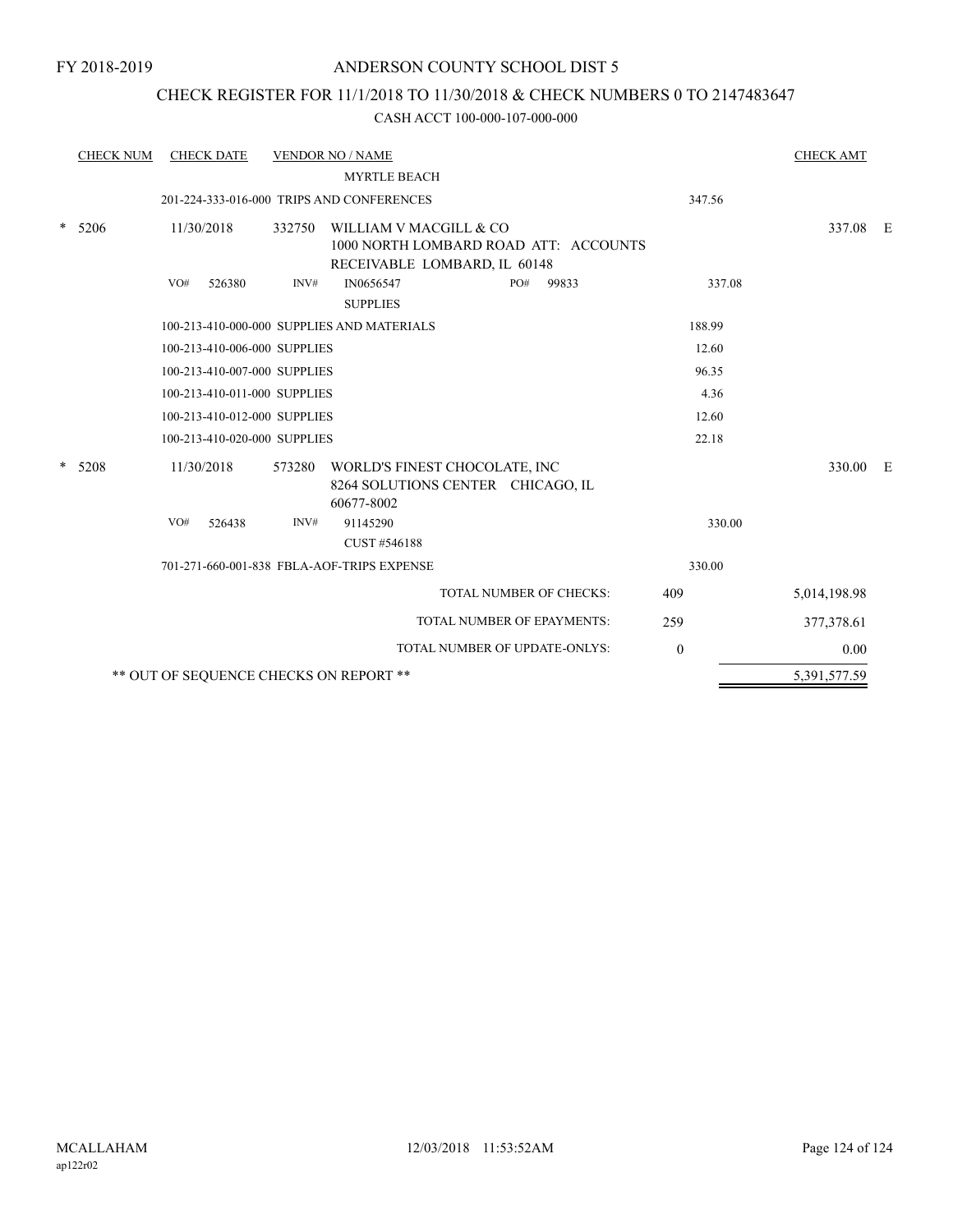FY 2018-2019

# ANDERSON COUNTY SCHOOL DIST 5

## CHECK REGISTER FOR 11/1/2018 TO 11/30/2018 & CHECK NUMBERS 0 TO 2147483647

### CASH ACCT 100-000-107-000-000

| CHECK NUM | CHECK DATE | VENDOR NO / NAME | | CHECK AMT | |
|---|---|---|---|---|---|
| | | MYRTLE BEACH | | | |
| | | 201-224-333-016-000 TRIPS AND CONFERENCES | 347.56 | | |
| * 5206 | 11/30/2018 | 332750 WILLIAM V MACGILL & CO 1000 NORTH LOMBARD ROAD ATT: ACCOUNTS RECEIVABLE LOMBARD, IL 60148 | | 337.08 | E |
| | VO# 526380 | INV# IN0656547 SUPPLIES PO# 99833 | 337.08 | | |
| | | 100-213-410-000-000 SUPPLIES AND MATERIALS | 188.99 | | |
| | | 100-213-410-006-000 SUPPLIES | 12.60 | | |
| | | 100-213-410-007-000 SUPPLIES | 96.35 | | |
| | | 100-213-410-011-000 SUPPLIES | 4.36 | | |
| | | 100-213-410-012-000 SUPPLIES | 12.60 | | |
| | | 100-213-410-020-000 SUPPLIES | 22.18 | | |
| * 5208 | 11/30/2018 | 573280 WORLD'S FINEST CHOCOLATE, INC 8264 SOLUTIONS CENTER CHICAGO, IL 60677-8002 | | 330.00 | E |
| | VO# 526438 | INV# 91145290 CUST #546188 | 330.00 | | |
| | | 701-271-660-001-838 FBLA-AOF-TRIPS EXPENSE | 330.00 | | |
| | | TOTAL NUMBER OF CHECKS: | 409 | 5,014,198.98 | |
| | | TOTAL NUMBER OF EPAYMENTS: | 259 | 377,378.61 | |
| | | TOTAL NUMBER OF UPDATE-ONLYS: | 0 | 0.00 | |
| | | ** OUT OF SEQUENCE CHECKS ON REPORT ** | | 5,391,577.59 | |

MCALLAHAM
ap122r02

12/03/2018 11:53:52AM